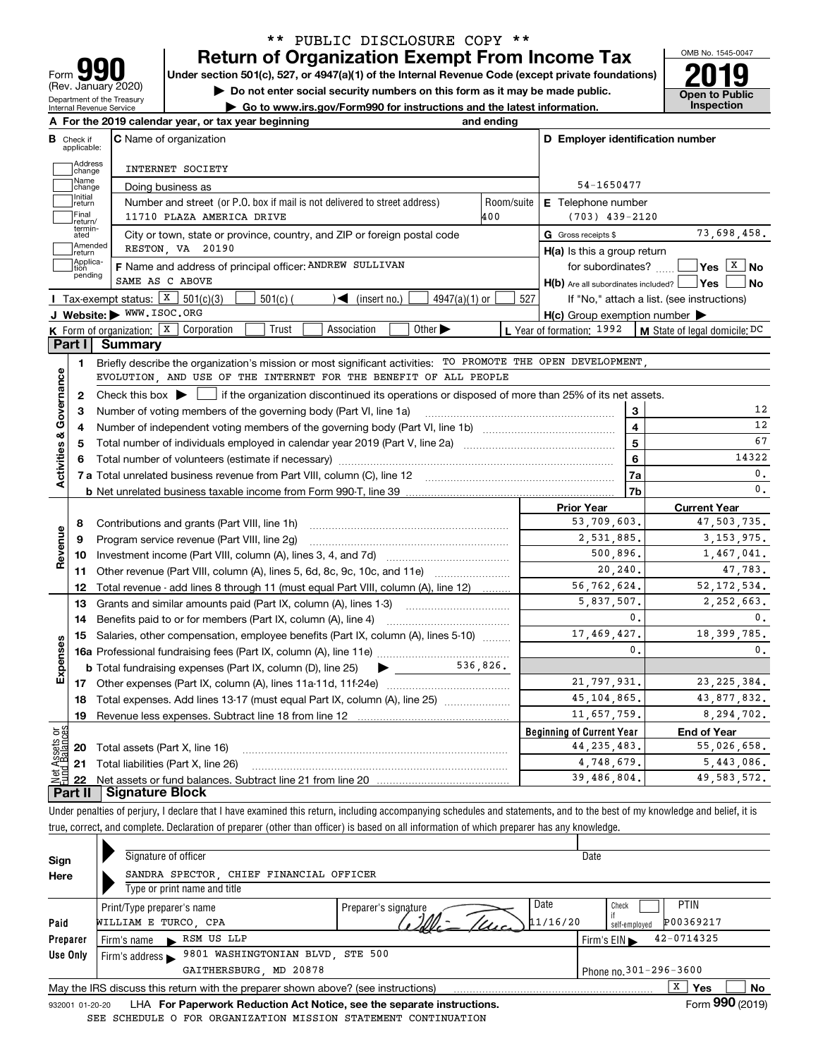\*\* PUBLIC DISCLOSURE COPY \*\*

# Form 990 — Return of Organization Exempt From Income Tax (2019)

(Rev. January 2020)

Department of the Treasury
Internal Revenue Service

Under section 501(c), 527, or 4947(a)(1) of the Internal Revenue Code (except private foundations)

▶ Do not enter social security numbers on this form as it may be made public.

▶ Go to www.irs.gov/Form990 for instructions and the latest information.

OMB No. 1545-0047

**Open to Public Inspection**

**A** For the 2019 calendar year, or tax year beginning and ending

**B** Check if applicable: Address change, Name change, Initial return, Final return/terminated, Amended return, Application pending

**C** Name of organization: INTERNET SOCIETY

Doing business as

Number and street (or P.O. box if mail is not delivered to street address): 11710 PLAZA AMERICA DRIVE — Room/suite: 400

City or town, state or province, country, and ZIP or foreign postal code: RESTON, VA 20190

**D** Employer identification number: 54-1650477

**E** Telephone number: (703) 439-2120

**G** Gross receipts $ 73,698,458.

**F** Name and address of principal officer: ANDREW SULLIVAN, SAME AS C ABOVE

**H(a)** Is this a group return for subordinates? Yes [ ] No [X]

**H(b)** Are all subordinates included? Yes [ ] No [ ]
If "No," attach a list. (see instructions)

**H(c)** Group exemption number ▶

**I** Tax-exempt status: [X] 501(c)(3) [ ] 501(c) ( ) ◀ (insert no.) [ ] 4947(a)(1) or [ ] 527

**J** Website: ▶ WWW.ISOC.ORG

**K** Form of organization: [X] Corporation [ ] Trust [ ] Association [ ] Other ▶

**L** Year of formation: 1992

**M** State of legal domicile: DC

## Part I Summary

### Activities & Governance

1. Briefly describe the organization's mission or most significant activities: TO PROMOTE THE OPEN DEVELOPMENT, EVOLUTION, AND USE OF THE INTERNET FOR THE BENEFIT OF ALL PEOPLE
2. Check this box ▶ [ ] if the organization discontinued its operations or disposed of more than 25% of its net assets.

| Line | Description | | Value |
|---|---|---|---|
| 3 | Number of voting members of the governing body (Part VI, line 1a) | 3 | 12 |
| 4 | Number of independent voting members of the governing body (Part VI, line 1b) | 4 | 12 |
| 5 | Total number of individuals employed in calendar year 2019 (Part V, line 2a) | 5 | 67 |
| 6 | Total number of volunteers (estimate if necessary) | 6 | 14322 |
| 7a | Total unrelated business revenue from Part VIII, column (C), line 12 | 7a | 0. |
| 7b | Net unrelated business taxable income from Form 990-T, line 39 | 7b | 0. |

### Revenue / Expenses

| Line | Description | Prior Year | Current Year |
|---|---|---|---|
| 8 | Contributions and grants (Part VIII, line 1h) | 53,709,603. | 47,503,735. |
| 9 | Program service revenue (Part VIII, line 2g) | 2,531,885. | 3,153,975. |
| 10 | Investment income (Part VIII, column (A), lines 3, 4, and 7d) | 500,896. | 1,467,041. |
| 11 | Other revenue (Part VIII, column (A), lines 5, 6d, 8c, 9c, 10c, and 11e) | 20,240. | 47,783. |
| 12 | Total revenue - add lines 8 through 11 (must equal Part VIII, column (A), line 12) | 56,762,624. | 52,172,534. |
| 13 | Grants and similar amounts paid (Part IX, column (A), lines 1-3) | 5,837,507. | 2,252,663. |
| 14 | Benefits paid to or for members (Part IX, column (A), line 4) | 0. | 0. |
| 15 | Salaries, other compensation, employee benefits (Part IX, column (A), lines 5-10) | 17,469,427. | 18,399,785. |
| 16a | Professional fundraising fees (Part IX, column (A), line 11e) | 0. | 0. |
| b | Total fundraising expenses (Part IX, column (D), line 25) ▶ 536,826. | | |
| 17 | Other expenses (Part IX, column (A), lines 11a-11d, 11f-24e) | 21,797,931. | 23,225,384. |
| 18 | Total expenses. Add lines 13-17 (must equal Part IX, column (A), line 25) | 45,104,865. | 43,877,832. |
| 19 | Revenue less expenses. Subtract line 18 from line 12 | 11,657,759. | 8,294,702. |

### Net Assets or Fund Balances

| Line | Description | Beginning of Current Year | End of Year |
|---|---|---|---|
| 20 | Total assets (Part X, line 16) | 44,235,483. | 55,026,658. |
| 21 | Total liabilities (Part X, line 26) | 4,748,679. | 5,443,086. |
| 22 | Net assets or fund balances. Subtract line 21 from line 20 | 39,486,804. | 49,583,572. |

## Part II Signature Block

Under penalties of perjury, I declare that I have examined this return, including accompanying schedules and statements, and to the best of my knowledge and belief, it is true, correct, and complete. Declaration of preparer (other than officer) is based on all information of which preparer has any knowledge.

**Sign Here**

Signature of officer — Date

SANDRA SPECTOR, CHIEF FINANCIAL OFFICER
Type or print name and title

**Paid Preparer Use Only**

| Print/Type preparer's name | Preparer's signature | Date | Check if self-employed | PTIN |
|---|---|---|---|---|
| WILLIAM E TURCO, CPA | | 11/16/20 | [ ] | P00369217 |

Firm's name ▶ RSM US LLP — Firm's EIN ▶ 42-0714325

Firm's address ▶ 9801 WASHINGTONIAN BLVD, STE 500, GAITHERSBURG, MD 20878 — Phone no. 301-296-3600

May the IRS discuss this return with the preparer shown above? (see instructions) [X] Yes [ ] No

932001 01-20-20 LHA For Paperwork Reduction Act Notice, see the separate instructions. Form **990** (2019)

SEE SCHEDULE O FOR ORGANIZATION MISSION STATEMENT CONTINUATION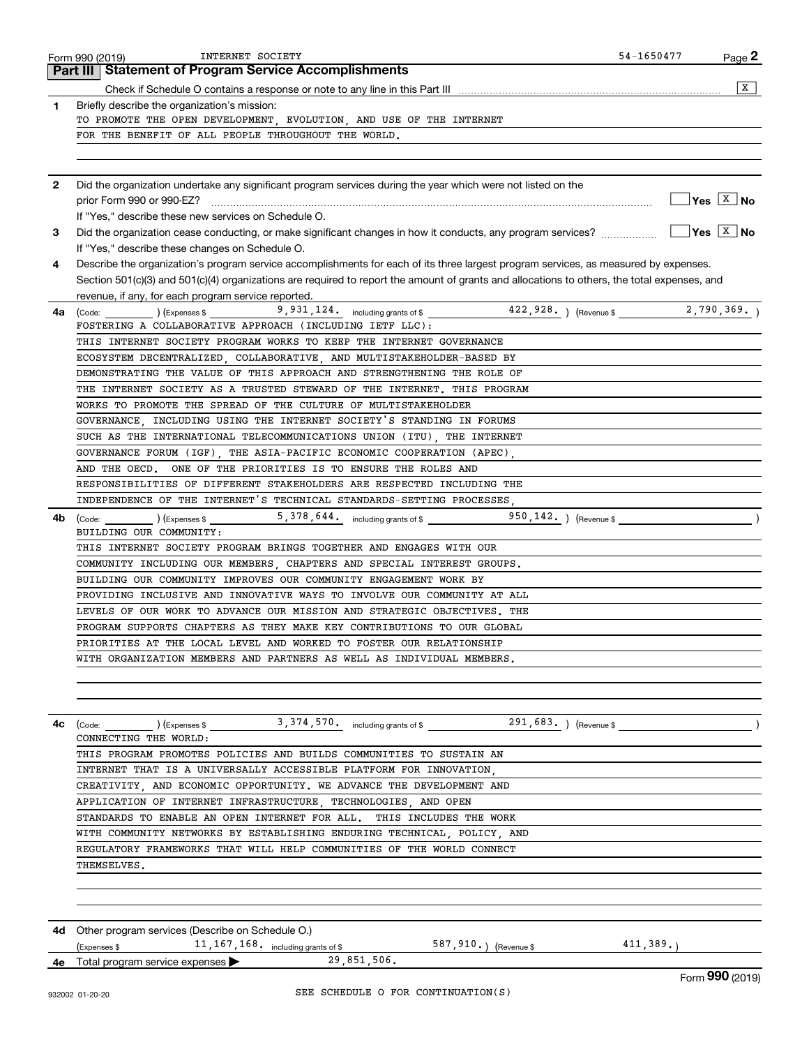Form 990 (2019) INTERNET SOCIETY 54-1650477

## Part III Statement of Program Service Accomplishments

Check if Schedule O contains a response or note to any line in this Part III [X]

**1** Briefly describe the organization's mission:

TO PROMOTE THE OPEN DEVELOPMENT, EVOLUTION, AND USE OF THE INTERNET FOR THE BENEFIT OF ALL PEOPLE THROUGHOUT THE WORLD.

**2** Did the organization undertake any significant program services during the year which were not listed on the prior Form 990 or 990-EZ? [ ] Yes [X] No

If "Yes," describe these new services on Schedule O.

**3** Did the organization cease conducting, or make significant changes in how it conducts, any program services? [ ] Yes [X] No

If "Yes," describe these changes on Schedule O.

**4** Describe the organization's program service accomplishments for each of its three largest program services, as measured by expenses. Section 501(c)(3) and 501(c)(4) organizations are required to report the amount of grants and allocations to others, the total expenses, and revenue, if any, for each program service reported.

**4a** (Code: ) (Expenses $ 9,931,124. including grants of $ 422,928. ) (Revenue $ 2,790,369. )

FOSTERING A COLLABORATIVE APPROACH (INCLUDING IETF LLC):
THIS INTERNET SOCIETY PROGRAM WORKS TO KEEP THE INTERNET GOVERNANCE ECOSYSTEM DECENTRALIZED, COLLABORATIVE, AND MULTISTAKEHOLDER-BASED BY DEMONSTRATING THE VALUE OF THIS APPROACH AND STRENGTHENING THE ROLE OF THE INTERNET SOCIETY AS A TRUSTED STEWARD OF THE INTERNET. THIS PROGRAM WORKS TO PROMOTE THE SPREAD OF THE CULTURE OF MULTISTAKEHOLDER GOVERNANCE, INCLUDING USING THE INTERNET SOCIETY'S STANDING IN FORUMS SUCH AS THE INTERNATIONAL TELECOMMUNICATIONS UNION (ITU), THE INTERNET GOVERNANCE FORUM (IGF), THE ASIA-PACIFIC ECONOMIC COOPERATION (APEC), AND THE OECD. ONE OF THE PRIORITIES IS TO ENSURE THE ROLES AND RESPONSIBILITIES OF DIFFERENT STAKEHOLDERS ARE RESPECTED INCLUDING THE INDEPENDENCE OF THE INTERNET'S TECHNICAL STANDARDS-SETTING PROCESSES.

**4b** (Code: ) (Expenses $ 5,378,644. including grants of $ 950,142. ) (Revenue $ )

BUILDING OUR COMMUNITY:
THIS INTERNET SOCIETY PROGRAM BRINGS TOGETHER AND ENGAGES WITH OUR COMMUNITY INCLUDING OUR MEMBERS, CHAPTERS AND SPECIAL INTEREST GROUPS. BUILDING OUR COMMUNITY IMPROVES OUR COMMUNITY ENGAGEMENT WORK BY PROVIDING INCLUSIVE AND INNOVATIVE WAYS TO INVOLVE OUR COMMUNITY AT ALL LEVELS OF OUR WORK TO ADVANCE OUR MISSION AND STRATEGIC OBJECTIVES. THE PROGRAM SUPPORTS CHAPTERS AS THEY MAKE KEY CONTRIBUTIONS TO OUR GLOBAL PRIORITIES AT THE LOCAL LEVEL AND WORKED TO FOSTER OUR RELATIONSHIP WITH ORGANIZATION MEMBERS AND PARTNERS AS WELL AS INDIVIDUAL MEMBERS.

**4c** (Code: ) (Expenses $ 3,374,570. including grants of $ 291,683. ) (Revenue $ )

CONNECTING THE WORLD:
THIS PROGRAM PROMOTES POLICIES AND BUILDS COMMUNITIES TO SUSTAIN AN INTERNET THAT IS A UNIVERSALLY ACCESSIBLE PLATFORM FOR INNOVATION, CREATIVITY, AND ECONOMIC OPPORTUNITY. WE ADVANCE THE DEVELOPMENT AND APPLICATION OF INTERNET INFRASTRUCTURE, TECHNOLOGIES, AND OPEN STANDARDS TO ENABLE AN OPEN INTERNET FOR ALL. THIS INCLUDES THE WORK WITH COMMUNITY NETWORKS BY ESTABLISHING ENDURING TECHNICAL, POLICY, AND REGULATORY FRAMEWORKS THAT WILL HELP COMMUNITIES OF THE WORLD CONNECT THEMSELVES.

**4d** Other program services (Describe on Schedule O.)

(Expenses $ 11,167,168. including grants of $ 587,910. ) (Revenue $ 411,389. )

**4e** Total program service expenses ▶ 29,851,506.

SEE SCHEDULE O FOR CONTINUATION(S)

Form **990** (2019)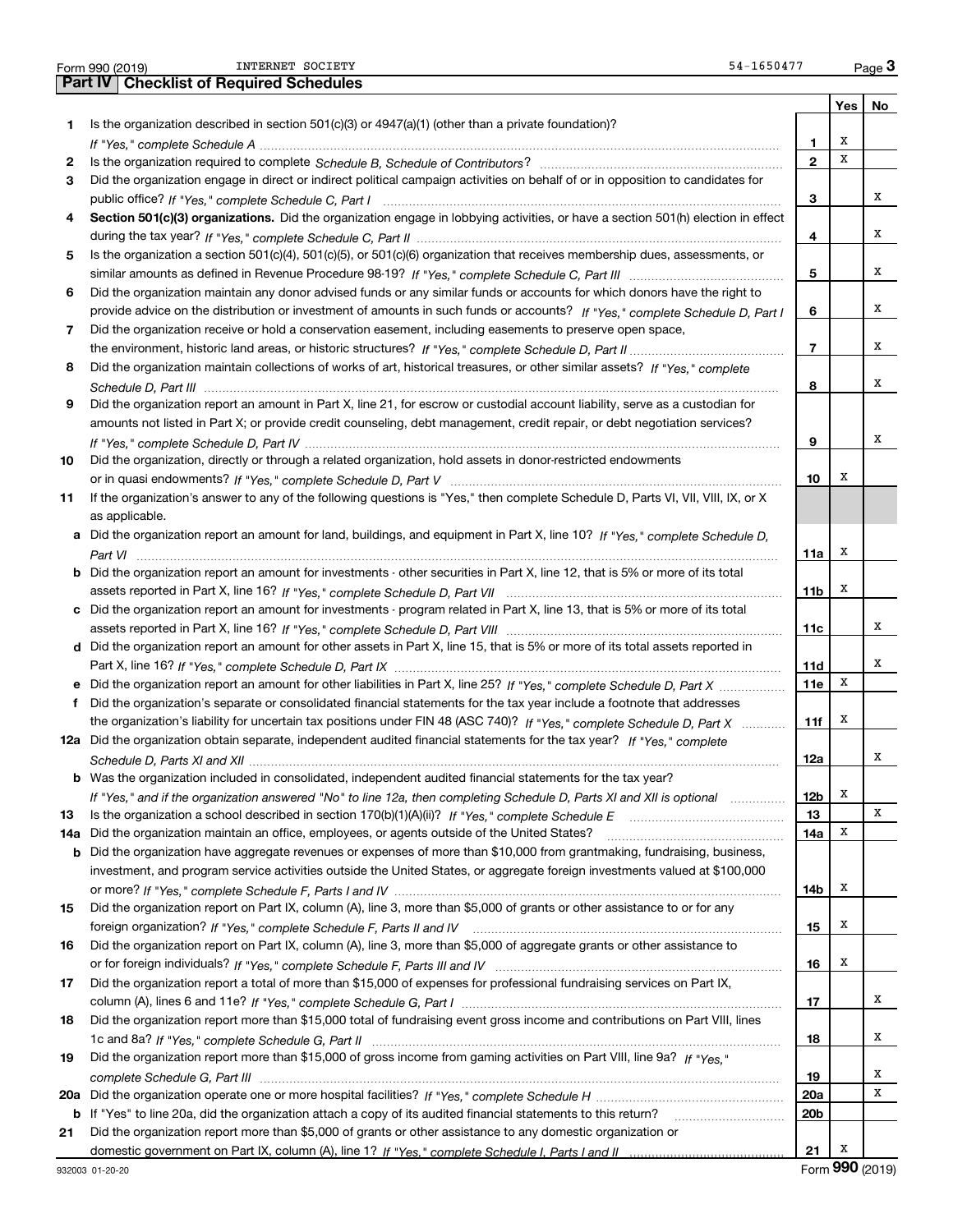Form 990 (2019) INTERNET SOCIETY 54-1650477

## Part IV Checklist of Required Schedules

| | | | Yes | No |
|---|---|---|---|---|
| 1 | Is the organization described in section 501(c)(3) or 4947(a)(1) (other than a private foundation)? *If "Yes," complete Schedule A* | 1 | X | |
| 2 | Is the organization required to complete *Schedule B, Schedule of Contributors*? | 2 | X | |
| 3 | Did the organization engage in direct or indirect political campaign activities on behalf of or in opposition to candidates for public office? *If "Yes," complete Schedule C, Part I* | 3 | | X |
| 4 | **Section 501(c)(3) organizations.** Did the organization engage in lobbying activities, or have a section 501(h) election in effect during the tax year? *If "Yes," complete Schedule C, Part II* | 4 | | X |
| 5 | Is the organization a section 501(c)(4), 501(c)(5), or 501(c)(6) organization that receives membership dues, assessments, or similar amounts as defined in Revenue Procedure 98-19? *If "Yes," complete Schedule C, Part III* | 5 | | X |
| 6 | Did the organization maintain any donor advised funds or any similar funds or accounts for which donors have the right to provide advice on the distribution or investment of amounts in such funds or accounts? *If "Yes," complete Schedule D, Part I* | 6 | | X |
| 7 | Did the organization receive or hold a conservation easement, including easements to preserve open space, the environment, historic land areas, or historic structures? *If "Yes," complete Schedule D, Part II* | 7 | | X |
| 8 | Did the organization maintain collections of works of art, historical treasures, or other similar assets? *If "Yes," complete Schedule D, Part III* | 8 | | X |
| 9 | Did the organization report an amount in Part X, line 21, for escrow or custodial account liability, serve as a custodian for amounts not listed in Part X; or provide credit counseling, debt management, credit repair, or debt negotiation services? *If "Yes," complete Schedule D, Part IV* | 9 | | X |
| 10 | Did the organization, directly or through a related organization, hold assets in donor-restricted endowments or in quasi endowments? *If "Yes," complete Schedule D, Part V* | 10 | X | |
| 11 | If the organization's answer to any of the following questions is "Yes," then complete Schedule D, Parts VI, VII, VIII, IX, or X as applicable. | | | |
| a | Did the organization report an amount for land, buildings, and equipment in Part X, line 10? *If "Yes," complete Schedule D, Part VI* | 11a | X | |
| b | Did the organization report an amount for investments - other securities in Part X, line 12, that is 5% or more of its total assets reported in Part X, line 16? *If "Yes," complete Schedule D, Part VII* | 11b | X | |
| c | Did the organization report an amount for investments - program related in Part X, line 13, that is 5% or more of its total assets reported in Part X, line 16? *If "Yes," complete Schedule D, Part VIII* | 11c | | X |
| d | Did the organization report an amount for other assets in Part X, line 15, that is 5% or more of its total assets reported in Part X, line 16? *If "Yes," complete Schedule D, Part IX* | 11d | | X |
| e | Did the organization report an amount for other liabilities in Part X, line 25? *If "Yes," complete Schedule D, Part X* | 11e | X | |
| f | Did the organization's separate or consolidated financial statements for the tax year include a footnote that addresses the organization's liability for uncertain tax positions under FIN 48 (ASC 740)? *If "Yes," complete Schedule D, Part X* | 11f | X | |
| 12a | Did the organization obtain separate, independent audited financial statements for the tax year? *If "Yes," complete Schedule D, Parts XI and XII* | 12a | | X |
| b | Was the organization included in consolidated, independent audited financial statements for the tax year? *If "Yes," and if the organization answered "No" to line 12a, then completing Schedule D, Parts XI and XII is optional* | 12b | X | |
| 13 | Is the organization a school described in section 170(b)(1)(A)(ii)? *If "Yes," complete Schedule E* | 13 | | X |
| 14a | Did the organization maintain an office, employees, or agents outside of the United States? | 14a | X | |
| b | Did the organization have aggregate revenues or expenses of more than $10,000 from grantmaking, fundraising, business, investment, and program service activities outside the United States, or aggregate foreign investments valued at $100,000 or more? *If "Yes," complete Schedule F, Parts I and IV* | 14b | X | |
| 15 | Did the organization report on Part IX, column (A), line 3, more than $5,000 of grants or other assistance to or for any foreign organization? *If "Yes," complete Schedule F, Parts II and IV* | 15 | X | |
| 16 | Did the organization report on Part IX, column (A), line 3, more than $5,000 of aggregate grants or other assistance to or for foreign individuals? *If "Yes," complete Schedule F, Parts III and IV* | 16 | X | |
| 17 | Did the organization report a total of more than $15,000 of expenses for professional fundraising services on Part IX, column (A), lines 6 and 11e? *If "Yes," complete Schedule G, Part I* | 17 | | X |
| 18 | Did the organization report more than $15,000 total of fundraising event gross income and contributions on Part VIII, lines 1c and 8a? *If "Yes," complete Schedule G, Part II* | 18 | | X |
| 19 | Did the organization report more than $15,000 of gross income from gaming activities on Part VIII, line 9a? *If "Yes," complete Schedule G, Part III* | 19 | | X |
| 20a | Did the organization operate one or more hospital facilities? *If "Yes," complete Schedule H* | 20a | | X |
| b | If "Yes" to line 20a, did the organization attach a copy of its audited financial statements to this return? | 20b | | |
| 21 | Did the organization report more than $5,000 of grants or other assistance to any domestic organization or domestic government on Part IX, column (A), line 1? *If "Yes," complete Schedule I, Parts I and II* | 21 | X | |

932003 01-20-20 Form **990** (2019)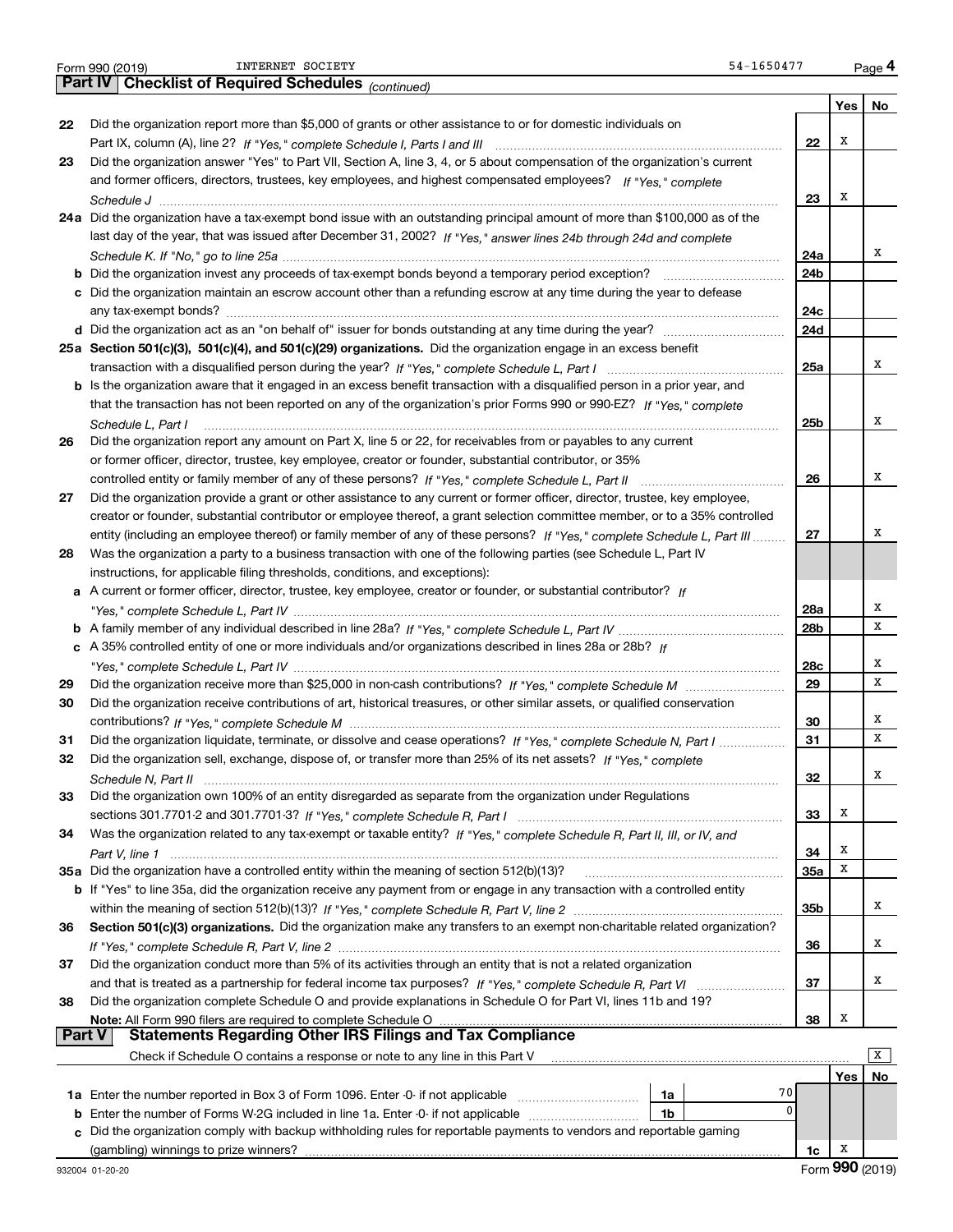Form 990 (2019) INTERNET SOCIETY 54-1650477 Page 4

**Part IV Checklist of Required Schedules** *(continued)*

| | | | Yes | No |
|---|---|---|---|---|
| 22 | Did the organization report more than $5,000 of grants or other assistance to or for domestic individuals on Part IX, column (A), line 2? *If "Yes," complete Schedule I, Parts I and III* | 22 | X | |
| 23 | Did the organization answer "Yes" to Part VII, Section A, line 3, 4, or 5 about compensation of the organization's current and former officers, directors, trustees, key employees, and highest compensated employees? *If "Yes," complete Schedule J* | 23 | X | |
| 24a | Did the organization have a tax-exempt bond issue with an outstanding principal amount of more than $100,000 as of the last day of the year, that was issued after December 31, 2002? *If "Yes," answer lines 24b through 24d and complete Schedule K. If "No," go to line 25a* | 24a | | X |
| b | Did the organization invest any proceeds of tax-exempt bonds beyond a temporary period exception? | 24b | | |
| c | Did the organization maintain an escrow account other than a refunding escrow at any time during the year to defease any tax-exempt bonds? | 24c | | |
| d | Did the organization act as an "on behalf of" issuer for bonds outstanding at any time during the year? | 24d | | |
| 25a | **Section 501(c)(3), 501(c)(4), and 501(c)(29) organizations.** Did the organization engage in an excess benefit transaction with a disqualified person during the year? *If "Yes," complete Schedule L, Part I* | 25a | | X |
| b | Is the organization aware that it engaged in an excess benefit transaction with a disqualified person in a prior year, and that the transaction has not been reported on any of the organization's prior Forms 990 or 990-EZ? *If "Yes," complete Schedule L, Part I* | 25b | | X |
| 26 | Did the organization report any amount on Part X, line 5 or 22, for receivables from or payables to any current or former officer, director, trustee, key employee, creator or founder, substantial contributor, or 35% controlled entity or family member of any of these persons? *If "Yes," complete Schedule L, Part II* | 26 | | X |
| 27 | Did the organization provide a grant or other assistance to any current or former officer, director, trustee, key employee, creator or founder, substantial contributor or employee thereof, a grant selection committee member, or to a 35% controlled entity (including an employee thereof) or family member of any of these persons? *If "Yes," complete Schedule L, Part III* | 27 | | X |
| 28 | Was the organization a party to a business transaction with one of the following parties (see Schedule L, Part IV instructions, for applicable filing thresholds, conditions, and exceptions): | | | |
| a | A current or former officer, director, trustee, key employee, creator or founder, or substantial contributor? *If "Yes," complete Schedule L, Part IV* | 28a | | X |
| b | A family member of any individual described in line 28a? *If "Yes," complete Schedule L, Part IV* | 28b | | X |
| c | A 35% controlled entity of one or more individuals and/or organizations described in lines 28a or 28b? *If "Yes," complete Schedule L, Part IV* | 28c | | X |
| 29 | Did the organization receive more than $25,000 in non-cash contributions? *If "Yes," complete Schedule M* | 29 | | X |
| 30 | Did the organization receive contributions of art, historical treasures, or other similar assets, or qualified conservation contributions? *If "Yes," complete Schedule M* | 30 | | X |
| 31 | Did the organization liquidate, terminate, or dissolve and cease operations? *If "Yes," complete Schedule N, Part I* | 31 | | X |
| 32 | Did the organization sell, exchange, dispose of, or transfer more than 25% of its net assets? *If "Yes," complete Schedule N, Part II* | 32 | | X |
| 33 | Did the organization own 100% of an entity disregarded as separate from the organization under Regulations sections 301.7701-2 and 301.7701-3? *If "Yes," complete Schedule R, Part I* | 33 | X | |
| 34 | Was the organization related to any tax-exempt or taxable entity? *If "Yes," complete Schedule R, Part II, III, or IV, and Part V, line 1* | 34 | X | |
| 35a | Did the organization have a controlled entity within the meaning of section 512(b)(13)? | 35a | X | |
| b | If "Yes" to line 35a, did the organization receive any payment from or engage in any transaction with a controlled entity within the meaning of section 512(b)(13)? *If "Yes," complete Schedule R, Part V, line 2* | 35b | | X |
| 36 | **Section 501(c)(3) organizations.** Did the organization make any transfers to an exempt non-charitable related organization? *If "Yes," complete Schedule R, Part V, line 2* | 36 | | X |
| 37 | Did the organization conduct more than 5% of its activities through an entity that is not a related organization and that is treated as a partnership for federal income tax purposes? *If "Yes," complete Schedule R, Part VI* | 37 | | X |
| 38 | Did the organization complete Schedule O and provide explanations in Schedule O for Part VI, lines 11b and 19? **Note:** All Form 990 filers are required to complete Schedule O | 38 | X | |

**Part V Statements Regarding Other IRS Filings and Tax Compliance**

Check if Schedule O contains a response or note to any line in this Part V [X]

| | | | | | Yes | No |
|---|---|---|---|---|---|---|
| 1a | Enter the number reported in Box 3 of Form 1096. Enter -0- if not applicable | 1a | 70 | | | |
| b | Enter the number of Forms W-2G included in line 1a. Enter -0- if not applicable | 1b | 0 | | | |
| c | Did the organization comply with backup withholding rules for reportable payments to vendors and reportable gaming (gambling) winnings to prize winners? | | | 1c | X | |

932004 01-20-20 Form **990** (2019)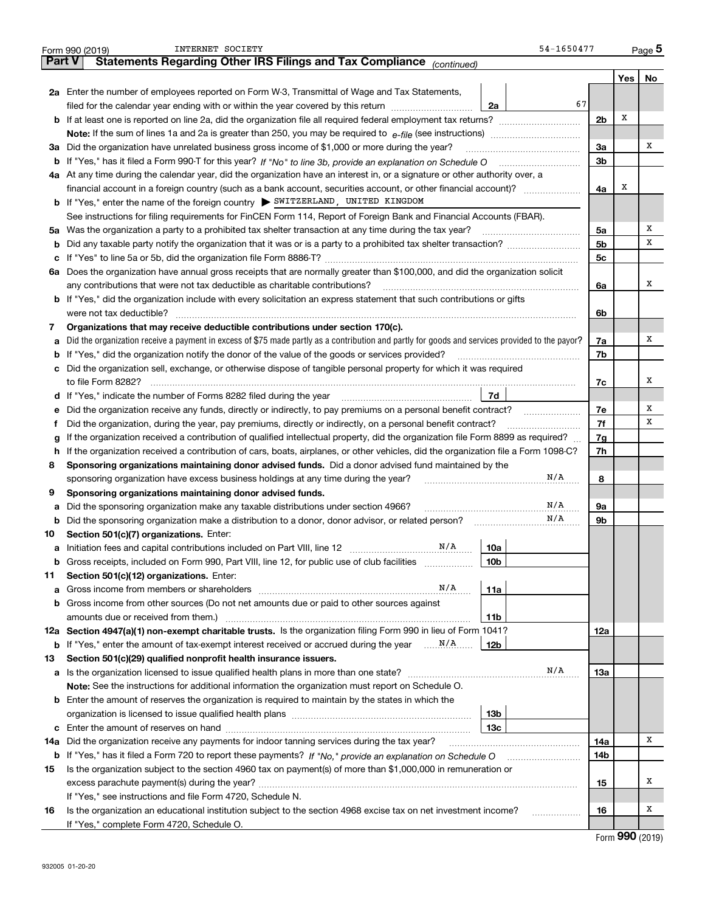Form 990 (2019) INTERNET SOCIETY 54-1650477 Page 5

## Part V Statements Regarding Other IRS Filings and Tax Compliance *(continued)*

| | | | | | Yes | No |
|---|---|---|---|---|---|---|
| **2a** | Enter the number of employees reported on Form W-3, Transmittal of Wage and Tax Statements, filed for the calendar year ending with or within the year covered by this return | 2a | 67 | | | |
| **b** | If at least one is reported on line 2a, did the organization file all required federal employment tax returns? | | | 2b | X | |
| | **Note:** If the sum of lines 1a and 2a is greater than 250, you may be required to *e-file* (see instructions) | | | | | |
| **3a** | Did the organization have unrelated business gross income of $1,000 or more during the year? | | | 3a | | X |
| **b** | If "Yes," has it filed a Form 990-T for this year? *If "No" to line 3b, provide an explanation on Schedule O* | | | 3b | | |
| **4a** | At any time during the calendar year, did the organization have an interest in, or a signature or other authority over, a financial account in a foreign country (such as a bank account, securities account, or other financial account)? | | | 4a | X | |
| **b** | If "Yes," enter the name of the foreign country ▶ SWITZERLAND, UNITED KINGDOM | | | | | |
| | See instructions for filing requirements for FinCEN Form 114, Report of Foreign Bank and Financial Accounts (FBAR). | | | | | |
| **5a** | Was the organization a party to a prohibited tax shelter transaction at any time during the tax year? | | | 5a | | X |
| **b** | Did any taxable party notify the organization that it was or is a party to a prohibited tax shelter transaction? | | | 5b | | X |
| **c** | If "Yes" to line 5a or 5b, did the organization file Form 8886-T? | | | 5c | | |
| **6a** | Does the organization have annual gross receipts that are normally greater than $100,000, and did the organization solicit any contributions that were not tax deductible as charitable contributions? | | | 6a | | X |
| **b** | If "Yes," did the organization include with every solicitation an express statement that such contributions or gifts were not tax deductible? | | | 6b | | |
| **7** | **Organizations that may receive deductible contributions under section 170(c).** | | | | | |
| **a** | Did the organization receive a payment in excess of $75 made partly as a contribution and partly for goods and services provided to the payor? | | | 7a | | X |
| **b** | If "Yes," did the organization notify the donor of the value of the goods or services provided? | | | 7b | | |
| **c** | Did the organization sell, exchange, or otherwise dispose of tangible personal property for which it was required to file Form 8282? | | | 7c | | X |
| **d** | If "Yes," indicate the number of Forms 8282 filed during the year | 7d | | | | |
| **e** | Did the organization receive any funds, directly or indirectly, to pay premiums on a personal benefit contract? | | | 7e | | X |
| **f** | Did the organization, during the year, pay premiums, directly or indirectly, on a personal benefit contract? | | | 7f | | X |
| **g** | If the organization received a contribution of qualified intellectual property, did the organization file Form 8899 as required? | | | 7g | | |
| **h** | If the organization received a contribution of cars, boats, airplanes, or other vehicles, did the organization file a Form 1098-C? | | | 7h | | |
| **8** | **Sponsoring organizations maintaining donor advised funds.** Did a donor advised fund maintained by the sponsoring organization have excess business holdings at any time during the year? N/A | | | 8 | | |
| **9** | **Sponsoring organizations maintaining donor advised funds.** | | | | | |
| **a** | Did the sponsoring organization make any taxable distributions under section 4966? N/A | | | 9a | | |
| **b** | Did the sponsoring organization make a distribution to a donor, donor advisor, or related person? N/A | | | 9b | | |
| **10** | **Section 501(c)(7) organizations.** Enter: | | | | | |
| **a** | Initiation fees and capital contributions included on Part VIII, line 12 N/A | 10a | | | | |
| **b** | Gross receipts, included on Form 990, Part VIII, line 12, for public use of club facilities | 10b | | | | |
| **11** | **Section 501(c)(12) organizations.** Enter: | | | | | |
| **a** | Gross income from members or shareholders N/A | 11a | | | | |
| **b** | Gross income from other sources (Do not net amounts due or paid to other sources against amounts due or received from them.) | 11b | | | | |
| **12a** | **Section 4947(a)(1) non-exempt charitable trusts.** Is the organization filing Form 990 in lieu of Form 1041? | | | 12a | | |
| **b** | If "Yes," enter the amount of tax-exempt interest received or accrued during the year N/A | 12b | | | | |
| **13** | **Section 501(c)(29) qualified nonprofit health insurance issuers.** | | | | | |
| **a** | Is the organization licensed to issue qualified health plans in more than one state? N/A | | | 13a | | |
| | **Note:** See the instructions for additional information the organization must report on Schedule O. | | | | | |
| **b** | Enter the amount of reserves the organization is required to maintain by the states in which the organization is licensed to issue qualified health plans | 13b | | | | |
| **c** | Enter the amount of reserves on hand | 13c | | | | |
| **14a** | Did the organization receive any payments for indoor tanning services during the tax year? | | | 14a | | X |
| **b** | If "Yes," has it filed a Form 720 to report these payments? *If "No," provide an explanation on Schedule O* | | | 14b | | |
| **15** | Is the organization subject to the section 4960 tax on payment(s) of more than $1,000,000 in remuneration or excess parachute payment(s) during the year? | | | 15 | | X |
| | If "Yes," see instructions and file Form 4720, Schedule N. | | | | | |
| **16** | Is the organization an educational institution subject to the section 4968 excise tax on net investment income? | | | 16 | | X |
| | If "Yes," complete Form 4720, Schedule O. | | | | | |

Form **990** (2019)

932005 01-20-20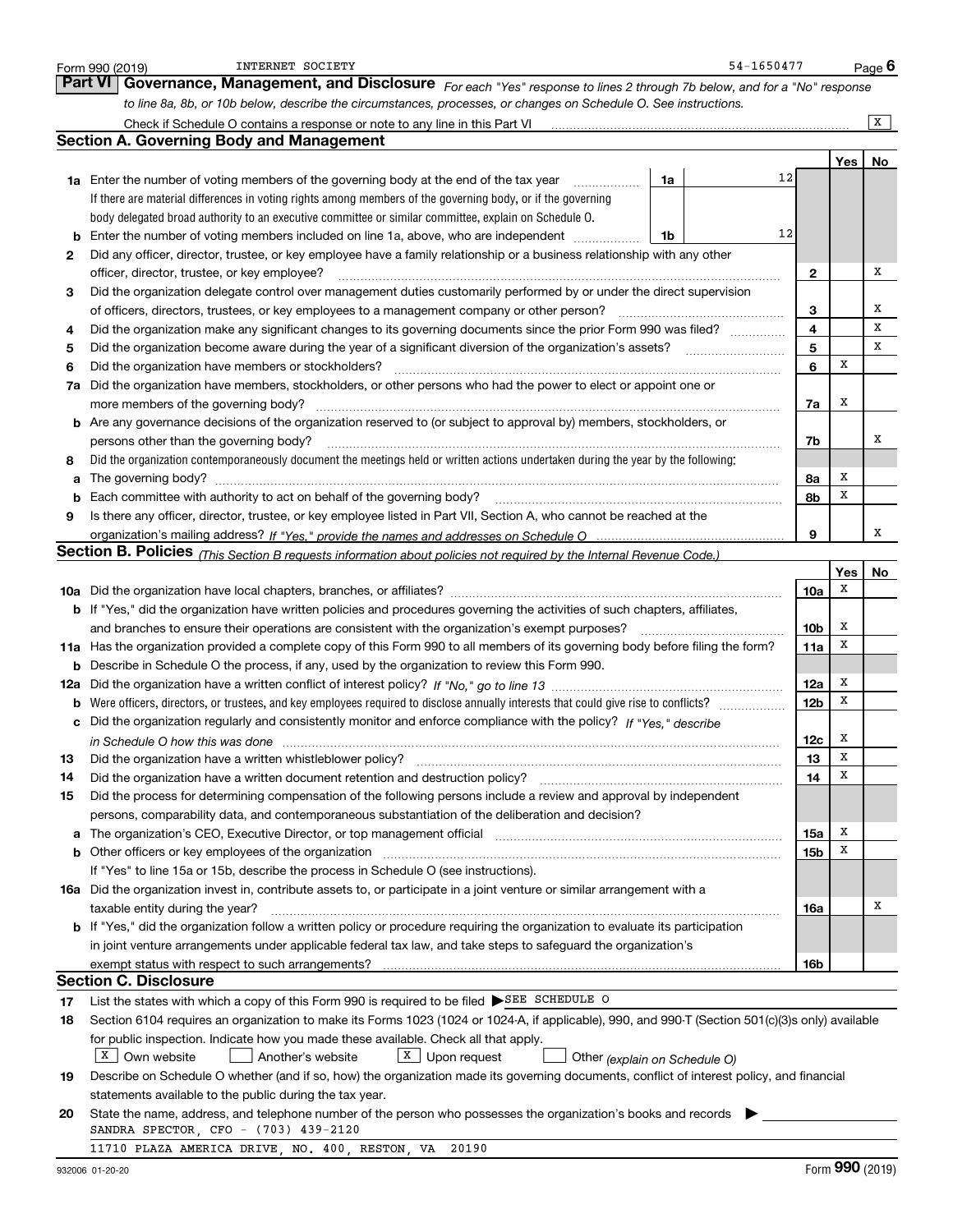Form 990 (2019) INTERNET SOCIETY 54-1650477

## Part VI Governance, Management, and Disclosure

*For each "Yes" response to lines 2 through 7b below, and for a "No" response to line 8a, 8b, or 10b below, describe the circumstances, processes, or changes on Schedule O. See instructions.*

Check if Schedule O contains a response or note to any line in this Part VI [X]

### Section A. Governing Body and Management

| | | | | Yes | No |
|---|---|---|---|---|---|
| 1a | Enter the number of voting members of the governing body at the end of the tax year | 1a | 12 | | |
| | If there are material differences in voting rights among members of the governing body, or if the governing body delegated broad authority to an executive committee or similar committee, explain on Schedule O. | | | | |
| b | Enter the number of voting members included on line 1a, above, who are independent | 1b | 12 | | |
| 2 | Did any officer, director, trustee, or key employee have a family relationship or a business relationship with any other officer, director, trustee, or key employee? | 2 | | | X |
| 3 | Did the organization delegate control over management duties customarily performed by or under the direct supervision of officers, directors, trustees, or key employees to a management company or other person? | 3 | | | X |
| 4 | Did the organization make any significant changes to its governing documents since the prior Form 990 was filed? | 4 | | | X |
| 5 | Did the organization become aware during the year of a significant diversion of the organization's assets? | 5 | | | X |
| 6 | Did the organization have members or stockholders? | 6 | | X | |
| 7a | Did the organization have members, stockholders, or other persons who had the power to elect or appoint one or more members of the governing body? | 7a | | X | |
| b | Are any governance decisions of the organization reserved to (or subject to approval by) members, stockholders, or persons other than the governing body? | 7b | | | X |
| 8 | Did the organization contemporaneously document the meetings held or written actions undertaken during the year by the following: | | | | |
| a | The governing body? | 8a | | X | |
| b | Each committee with authority to act on behalf of the governing body? | 8b | | X | |
| 9 | Is there any officer, director, trustee, or key employee listed in Part VII, Section A, who cannot be reached at the organization's mailing address? *If "Yes," provide the names and addresses on Schedule O* | 9 | | | X |

### Section B. Policies *(This Section B requests information about policies not required by the Internal Revenue Code.)*

| | | | Yes | No |
|---|---|---|---|---|
| 10a | Did the organization have local chapters, branches, or affiliates? | 10a | X | |
| b | If "Yes," did the organization have written policies and procedures governing the activities of such chapters, affiliates, and branches to ensure their operations are consistent with the organization's exempt purposes? | 10b | X | |
| 11a | Has the organization provided a complete copy of this Form 990 to all members of its governing body before filing the form? | 11a | X | |
| b | Describe in Schedule O the process, if any, used by the organization to review this Form 990. | | | |
| 12a | Did the organization have a written conflict of interest policy? *If "No," go to line 13* | 12a | X | |
| b | Were officers, directors, or trustees, and key employees required to disclose annually interests that could give rise to conflicts? | 12b | X | |
| c | Did the organization regularly and consistently monitor and enforce compliance with the policy? *If "Yes," describe in Schedule O how this was done* | 12c | X | |
| 13 | Did the organization have a written whistleblower policy? | 13 | X | |
| 14 | Did the organization have a written document retention and destruction policy? | 14 | X | |
| 15 | Did the process for determining compensation of the following persons include a review and approval by independent persons, comparability data, and contemporaneous substantiation of the deliberation and decision? | | | |
| a | The organization's CEO, Executive Director, or top management official | 15a | X | |
| b | Other officers or key employees of the organization | 15b | X | |
| | If "Yes" to line 15a or 15b, describe the process in Schedule O (see instructions). | | | |
| 16a | Did the organization invest in, contribute assets to, or participate in a joint venture or similar arrangement with a taxable entity during the year? | 16a | | X |
| b | If "Yes," did the organization follow a written policy or procedure requiring the organization to evaluate its participation in joint venture arrangements under applicable federal tax law, and take steps to safeguard the organization's exempt status with respect to such arrangements? | 16b | | |

### Section C. Disclosure

17 List the states with which a copy of this Form 990 is required to be filed ▶ SEE SCHEDULE O

18 Section 6104 requires an organization to make its Forms 1023 (1024 or 1024-A, if applicable), 990, and 990-T (Section 501(c)(3)s only) available for public inspection. Indicate how you made these available. Check all that apply.

[X] Own website [ ] Another's website [X] Upon request [ ] Other *(explain on Schedule O)*

19 Describe on Schedule O whether (and if so, how) the organization made its governing documents, conflict of interest policy, and financial statements available to the public during the tax year.

20 State the name, address, and telephone number of the person who possesses the organization's books and records ▶

SANDRA SPECTOR, CFO - (703) 439-2120

11710 PLAZA AMERICA DRIVE, NO. 400, RESTON, VA 20190

932006 01-20-20 Form **990** (2019)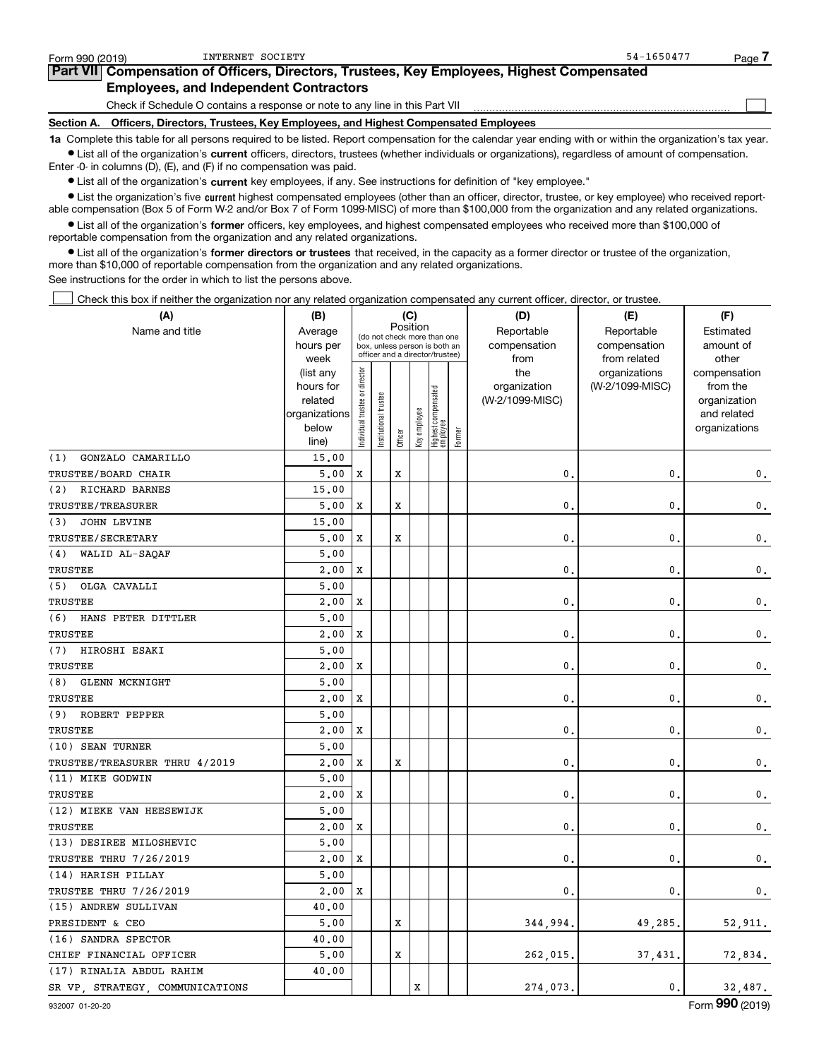Form 990 (2019) INTERNET SOCIETY 54-1650477

## Part VII Compensation of Officers, Directors, Trustees, Key Employees, Highest Compensated Employees, and Independent Contractors

Check if Schedule O contains a response or note to any line in this Part VII

**Section A. Officers, Directors, Trustees, Key Employees, and Highest Compensated Employees**

**1a** Complete this table for all persons required to be listed. Report compensation for the calendar year ending with or within the organization's tax year.

- List all of the organization's **current** officers, directors, trustees (whether individuals or organizations), regardless of amount of compensation. Enter -0- in columns (D), (E), and (F) if no compensation was paid.
- List all of the organization's **current** key employees, if any. See instructions for definition of "key employee."
- List the organization's five **current** highest compensated employees (other than an officer, director, trustee, or key employee) who received reportable compensation (Box 5 of Form W-2 and/or Box 7 of Form 1099-MISC) of more than $100,000 from the organization and any related organizations.
- List all of the organization's **former** officers, key employees, and highest compensated employees who received more than $100,000 of reportable compensation from the organization and any related organizations.
- List all of the organization's **former directors or trustees** that received, in the capacity as a former director or trustee of the organization, more than $10,000 of reportable compensation from the organization and any related organizations.

See instructions for the order in which to list the persons above.

Check this box if neither the organization nor any related organization compensated any current officer, director, or trustee.

| (A) Name and title | (B) Average hours per week (list any hours for related organizations below line) | (C) Position: Individual trustee or director | Institutional trustee | Officer | Key employee | Highest compensated employee | Former | (D) Reportable compensation from the organization (W-2/1099-MISC) | (E) Reportable compensation from related organizations (W-2/1099-MISC) | (F) Estimated amount of other compensation from the organization and related organizations |
|---|---|---|---|---|---|---|---|---|---|---|
| (1) GONZALO CAMARILLO | 15.00 | | | | | | | | | |
| TRUSTEE/BOARD CHAIR | 5.00 | X | | X | | | | 0. | 0. | 0. |
| (2) RICHARD BARNES | 15.00 | | | | | | | | | |
| TRUSTEE/TREASURER | 5.00 | X | | X | | | | 0. | 0. | 0. |
| (3) JOHN LEVINE | 15.00 | | | | | | | | | |
| TRUSTEE/SECRETARY | 5.00 | X | | X | | | | 0. | 0. | 0. |
| (4) WALID AL-SAQAF | 5.00 | | | | | | | | | |
| TRUSTEE | 2.00 | X | | | | | | 0. | 0. | 0. |
| (5) OLGA CAVALLI | 5.00 | | | | | | | | | |
| TRUSTEE | 2.00 | X | | | | | | 0. | 0. | 0. |
| (6) HANS PETER DITTLER | 5.00 | | | | | | | | | |
| TRUSTEE | 2.00 | X | | | | | | 0. | 0. | 0. |
| (7) HIROSHI ESAKI | 5.00 | | | | | | | | | |
| TRUSTEE | 2.00 | X | | | | | | 0. | 0. | 0. |
| (8) GLENN MCKNIGHT | 5.00 | | | | | | | | | |
| TRUSTEE | 2.00 | X | | | | | | 0. | 0. | 0. |
| (9) ROBERT PEPPER | 5.00 | | | | | | | | | |
| TRUSTEE | 2.00 | X | | | | | | 0. | 0. | 0. |
| (10) SEAN TURNER | 5.00 | | | | | | | | | |
| TRUSTEE/TREASURER THRU 4/2019 | 2.00 | X | | X | | | | 0. | 0. | 0. |
| (11) MIKE GODWIN | 5.00 | | | | | | | | | |
| TRUSTEE | 2.00 | X | | | | | | 0. | 0. | 0. |
| (12) MIEKE VAN HEESEWIJK | 5.00 | | | | | | | | | |
| TRUSTEE | 2.00 | X | | | | | | 0. | 0. | 0. |
| (13) DESIREE MILOSHEVIC | 5.00 | | | | | | | | | |
| TRUSTEE THRU 7/26/2019 | 2.00 | X | | | | | | 0. | 0. | 0. |
| (14) HARISH PILLAY | 5.00 | | | | | | | | | |
| TRUSTEE THRU 7/26/2019 | 2.00 | X | | | | | | 0. | 0. | 0. |
| (15) ANDREW SULLIVAN | 40.00 | | | | | | | | | |
| PRESIDENT & CEO | 5.00 | | | X | | | | 344,994. | 49,285. | 52,911. |
| (16) SANDRA SPECTOR | 40.00 | | | | | | | | | |
| CHIEF FINANCIAL OFFICER | 5.00 | | | X | | | | 262,015. | 37,431. | 72,834. |
| (17) RINALIA ABDUL RAHIM | 40.00 | | | | | | | | | |
| SR VP, STRATEGY, COMMUNICATIONS | | | | | X | | | 274,073. | 0. | 32,487. |

932007 01-20-20 Form **990** (2019)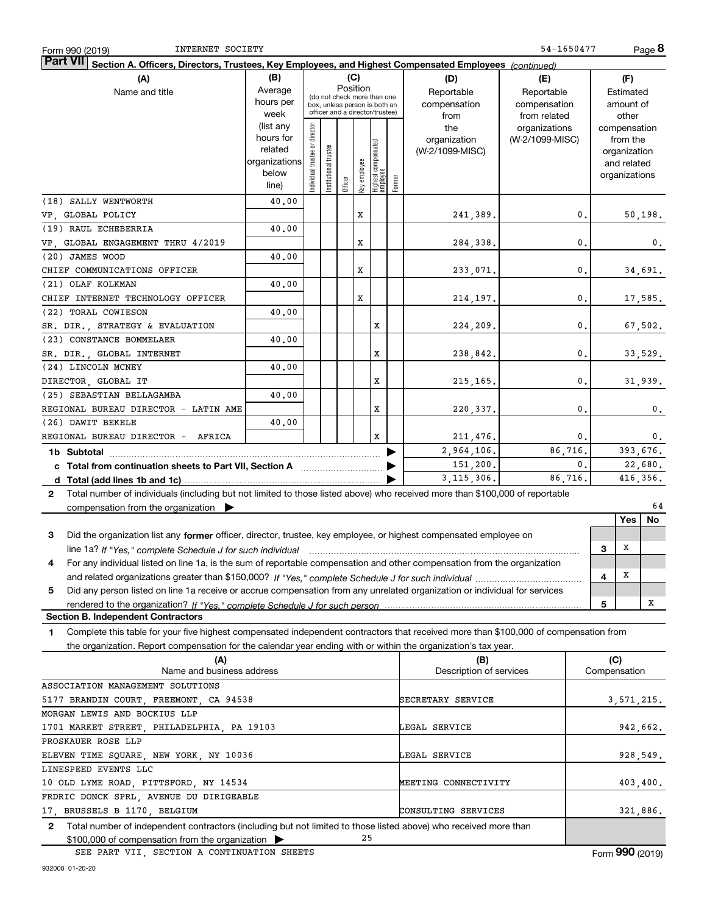Form 990 (2019) INTERNET SOCIETY 54-1650477 Page 8

**Part VII Section A. Officers, Directors, Trustees, Key Employees, and Highest Compensated Employees** *(continued)*

| (A) Name and title | (B) Average hours per week (list any hours for related organizations below line) | (C) Position: Individual trustee or director | Institutional trustee | Officer | Key employee | Highest compensated employee | Former | (D) Reportable compensation from the organization (W-2/1099-MISC) | (E) Reportable compensation from related organizations (W-2/1099-MISC) | (F) Estimated amount of other compensation from the organization and related organizations |
|---|---|---|---|---|---|---|---|---|---|---|
| (18) SALLY WENTWORTH<br>VP, GLOBAL POLICY | 40.00 | | | | X | | | 241,389. | 0. | 50,198. |
| (19) RAUL ECHEBERRIA<br>VP, GLOBAL ENGAGEMENT THRU 4/2019 | 40.00 | | | | X | | | 284,338. | 0. | 0. |
| (20) JAMES WOOD<br>CHIEF COMMUNICATIONS OFFICER | 40.00 | | | | X | | | 233,071. | 0. | 34,691. |
| (21) OLAF KOLKMAN<br>CHIEF INTERNET TECHNOLOGY OFFICER | 40.00 | | | | X | | | 214,197. | 0. | 17,585. |
| (22) TORAL COWIESON<br>SR. DIR., STRATEGY & EVALUATION | 40.00 | | | | | X | | 224,209. | 0. | 67,502. |
| (23) CONSTANCE BOMMELAER<br>SR. DIR., GLOBAL INTERNET | 40.00 | | | | | X | | 238,842. | 0. | 33,529. |
| (24) LINCOLN MCNEY<br>DIRECTOR, GLOBAL IT | 40.00 | | | | | X | | 215,165. | 0. | 31,939. |
| (25) SEBASTIAN BELLAGAMBA<br>REGIONAL BUREAU DIRECTOR - LATIN AME | 40.00 | | | | | X | | 220,337. | 0. | 0. |
| (26) DAWIT BEKELE<br>REGIONAL BUREAU DIRECTOR - AFRICA | 40.00 | | | | | X | | 211,476. | 0. | 0. |
| **1b Subtotal** | | | | | | | | 2,964,106. | 86,716. | 393,676. |
| **c Total from continuation sheets to Part VII, Section A** | | | | | | | | 151,200. | 0. | 22,680. |
| **d Total (add lines 1b and 1c)** | | | | | | | | 3,115,306. | 86,716. | 416,356. |

**2** Total number of individuals (including but not limited to those listed above) who received more than $100,000 of reportable compensation from the organization ▶ 64

| | | Yes | No |
|---|---|---|---|
| **3** Did the organization list any **former** officer, director, trustee, key employee, or highest compensated employee on line 1a? *If "Yes," complete Schedule J for such individual* | 3 | X | |
| **4** For any individual listed on line 1a, is the sum of reportable compensation and other compensation from the organization and related organizations greater than $150,000? *If "Yes," complete Schedule J for such individual* | 4 | X | |
| **5** Did any person listed on line 1a receive or accrue compensation from any unrelated organization or individual for services rendered to the organization? *If "Yes," complete Schedule J for such person* | 5 | | X |

**Section B. Independent Contractors**

**1** Complete this table for your five highest compensated independent contractors that received more than $100,000 of compensation from the organization. Report compensation for the calendar year ending with or within the organization's tax year.

| (A) Name and business address | (B) Description of services | (C) Compensation |
|---|---|---|
| ASSOCIATION MANAGEMENT SOLUTIONS<br>5177 BRANDIN COURT, FREEMONT, CA 94538 | SECRETARY SERVICE | 3,571,215. |
| MORGAN LEWIS AND BOCKIUS LLP<br>1701 MARKET STREET, PHILADELPHIA, PA 19103 | LEGAL SERVICE | 942,662. |
| PROSKAUER ROSE LLP<br>ELEVEN TIME SQUARE, NEW YORK, NY 10036 | LEGAL SERVICE | 928,549. |
| LINESPEED EVENTS LLC<br>10 OLD LYME ROAD, PITTSFORD, NY 14534 | MEETING CONNECTIVITY | 403,400. |
| FRDRIC DONCK SPRL, AVENUE DU DIRIGEABLE<br>17, BRUSSELS B 1170, BELGIUM | CONSULTING SERVICES | 321,886. |

**2** Total number of independent contractors (including but not limited to those listed above) who received more than $100,000 of compensation from the organization ▶ 25

SEE PART VII, SECTION A CONTINUATION SHEETS

Form **990** (2019)

932008 01-20-20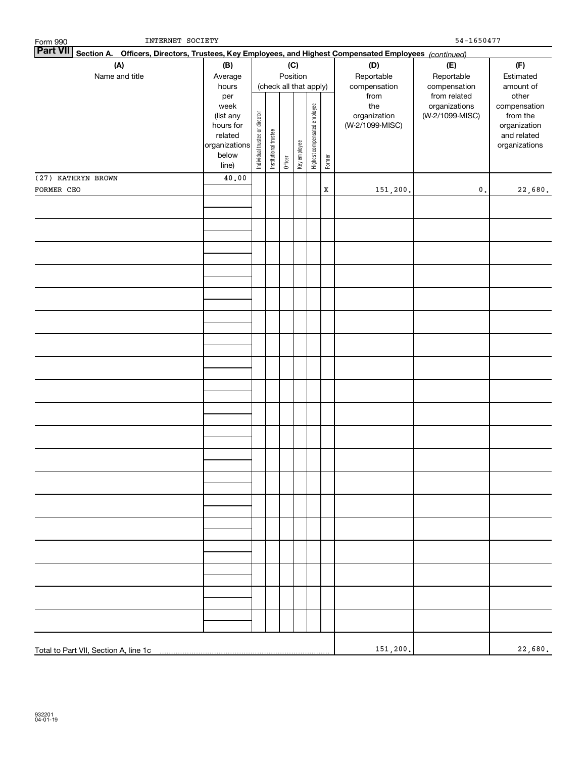Form 990 INTERNET SOCIETY 54-1650477

**Part VII** **Section A. Officers, Directors, Trustees, Key Employees, and Highest Compensated Employees** *(continued)*

| (A) Name and title | (B) Average hours per week (list any hours for related organizations below line) | (C) Position (check all that apply): Individual trustee or director | Institutional trustee | Officer | Key employee | Highest compensated employee | Former | (D) Reportable compensation from the organization (W-2/1099-MISC) | (E) Reportable compensation from related organizations (W-2/1099-MISC) | (F) Estimated amount of other compensation from the organization and related organizations |
|---|---|---|---|---|---|---|---|---|---|---|
| (27) KATHRYN BROWN<br>FORMER CEO | 40.00 | | | | | | X | 151,200. | 0. | 22,680. |
| | | | | | | | | | | |
| Total to Part VII, Section A, line 1c | | | | | | | | 151,200. | | 22,680. |

932201 04-01-19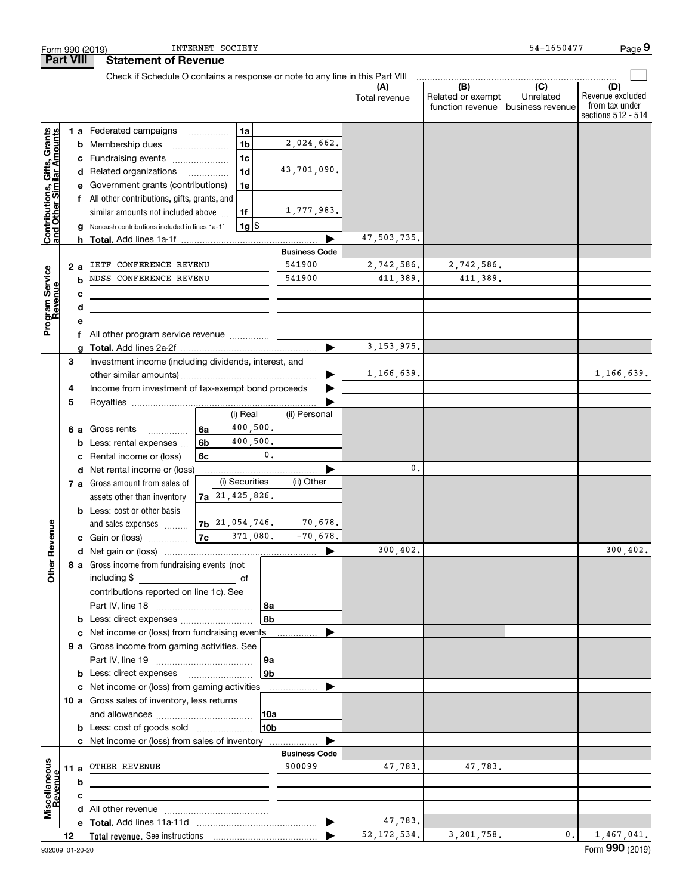Form 990 (2019) INTERNET SOCIETY 54-1650477

## Part VIII Statement of Revenue

Check if Schedule O contains a response or note to any line in this Part VIII ☐

| | | | | (A) Total revenue | (B) Related or exempt function revenue | (C) Unrelated business revenue | (D) Revenue excluded from tax under sections 512 - 514 |
|---|---|---|---|---|---|---|---|
| **Contributions, Gifts, Grants and Other Similar Amounts** | 1a Federated campaigns | 1a | | | | | |
| | b Membership dues | 1b | 2,024,662. | | | | |
| | c Fundraising events | 1c | | | | | |
| | d Related organizations | 1d | 43,701,090. | | | | |
| | e Government grants (contributions) | 1e | | | | | |
| | f All other contributions, gifts, grants, and similar amounts not included above | 1f | 1,777,983. | | | | |
| | g Noncash contributions included in lines 1a-1f | 1g $ | | | | | |
| | h **Total.** Add lines 1a-1f | | | 47,503,735. | | | |
| **Program Service Revenue** | | | Business Code | | | | |
| | 2a IETF CONFERENCE REVENU | | 541900 | 2,742,586. | 2,742,586. | | |
| | b NDSS CONFERENCE REVENU | | 541900 | 411,389. | 411,389. | | |
| | c | | | | | | |
| | d | | | | | | |
| | e | | | | | | |
| | f All other program service revenue | | | | | | |
| | g **Total.** Add lines 2a-2f | | | 3,153,975. | | | |
| **Other Revenue** | 3 Investment income (including dividends, interest, and other similar amounts) | | | 1,166,639. | | | 1,166,639. |
| | 4 Income from investment of tax-exempt bond proceeds | | | | | | |
| | 5 Royalties | | | | | | |
| | | (i) Real | (ii) Personal | | | | |
| | 6a Gross rents (6a) | 400,500. | | | | | |
| | b Less: rental expenses (6b) | 400,500. | | | | | |
| | c Rental income or (loss) (6c) | 0. | | | | | |
| | d Net rental income or (loss) | | | 0. | | | |
| | | (i) Securities | (ii) Other | | | | |
| | 7a Gross amount from sales of assets other than inventory (7a) | 21,425,826. | | | | | |
| | b Less: cost or other basis and sales expenses (7b) | 21,054,746. | 70,678. | | | | |
| | c Gain or (loss) (7c) | 371,080. | -70,678. | | | | |
| | d Net gain or (loss) | | | 300,402. | | | 300,402. |
| | 8a Gross income from fundraising events (not including $ of contributions reported on line 1c). See Part IV, line 18 | 8a | | | | | |
| | b Less: direct expenses | 8b | | | | | |
| | c Net income or (loss) from fundraising events | | | | | | |
| | 9a Gross income from gaming activities. See Part IV, line 19 | 9a | | | | | |
| | b Less: direct expenses | 9b | | | | | |
| | c Net income or (loss) from gaming activities | | | | | | |
| | 10a Gross sales of inventory, less returns and allowances | 10a | | | | | |
| | b Less: cost of goods sold | 10b | | | | | |
| | c Net income or (loss) from sales of inventory | | | | | | |
| **Miscellaneous Revenue** | | | Business Code | | | | |
| | 11a OTHER REVENUE | | 900099 | 47,783. | 47,783. | | |
| | b | | | | | | |
| | c | | | | | | |
| | d All other revenue | | | | | | |
| | e **Total.** Add lines 11a-11d | | | 47,783. | | | |
| | 12 **Total revenue.** See instructions | | | 52,172,534. | 3,201,758. | 0. | 1,467,041. |

932009 01-20-20 Form **990** (2019)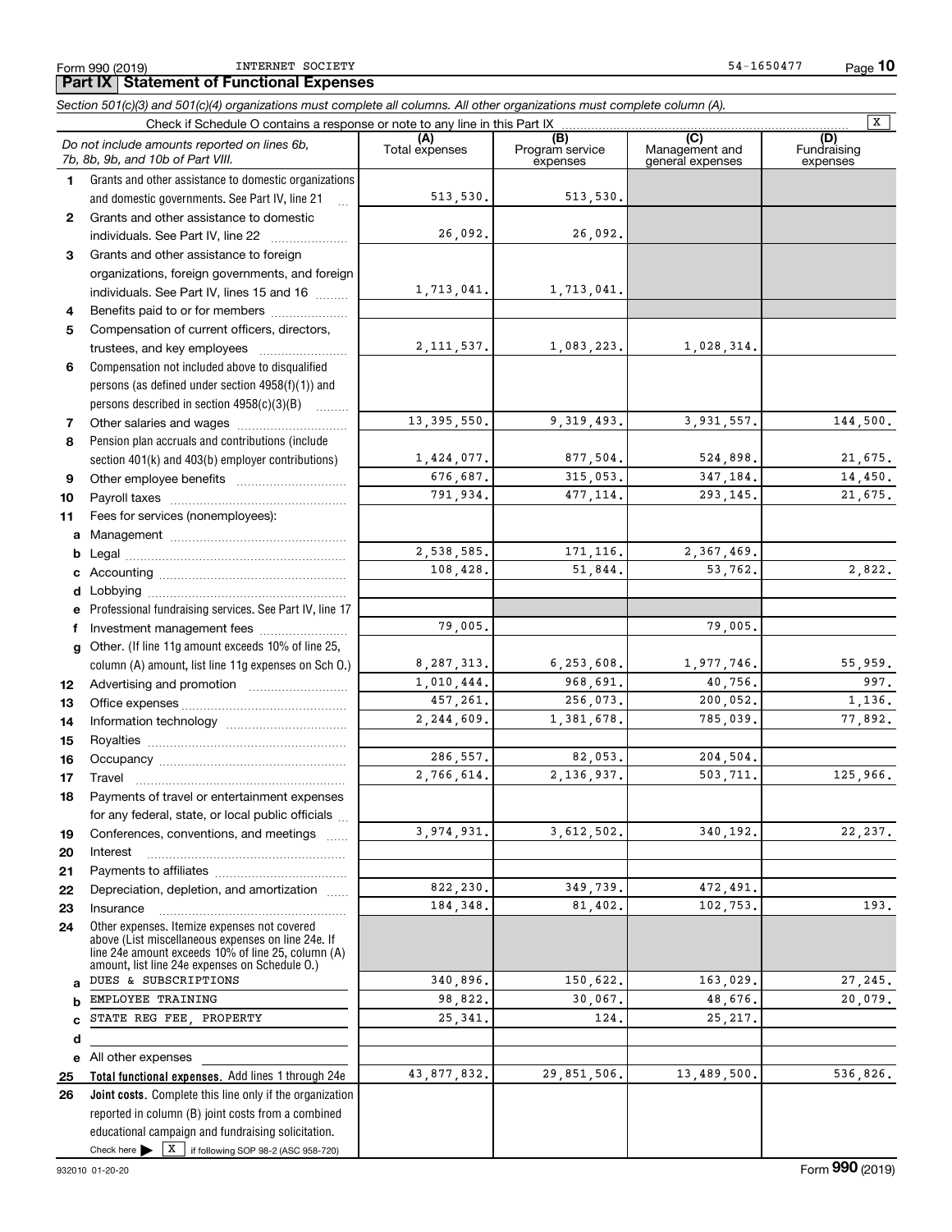Form 990 (2019) INTERNET SOCIETY 54-1650477

## Part IX Statement of Functional Expenses

*Section 501(c)(3) and 501(c)(4) organizations must complete all columns. All other organizations must complete column (A).*

Check if Schedule O contains a response or note to any line in this Part IX [X]

| | *Do not include amounts reported on lines 6b, 7b, 8b, 9b, and 10b of Part VIII.* | (A) Total expenses | (B) Program service expenses | (C) Management and general expenses | (D) Fundraising expenses |
|---|---|---|---|---|---|
| 1 | Grants and other assistance to domestic organizations and domestic governments. See Part IV, line 21 | 513,530. | 513,530. | | |
| 2 | Grants and other assistance to domestic individuals. See Part IV, line 22 | 26,092. | 26,092. | | |
| 3 | Grants and other assistance to foreign organizations, foreign governments, and foreign individuals. See Part IV, lines 15 and 16 | 1,713,041. | 1,713,041. | | |
| 4 | Benefits paid to or for members | | | | |
| 5 | Compensation of current officers, directors, trustees, and key employees | 2,111,537. | 1,083,223. | 1,028,314. | |
| 6 | Compensation not included above to disqualified persons (as defined under section 4958(f)(1)) and persons described in section 4958(c)(3)(B) | | | | |
| 7 | Other salaries and wages | 13,395,550. | 9,319,493. | 3,931,557. | 144,500. |
| 8 | Pension plan accruals and contributions (include section 401(k) and 403(b) employer contributions) | 1,424,077. | 877,504. | 524,898. | 21,675. |
| 9 | Other employee benefits | 676,687. | 315,053. | 347,184. | 14,450. |
| 10 | Payroll taxes | 791,934. | 477,114. | 293,145. | 21,675. |
| 11 | Fees for services (nonemployees): | | | | |
| a | Management | | | | |
| b | Legal | 2,538,585. | 171,116. | 2,367,469. | |
| c | Accounting | 108,428. | 51,844. | 53,762. | 2,822. |
| d | Lobbying | | | | |
| e | Professional fundraising services. See Part IV, line 17 | | | | |
| f | Investment management fees | 79,005. | | 79,005. | |
| g | Other. (If line 11g amount exceeds 10% of line 25, column (A) amount, list line 11g expenses on Sch O.) | 8,287,313. | 6,253,608. | 1,977,746. | 55,959. |
| 12 | Advertising and promotion | 1,010,444. | 968,691. | 40,756. | 997. |
| 13 | Office expenses | 457,261. | 256,073. | 200,052. | 1,136. |
| 14 | Information technology | 2,244,609. | 1,381,678. | 785,039. | 77,892. |
| 15 | Royalties | | | | |
| 16 | Occupancy | 286,557. | 82,053. | 204,504. | |
| 17 | Travel | 2,766,614. | 2,136,937. | 503,711. | 125,966. |
| 18 | Payments of travel or entertainment expenses for any federal, state, or local public officials | | | | |
| 19 | Conferences, conventions, and meetings | 3,974,931. | 3,612,502. | 340,192. | 22,237. |
| 20 | Interest | | | | |
| 21 | Payments to affiliates | | | | |
| 22 | Depreciation, depletion, and amortization | 822,230. | 349,739. | 472,491. | |
| 23 | Insurance | 184,348. | 81,402. | 102,753. | 193. |
| 24 | Other expenses. Itemize expenses not covered above (List miscellaneous expenses on line 24e. If line 24e amount exceeds 10% of line 25, column (A) amount, list line 24e expenses on Schedule O.) | | | | |
| a | DUES & SUBSCRIPTIONS | 340,896. | 150,622. | 163,029. | 27,245. |
| b | EMPLOYEE TRAINING | 98,822. | 30,067. | 48,676. | 20,079. |
| c | STATE REG FEE, PROPERTY | 25,341. | 124. | 25,217. | |
| d | | | | | |
| e | All other expenses | | | | |
| 25 | **Total functional expenses.** Add lines 1 through 24e | 43,877,832. | 29,851,506. | 13,489,500. | 536,826. |
| 26 | **Joint costs.** Complete this line only if the organization reported in column (B) joint costs from a combined educational campaign and fundraising solicitation. Check here [X] if following SOP 98-2 (ASC 958-720) | | | | |

932010 01-20-20 Form **990** (2019)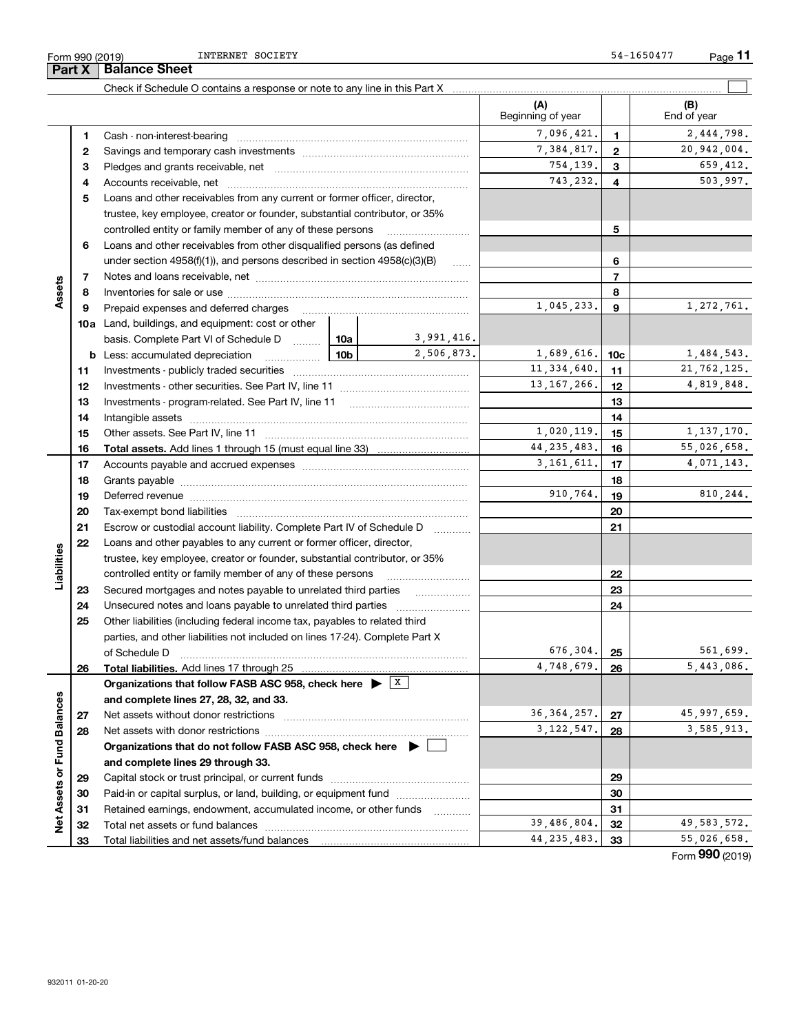Form 990 (2019) INTERNET SOCIETY 54-1650477

## Part X Balance Sheet

Check if Schedule O contains a response or note to any line in this Part X ☐

| | | | | (A) Beginning of year | | (B) End of year |
|---|---|---|---|---|---|---|
| **Assets** | 1 | Cash - non-interest-bearing | | 7,096,421. | 1 | 2,444,798. |
| | 2 | Savings and temporary cash investments | | 7,384,817. | 2 | 20,942,004. |
| | 3 | Pledges and grants receivable, net | | 754,139. | 3 | 659,412. |
| | 4 | Accounts receivable, net | | 743,232. | 4 | 503,997. |
| | 5 | Loans and other receivables from any current or former officer, director, trustee, key employee, creator or founder, substantial contributor, or 35% controlled entity or family member of any of these persons | | | 5 | |
| | 6 | Loans and other receivables from other disqualified persons (as defined under section 4958(f)(1)), and persons described in section 4958(c)(3)(B) | | | 6 | |
| | 7 | Notes and loans receivable, net | | | 7 | |
| | 8 | Inventories for sale or use | | | 8 | |
| | 9 | Prepaid expenses and deferred charges | | 1,045,233. | 9 | 1,272,761. |
| | 10a | Land, buildings, and equipment: cost or other basis. Complete Part VI of Schedule D | 10a 3,991,416. | | | |
| | b | Less: accumulated depreciation | 10b 2,506,873. | 1,689,616. | 10c | 1,484,543. |
| | 11 | Investments - publicly traded securities | | 11,334,640. | 11 | 21,762,125. |
| | 12 | Investments - other securities. See Part IV, line 11 | | 13,167,266. | 12 | 4,819,848. |
| | 13 | Investments - program-related. See Part IV, line 11 | | | 13 | |
| | 14 | Intangible assets | | | 14 | |
| | 15 | Other assets. See Part IV, line 11 | | 1,020,119. | 15 | 1,137,170. |
| | 16 | **Total assets.** Add lines 1 through 15 (must equal line 33) | | 44,235,483. | 16 | 55,026,658. |
| **Liabilities** | 17 | Accounts payable and accrued expenses | | 3,161,611. | 17 | 4,071,143. |
| | 18 | Grants payable | | | 18 | |
| | 19 | Deferred revenue | | 910,764. | 19 | 810,244. |
| | 20 | Tax-exempt bond liabilities | | | 20 | |
| | 21 | Escrow or custodial account liability. Complete Part IV of Schedule D | | | 21 | |
| | 22 | Loans and other payables to any current or former officer, director, trustee, key employee, creator or founder, substantial contributor, or 35% controlled entity or family member of any of these persons | | | 22 | |
| | 23 | Secured mortgages and notes payable to unrelated third parties | | | 23 | |
| | 24 | Unsecured notes and loans payable to unrelated third parties | | | 24 | |
| | 25 | Other liabilities (including federal income tax, payables to related third parties, and other liabilities not included on lines 17-24). Complete Part X of Schedule D | | 676,304. | 25 | 561,699. |
| | 26 | **Total liabilities.** Add lines 17 through 25 | | 4,748,679. | 26 | 5,443,086. |
| **Net Assets or Fund Balances** | | **Organizations that follow FASB ASC 958, check here ▶ ☒ and complete lines 27, 28, 32, and 33.** | | | | |
| | 27 | Net assets without donor restrictions | | 36,364,257. | 27 | 45,997,659. |
| | 28 | Net assets with donor restrictions | | 3,122,547. | 28 | 3,585,913. |
| | | **Organizations that do not follow FASB ASC 958, check here ▶ ☐ and complete lines 29 through 33.** | | | | |
| | 29 | Capital stock or trust principal, or current funds | | | 29 | |
| | 30 | Paid-in or capital surplus, or land, building, or equipment fund | | | 30 | |
| | 31 | Retained earnings, endowment, accumulated income, or other funds | | | 31 | |
| | 32 | Total net assets or fund balances | | 39,486,804. | 32 | 49,583,572. |
| | 33 | Total liabilities and net assets/fund balances | | 44,235,483. | 33 | 55,026,658. |

Form **990** (2019)

932011 01-20-20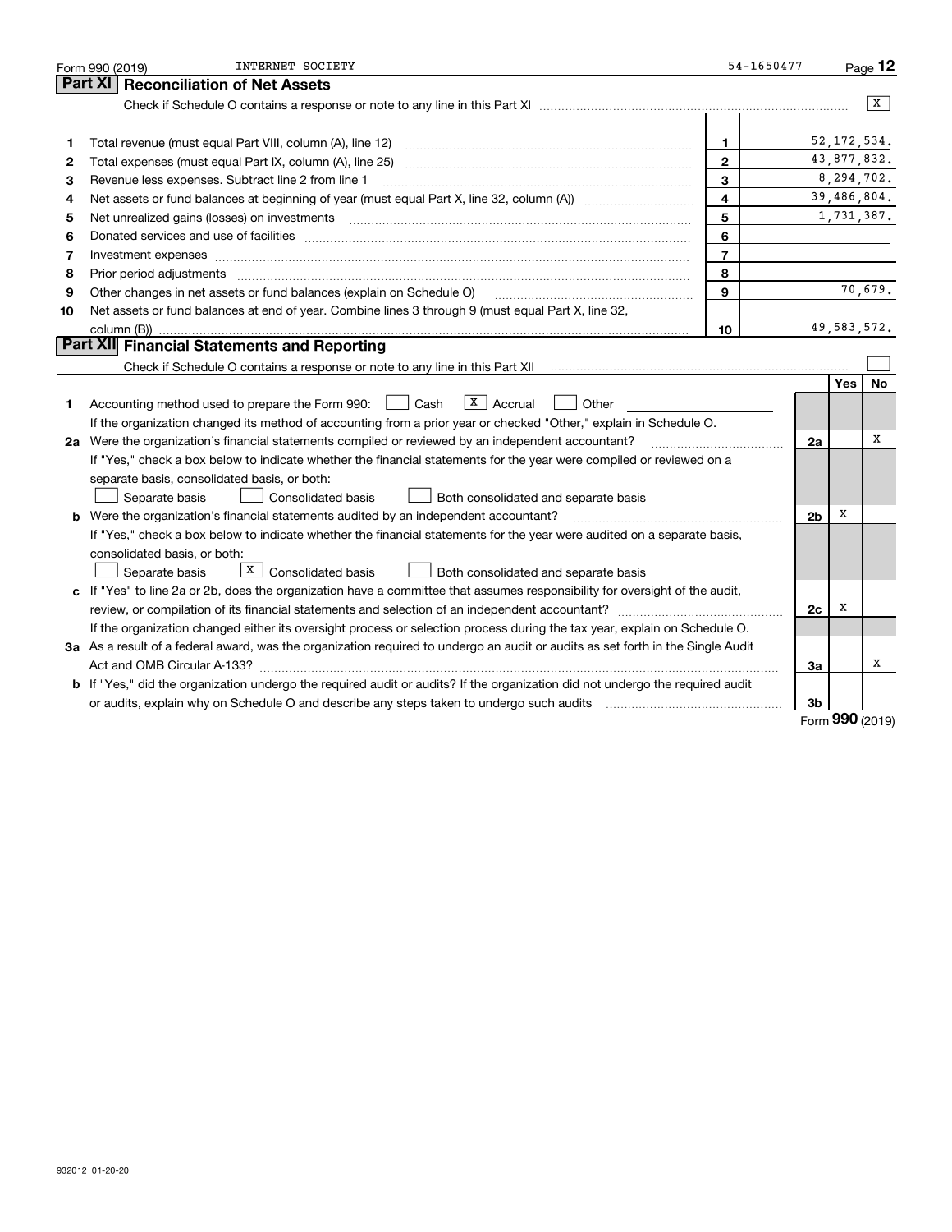Form 990 (2019) INTERNET SOCIETY 54-1650477

## Part XI Reconciliation of Net Assets

Check if Schedule O contains a response or note to any line in this Part XI .......... [X]

| | | | |
|---|---|---|---|
| 1 | Total revenue (must equal Part VIII, column (A), line 12) | 1 | 52,172,534. |
| 2 | Total expenses (must equal Part IX, column (A), line 25) | 2 | 43,877,832. |
| 3 | Revenue less expenses. Subtract line 2 from line 1 | 3 | 8,294,702. |
| 4 | Net assets or fund balances at beginning of year (must equal Part X, line 32, column (A)) | 4 | 39,486,804. |
| 5 | Net unrealized gains (losses) on investments | 5 | 1,731,387. |
| 6 | Donated services and use of facilities | 6 | |
| 7 | Investment expenses | 7 | |
| 8 | Prior period adjustments | 8 | |
| 9 | Other changes in net assets or fund balances (explain on Schedule O) | 9 | 70,679. |
| 10 | Net assets or fund balances at end of year. Combine lines 3 through 9 (must equal Part X, line 32, column (B)) | 10 | 49,583,572. |

## Part XII Financial Statements and Reporting

Check if Schedule O contains a response or note to any line in this Part XII .......... [ ]

| | | | Yes | No |
|---|---|---|---|---|
| 1 | Accounting method used to prepare the Form 990: [ ] Cash [X] Accrual [ ] Other<br>If the organization changed its method of accounting from a prior year or checked "Other," explain in Schedule O. | | | |
| 2a | Were the organization's financial statements compiled or reviewed by an independent accountant?<br>If "Yes," check a box below to indicate whether the financial statements for the year were compiled or reviewed on a separate basis, consolidated basis, or both:<br>[ ] Separate basis [ ] Consolidated basis [ ] Both consolidated and separate basis | 2a | | X |
| b | Were the organization's financial statements audited by an independent accountant?<br>If "Yes," check a box below to indicate whether the financial statements for the year were audited on a separate basis, consolidated basis, or both:<br>[ ] Separate basis [X] Consolidated basis [ ] Both consolidated and separate basis | 2b | X | |
| c | If "Yes" to line 2a or 2b, does the organization have a committee that assumes responsibility for oversight of the audit, review, or compilation of its financial statements and selection of an independent accountant?<br>If the organization changed either its oversight process or selection process during the tax year, explain on Schedule O. | 2c | X | |
| 3a | As a result of a federal award, was the organization required to undergo an audit or audits as set forth in the Single Audit Act and OMB Circular A-133? | 3a | | X |
| b | If "Yes," did the organization undergo the required audit or audits? If the organization did not undergo the required audit or audits, explain why on Schedule O and describe any steps taken to undergo such audits | 3b | | |

Form **990** (2019)

932012 01-20-20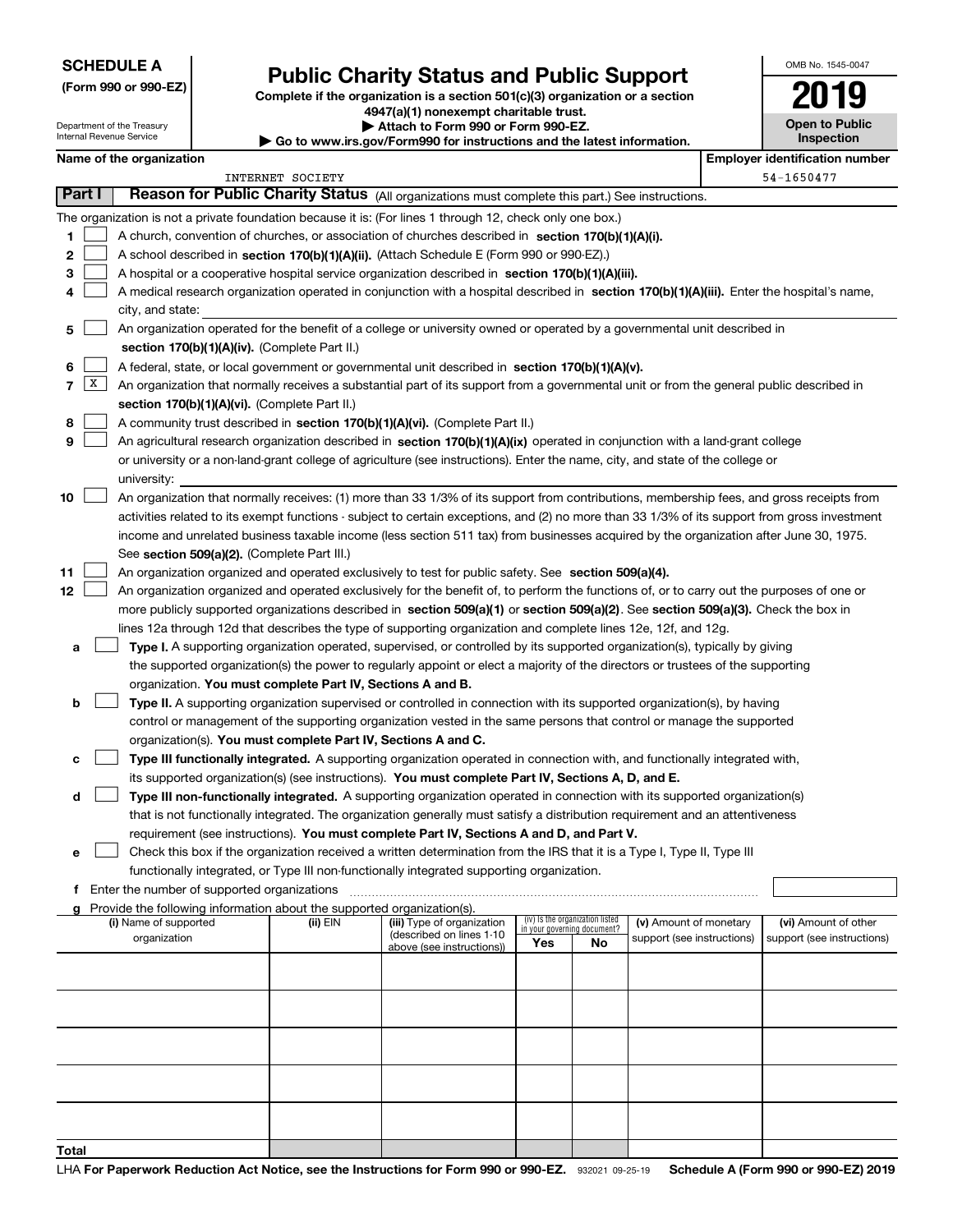**SCHEDULE A**
**(Form 990 or 990-EZ)**

Department of the Treasury
Internal Revenue Service

# Public Charity Status and Public Support

**Complete if the organization is a section 501(c)(3) organization or a section 4947(a)(1) nonexempt charitable trust.**
**▶ Attach to Form 990 or Form 990-EZ.**
**▶ Go to www.irs.gov/Form990 for instructions and the latest information.**

OMB No. 1545-0047

**2019**

**Open to Public Inspection**

**Name of the organization**
INTERNET SOCIETY

**Employer identification number**
54-1650477

**Part I** **Reason for Public Charity Status** (All organizations must complete this part.) See instructions.

The organization is not a private foundation because it is: (For lines 1 through 12, check only one box.)

1 ☐ A church, convention of churches, or association of churches described in **section 170(b)(1)(A)(i).**

2 ☐ A school described in **section 170(b)(1)(A)(ii).** (Attach Schedule E (Form 990 or 990-EZ).)

3 ☐ A hospital or a cooperative hospital service organization described in **section 170(b)(1)(A)(iii).**

4 ☐ A medical research organization operated in conjunction with a hospital described in **section 170(b)(1)(A)(iii).** Enter the hospital's name, city, and state:

5 ☐ An organization operated for the benefit of a college or university owned or operated by a governmental unit described in **section 170(b)(1)(A)(iv).** (Complete Part II.)

6 ☐ A federal, state, or local government or governmental unit described in **section 170(b)(1)(A)(v).**

7 ☒ An organization that normally receives a substantial part of its support from a governmental unit or from the general public described in **section 170(b)(1)(A)(vi).** (Complete Part II.)

8 ☐ A community trust described in **section 170(b)(1)(A)(vi).** (Complete Part II.)

9 ☐ An agricultural research organization described in **section 170(b)(1)(A)(ix)** operated in conjunction with a land-grant college or university or a non-land-grant college of agriculture (see instructions). Enter the name, city, and state of the college or university:

10 ☐ An organization that normally receives: (1) more than 33 1/3% of its support from contributions, membership fees, and gross receipts from activities related to its exempt functions - subject to certain exceptions, and (2) no more than 33 1/3% of its support from gross investment income and unrelated business taxable income (less section 511 tax) from businesses acquired by the organization after June 30, 1975. See **section 509(a)(2).** (Complete Part III.)

11 ☐ An organization organized and operated exclusively to test for public safety. See **section 509(a)(4).**

12 ☐ An organization organized and operated exclusively for the benefit of, to perform the functions of, or to carry out the purposes of one or more publicly supported organizations described in **section 509(a)(1)** or **section 509(a)(2)**. See **section 509(a)(3).** Check the box in lines 12a through 12d that describes the type of supporting organization and complete lines 12e, 12f, and 12g.

a ☐ **Type I.** A supporting organization operated, supervised, or controlled by its supported organization(s), typically by giving the supported organization(s) the power to regularly appoint or elect a majority of the directors or trustees of the supporting organization. **You must complete Part IV, Sections A and B.**

b ☐ **Type II.** A supporting organization supervised or controlled in connection with its supported organization(s), by having control or management of the supporting organization vested in the same persons that control or manage the supported organization(s). **You must complete Part IV, Sections A and C.**

c ☐ **Type III functionally integrated.** A supporting organization operated in connection with, and functionally integrated with, its supported organization(s) (see instructions). **You must complete Part IV, Sections A, D, and E.**

d ☐ **Type III non-functionally integrated.** A supporting organization operated in connection with its supported organization(s) that is not functionally integrated. The organization generally must satisfy a distribution requirement and an attentiveness requirement (see instructions). **You must complete Part IV, Sections A and D, and Part V.**

e ☐ Check this box if the organization received a written determination from the IRS that it is a Type I, Type II, Type III functionally integrated, or Type III non-functionally integrated supporting organization.

f Enter the number of supported organizations

g Provide the following information about the supported organization(s).

| (i) Name of supported organization | (ii) EIN | (iii) Type of organization (described on lines 1-10 above (see instructions)) | (iv) Is the organization listed in your governing document? Yes | No | (v) Amount of monetary support (see instructions) | (vi) Amount of other support (see instructions) |
|---|---|---|---|---|---|---|
| | | | | | | |
| | | | | | | |
| | | | | | | |
| | | | | | | |
| | | | | | | |
| **Total** | | | | | | |

LHA **For Paperwork Reduction Act Notice, see the Instructions for Form 990 or 990-EZ.** 932021 09-25-19 **Schedule A (Form 990 or 990-EZ) 2019**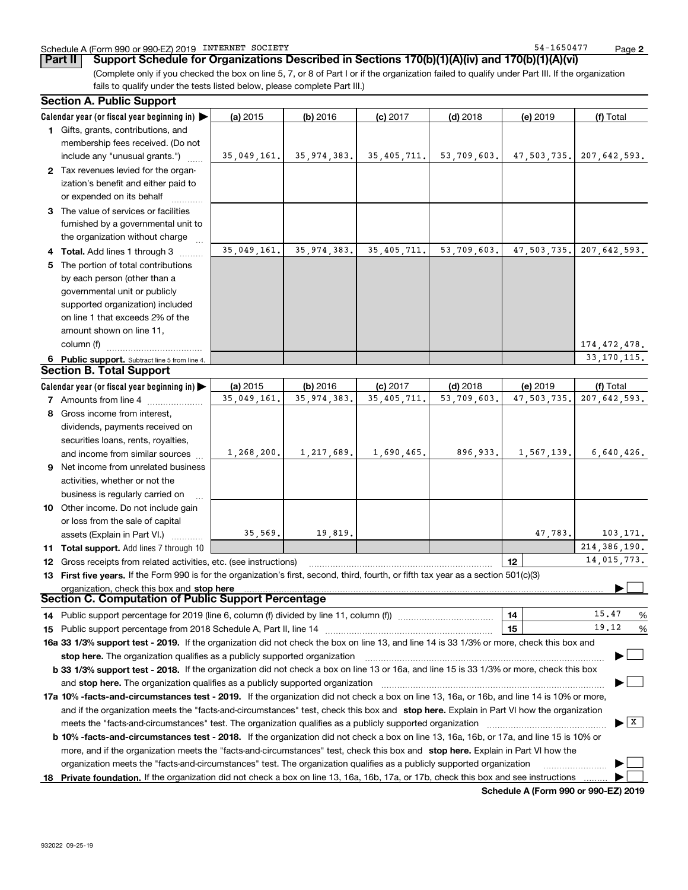Schedule A (Form 990 or 990-EZ) 2019 INTERNET SOCIETY 54-1650477

## Part II Support Schedule for Organizations Described in Sections 170(b)(1)(A)(iv) and 170(b)(1)(A)(vi)

(Complete only if you checked the box on line 5, 7, or 8 of Part I or if the organization failed to qualify under Part III. If the organization fails to qualify under the tests listed below, please complete Part III.)

### Section A. Public Support

| Calendar year (or fiscal year beginning in) ▶ | (a) 2015 | (b) 2016 | (c) 2017 | (d) 2018 | (e) 2019 | (f) Total |
|---|---|---|---|---|---|---|
| 1 Gifts, grants, contributions, and membership fees received. (Do not include any "unusual grants.") | 35,049,161. | 35,974,383. | 35,405,711. | 53,709,603. | 47,503,735. | 207,642,593. |
| 2 Tax revenues levied for the organization's benefit and either paid to or expended on its behalf | | | | | | |
| 3 The value of services or facilities furnished by a governmental unit to the organization without charge | | | | | | |
| 4 Total. Add lines 1 through 3 | 35,049,161. | 35,974,383. | 35,405,711. | 53,709,603. | 47,503,735. | 207,642,593. |
| 5 The portion of total contributions by each person (other than a governmental unit or publicly supported organization) included on line 1 that exceeds 2% of the amount shown on line 11, column (f) | | | | | | 174,472,478. |
| 6 Public support. Subtract line 5 from line 4. | | | | | | 33,170,115. |

### Section B. Total Support

| Calendar year (or fiscal year beginning in) ▶ | (a) 2015 | (b) 2016 | (c) 2017 | (d) 2018 | (e) 2019 | (f) Total |
|---|---|---|---|---|---|---|
| 7 Amounts from line 4 | 35,049,161. | 35,974,383. | 35,405,711. | 53,709,603. | 47,503,735. | 207,642,593. |
| 8 Gross income from interest, dividends, payments received on securities loans, rents, royalties, and income from similar sources | 1,268,200. | 1,217,689. | 1,690,465. | 896,933. | 1,567,139. | 6,640,426. |
| 9 Net income from unrelated business activities, whether or not the business is regularly carried on | | | | | | |
| 10 Other income. Do not include gain or loss from the sale of capital assets (Explain in Part VI.) | 35,569. | 19,819. | | | 47,783. | 103,171. |
| 11 Total support. Add lines 7 through 10 | | | | | | 214,386,190. |
| 12 Gross receipts from related activities, etc. (see instructions) | | | | | 12 | 14,015,773. |

13 **First five years.** If the Form 990 is for the organization's first, second, third, fourth, or fifth tax year as a section 501(c)(3) organization, check this box and **stop here** ▶ ☐

### Section C. Computation of Public Support Percentage

14 Public support percentage for 2019 (line 6, column (f) divided by line 11, column (f)) — 14 — 15.47 %

15 Public support percentage from 2018 Schedule A, Part II, line 14 — 15 — 19.12 %

**16a 33 1/3% support test - 2019.** If the organization did not check the box on line 13, and line 14 is 33 1/3% or more, check this box and **stop here.** The organization qualifies as a publicly supported organization ▶ ☐

**b 33 1/3% support test - 2018.** If the organization did not check a box on line 13 or 16a, and line 15 is 33 1/3% or more, check this box and **stop here.** The organization qualifies as a publicly supported organization ▶ ☐

**17a 10% -facts-and-circumstances test - 2019.** If the organization did not check a box on line 13, 16a, or 16b, and line 14 is 10% or more, and if the organization meets the "facts-and-circumstances" test, check this box and **stop here.** Explain in Part VI how the organization meets the "facts-and-circumstances" test. The organization qualifies as a publicly supported organization ▶ ☒

**b 10% -facts-and-circumstances test - 2018.** If the organization did not check a box on line 13, 16a, 16b, or 17a, and line 15 is 10% or more, and if the organization meets the "facts-and-circumstances" test, check this box and **stop here.** Explain in Part VI how the organization meets the "facts-and-circumstances" test. The organization qualifies as a publicly supported organization ▶ ☐

**18 Private foundation.** If the organization did not check a box on line 13, 16a, 16b, 17a, or 17b, check this box and see instructions ▶ ☐

**Schedule A (Form 990 or 990-EZ) 2019**

932022 09-25-19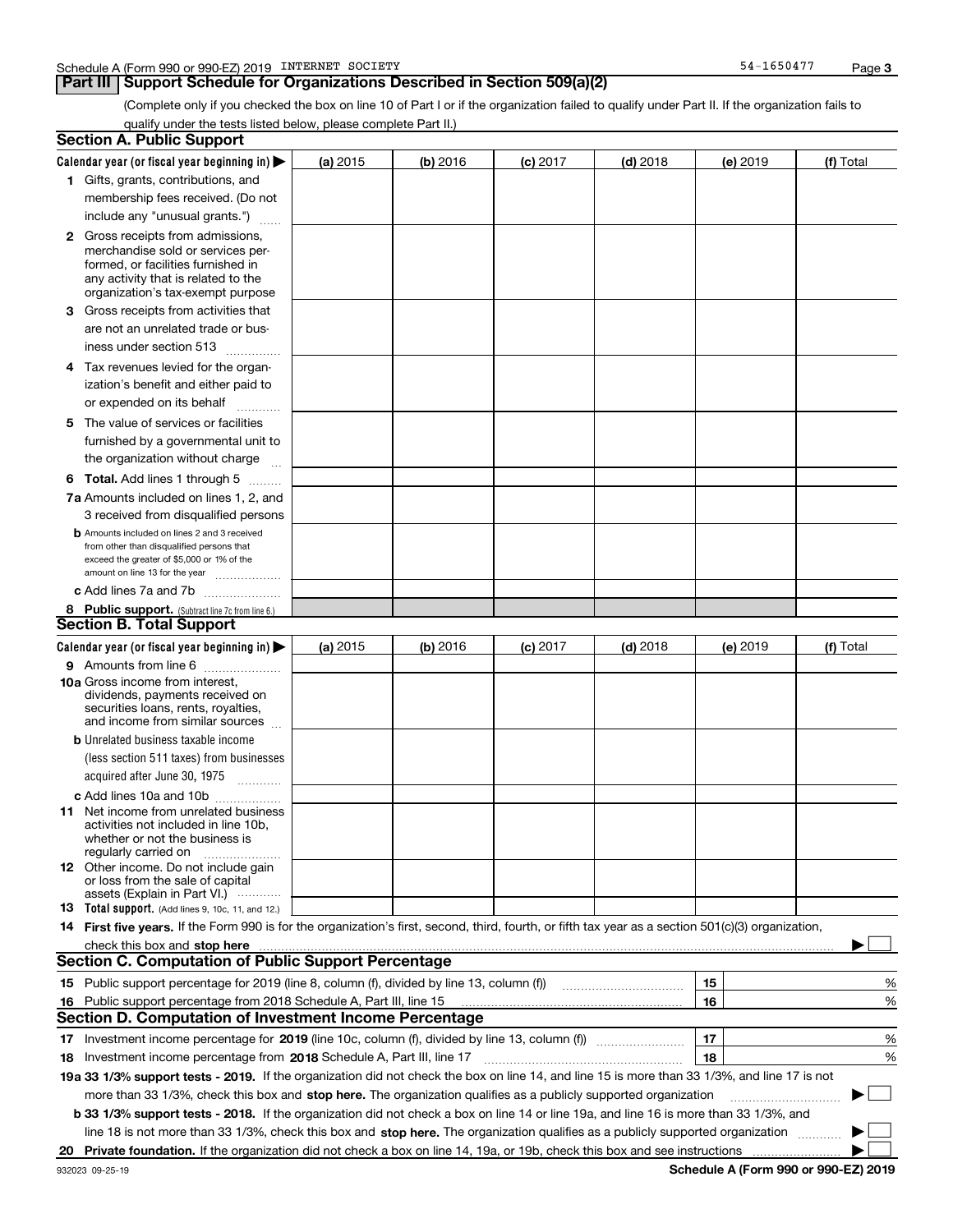Schedule A (Form 990 or 990-EZ) 2019 INTERNET SOCIETY 54-1650477

## Part III Support Schedule for Organizations Described in Section 509(a)(2)

(Complete only if you checked the box on line 10 of Part I or if the organization failed to qualify under Part II. If the organization fails to qualify under the tests listed below, please complete Part II.)

### Section A. Public Support

| Calendar year (or fiscal year beginning in) ▶ | (a) 2015 | (b) 2016 | (c) 2017 | (d) 2018 | (e) 2019 | (f) Total |
|---|---|---|---|---|---|---|
| **1** Gifts, grants, contributions, and membership fees received. (Do not include any "unusual grants.") | | | | | | |
| **2** Gross receipts from admissions, merchandise sold or services performed, or facilities furnished in any activity that is related to the organization's tax-exempt purpose | | | | | | |
| **3** Gross receipts from activities that are not an unrelated trade or business under section 513 | | | | | | |
| **4** Tax revenues levied for the organization's benefit and either paid to or expended on its behalf | | | | | | |
| **5** The value of services or facilities furnished by a governmental unit to the organization without charge | | | | | | |
| **6 Total.** Add lines 1 through 5 | | | | | | |
| **7a** Amounts included on lines 1, 2, and 3 received from disqualified persons | | | | | | |
| **b** Amounts included on lines 2 and 3 received from other than disqualified persons that exceed the greater of $5,000 or 1% of the amount on line 13 for the year | | | | | | |
| **c** Add lines 7a and 7b | | | | | | |
| **8 Public support.** (Subtract line 7c from line 6.) | | | | | | |

### Section B. Total Support

| Calendar year (or fiscal year beginning in) ▶ | (a) 2015 | (b) 2016 | (c) 2017 | (d) 2018 | (e) 2019 | (f) Total |
|---|---|---|---|---|---|---|
| **9** Amounts from line 6 | | | | | | |
| **10a** Gross income from interest, dividends, payments received on securities loans, rents, royalties, and income from similar sources | | | | | | |
| **b** Unrelated business taxable income (less section 511 taxes) from businesses acquired after June 30, 1975 | | | | | | |
| **c** Add lines 10a and 10b | | | | | | |
| **11** Net income from unrelated business activities not included in line 10b, whether or not the business is regularly carried on | | | | | | |
| **12** Other income. Do not include gain or loss from the sale of capital assets (Explain in Part VI.) | | | | | | |
| **13 Total support.** (Add lines 9, 10c, 11, and 12.) | | | | | | |

**14 First five years.** If the Form 990 is for the organization's first, second, third, fourth, or fifth tax year as a section 501(c)(3) organization, check this box and **stop here** ▶ ☐

### Section C. Computation of Public Support Percentage

| | | | |
|---|---|---|---|
| **15** | Public support percentage for 2019 (line 8, column (f), divided by line 13, column (f)) | 15 | % |
| **16** | Public support percentage from 2018 Schedule A, Part III, line 15 | 16 | % |

### Section D. Computation of Investment Income Percentage

| | | | |
|---|---|---|---|
| **17** | Investment income percentage for **2019** (line 10c, column (f), divided by line 13, column (f)) | 17 | % |
| **18** | Investment income percentage from **2018** Schedule A, Part III, line 17 | 18 | % |

**19a 33 1/3% support tests - 2019.** If the organization did not check the box on line 14, and line 15 is more than 33 1/3%, and line 17 is not more than 33 1/3%, check this box and **stop here.** The organization qualifies as a publicly supported organization ▶ ☐

**b 33 1/3% support tests - 2018.** If the organization did not check a box on line 14 or line 19a, and line 16 is more than 33 1/3%, and line 18 is not more than 33 1/3%, check this box and **stop here.** The organization qualifies as a publicly supported organization ▶ ☐

**20 Private foundation.** If the organization did not check a box on line 14, 19a, or 19b, check this box and see instructions ▶ ☐

932023 09-25-19 **Schedule A (Form 990 or 990-EZ) 2019**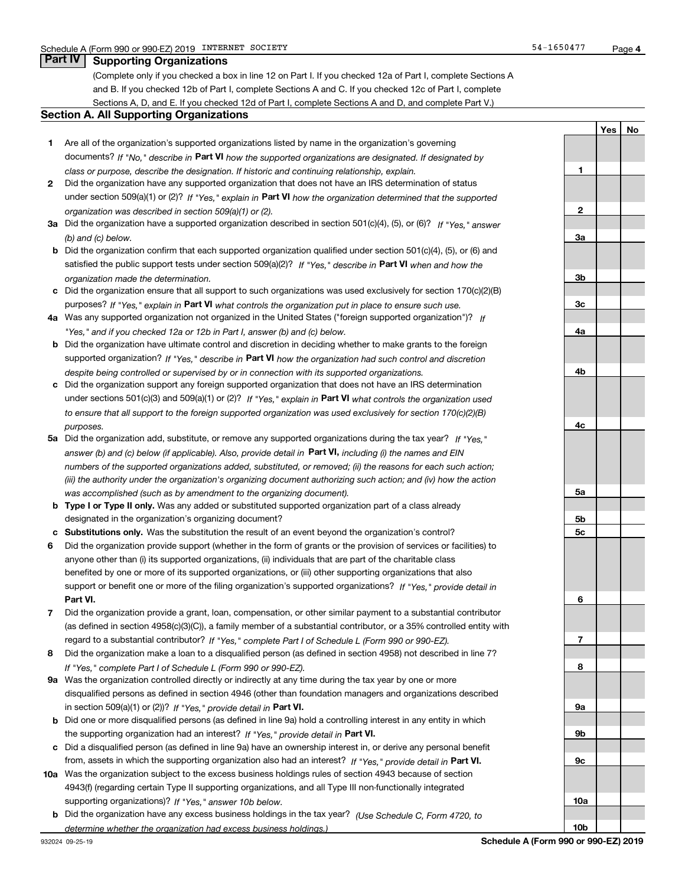Schedule A (Form 990 or 990-EZ) 2019 INTERNET SOCIETY 54-1650477

## Part IV Supporting Organizations

(Complete only if you checked a box in line 12 on Part I. If you checked 12a of Part I, complete Sections A and B. If you checked 12b of Part I, complete Sections A and C. If you checked 12c of Part I, complete Sections A, D, and E. If you checked 12d of Part I, complete Sections A and D, and complete Part V.)

### Section A. All Supporting Organizations

| | | | Yes | No |
|---|---|---|---|---|
| **1** | Are all of the organization's supported organizations listed by name in the organization's governing documents? *If "No," describe in* **Part VI** *how the supported organizations are designated. If designated by class or purpose, describe the designation. If historic and continuing relationship, explain.* | 1 | | |
| **2** | Did the organization have any supported organization that does not have an IRS determination of status under section 509(a)(1) or (2)? *If "Yes," explain in* **Part VI** *how the organization determined that the supported organization was described in section 509(a)(1) or (2).* | 2 | | |
| **3a** | Did the organization have a supported organization described in section 501(c)(4), (5), or (6)? *If "Yes," answer (b) and (c) below.* | 3a | | |
| **b** | Did the organization confirm that each supported organization qualified under section 501(c)(4), (5), or (6) and satisfied the public support tests under section 509(a)(2)? *If "Yes," describe in* **Part VI** *when and how the organization made the determination.* | 3b | | |
| **c** | Did the organization ensure that all support to such organizations was used exclusively for section 170(c)(2)(B) purposes? *If "Yes," explain in* **Part VI** *what controls the organization put in place to ensure such use.* | 3c | | |
| **4a** | Was any supported organization not organized in the United States ("foreign supported organization")? *If "Yes," and if you checked 12a or 12b in Part I, answer (b) and (c) below.* | 4a | | |
| **b** | Did the organization have ultimate control and discretion in deciding whether to make grants to the foreign supported organization? *If "Yes," describe in* **Part VI** *how the organization had such control and discretion despite being controlled or supervised by or in connection with its supported organizations.* | 4b | | |
| **c** | Did the organization support any foreign supported organization that does not have an IRS determination under sections 501(c)(3) and 509(a)(1) or (2)? *If "Yes," explain in* **Part VI** *what controls the organization used to ensure that all support to the foreign supported organization was used exclusively for section 170(c)(2)(B) purposes.* | 4c | | |
| **5a** | Did the organization add, substitute, or remove any supported organizations during the tax year? *If "Yes," answer (b) and (c) below (if applicable). Also, provide detail in* **Part VI,** *including (i) the names and EIN numbers of the supported organizations added, substituted, or removed; (ii) the reasons for each such action; (iii) the authority under the organization's organizing document authorizing such action; and (iv) how the action was accomplished (such as by amendment to the organizing document).* | 5a | | |
| **b** | **Type I or Type II only.** Was any added or substituted supported organization part of a class already designated in the organization's organizing document? | 5b | | |
| **c** | **Substitutions only.** Was the substitution the result of an event beyond the organization's control? | 5c | | |
| **6** | Did the organization provide support (whether in the form of grants or the provision of services or facilities) to anyone other than (i) its supported organizations, (ii) individuals that are part of the charitable class benefited by one or more of its supported organizations, or (iii) other supporting organizations that also support or benefit one or more of the filing organization's supported organizations? *If "Yes," provide detail in* **Part VI.** | 6 | | |
| **7** | Did the organization provide a grant, loan, compensation, or other similar payment to a substantial contributor (as defined in section 4958(c)(3)(C)), a family member of a substantial contributor, or a 35% controlled entity with regard to a substantial contributor? *If "Yes," complete Part I of Schedule L (Form 990 or 990-EZ).* | 7 | | |
| **8** | Did the organization make a loan to a disqualified person (as defined in section 4958) not described in line 7? *If "Yes," complete Part I of Schedule L (Form 990 or 990-EZ).* | 8 | | |
| **9a** | Was the organization controlled directly or indirectly at any time during the tax year by one or more disqualified persons as defined in section 4946 (other than foundation managers and organizations described in section 509(a)(1) or (2))? *If "Yes," provide detail in* **Part VI.** | 9a | | |
| **b** | Did one or more disqualified persons (as defined in line 9a) hold a controlling interest in any entity in which the supporting organization had an interest? *If "Yes," provide detail in* **Part VI.** | 9b | | |
| **c** | Did a disqualified person (as defined in line 9a) have an ownership interest in, or derive any personal benefit from, assets in which the supporting organization also had an interest? *If "Yes," provide detail in* **Part VI.** | 9c | | |
| **10a** | Was the organization subject to the excess business holdings rules of section 4943 because of section 4943(f) (regarding certain Type II supporting organizations, and all Type III non-functionally integrated supporting organizations)? *If "Yes," answer 10b below.* | 10a | | |
| **b** | Did the organization have any excess business holdings in the tax year? *(Use Schedule C, Form 4720, to determine whether the organization had excess business holdings.)* | 10b | | |

932024 09-25-19 **Schedule A (Form 990 or 990-EZ) 2019**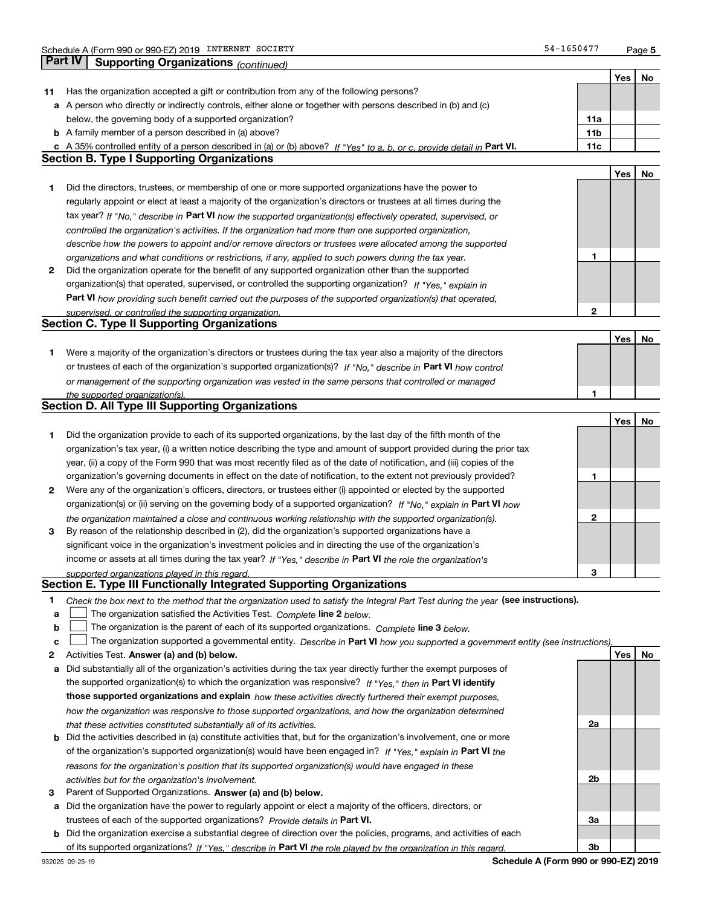## Part IV Supporting Organizations *(continued)*

| | | | Yes | No |
|---|---|---|---|---|
| **11** | Has the organization accepted a gift or contribution from any of the following persons? | | | |
| **a** | A person who directly or indirectly controls, either alone or together with persons described in (b) and (c) below, the governing body of a supported organization? | **11a** | | |
| **b** | A family member of a person described in (a) above? | **11b** | | |
| **c** | A 35% controlled entity of a person described in (a) or (b) above? *If "Yes" to a, b, or c, provide detail in* **Part VI.** | **11c** | | |

### Section B. Type I Supporting Organizations

| | | | Yes | No |
|---|---|---|---|---|
| **1** | Did the directors, trustees, or membership of one or more supported organizations have the power to regularly appoint or elect at least a majority of the organization's directors or trustees at all times during the tax year? *If "No," describe in* **Part VI** *how the supported organization(s) effectively operated, supervised, or controlled the organization's activities. If the organization had more than one supported organization, describe how the powers to appoint and/or remove directors or trustees were allocated among the supported organizations and what conditions or restrictions, if any, applied to such powers during the tax year.* | **1** | | |
| **2** | Did the organization operate for the benefit of any supported organization other than the supported organization(s) that operated, supervised, or controlled the supporting organization? *If "Yes," explain in* **Part VI** *how providing such benefit carried out the purposes of the supported organization(s) that operated, supervised, or controlled the supporting organization.* | **2** | | |

### Section C. Type II Supporting Organizations

| | | | Yes | No |
|---|---|---|---|---|
| **1** | Were a majority of the organization's directors or trustees during the tax year also a majority of the directors or trustees of each of the organization's supported organization(s)? *If "No," describe in* **Part VI** *how control or management of the supporting organization was vested in the same persons that controlled or managed the supported organization(s).* | **1** | | |

### Section D. All Type III Supporting Organizations

| | | | Yes | No |
|---|---|---|---|---|
| **1** | Did the organization provide to each of its supported organizations, by the last day of the fifth month of the organization's tax year, (i) a written notice describing the type and amount of support provided during the prior tax year, (ii) a copy of the Form 990 that was most recently filed as of the date of notification, and (iii) copies of the organization's governing documents in effect on the date of notification, to the extent not previously provided? | **1** | | |
| **2** | Were any of the organization's officers, directors, or trustees either (i) appointed or elected by the supported organization(s) or (ii) serving on the governing body of a supported organization? *If "No," explain in* **Part VI** *how the organization maintained a close and continuous working relationship with the supported organization(s).* | **2** | | |
| **3** | By reason of the relationship described in (2), did the organization's supported organizations have a significant voice in the organization's investment policies and in directing the use of the organization's income or assets at all times during the tax year? *If "Yes," describe in* **Part VI** *the role the organization's supported organizations played in this regard.* | **3** | | |

### Section E. Type III Functionally Integrated Supporting Organizations

**1** *Check the box next to the method that the organization used to satisfy the Integral Part Test during the year* **(see instructions).**

- **a** ☐ The organization satisfied the Activities Test. *Complete* **line 2** *below.*
- **b** ☐ The organization is the parent of each of its supported organizations. *Complete* **line 3** *below.*
- **c** ☐ The organization supported a governmental entity. *Describe in* **Part VI** *how you supported a government entity (see instructions).*

| | | | Yes | No |
|---|---|---|---|---|
| **2** | Activities Test. **Answer (a) and (b) below.** | | | |
| **a** | Did substantially all of the organization's activities during the tax year directly further the exempt purposes of the supported organization(s) to which the organization was responsive? *If "Yes," then in* **Part VI identify those supported organizations and explain** *how these activities directly furthered their exempt purposes, how the organization was responsive to those supported organizations, and how the organization determined that these activities constituted substantially all of its activities.* | **2a** | | |
| **b** | Did the activities described in (a) constitute activities that, but for the organization's involvement, one or more of the organization's supported organization(s) would have been engaged in? *If "Yes," explain in* **Part VI** *the reasons for the organization's position that its supported organization(s) would have engaged in these activities but for the organization's involvement.* | **2b** | | |
| **3** | Parent of Supported Organizations. **Answer (a) and (b) below.** | | | |
| **a** | Did the organization have the power to regularly appoint or elect a majority of the officers, directors, or trustees of each of the supported organizations? *Provide details in* **Part VI.** | **3a** | | |
| **b** | Did the organization exercise a substantial degree of direction over the policies, programs, and activities of each of its supported organizations? *If "Yes," describe in* **Part VI** *the role played by the organization in this regard.* | **3b** | | |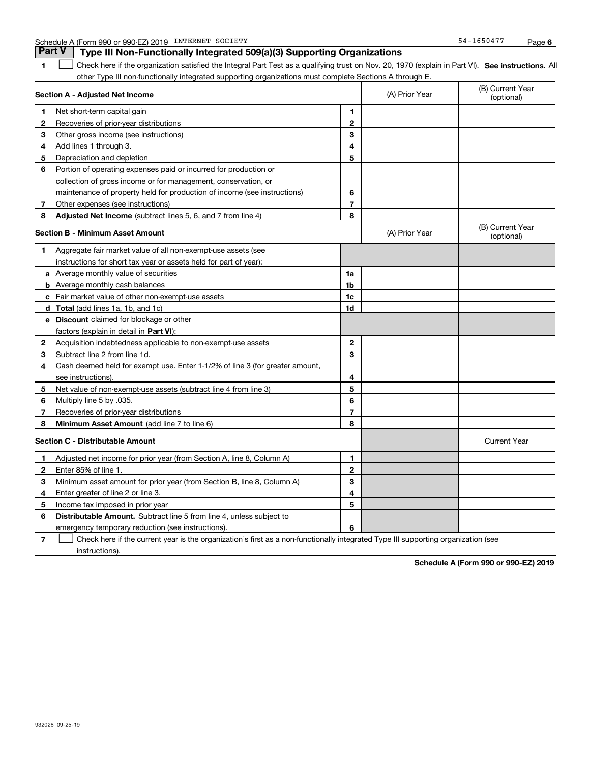Schedule A (Form 990 or 990-EZ) 2019 INTERNET SOCIETY 54-1650477

## Part V Type III Non-Functionally Integrated 509(a)(3) Supporting Organizations

1 ☐ Check here if the organization satisfied the Integral Part Test as a qualifying trust on Nov. 20, 1970 (explain in Part VI). **See instructions.** All other Type III non-functionally integrated supporting organizations must complete Sections A through E.

| **Section A - Adjusted Net Income** | | | (A) Prior Year | (B) Current Year (optional) |
|---|---|---|---|---|
| 1 | Net short-term capital gain | 1 | | |
| 2 | Recoveries of prior-year distributions | 2 | | |
| 3 | Other gross income (see instructions) | 3 | | |
| 4 | Add lines 1 through 3. | 4 | | |
| 5 | Depreciation and depletion | 5 | | |
| 6 | Portion of operating expenses paid or incurred for production or collection of gross income or for management, conservation, or maintenance of property held for production of income (see instructions) | 6 | | |
| 7 | Other expenses (see instructions) | 7 | | |
| 8 | **Adjusted Net Income** (subtract lines 5, 6, and 7 from line 4) | 8 | | |

| **Section B - Minimum Asset Amount** | | | (A) Prior Year | (B) Current Year (optional) |
|---|---|---|---|---|
| 1 | Aggregate fair market value of all non-exempt-use assets (see instructions for short tax year or assets held for part of year): | | | |
| a | Average monthly value of securities | 1a | | |
| b | Average monthly cash balances | 1b | | |
| c | Fair market value of other non-exempt-use assets | 1c | | |
| d | **Total** (add lines 1a, 1b, and 1c) | 1d | | |
| e | **Discount** claimed for blockage or other factors (explain in detail in **Part VI**): | | | |
| 2 | Acquisition indebtedness applicable to non-exempt-use assets | 2 | | |
| 3 | Subtract line 2 from line 1d. | 3 | | |
| 4 | Cash deemed held for exempt use. Enter 1-1/2% of line 3 (for greater amount, see instructions). | 4 | | |
| 5 | Net value of non-exempt-use assets (subtract line 4 from line 3) | 5 | | |
| 6 | Multiply line 5 by .035. | 6 | | |
| 7 | Recoveries of prior-year distributions | 7 | | |
| 8 | **Minimum Asset Amount** (add line 7 to line 6) | 8 | | |

| **Section C - Distributable Amount** | | | | Current Year |
|---|---|---|---|---|
| 1 | Adjusted net income for prior year (from Section A, line 8, Column A) | 1 | | |
| 2 | Enter 85% of line 1. | 2 | | |
| 3 | Minimum asset amount for prior year (from Section B, line 8, Column A) | 3 | | |
| 4 | Enter greater of line 2 or line 3. | 4 | | |
| 5 | Income tax imposed in prior year | 5 | | |
| 6 | **Distributable Amount.** Subtract line 5 from line 4, unless subject to emergency temporary reduction (see instructions). | 6 | | |

7 ☐ Check here if the current year is the organization's first as a non-functionally integrated Type III supporting organization (see instructions).

**Schedule A (Form 990 or 990-EZ) 2019**

932026 09-25-19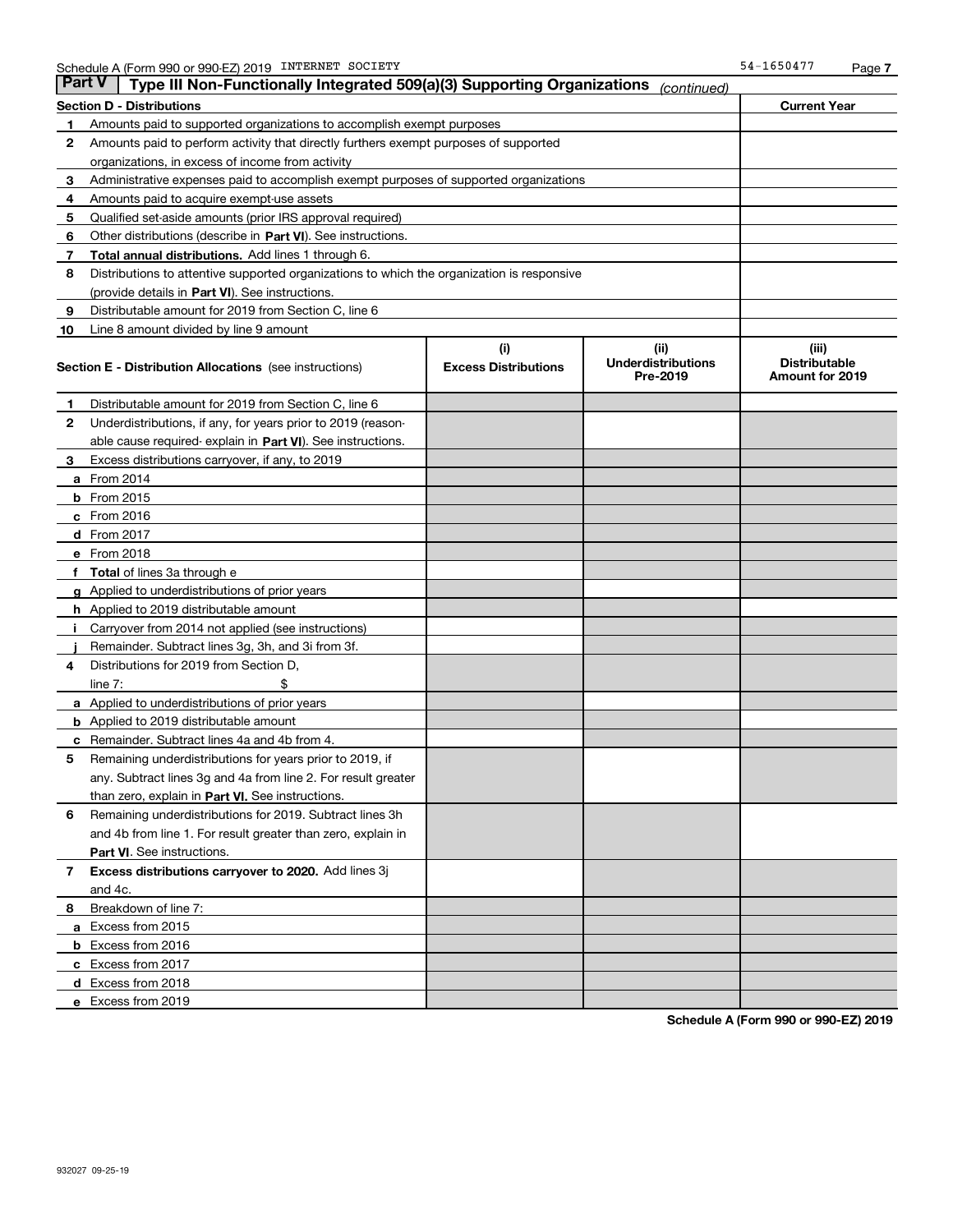Schedule A (Form 990 or 990-EZ) 2019 INTERNET SOCIETY 54-1650477

## Part V Type III Non-Functionally Integrated 509(a)(3) Supporting Organizations *(continued)*

| Section D - Distributions | | Current Year |
|---|---|---|
| 1 | Amounts paid to supported organizations to accomplish exempt purposes | |
| 2 | Amounts paid to perform activity that directly furthers exempt purposes of supported organizations, in excess of income from activity | |
| 3 | Administrative expenses paid to accomplish exempt purposes of supported organizations | |
| 4 | Amounts paid to acquire exempt-use assets | |
| 5 | Qualified set-aside amounts (prior IRS approval required) | |
| 6 | Other distributions (describe in **Part VI**). See instructions. | |
| 7 | **Total annual distributions.** Add lines 1 through 6. | |
| 8 | Distributions to attentive supported organizations to which the organization is responsive (provide details in **Part VI**). See instructions. | |
| 9 | Distributable amount for 2019 from Section C, line 6 | |
| 10 | Line 8 amount divided by line 9 amount | |

| Section E - Distribution Allocations (see instructions) | | (i) Excess Distributions | (ii) Underdistributions Pre-2019 | (iii) Distributable Amount for 2019 |
|---|---|---|---|---|
| 1 | Distributable amount for 2019 from Section C, line 6 | | | |
| 2 | Underdistributions, if any, for years prior to 2019 (reasonable cause required- explain in **Part VI**). See instructions. | | | |
| 3 | Excess distributions carryover, if any, to 2019 | | | |
| a | From 2014 | | | |
| b | From 2015 | | | |
| c | From 2016 | | | |
| d | From 2017 | | | |
| e | From 2018 | | | |
| f | **Total** of lines 3a through e | | | |
| g | Applied to underdistributions of prior years | | | |
| h | Applied to 2019 distributable amount | | | |
| i | Carryover from 2014 not applied (see instructions) | | | |
| j | Remainder. Subtract lines 3g, 3h, and 3i from 3f. | | | |
| 4 | Distributions for 2019 from Section D, line 7: $ | | | |
| a | Applied to underdistributions of prior years | | | |
| b | Applied to 2019 distributable amount | | | |
| c | Remainder. Subtract lines 4a and 4b from 4. | | | |
| 5 | Remaining underdistributions for years prior to 2019, if any. Subtract lines 3g and 4a from line 2. For result greater than zero, explain in **Part VI**. See instructions. | | | |
| 6 | Remaining underdistributions for 2019. Subtract lines 3h and 4b from line 1. For result greater than zero, explain in **Part VI**. See instructions. | | | |
| 7 | **Excess distributions carryover to 2020.** Add lines 3j and 4c. | | | |
| 8 | Breakdown of line 7: | | | |
| a | Excess from 2015 | | | |
| b | Excess from 2016 | | | |
| c | Excess from 2017 | | | |
| d | Excess from 2018 | | | |
| e | Excess from 2019 | | | |

**Schedule A (Form 990 or 990-EZ) 2019**

932027 09-25-19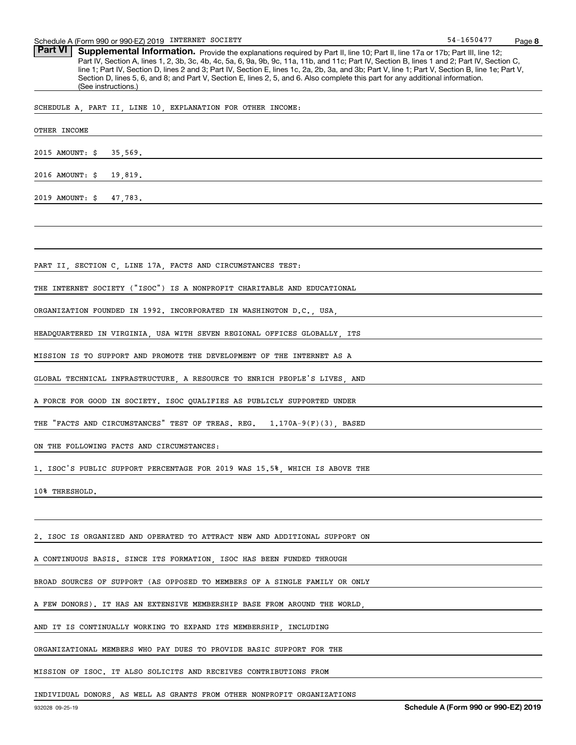**Part VI** **Supplemental Information.** Provide the explanations required by Part II, line 10; Part II, line 17a or 17b; Part III, line 12; Part IV, Section A, lines 1, 2, 3b, 3c, 4b, 4c, 5a, 6, 9a, 9b, 9c, 11a, 11b, and 11c; Part IV, Section B, lines 1 and 2; Part IV, Section C, line 1; Part IV, Section D, lines 2 and 3; Part IV, Section E, lines 1c, 2a, 2b, 3a, and 3b; Part V, line 1; Part V, Section B, line 1e; Part V, Section D, lines 5, 6, and 8; and Part V, Section E, lines 2, 5, and 6. Also complete this part for any additional information. (See instructions.)

SCHEDULE A, PART II, LINE 10, EXPLANATION FOR OTHER INCOME:

OTHER INCOME

2015 AMOUNT: $ 35,569.

2016 AMOUNT: $ 19,819.

2019 AMOUNT: $ 47,783.

PART II, SECTION C, LINE 17A, FACTS AND CIRCUMSTANCES TEST:

THE INTERNET SOCIETY ("ISOC") IS A NONPROFIT CHARITABLE AND EDUCATIONAL ORGANIZATION FOUNDED IN 1992. INCORPORATED IN WASHINGTON D.C., USA, HEADQUARTERED IN VIRGINIA, USA WITH SEVEN REGIONAL OFFICES GLOBALLY, ITS MISSION IS TO SUPPORT AND PROMOTE THE DEVELOPMENT OF THE INTERNET AS A GLOBAL TECHNICAL INFRASTRUCTURE, A RESOURCE TO ENRICH PEOPLE'S LIVES, AND A FORCE FOR GOOD IN SOCIETY. ISOC QUALIFIES AS PUBLICLY SUPPORTED UNDER THE "FACTS AND CIRCUMSTANCES" TEST OF TREAS. REG. 1.170A-9(F)(3), BASED ON THE FOLLOWING FACTS AND CIRCUMSTANCES:

1. ISOC'S PUBLIC SUPPORT PERCENTAGE FOR 2019 WAS 15.5%, WHICH IS ABOVE THE 10% THRESHOLD.

2. ISOC IS ORGANIZED AND OPERATED TO ATTRACT NEW AND ADDITIONAL SUPPORT ON A CONTINUOUS BASIS. SINCE ITS FORMATION, ISOC HAS BEEN FUNDED THROUGH BROAD SOURCES OF SUPPORT (AS OPPOSED TO MEMBERS OF A SINGLE FAMILY OR ONLY A FEW DONORS). IT HAS AN EXTENSIVE MEMBERSHIP BASE FROM AROUND THE WORLD, AND IT IS CONTINUALLY WORKING TO EXPAND ITS MEMBERSHIP, INCLUDING ORGANIZATIONAL MEMBERS WHO PAY DUES TO PROVIDE BASIC SUPPORT FOR THE MISSION OF ISOC. IT ALSO SOLICITS AND RECEIVES CONTRIBUTIONS FROM INDIVIDUAL DONORS, AS WELL AS GRANTS FROM OTHER NONPROFIT ORGANIZATIONS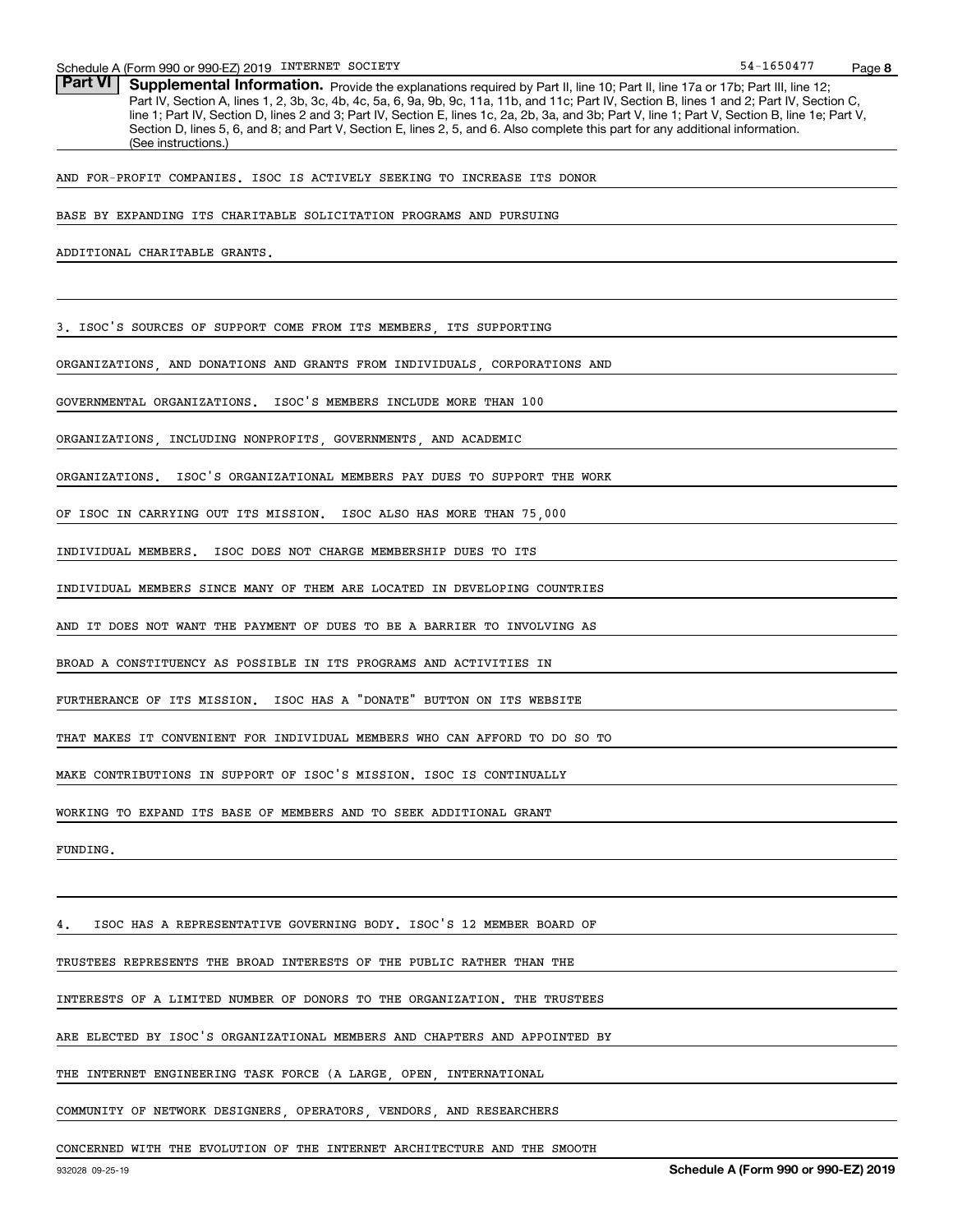**Part VI** **Supplemental Information.** Provide the explanations required by Part II, line 10; Part II, line 17a or 17b; Part III, line 12; Part IV, Section A, lines 1, 2, 3b, 3c, 4b, 4c, 5a, 6, 9a, 9b, 9c, 11a, 11b, and 11c; Part IV, Section B, lines 1 and 2; Part IV, Section C, line 1; Part IV, Section D, lines 2 and 3; Part IV, Section E, lines 1c, 2a, 2b, 3a, and 3b; Part V, line 1; Part V, Section B, line 1e; Part V, Section D, lines 5, 6, and 8; and Part V, Section E, lines 2, 5, and 6. Also complete this part for any additional information. (See instructions.)

AND FOR-PROFIT COMPANIES. ISOC IS ACTIVELY SEEKING TO INCREASE ITS DONOR BASE BY EXPANDING ITS CHARITABLE SOLICITATION PROGRAMS AND PURSUING ADDITIONAL CHARITABLE GRANTS.

3. ISOC'S SOURCES OF SUPPORT COME FROM ITS MEMBERS, ITS SUPPORTING ORGANIZATIONS, AND DONATIONS AND GRANTS FROM INDIVIDUALS, CORPORATIONS AND GOVERNMENTAL ORGANIZATIONS. ISOC'S MEMBERS INCLUDE MORE THAN 100 ORGANIZATIONS, INCLUDING NONPROFITS, GOVERNMENTS, AND ACADEMIC ORGANIZATIONS. ISOC'S ORGANIZATIONAL MEMBERS PAY DUES TO SUPPORT THE WORK OF ISOC IN CARRYING OUT ITS MISSION. ISOC ALSO HAS MORE THAN 75,000 INDIVIDUAL MEMBERS. ISOC DOES NOT CHARGE MEMBERSHIP DUES TO ITS INDIVIDUAL MEMBERS SINCE MANY OF THEM ARE LOCATED IN DEVELOPING COUNTRIES AND IT DOES NOT WANT THE PAYMENT OF DUES TO BE A BARRIER TO INVOLVING AS BROAD A CONSTITUENCY AS POSSIBLE IN ITS PROGRAMS AND ACTIVITIES IN FURTHERANCE OF ITS MISSION. ISOC HAS A "DONATE" BUTTON ON ITS WEBSITE THAT MAKES IT CONVENIENT FOR INDIVIDUAL MEMBERS WHO CAN AFFORD TO DO SO TO MAKE CONTRIBUTIONS IN SUPPORT OF ISOC'S MISSION. ISOC IS CONTINUALLY WORKING TO EXPAND ITS BASE OF MEMBERS AND TO SEEK ADDITIONAL GRANT FUNDING.

4. ISOC HAS A REPRESENTATIVE GOVERNING BODY. ISOC'S 12 MEMBER BOARD OF TRUSTEES REPRESENTS THE BROAD INTERESTS OF THE PUBLIC RATHER THAN THE INTERESTS OF A LIMITED NUMBER OF DONORS TO THE ORGANIZATION. THE TRUSTEES ARE ELECTED BY ISOC'S ORGANIZATIONAL MEMBERS AND CHAPTERS AND APPOINTED BY THE INTERNET ENGINEERING TASK FORCE (A LARGE, OPEN, INTERNATIONAL COMMUNITY OF NETWORK DESIGNERS, OPERATORS, VENDORS, AND RESEARCHERS CONCERNED WITH THE EVOLUTION OF THE INTERNET ARCHITECTURE AND THE SMOOTH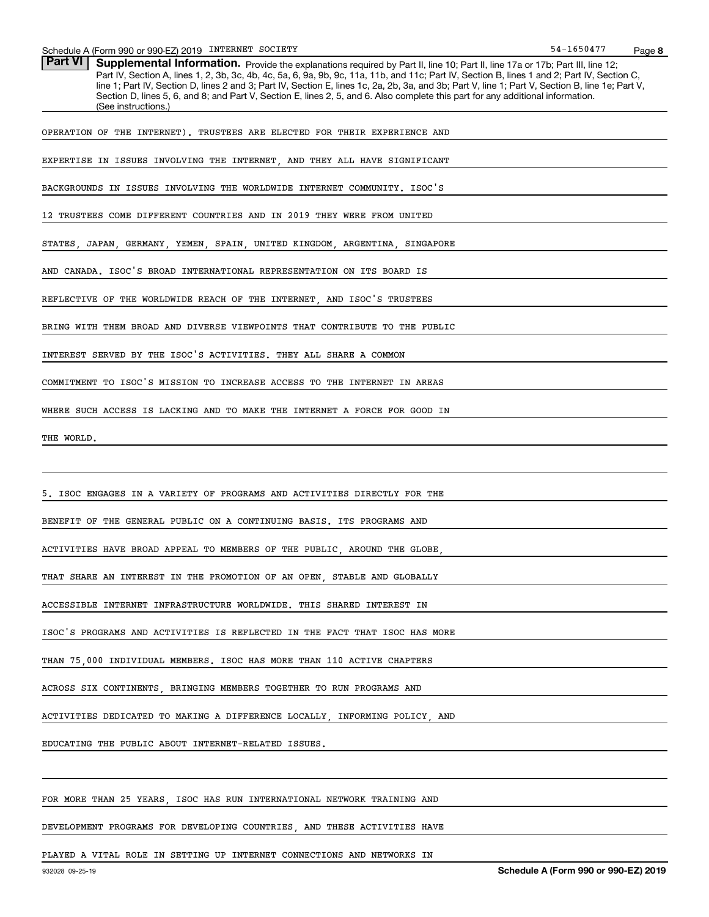**Part VI** **Supplemental Information.** Provide the explanations required by Part II, line 10; Part II, line 17a or 17b; Part III, line 12; Part IV, Section A, lines 1, 2, 3b, 3c, 4b, 4c, 5a, 6, 9a, 9b, 9c, 11a, 11b, and 11c; Part IV, Section B, lines 1 and 2; Part IV, Section C, line 1; Part IV, Section D, lines 2 and 3; Part IV, Section E, lines 1c, 2a, 2b, 3a, and 3b; Part V, line 1; Part V, Section B, line 1e; Part V, Section D, lines 5, 6, and 8; and Part V, Section E, lines 2, 5, and 6. Also complete this part for any additional information. (See instructions.)

OPERATION OF THE INTERNET). TRUSTEES ARE ELECTED FOR THEIR EXPERIENCE AND EXPERTISE IN ISSUES INVOLVING THE INTERNET, AND THEY ALL HAVE SIGNIFICANT BACKGROUNDS IN ISSUES INVOLVING THE WORLDWIDE INTERNET COMMUNITY. ISOC'S 12 TRUSTEES COME DIFFERENT COUNTRIES AND IN 2019 THEY WERE FROM UNITED STATES, JAPAN, GERMANY, YEMEN, SPAIN, UNITED KINGDOM, ARGENTINA, SINGAPORE AND CANADA. ISOC'S BROAD INTERNATIONAL REPRESENTATION ON ITS BOARD IS REFLECTIVE OF THE WORLDWIDE REACH OF THE INTERNET, AND ISOC'S TRUSTEES BRING WITH THEM BROAD AND DIVERSE VIEWPOINTS THAT CONTRIBUTE TO THE PUBLIC INTEREST SERVED BY THE ISOC'S ACTIVITIES. THEY ALL SHARE A COMMON COMMITMENT TO ISOC'S MISSION TO INCREASE ACCESS TO THE INTERNET IN AREAS WHERE SUCH ACCESS IS LACKING AND TO MAKE THE INTERNET A FORCE FOR GOOD IN THE WORLD.

5. ISOC ENGAGES IN A VARIETY OF PROGRAMS AND ACTIVITIES DIRECTLY FOR THE BENEFIT OF THE GENERAL PUBLIC ON A CONTINUING BASIS. ITS PROGRAMS AND ACTIVITIES HAVE BROAD APPEAL TO MEMBERS OF THE PUBLIC, AROUND THE GLOBE, THAT SHARE AN INTEREST IN THE PROMOTION OF AN OPEN, STABLE AND GLOBALLY ACCESSIBLE INTERNET INFRASTRUCTURE WORLDWIDE. THIS SHARED INTEREST IN ISOC'S PROGRAMS AND ACTIVITIES IS REFLECTED IN THE FACT THAT ISOC HAS MORE THAN 75,000 INDIVIDUAL MEMBERS. ISOC HAS MORE THAN 110 ACTIVE CHAPTERS ACROSS SIX CONTINENTS, BRINGING MEMBERS TOGETHER TO RUN PROGRAMS AND ACTIVITIES DEDICATED TO MAKING A DIFFERENCE LOCALLY, INFORMING POLICY, AND EDUCATING THE PUBLIC ABOUT INTERNET-RELATED ISSUES.

FOR MORE THAN 25 YEARS, ISOC HAS RUN INTERNATIONAL NETWORK TRAINING AND DEVELOPMENT PROGRAMS FOR DEVELOPING COUNTRIES, AND THESE ACTIVITIES HAVE PLAYED A VITAL ROLE IN SETTING UP INTERNET CONNECTIONS AND NETWORKS IN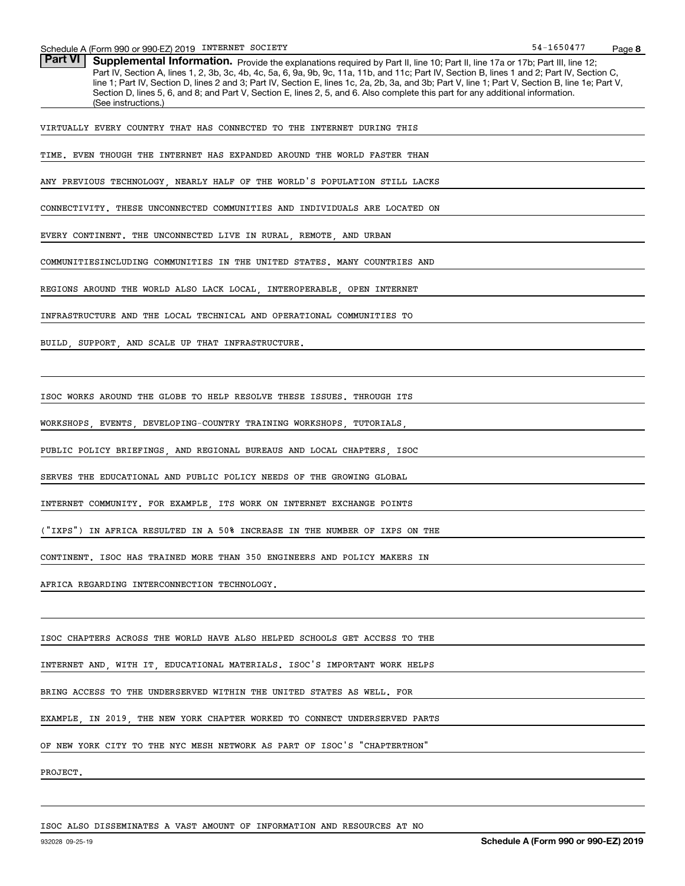**Part VI** **Supplemental Information.** Provide the explanations required by Part II, line 10; Part II, line 17a or 17b; Part III, line 12; Part IV, Section A, lines 1, 2, 3b, 3c, 4b, 4c, 5a, 6, 9a, 9b, 9c, 11a, 11b, and 11c; Part IV, Section B, lines 1 and 2; Part IV, Section C, line 1; Part IV, Section D, lines 2 and 3; Part IV, Section E, lines 1c, 2a, 2b, 3a, and 3b; Part V, line 1; Part V, Section B, line 1e; Part V, Section D, lines 5, 6, and 8; and Part V, Section E, lines 2, 5, and 6. Also complete this part for any additional information. (See instructions.)

VIRTUALLY EVERY COUNTRY THAT HAS CONNECTED TO THE INTERNET DURING THIS TIME. EVEN THOUGH THE INTERNET HAS EXPANDED AROUND THE WORLD FASTER THAN ANY PREVIOUS TECHNOLOGY, NEARLY HALF OF THE WORLD'S POPULATION STILL LACKS CONNECTIVITY. THESE UNCONNECTED COMMUNITIES AND INDIVIDUALS ARE LOCATED ON EVERY CONTINENT. THE UNCONNECTED LIVE IN RURAL, REMOTE, AND URBAN COMMUNITIESINCLUDING COMMUNITIES IN THE UNITED STATES. MANY COUNTRIES AND REGIONS AROUND THE WORLD ALSO LACK LOCAL, INTEROPERABLE, OPEN INTERNET INFRASTRUCTURE AND THE LOCAL TECHNICAL AND OPERATIONAL COMMUNITIES TO BUILD, SUPPORT, AND SCALE UP THAT INFRASTRUCTURE.

ISOC WORKS AROUND THE GLOBE TO HELP RESOLVE THESE ISSUES. THROUGH ITS WORKSHOPS, EVENTS, DEVELOPING-COUNTRY TRAINING WORKSHOPS, TUTORIALS, PUBLIC POLICY BRIEFINGS, AND REGIONAL BUREAUS AND LOCAL CHAPTERS, ISOC SERVES THE EDUCATIONAL AND PUBLIC POLICY NEEDS OF THE GROWING GLOBAL INTERNET COMMUNITY. FOR EXAMPLE, ITS WORK ON INTERNET EXCHANGE POINTS ("IXPS") IN AFRICA RESULTED IN A 50% INCREASE IN THE NUMBER OF IXPS ON THE CONTINENT. ISOC HAS TRAINED MORE THAN 350 ENGINEERS AND POLICY MAKERS IN AFRICA REGARDING INTERCONNECTION TECHNOLOGY.

ISOC CHAPTERS ACROSS THE WORLD HAVE ALSO HELPED SCHOOLS GET ACCESS TO THE INTERNET AND, WITH IT, EDUCATIONAL MATERIALS. ISOC'S IMPORTANT WORK HELPS BRING ACCESS TO THE UNDERSERVED WITHIN THE UNITED STATES AS WELL. FOR EXAMPLE, IN 2019, THE NEW YORK CHAPTER WORKED TO CONNECT UNDERSERVED PARTS OF NEW YORK CITY TO THE NYC MESH NETWORK AS PART OF ISOC'S "CHAPTERTHON" PROJECT.

ISOC ALSO DISSEMINATES A VAST AMOUNT OF INFORMATION AND RESOURCES AT NO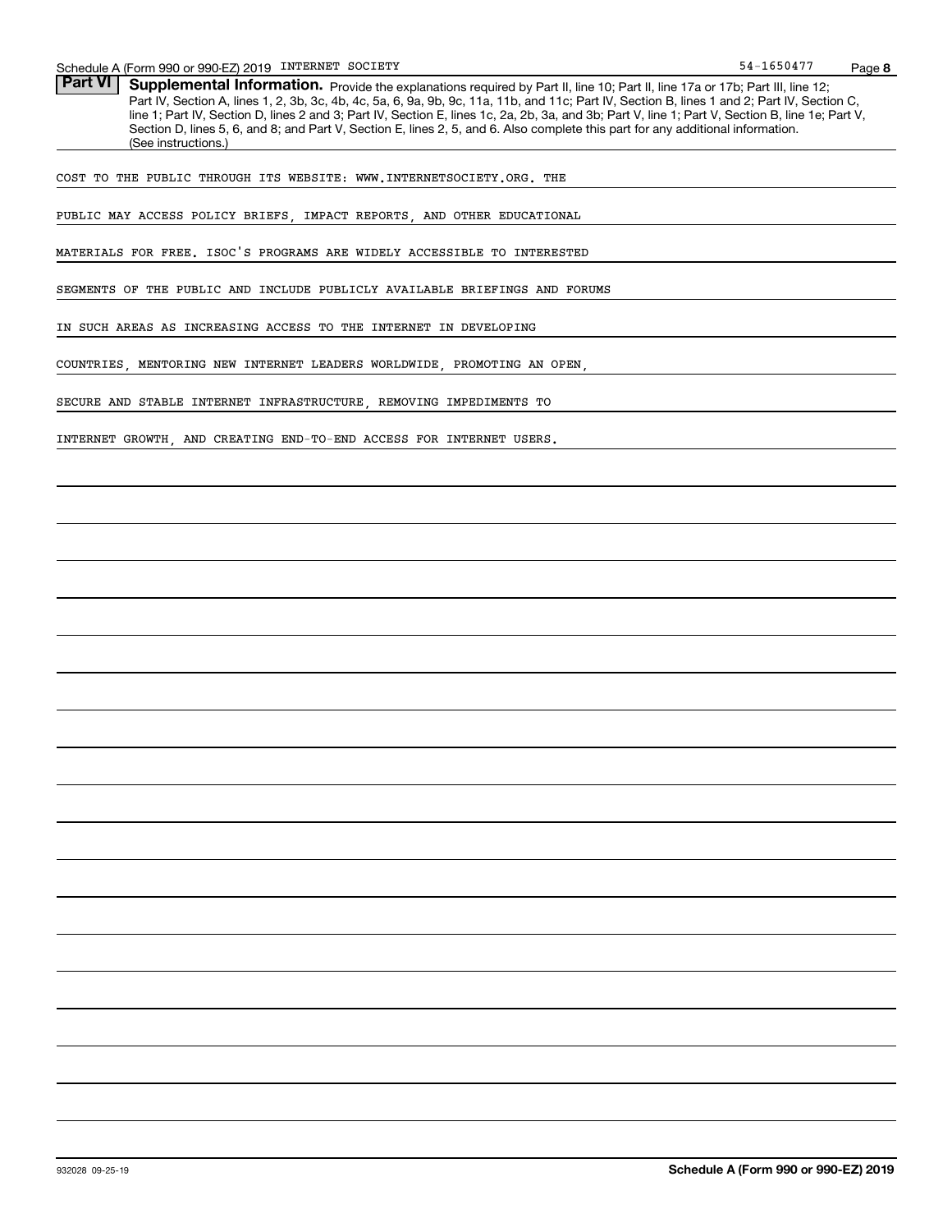Schedule A (Form 990 or 990-EZ) 2019 INTERNET SOCIETY 54-1650477

**Part VI** **Supplemental Information.** Provide the explanations required by Part II, line 10; Part II, line 17a or 17b; Part III, line 12; Part IV, Section A, lines 1, 2, 3b, 3c, 4b, 4c, 5a, 6, 9a, 9b, 9c, 11a, 11b, and 11c; Part IV, Section B, lines 1 and 2; Part IV, Section C, line 1; Part IV, Section D, lines 2 and 3; Part IV, Section E, lines 1c, 2a, 2b, 3a, and 3b; Part V, line 1; Part V, Section B, line 1e; Part V, Section D, lines 5, 6, and 8; and Part V, Section E, lines 2, 5, and 6. Also complete this part for any additional information. (See instructions.)

COST TO THE PUBLIC THROUGH ITS WEBSITE: WWW.INTERNETSOCIETY.ORG. THE PUBLIC MAY ACCESS POLICY BRIEFS, IMPACT REPORTS, AND OTHER EDUCATIONAL MATERIALS FOR FREE. ISOC'S PROGRAMS ARE WIDELY ACCESSIBLE TO INTERESTED SEGMENTS OF THE PUBLIC AND INCLUDE PUBLICLY AVAILABLE BRIEFINGS AND FORUMS IN SUCH AREAS AS INCREASING ACCESS TO THE INTERNET IN DEVELOPING COUNTRIES, MENTORING NEW INTERNET LEADERS WORLDWIDE, PROMOTING AN OPEN, SECURE AND STABLE INTERNET INFRASTRUCTURE, REMOVING IMPEDIMENTS TO INTERNET GROWTH, AND CREATING END-TO-END ACCESS FOR INTERNET USERS.

932028 09-25-19 **Schedule A (Form 990 or 990-EZ) 2019**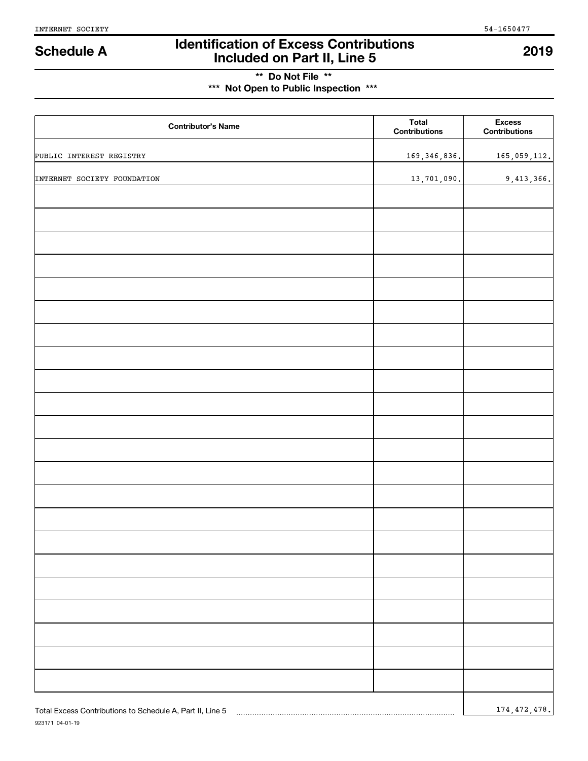INTERNET SOCIETY 54-1650477

# Schedule A — Identification of Excess Contributions Included on Part II, Line 5 — 2019

**\*\* Do Not File \*\***
**\*\*\* Not Open to Public Inspection \*\*\***

| Contributor's Name | Total Contributions | Excess Contributions |
|---|---|---|
| PUBLIC INTEREST REGISTRY | 169,346,836. | 165,059,112. |
| INTERNET SOCIETY FOUNDATION | 13,701,090. | 9,413,366. |

Total Excess Contributions to Schedule A, Part II, Line 5 ........ 174,472,478.

923171 04-01-19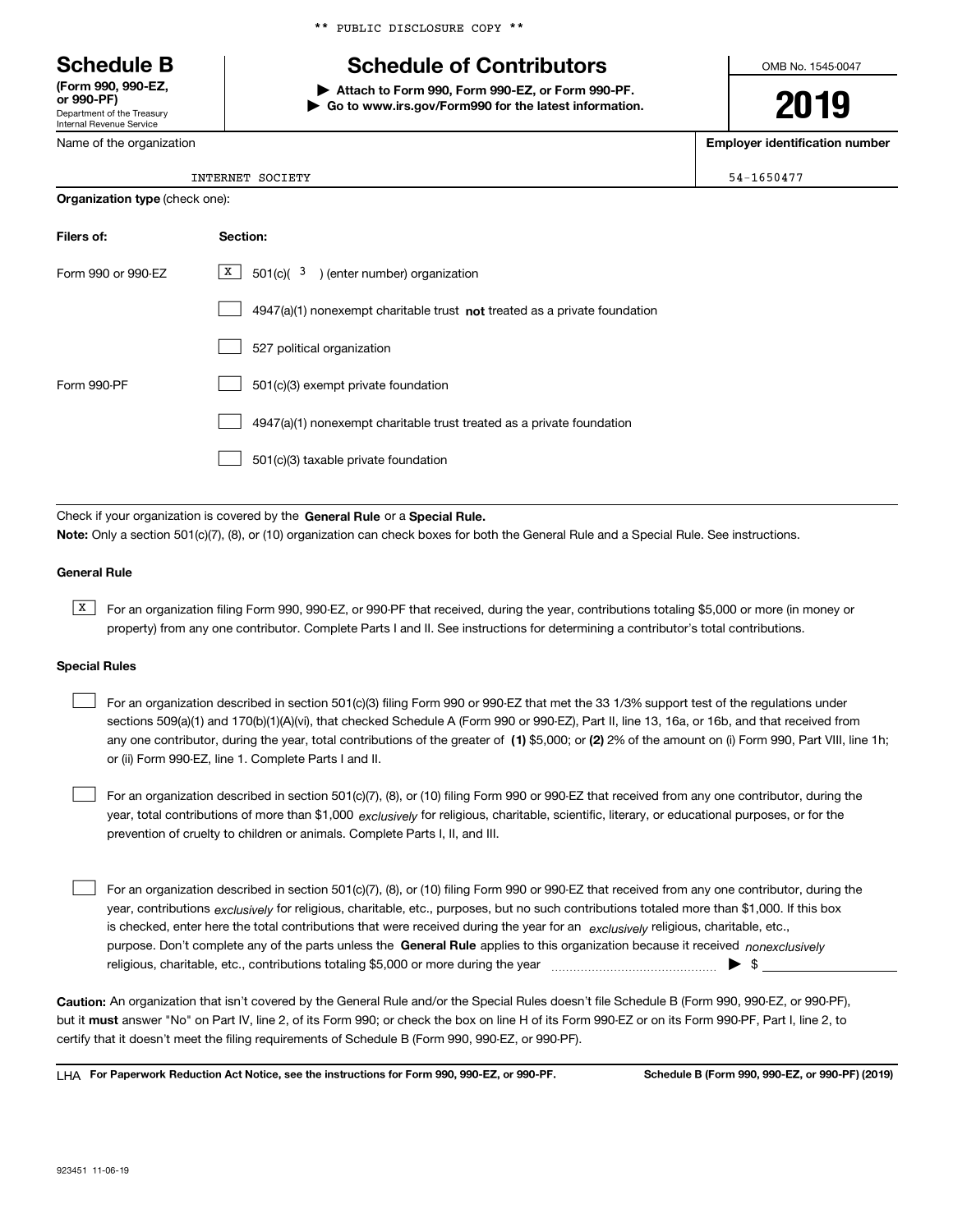** PUBLIC DISCLOSURE COPY **

# Schedule B

**(Form 990, 990-EZ, or 990-PF)**
Department of the Treasury
Internal Revenue Service

## Schedule of Contributors

▶ **Attach to Form 990, Form 990-EZ, or Form 990-PF.**
▶ **Go to www.irs.gov/Form990 for the latest information.**

OMB No. 1545-0047

**2019**

| Name of the organization | Employer identification number |
|---|---|
| INTERNET SOCIETY | 54-1650477 |

**Organization type** (check one):

| Filers of: | Section: |
|---|---|
| Form 990 or 990-EZ | [X] 501(c)( 3 ) (enter number) organization |
| | [ ] 4947(a)(1) nonexempt charitable trust **not** treated as a private foundation |
| | [ ] 527 political organization |
| Form 990-PF | [ ] 501(c)(3) exempt private foundation |
| | [ ] 4947(a)(1) nonexempt charitable trust treated as a private foundation |
| | [ ] 501(c)(3) taxable private foundation |

Check if your organization is covered by the **General Rule** or a **Special Rule.**

**Note:** Only a section 501(c)(7), (8), or (10) organization can check boxes for both the General Rule and a Special Rule. See instructions.

**General Rule**

[X] For an organization filing Form 990, 990-EZ, or 990-PF that received, during the year, contributions totaling $5,000 or more (in money or property) from any one contributor. Complete Parts I and II. See instructions for determining a contributor's total contributions.

**Special Rules**

[ ] For an organization described in section 501(c)(3) filing Form 990 or 990-EZ that met the 33 1/3% support test of the regulations under sections 509(a)(1) and 170(b)(1)(A)(vi), that checked Schedule A (Form 990 or 990-EZ), Part II, line 13, 16a, or 16b, and that received from any one contributor, during the year, total contributions of the greater of **(1)** $5,000; or **(2)** 2% of the amount on (i) Form 990, Part VIII, line 1h; or (ii) Form 990-EZ, line 1. Complete Parts I and II.

[ ] For an organization described in section 501(c)(7), (8), or (10) filing Form 990 or 990-EZ that received from any one contributor, during the year, total contributions of more than $1,000 *exclusively* for religious, charitable, scientific, literary, or educational purposes, or for the prevention of cruelty to children or animals. Complete Parts I, II, and III.

[ ] For an organization described in section 501(c)(7), (8), or (10) filing Form 990 or 990-EZ that received from any one contributor, during the year, contributions *exclusively* for religious, charitable, etc., purposes, but no such contributions totaled more than $1,000. If this box is checked, enter here the total contributions that were received during the year for an *exclusively* religious, charitable, etc., purpose. Don't complete any of the parts unless the **General Rule** applies to this organization because it received *nonexclusively* religious, charitable, etc., contributions totaling $5,000 or more during the year ▶ $

**Caution:** An organization that isn't covered by the General Rule and/or the Special Rules doesn't file Schedule B (Form 990, 990-EZ, or 990-PF), but it **must** answer "No" on Part IV, line 2, of its Form 990; or check the box on line H of its Form 990-EZ or on its Form 990-PF, Part I, line 2, to certify that it doesn't meet the filing requirements of Schedule B (Form 990, 990-EZ, or 990-PF).

LHA **For Paperwork Reduction Act Notice, see the instructions for Form 990, 990-EZ, or 990-PF.** **Schedule B (Form 990, 990-EZ, or 990-PF) (2019)**

923451 11-06-19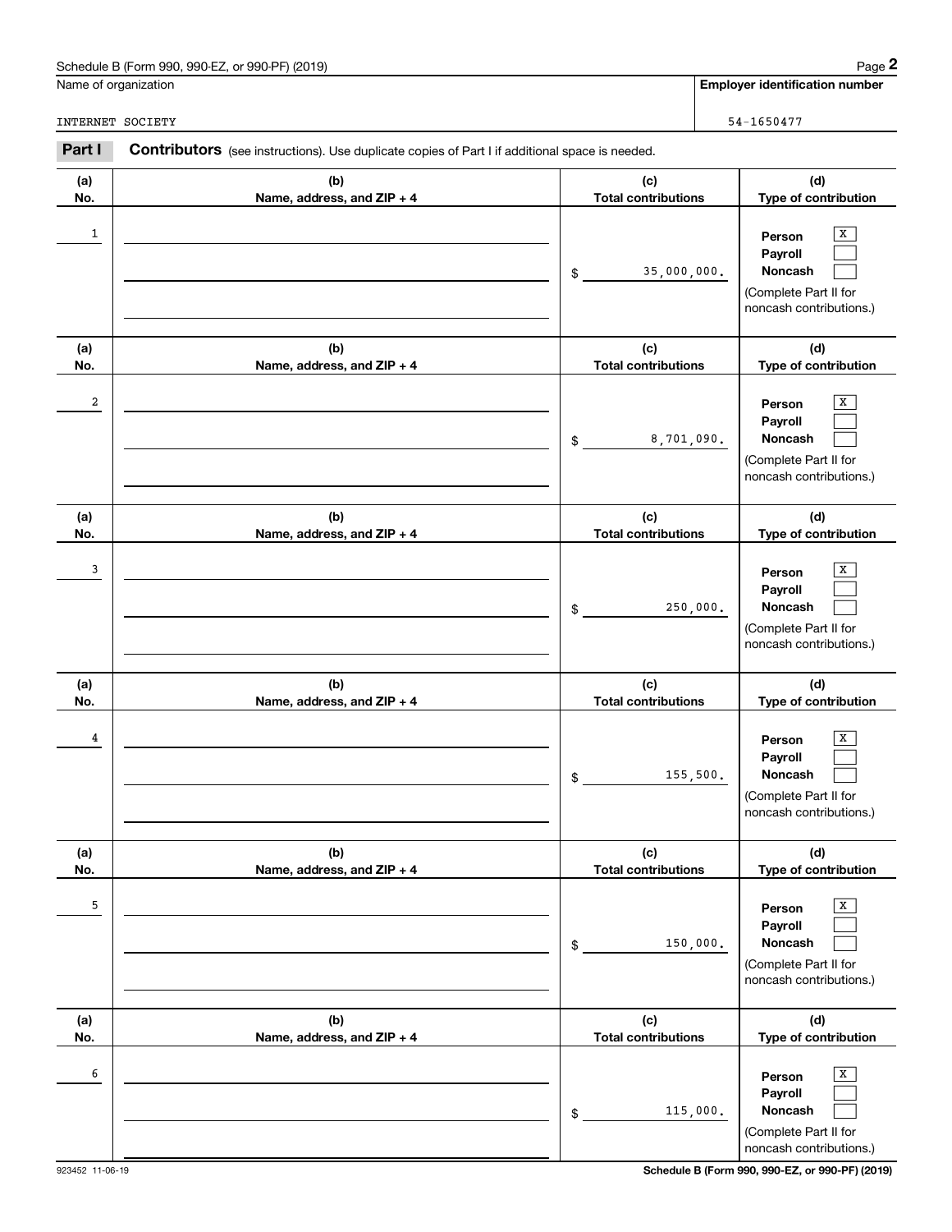Schedule B (Form 990, 990-EZ, or 990-PF) (2019)

Name of organization: INTERNET SOCIETY

Employer identification number: 54-1650477

**Part I** **Contributors** (see instructions). Use duplicate copies of Part I if additional space is needed.

| (a) No. | (b) Name, address, and ZIP + 4 | (c) Total contributions | (d) Type of contribution |
|---|---|---|---|
| 1 | | $ 35,000,000. | Person [X] Payroll [ ] Noncash [ ] (Complete Part II for noncash contributions.) |
| 2 | | $ 8,701,090. | Person [X] Payroll [ ] Noncash [ ] (Complete Part II for noncash contributions.) |
| 3 | | $ 250,000. | Person [X] Payroll [ ] Noncash [ ] (Complete Part II for noncash contributions.) |
| 4 | | $ 155,500. | Person [X] Payroll [ ] Noncash [ ] (Complete Part II for noncash contributions.) |
| 5 | | $ 150,000. | Person [X] Payroll [ ] Noncash [ ] (Complete Part II for noncash contributions.) |
| 6 | | $ 115,000. | Person [X] Payroll [ ] Noncash [ ] (Complete Part II for noncash contributions.) |

923452 11-06-19

Schedule B (Form 990, 990-EZ, or 990-PF) (2019)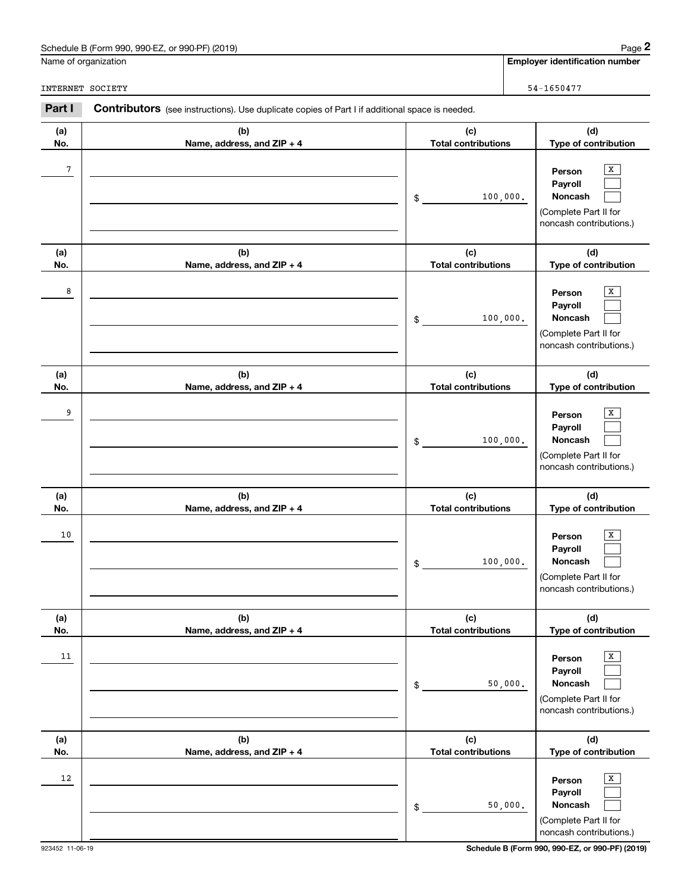Schedule B (Form 990, 990-EZ, or 990-PF) (2019) Page **2**

Name of organization: INTERNET SOCIETY

**Employer identification number:** 54-1650477

**Part I** **Contributors** (see instructions). Use duplicate copies of Part I if additional space is needed.

| (a) No. | (b) Name, address, and ZIP + 4 | (c) Total contributions | (d) Type of contribution |
|---|---|---|---|
| 7 | | $ 100,000. | Person [X] Payroll [ ] Noncash [ ] (Complete Part II for noncash contributions.) |
| 8 | | $ 100,000. | Person [X] Payroll [ ] Noncash [ ] (Complete Part II for noncash contributions.) |
| 9 | | $ 100,000. | Person [X] Payroll [ ] Noncash [ ] (Complete Part II for noncash contributions.) |
| 10 | | $ 100,000. | Person [X] Payroll [ ] Noncash [ ] (Complete Part II for noncash contributions.) |
| 11 | | $ 50,000. | Person [X] Payroll [ ] Noncash [ ] (Complete Part II for noncash contributions.) |
| 12 | | $ 50,000. | Person [X] Payroll [ ] Noncash [ ] (Complete Part II for noncash contributions.) |

923452 11-06-19 **Schedule B (Form 990, 990-EZ, or 990-PF) (2019)**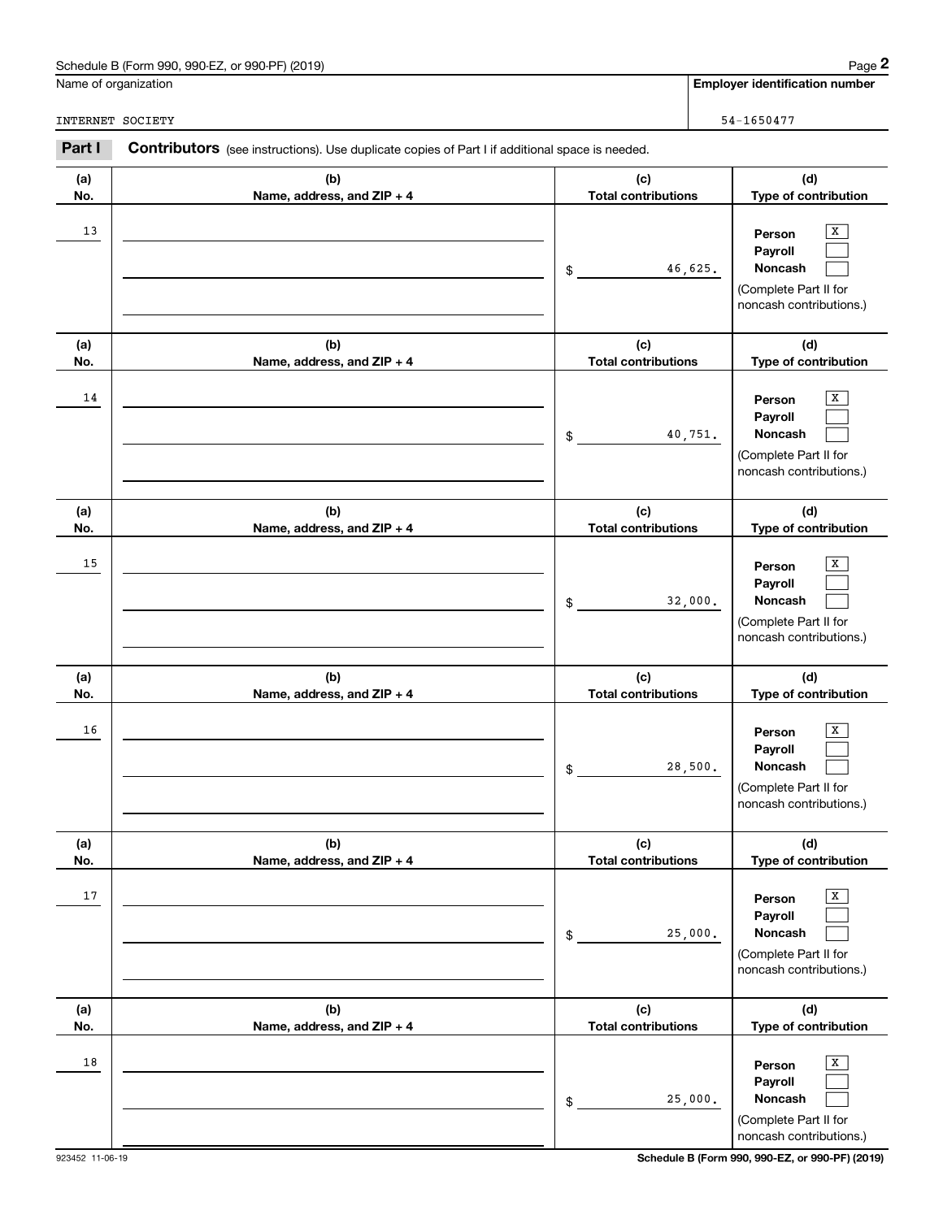Schedule B (Form 990, 990-EZ, or 990-PF) (2019)

Name of organization: INTERNET SOCIETY

Employer identification number: 54-1650477

**Part I** **Contributors** (see instructions). Use duplicate copies of Part I if additional space is needed.

| (a) No. | (b) Name, address, and ZIP + 4 | (c) Total contributions | (d) Type of contribution |
|---|---|---|---|
| 13 | | $ 46,625. | Person [X] Payroll [ ] Noncash [ ] (Complete Part II for noncash contributions.) |
| 14 | | $ 40,751. | Person [X] Payroll [ ] Noncash [ ] (Complete Part II for noncash contributions.) |
| 15 | | $ 32,000. | Person [X] Payroll [ ] Noncash [ ] (Complete Part II for noncash contributions.) |
| 16 | | $ 28,500. | Person [X] Payroll [ ] Noncash [ ] (Complete Part II for noncash contributions.) |
| 17 | | $ 25,000. | Person [X] Payroll [ ] Noncash [ ] (Complete Part II for noncash contributions.) |
| 18 | | $ 25,000. | Person [X] Payroll [ ] Noncash [ ] (Complete Part II for noncash contributions.) |

923452 11-06-19

Schedule B (Form 990, 990-EZ, or 990-PF) (2019)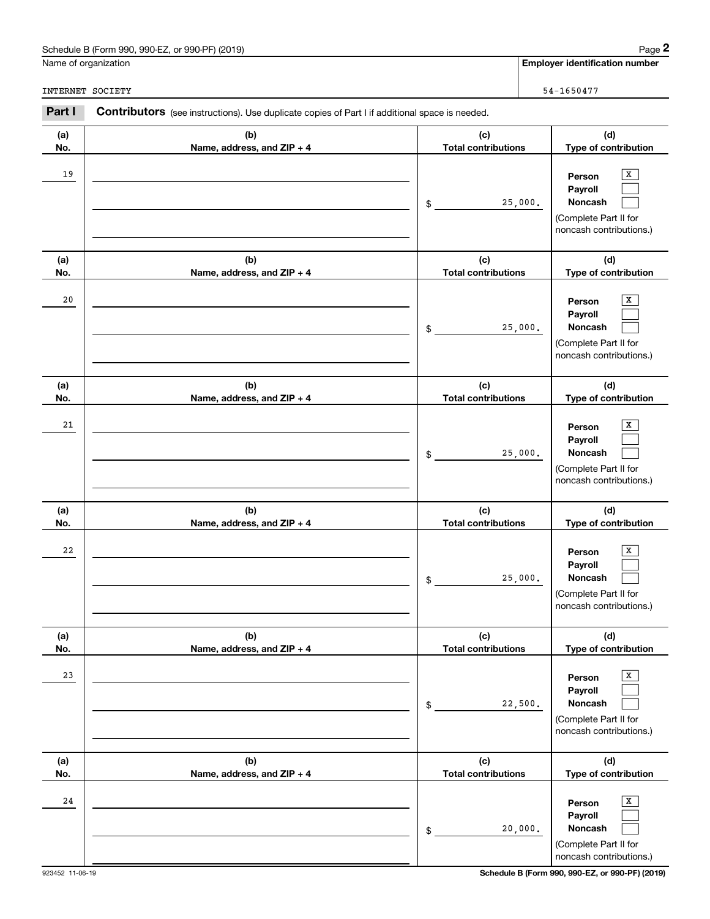Name of organization

INTERNET SOCIETY

**Employer identification number**

54-1650477

**Part I** **Contributors** (see instructions). Use duplicate copies of Part I if additional space is needed.

| (a) No. | (b) Name, address, and ZIP + 4 | (c) Total contributions | (d) Type of contribution |
|---|---|---|---|
| 19 | | $ 25,000. | Person [X] Payroll [ ] Noncash [ ] (Complete Part II for noncash contributions.) |
| 20 | | $ 25,000. | Person [X] Payroll [ ] Noncash [ ] (Complete Part II for noncash contributions.) |
| 21 | | $ 25,000. | Person [X] Payroll [ ] Noncash [ ] (Complete Part II for noncash contributions.) |
| 22 | | $ 25,000. | Person [X] Payroll [ ] Noncash [ ] (Complete Part II for noncash contributions.) |
| 23 | | $ 22,500. | Person [X] Payroll [ ] Noncash [ ] (Complete Part II for noncash contributions.) |
| 24 | | $ 20,000. | Person [X] Payroll [ ] Noncash [ ] (Complete Part II for noncash contributions.) |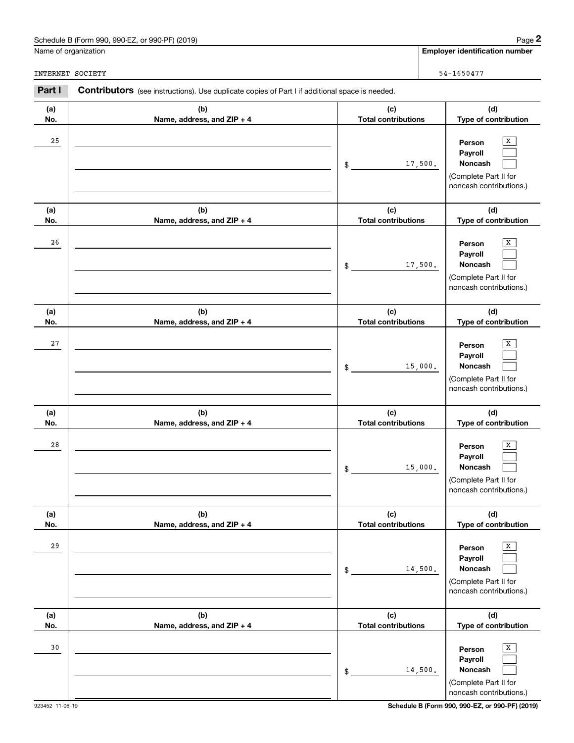Schedule B (Form 990, 990-EZ, or 990-PF) (2019)

Name of organization: INTERNET SOCIETY

Employer identification number: 54-1650477

## Part I Contributors (see instructions). Use duplicate copies of Part I if additional space is needed.

| (a) No. | (b) Name, address, and ZIP + 4 | (c) Total contributions | (d) Type of contribution |
|---|---|---|---|
| 25 | | $ 17,500. | Person [X] Payroll [ ] Noncash [ ] (Complete Part II for noncash contributions.) |
| 26 | | $ 17,500. | Person [X] Payroll [ ] Noncash [ ] (Complete Part II for noncash contributions.) |
| 27 | | $ 15,000. | Person [X] Payroll [ ] Noncash [ ] (Complete Part II for noncash contributions.) |
| 28 | | $ 15,000. | Person [X] Payroll [ ] Noncash [ ] (Complete Part II for noncash contributions.) |
| 29 | | $ 14,500. | Person [X] Payroll [ ] Noncash [ ] (Complete Part II for noncash contributions.) |
| 30 | | $ 14,500. | Person [X] Payroll [ ] Noncash [ ] (Complete Part II for noncash contributions.) |

923452 11-06-19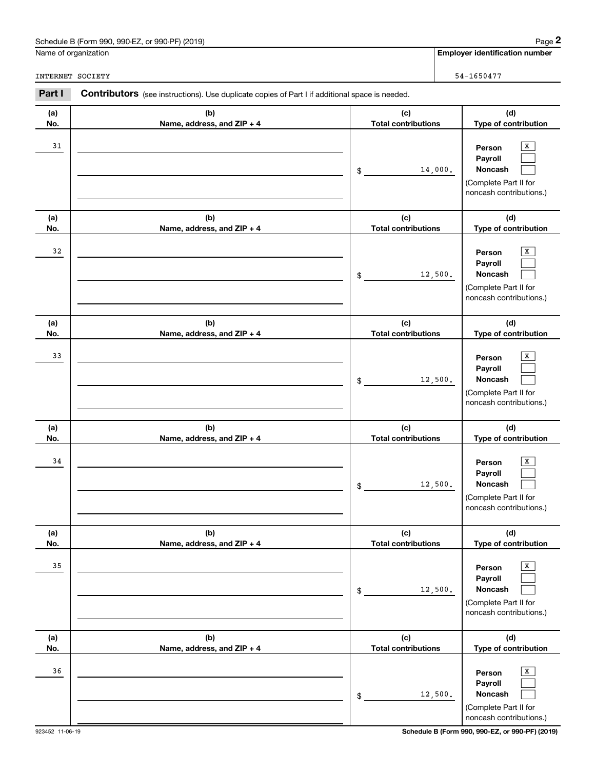Name of organization: INTERNET SOCIETY

Employer identification number: 54-1650477

**Part I** **Contributors** (see instructions). Use duplicate copies of Part I if additional space is needed.

| (a) No. | (b) Name, address, and ZIP + 4 | (c) Total contributions | (d) Type of contribution |
|---|---|---|---|
| 31 | | $ 14,000. | Person [X] Payroll [ ] Noncash [ ] (Complete Part II for noncash contributions.) |
| 32 | | $ 12,500. | Person [X] Payroll [ ] Noncash [ ] (Complete Part II for noncash contributions.) |
| 33 | | $ 12,500. | Person [X] Payroll [ ] Noncash [ ] (Complete Part II for noncash contributions.) |
| 34 | | $ 12,500. | Person [X] Payroll [ ] Noncash [ ] (Complete Part II for noncash contributions.) |
| 35 | | $ 12,500. | Person [X] Payroll [ ] Noncash [ ] (Complete Part II for noncash contributions.) |
| 36 | | $ 12,500. | Person [X] Payroll [ ] Noncash [ ] (Complete Part II for noncash contributions.) |

923452 11-06-19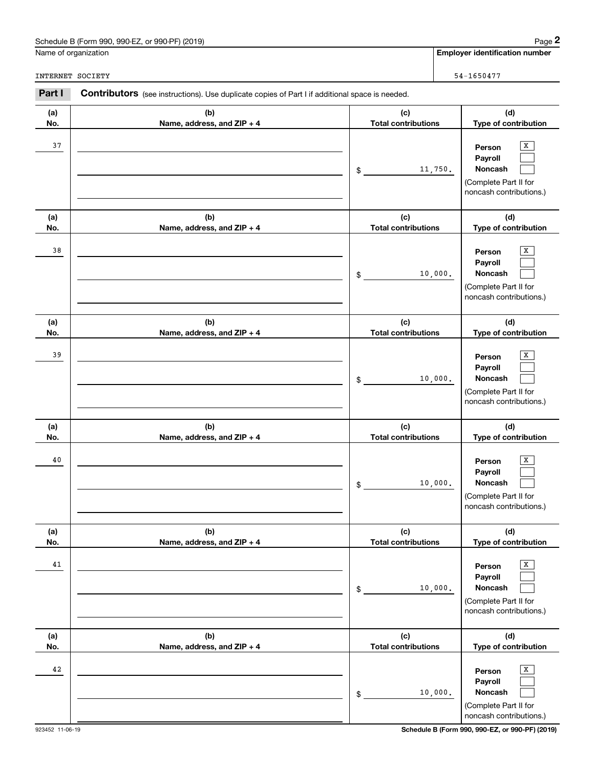Name of organization

INTERNET SOCIETY

**Employer identification number**

54-1650477

**Part I** **Contributors** (see instructions). Use duplicate copies of Part I if additional space is needed.

| (a) No. | (b) Name, address, and ZIP + 4 | (c) Total contributions | (d) Type of contribution |
|---|---|---|---|
| 37 | | $ 11,750. | Person [X] Payroll [ ] Noncash [ ] (Complete Part II for noncash contributions.) |
| 38 | | $ 10,000. | Person [X] Payroll [ ] Noncash [ ] (Complete Part II for noncash contributions.) |
| 39 | | $ 10,000. | Person [X] Payroll [ ] Noncash [ ] (Complete Part II for noncash contributions.) |
| 40 | | $ 10,000. | Person [X] Payroll [ ] Noncash [ ] (Complete Part II for noncash contributions.) |
| 41 | | $ 10,000. | Person [X] Payroll [ ] Noncash [ ] (Complete Part II for noncash contributions.) |
| 42 | | $ 10,000. | Person [X] Payroll [ ] Noncash [ ] (Complete Part II for noncash contributions.) |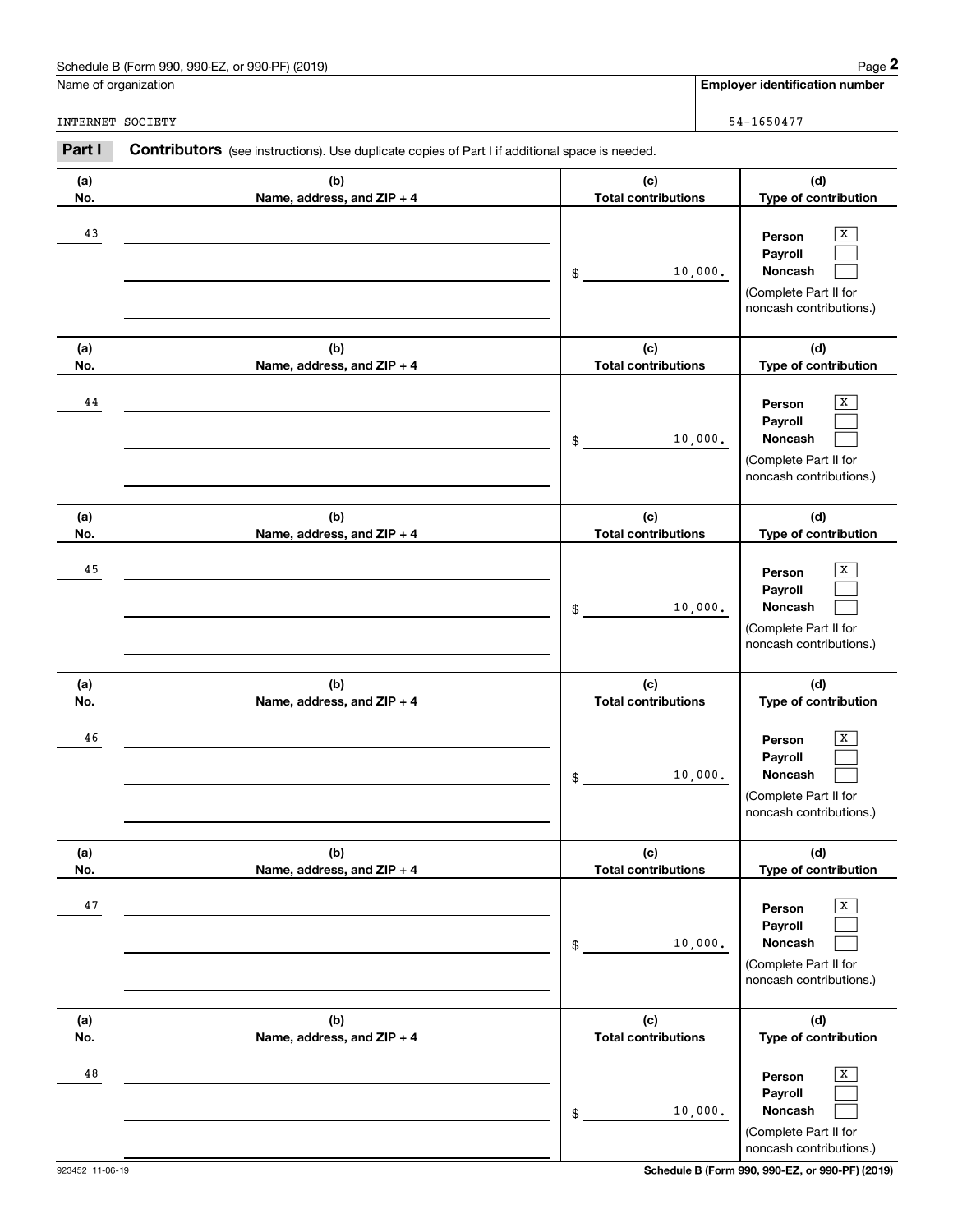Schedule B (Form 990, 990-EZ, or 990-PF) (2019)

Name of organization: INTERNET SOCIETY

**Employer identification number**: 54-1650477

**Part I** **Contributors** (see instructions). Use duplicate copies of Part I if additional space is needed.

| (a) No. | (b) Name, address, and ZIP + 4 | (c) Total contributions | (d) Type of contribution |
|---|---|---|---|
| 43 | | $ 10,000. | Person [X] Payroll [ ] Noncash [ ] (Complete Part II for noncash contributions.) |
| 44 | | $ 10,000. | Person [X] Payroll [ ] Noncash [ ] (Complete Part II for noncash contributions.) |
| 45 | | $ 10,000. | Person [X] Payroll [ ] Noncash [ ] (Complete Part II for noncash contributions.) |
| 46 | | $ 10,000. | Person [X] Payroll [ ] Noncash [ ] (Complete Part II for noncash contributions.) |
| 47 | | $ 10,000. | Person [X] Payroll [ ] Noncash [ ] (Complete Part II for noncash contributions.) |
| 48 | | $ 10,000. | Person [X] Payroll [ ] Noncash [ ] (Complete Part II for noncash contributions.) |

923452 11-06-19

**Schedule B (Form 990, 990-EZ, or 990-PF) (2019)**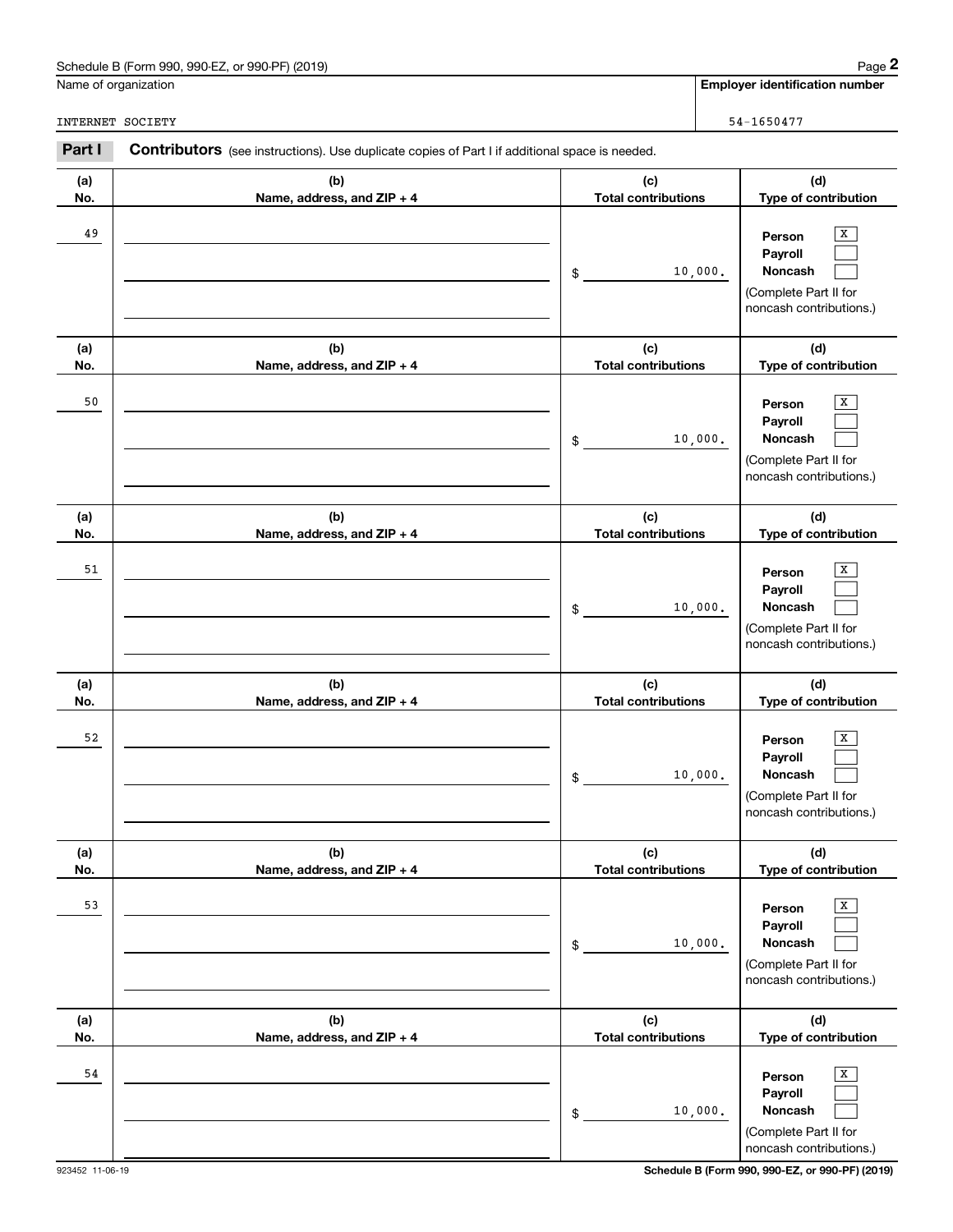Schedule B (Form 990, 990-EZ, or 990-PF) (2019)

Name of organization: INTERNET SOCIETY

Employer identification number: 54-1650477

**Part I** **Contributors** (see instructions). Use duplicate copies of Part I if additional space is needed.

| (a) No. | (b) Name, address, and ZIP + 4 | (c) Total contributions | (d) Type of contribution |
|---|---|---|---|
| 49 | | $ 10,000. | Person [X] Payroll [ ] Noncash [ ] (Complete Part II for noncash contributions.) |
| 50 | | $ 10,000. | Person [X] Payroll [ ] Noncash [ ] (Complete Part II for noncash contributions.) |
| 51 | | $ 10,000. | Person [X] Payroll [ ] Noncash [ ] (Complete Part II for noncash contributions.) |
| 52 | | $ 10,000. | Person [X] Payroll [ ] Noncash [ ] (Complete Part II for noncash contributions.) |
| 53 | | $ 10,000. | Person [X] Payroll [ ] Noncash [ ] (Complete Part II for noncash contributions.) |
| 54 | | $ 10,000. | Person [X] Payroll [ ] Noncash [ ] (Complete Part II for noncash contributions.) |

923452 11-06-19 Schedule B (Form 990, 990-EZ, or 990-PF) (2019)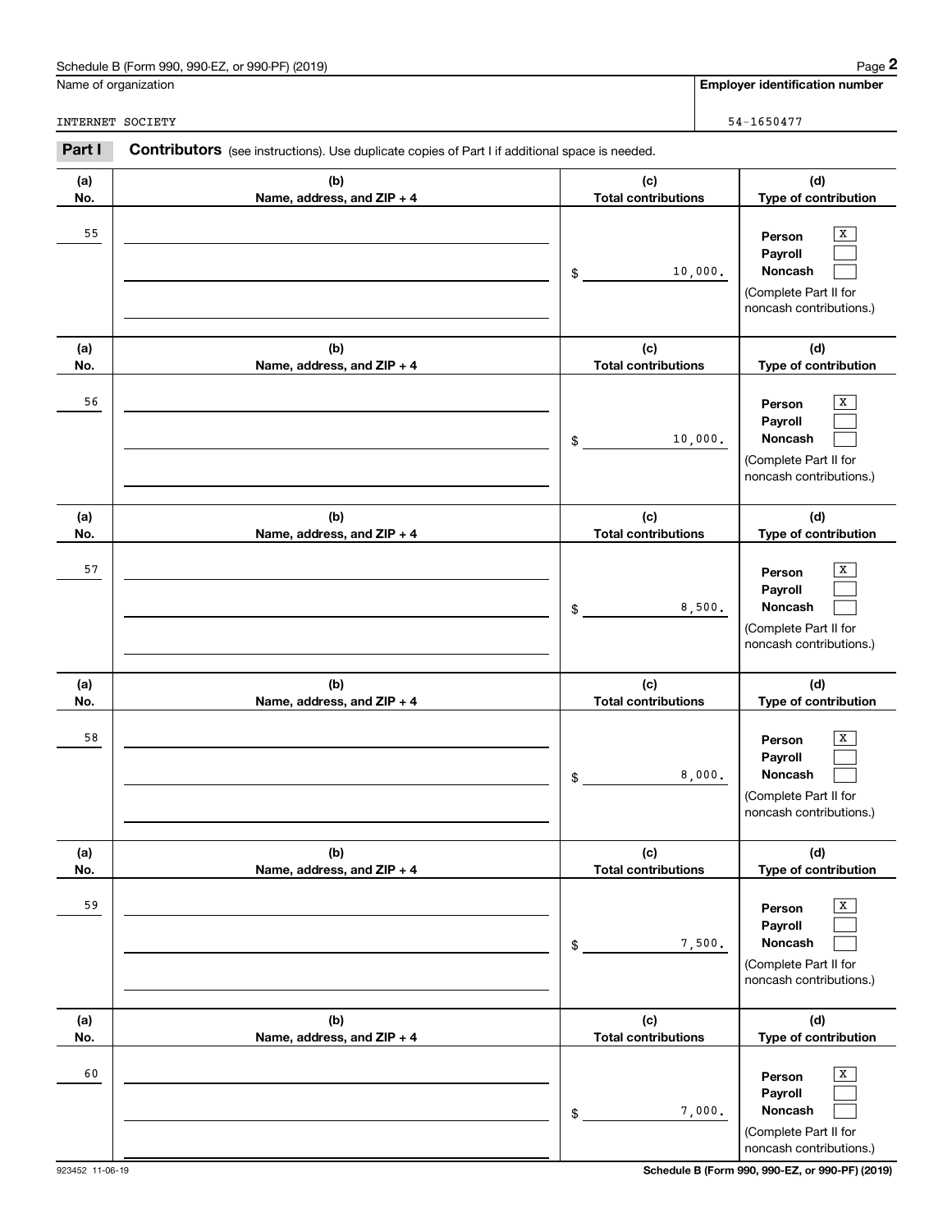Name of organization

INTERNET SOCIETY

**Employer identification number**

54-1650477

**Part I** **Contributors** (see instructions). Use duplicate copies of Part I if additional space is needed.

| (a) No. | (b) Name, address, and ZIP + 4 | (c) Total contributions | (d) Type of contribution |
|---|---|---|---|
| 55 | | $ 10,000. | Person [X] Payroll [ ] Noncash [ ] (Complete Part II for noncash contributions.) |
| 56 | | $ 10,000. | Person [X] Payroll [ ] Noncash [ ] (Complete Part II for noncash contributions.) |
| 57 | | $ 8,500. | Person [X] Payroll [ ] Noncash [ ] (Complete Part II for noncash contributions.) |
| 58 | | $ 8,000. | Person [X] Payroll [ ] Noncash [ ] (Complete Part II for noncash contributions.) |
| 59 | | $ 7,500. | Person [X] Payroll [ ] Noncash [ ] (Complete Part II for noncash contributions.) |
| 60 | | $ 7,000. | Person [X] Payroll [ ] Noncash [ ] (Complete Part II for noncash contributions.) |

923452 11-06-19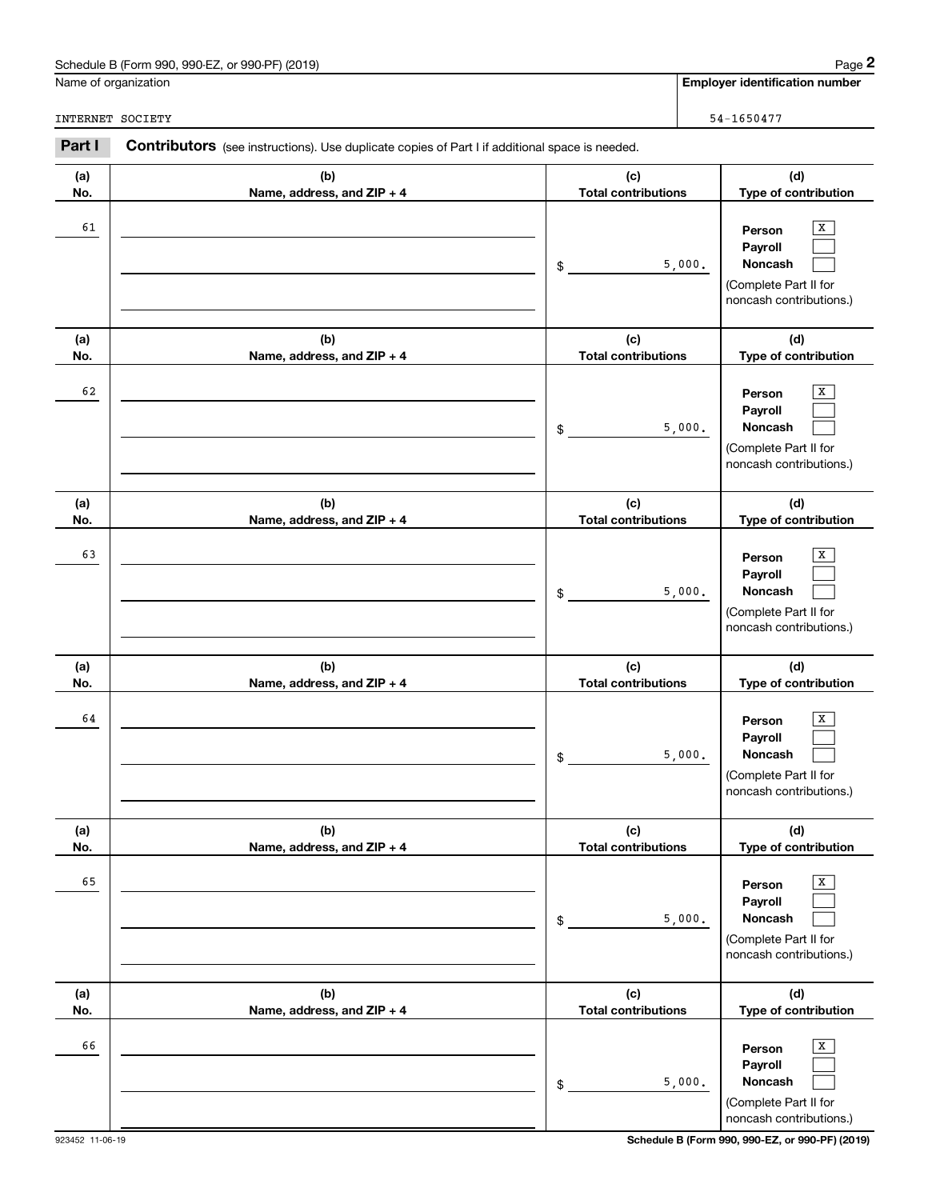Name of organization

INTERNET SOCIETY

**Employer identification number**

54-1650477

**Part I** **Contributors** (see instructions). Use duplicate copies of Part I if additional space is needed.

| (a) No. | (b) Name, address, and ZIP + 4 | (c) Total contributions | (d) Type of contribution |
|---|---|---|---|
| 61 | | $ 5,000. | Person [X] Payroll [ ] Noncash [ ] (Complete Part II for noncash contributions.) |
| 62 | | $ 5,000. | Person [X] Payroll [ ] Noncash [ ] (Complete Part II for noncash contributions.) |
| 63 | | $ 5,000. | Person [X] Payroll [ ] Noncash [ ] (Complete Part II for noncash contributions.) |
| 64 | | $ 5,000. | Person [X] Payroll [ ] Noncash [ ] (Complete Part II for noncash contributions.) |
| 65 | | $ 5,000. | Person [X] Payroll [ ] Noncash [ ] (Complete Part II for noncash contributions.) |
| 66 | | $ 5,000. | Person [X] Payroll [ ] Noncash [ ] (Complete Part II for noncash contributions.) |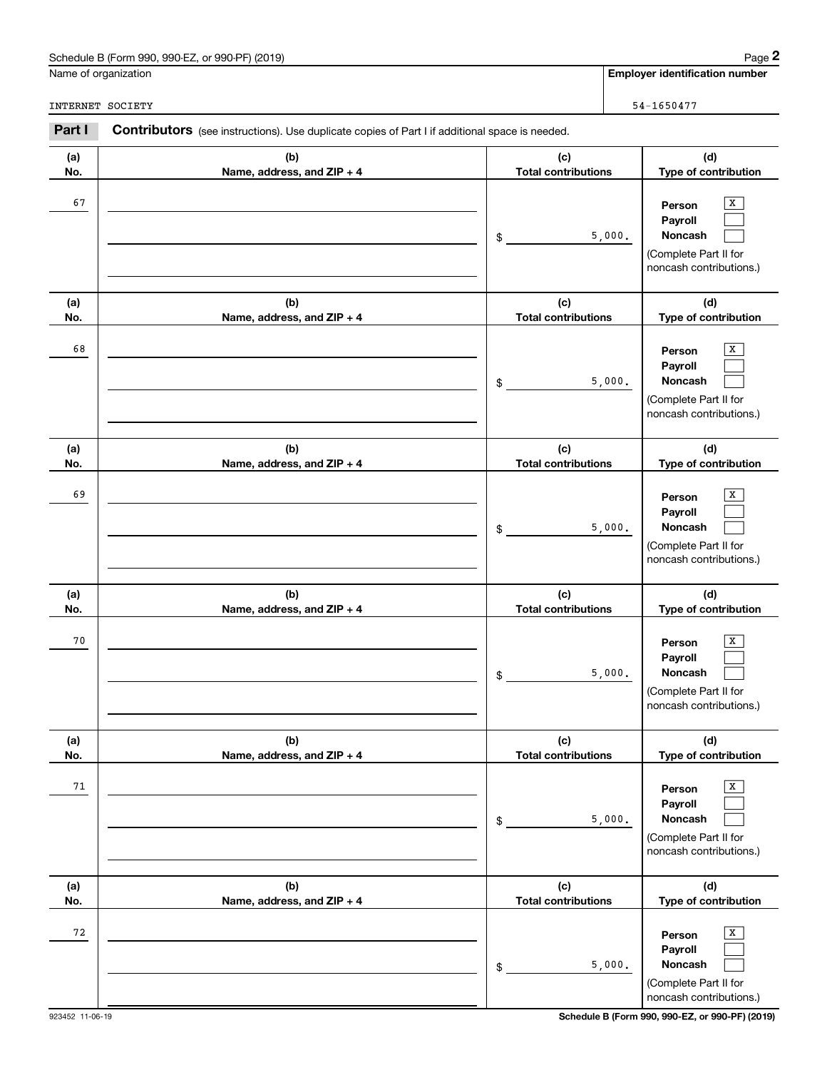Name of organization

INTERNET SOCIETY

**Employer identification number**

54-1650477

**Part I** **Contributors** (see instructions). Use duplicate copies of Part I if additional space is needed.

| (a) No. | (b) Name, address, and ZIP + 4 | (c) Total contributions | (d) Type of contribution |
|---|---|---|---|
| 67 | | $ 5,000. | Person [X] Payroll [ ] Noncash [ ] (Complete Part II for noncash contributions.) |
| 68 | | $ 5,000. | Person [X] Payroll [ ] Noncash [ ] (Complete Part II for noncash contributions.) |
| 69 | | $ 5,000. | Person [X] Payroll [ ] Noncash [ ] (Complete Part II for noncash contributions.) |
| 70 | | $ 5,000. | Person [X] Payroll [ ] Noncash [ ] (Complete Part II for noncash contributions.) |
| 71 | | $ 5,000. | Person [X] Payroll [ ] Noncash [ ] (Complete Part II for noncash contributions.) |
| 72 | | $ 5,000. | Person [X] Payroll [ ] Noncash [ ] (Complete Part II for noncash contributions.) |

923452 11-06-19

**Schedule B (Form 990, 990-EZ, or 990-PF) (2019)**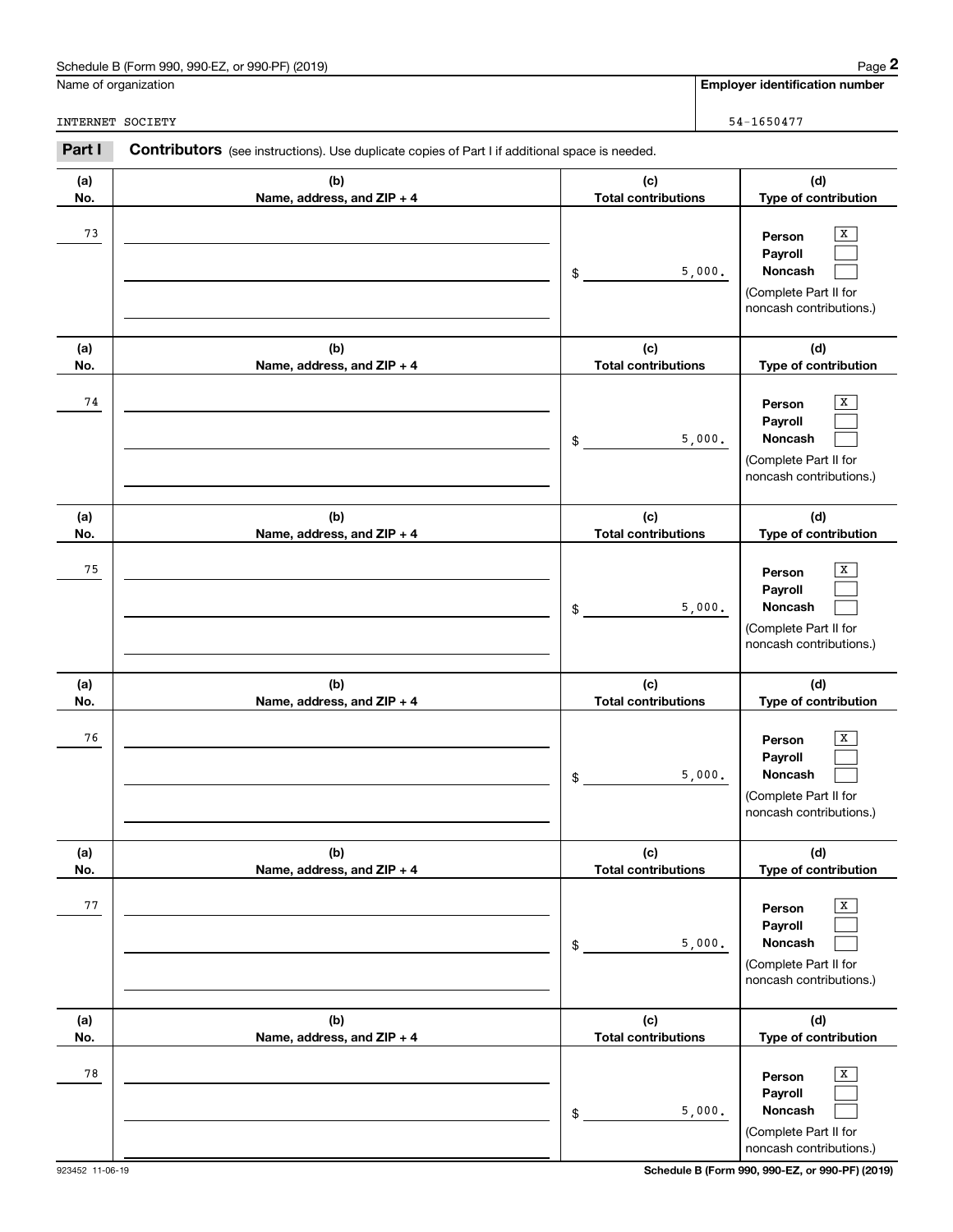Schedule B (Form 990, 990-EZ, or 990-PF) (2019)

Name of organization: INTERNET SOCIETY

Employer identification number: 54-1650477

## Part I Contributors (see instructions). Use duplicate copies of Part I if additional space is needed.

| (a) No. | (b) Name, address, and ZIP + 4 | (c) Total contributions | (d) Type of contribution |
|---|---|---|---|
| 73 | | $ 5,000. | Person [X] Payroll [ ] Noncash [ ] (Complete Part II for noncash contributions.) |
| 74 | | $ 5,000. | Person [X] Payroll [ ] Noncash [ ] (Complete Part II for noncash contributions.) |
| 75 | | $ 5,000. | Person [X] Payroll [ ] Noncash [ ] (Complete Part II for noncash contributions.) |
| 76 | | $ 5,000. | Person [X] Payroll [ ] Noncash [ ] (Complete Part II for noncash contributions.) |
| 77 | | $ 5,000. | Person [X] Payroll [ ] Noncash [ ] (Complete Part II for noncash contributions.) |
| 78 | | $ 5,000. | Person [X] Payroll [ ] Noncash [ ] (Complete Part II for noncash contributions.) |

923452 11-06-19

Schedule B (Form 990, 990-EZ, or 990-PF) (2019)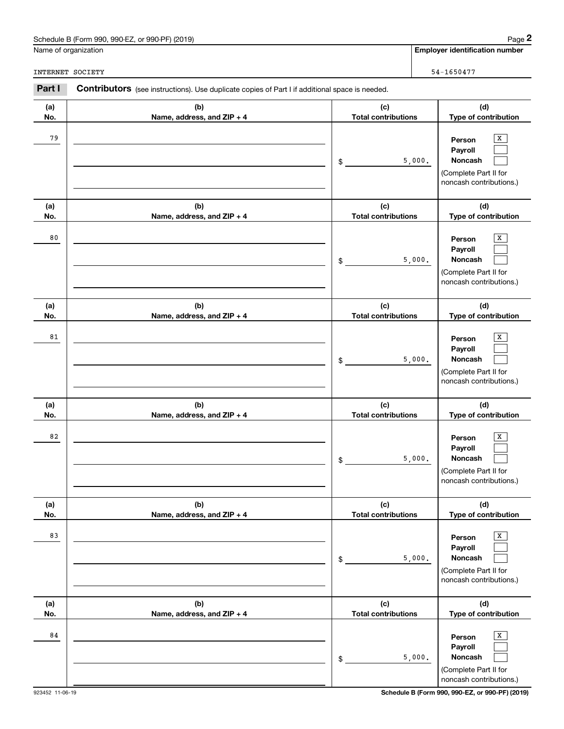Schedule B (Form 990, 990-EZ, or 990-PF) (2019)

Name of organization: INTERNET SOCIETY

Employer identification number: 54-1650477

**Part I** **Contributors** (see instructions). Use duplicate copies of Part I if additional space is needed.

| (a) No. | (b) Name, address, and ZIP + 4 | (c) Total contributions | (d) Type of contribution |
|---|---|---|---|
| 79 | | $ 5,000. | Person [X] Payroll [ ] Noncash [ ] (Complete Part II for noncash contributions.) |
| 80 | | $ 5,000. | Person [X] Payroll [ ] Noncash [ ] (Complete Part II for noncash contributions.) |
| 81 | | $ 5,000. | Person [X] Payroll [ ] Noncash [ ] (Complete Part II for noncash contributions.) |
| 82 | | $ 5,000. | Person [X] Payroll [ ] Noncash [ ] (Complete Part II for noncash contributions.) |
| 83 | | $ 5,000. | Person [X] Payroll [ ] Noncash [ ] (Complete Part II for noncash contributions.) |
| 84 | | $ 5,000. | Person [X] Payroll [ ] Noncash [ ] (Complete Part II for noncash contributions.) |

923452 11-06-19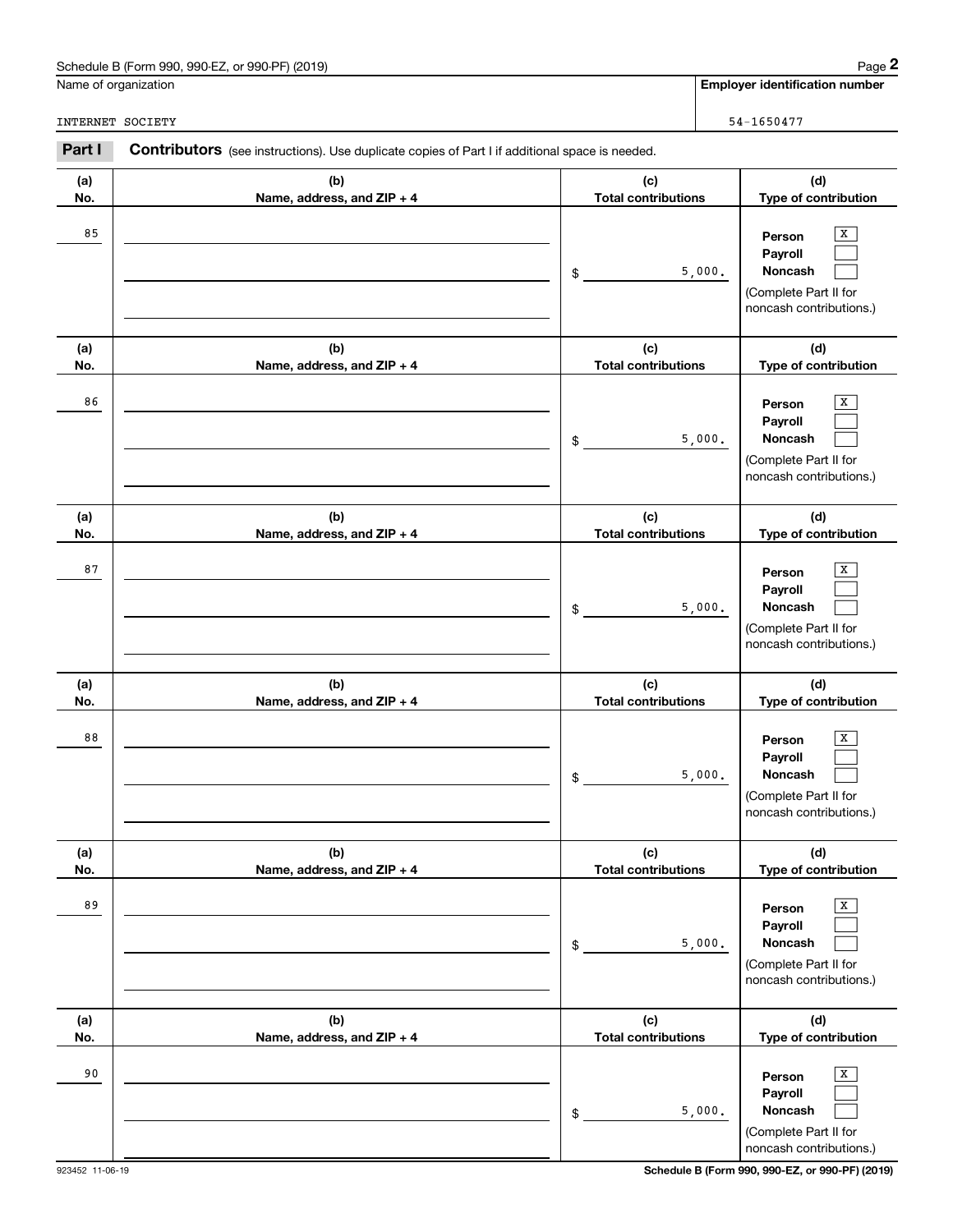Name of organization

INTERNET SOCIETY

**Employer identification number**

54-1650477

**Part I** **Contributors** (see instructions). Use duplicate copies of Part I if additional space is needed.

| (a) No. | (b) Name, address, and ZIP + 4 | (c) Total contributions | (d) Type of contribution |
|---|---|---|---|
| 85 | | $ 5,000. | Person [X] Payroll [ ] Noncash [ ] (Complete Part II for noncash contributions.) |
| 86 | | $ 5,000. | Person [X] Payroll [ ] Noncash [ ] (Complete Part II for noncash contributions.) |
| 87 | | $ 5,000. | Person [X] Payroll [ ] Noncash [ ] (Complete Part II for noncash contributions.) |
| 88 | | $ 5,000. | Person [X] Payroll [ ] Noncash [ ] (Complete Part II for noncash contributions.) |
| 89 | | $ 5,000. | Person [X] Payroll [ ] Noncash [ ] (Complete Part II for noncash contributions.) |
| 90 | | $ 5,000. | Person [X] Payroll [ ] Noncash [ ] (Complete Part II for noncash contributions.) |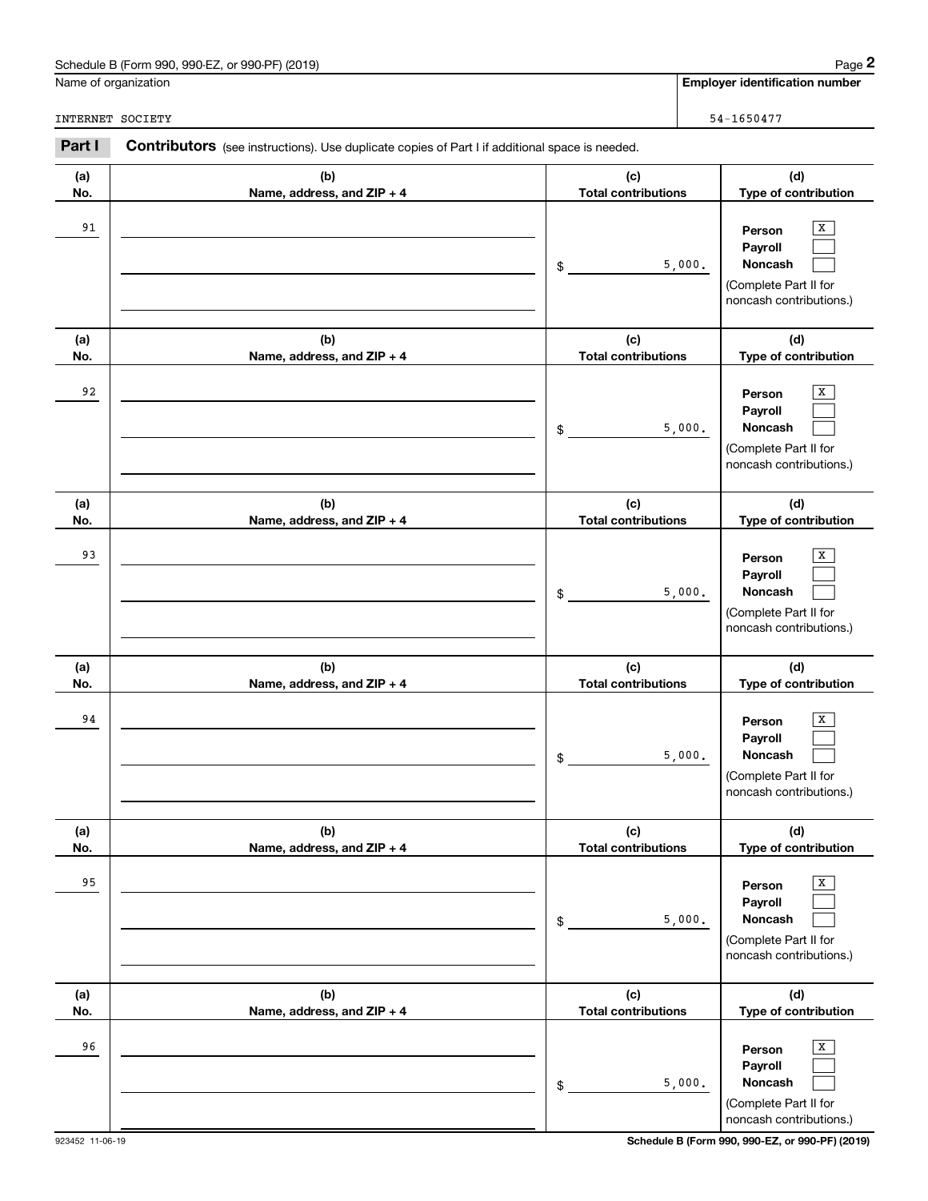Schedule B (Form 990, 990-EZ, or 990-PF) (2019)

Name of organization: INTERNET SOCIETY

Employer identification number: 54-1650477

**Part I** **Contributors** (see instructions). Use duplicate copies of Part I if additional space is needed.

| (a) No. | (b) Name, address, and ZIP + 4 | (c) Total contributions | (d) Type of contribution |
|---|---|---|---|
| 91 | | $ 5,000. | Person [X] Payroll [ ] Noncash [ ] (Complete Part II for noncash contributions.) |
| 92 | | $ 5,000. | Person [X] Payroll [ ] Noncash [ ] (Complete Part II for noncash contributions.) |
| 93 | | $ 5,000. | Person [X] Payroll [ ] Noncash [ ] (Complete Part II for noncash contributions.) |
| 94 | | $ 5,000. | Person [X] Payroll [ ] Noncash [ ] (Complete Part II for noncash contributions.) |
| 95 | | $ 5,000. | Person [X] Payroll [ ] Noncash [ ] (Complete Part II for noncash contributions.) |
| 96 | | $ 5,000. | Person [X] Payroll [ ] Noncash [ ] (Complete Part II for noncash contributions.) |

923452 11-06-19

Schedule B (Form 990, 990-EZ, or 990-PF) (2019)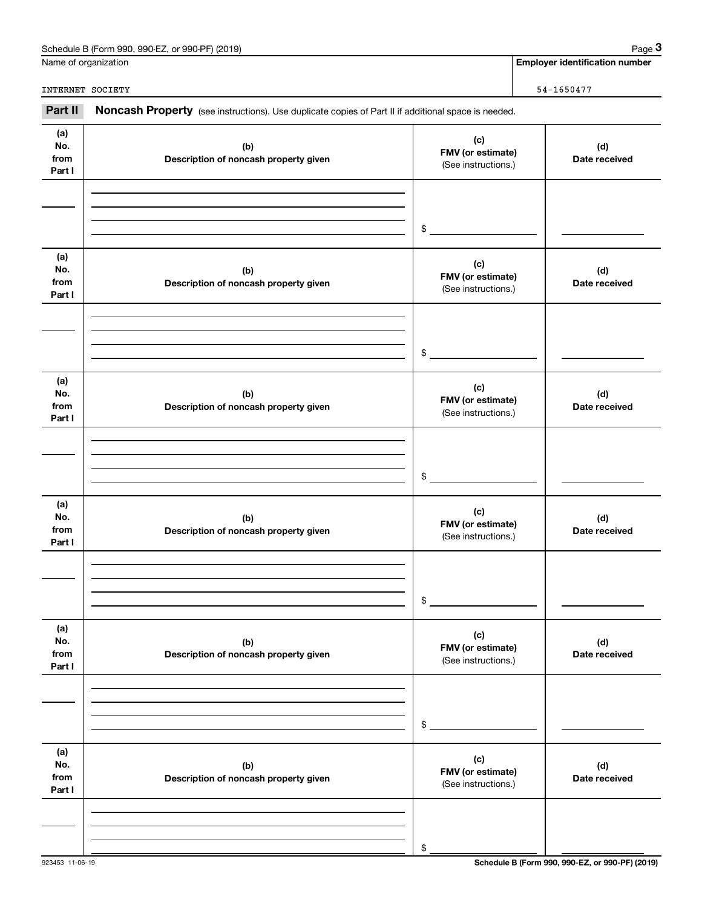Schedule B (Form 990, 990-EZ, or 990-PF) (2019)

Name of organization: INTERNET SOCIETY

Employer identification number: 54-1650477

## Part II Noncash Property

(see instructions). Use duplicate copies of Part II if additional space is needed.

| (a) No. from Part I | (b) Description of noncash property given | (c) FMV (or estimate) (See instructions.) | (d) Date received |
|---|---|---|---|
| | | $ | |

| (a) No. from Part I | (b) Description of noncash property given | (c) FMV (or estimate) (See instructions.) | (d) Date received |
|---|---|---|---|
| | | $ | |

| (a) No. from Part I | (b) Description of noncash property given | (c) FMV (or estimate) (See instructions.) | (d) Date received |
|---|---|---|---|
| | | $ | |

| (a) No. from Part I | (b) Description of noncash property given | (c) FMV (or estimate) (See instructions.) | (d) Date received |
|---|---|---|---|
| | | $ | |

| (a) No. from Part I | (b) Description of noncash property given | (c) FMV (or estimate) (See instructions.) | (d) Date received |
|---|---|---|---|
| | | $ | |

| (a) No. from Part I | (b) Description of noncash property given | (c) FMV (or estimate) (See instructions.) | (d) Date received |
|---|---|---|---|
| | | $ | |

923453 11-06-19

Schedule B (Form 990, 990-EZ, or 990-PF) (2019)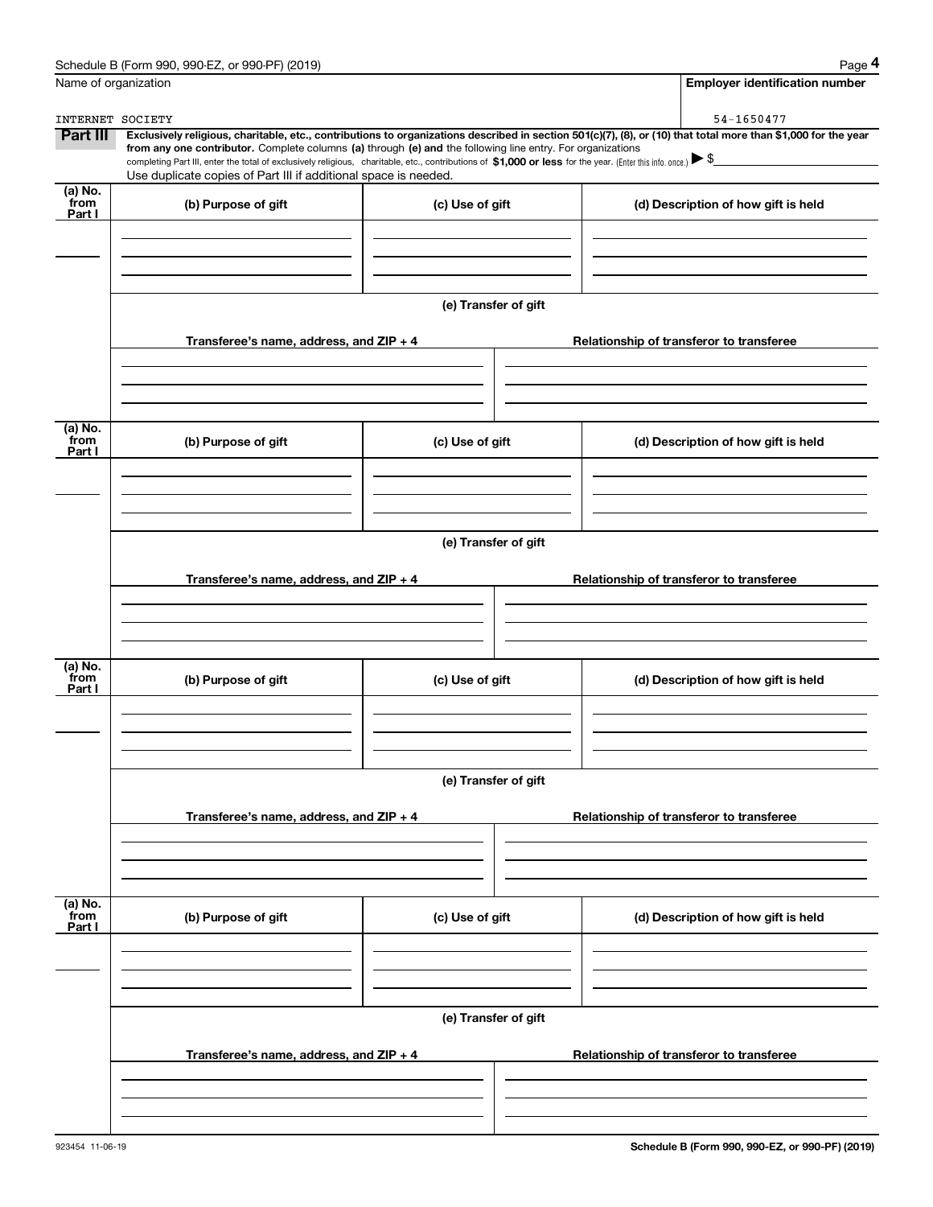Schedule B (Form 990, 990-EZ, or 990-PF) (2019)

| Name of organization | Employer identification number |
| --- | --- |
| INTERNET SOCIETY | 54-1650477 |

**Part III** **Exclusively religious, charitable, etc., contributions to organizations described in section 501(c)(7), (8), or (10) that total more than $1,000 for the year from any one contributor.** Complete columns **(a)** through **(e) and** the following line entry. For organizations completing Part III, enter the total of exclusively religious, charitable, etc., contributions of **$1,000 or less** for the year. (Enter this info. once.) ▶ $

Use duplicate copies of Part III if additional space is needed.

| (a) No. from Part I | (b) Purpose of gift | (c) Use of gift | (d) Description of how gift is held |
| --- | --- | --- | --- |
| | | | |

**(e) Transfer of gift**

| Transferee's name, address, and ZIP + 4 | Relationship of transferor to transferee |
| --- | --- |
| | |

| (a) No. from Part I | (b) Purpose of gift | (c) Use of gift | (d) Description of how gift is held |
| --- | --- | --- | --- |
| | | | |

**(e) Transfer of gift**

| Transferee's name, address, and ZIP + 4 | Relationship of transferor to transferee |
| --- | --- |
| | |

| (a) No. from Part I | (b) Purpose of gift | (c) Use of gift | (d) Description of how gift is held |
| --- | --- | --- | --- |
| | | | |

**(e) Transfer of gift**

| Transferee's name, address, and ZIP + 4 | Relationship of transferor to transferee |
| --- | --- |
| | |

| (a) No. from Part I | (b) Purpose of gift | (c) Use of gift | (d) Description of how gift is held |
| --- | --- | --- | --- |
| | | | |

**(e) Transfer of gift**

| Transferee's name, address, and ZIP + 4 | Relationship of transferor to transferee |
| --- | --- |
| | |

923454 11-06-19 **Schedule B (Form 990, 990-EZ, or 990-PF) (2019)**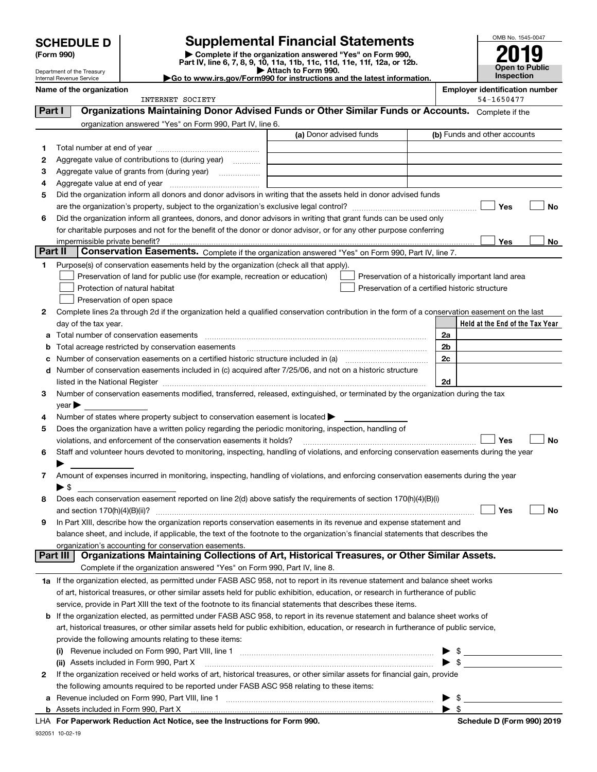# SCHEDULE D (Form 990)

Department of the Treasury
Internal Revenue Service

## Supplemental Financial Statements

▶ Complete if the organization answered "Yes" on Form 990, Part IV, line 6, 7, 8, 9, 10, 11a, 11b, 11c, 11d, 11e, 11f, 12a, or 12b.
▶ Attach to Form 990.
▶Go to www.irs.gov/Form990 for instructions and the latest information.

OMB No. 1545-0047

**2019**

**Open to Public Inspection**

**Name of the organization:** INTERNET SOCIETY

**Employer identification number:** 54-1650477

## Part I — Organizations Maintaining Donor Advised Funds or Other Similar Funds or Accounts.

Complete if the organization answered "Yes" on Form 990, Part IV, line 6.

| | | (a) Donor advised funds | (b) Funds and other accounts |
|---|---|---|---|
| 1 | Total number at end of year | | |
| 2 | Aggregate value of contributions to (during year) | | |
| 3 | Aggregate value of grants from (during year) | | |
| 4 | Aggregate value at end of year | | |

5 Did the organization inform all donors and donor advisors in writing that the assets held in donor advised funds are the organization's property, subject to the organization's exclusive legal control? ☐ Yes ☐ No

6 Did the organization inform all grantees, donors, and donor advisors in writing that grant funds can be used only for charitable purposes and not for the benefit of the donor or donor advisor, or for any other purpose conferring impermissible private benefit? ☐ Yes ☐ No

## Part II — Conservation Easements.

Complete if the organization answered "Yes" on Form 990, Part IV, line 7.

1 Purpose(s) of conservation easements held by the organization (check all that apply).

- ☐ Preservation of land for public use (for example, recreation or education)
- ☐ Protection of natural habitat
- ☐ Preservation of open space
- ☐ Preservation of a historically important land area
- ☐ Preservation of a certified historic structure

2 Complete lines 2a through 2d if the organization held a qualified conservation contribution in the form of a conservation easement on the last day of the tax year.

| | | | Held at the End of the Tax Year |
|---|---|---|---|
| a | Total number of conservation easements | 2a | |
| b | Total acreage restricted by conservation easements | 2b | |
| c | Number of conservation easements on a certified historic structure included in (a) | 2c | |
| d | Number of conservation easements included in (c) acquired after 7/25/06, and not on a historic structure listed in the National Register | 2d | |

3 Number of conservation easements modified, transferred, released, extinguished, or terminated by the organization during the tax year ▶

4 Number of states where property subject to conservation easement is located ▶

5 Does the organization have a written policy regarding the periodic monitoring, inspection, handling of violations, and enforcement of the conservation easements it holds? ☐ Yes ☐ No

6 Staff and volunteer hours devoted to monitoring, inspecting, handling of violations, and enforcing conservation easements during the year ▶

7 Amount of expenses incurred in monitoring, inspecting, handling of violations, and enforcing conservation easements during the year ▶ $

8 Does each conservation easement reported on line 2(d) above satisfy the requirements of section 170(h)(4)(B)(i) and section 170(h)(4)(B)(ii)? ☐ Yes ☐ No

9 In Part XIII, describe how the organization reports conservation easements in its revenue and expense statement and balance sheet, and include, if applicable, the text of the footnote to the organization's financial statements that describes the organization's accounting for conservation easements.

## Part III — Organizations Maintaining Collections of Art, Historical Treasures, or Other Similar Assets.

Complete if the organization answered "Yes" on Form 990, Part IV, line 8.

1a If the organization elected, as permitted under FASB ASC 958, not to report in its revenue statement and balance sheet works of art, historical treasures, or other similar assets held for public exhibition, education, or research in furtherance of public service, provide in Part XIII the text of the footnote to its financial statements that describes these items.

b If the organization elected, as permitted under FASB ASC 958, to report in its revenue statement and balance sheet works of art, historical treasures, or other similar assets held for public exhibition, education, or research in furtherance of public service, provide the following amounts relating to these items:

(i) Revenue included on Form 990, Part VIII, line 1 ▶ $

(ii) Assets included in Form 990, Part X ▶ $

2 If the organization received or held works of art, historical treasures, or other similar assets for financial gain, provide the following amounts required to be reported under FASB ASC 958 relating to these items:

a Revenue included on Form 990, Part VIII, line 1 ▶ $

b Assets included in Form 990, Part X ▶ $

LHA For Paperwork Reduction Act Notice, see the Instructions for Form 990. Schedule D (Form 990) 2019

932051 10-02-19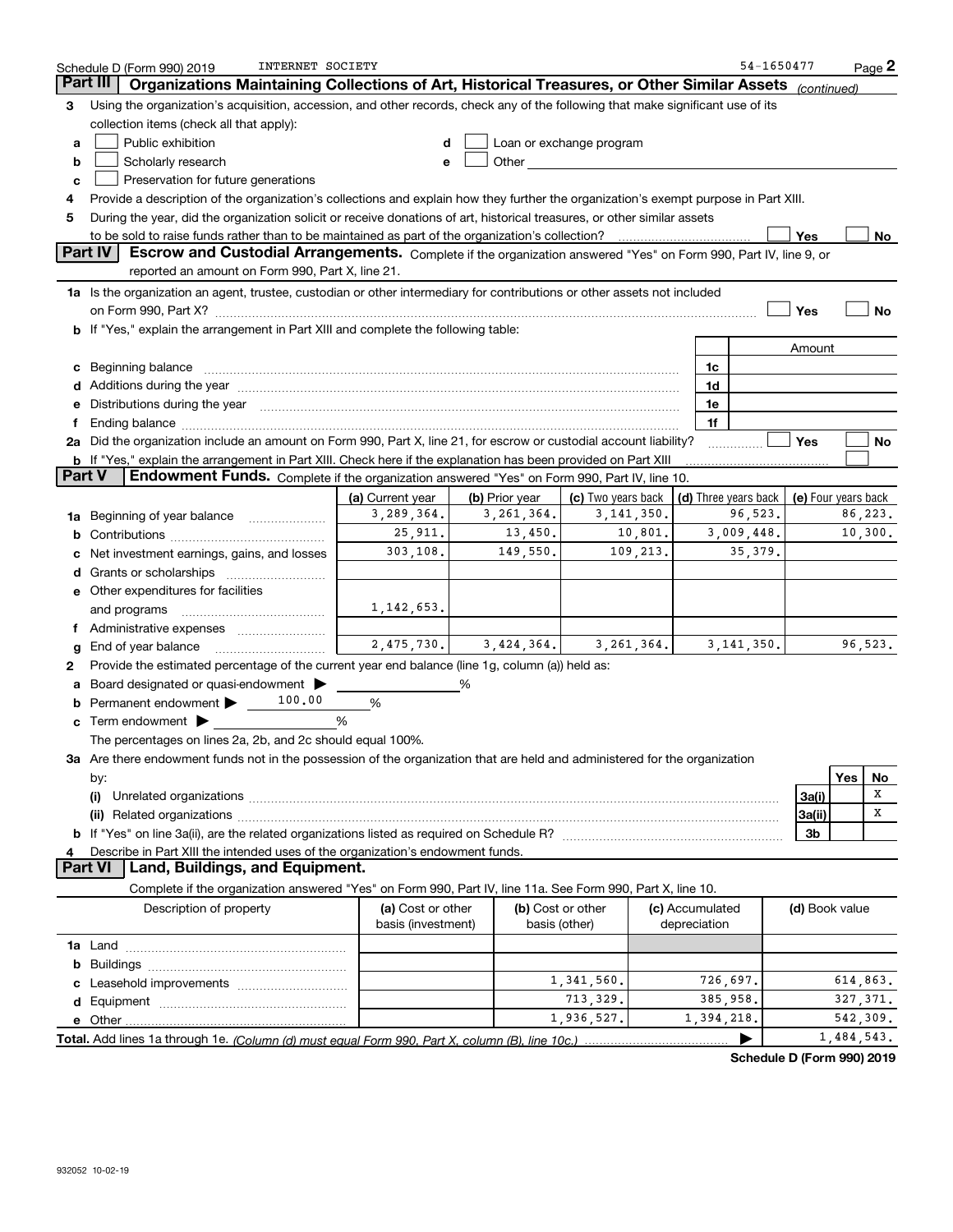Schedule D (Form 990) 2019 INTERNET SOCIETY 54-1650477

## Part III Organizations Maintaining Collections of Art, Historical Treasures, or Other Similar Assets *(continued)*

**3** Using the organization's acquisition, accession, and other records, check any of the following that make significant use of its collection items (check all that apply):

- **a** ☐ Public exhibition
- **b** ☐ Scholarly research
- **c** ☐ Preservation for future generations
- **d** ☐ Loan or exchange program
- **e** ☐ Other

**4** Provide a description of the organization's collections and explain how they further the organization's exempt purpose in Part XIII.

**5** During the year, did the organization solicit or receive donations of art, historical treasures, or other similar assets to be sold to raise funds rather than to be maintained as part of the organization's collection? ☐ Yes ☐ No

## Part IV Escrow and Custodial Arrangements.

Complete if the organization answered "Yes" on Form 990, Part IV, line 9, or reported an amount on Form 990, Part X, line 21.

**1a** Is the organization an agent, trustee, custodian or other intermediary for contributions or other assets not included on Form 990, Part X? ☐ Yes ☐ No

**b** If "Yes," explain the arrangement in Part XIII and complete the following table:

| | | Amount |
|---|---|---|
| **c** Beginning balance | 1c | |
| **d** Additions during the year | 1d | |
| **e** Distributions during the year | 1e | |
| **f** Ending balance | 1f | |

**2a** Did the organization include an amount on Form 990, Part X, line 21, for escrow or custodial account liability? ☐ Yes ☐ No

**b** If "Yes," explain the arrangement in Part XIII. Check here if the explanation has been provided on Part XIII ☐

## Part V Endowment Funds.

Complete if the organization answered "Yes" on Form 990, Part IV, line 10.

| | (a) Current year | (b) Prior year | (c) Two years back | (d) Three years back | (e) Four years back |
|---|---|---|---|---|---|
| **1a** Beginning of year balance | 3,289,364. | 3,261,364. | 3,141,350. | 96,523. | 86,223. |
| **b** Contributions | 25,911. | 13,450. | 10,801. | 3,009,448. | 10,300. |
| **c** Net investment earnings, gains, and losses | 303,108. | 149,550. | 109,213. | 35,379. | |
| **d** Grants or scholarships | | | | | |
| **e** Other expenditures for facilities and programs | 1,142,653. | | | | |
| **f** Administrative expenses | | | | | |
| **g** End of year balance | 2,475,730. | 3,424,364. | 3,261,364. | 3,141,350. | 96,523. |

**2** Provide the estimated percentage of the current year end balance (line 1g, column (a)) held as:

- **a** Board designated or quasi-endowment ▶ ______ %
- **b** Permanent endowment ▶ 100.00 %
- **c** Term endowment ▶ ______ %

The percentages on lines 2a, 2b, and 2c should equal 100%.

**3a** Are there endowment funds not in the possession of the organization that are held and administered for the organization by:

| | | Yes | No |
|---|---|---|---|
| **(i)** Unrelated organizations | 3a(i) | | X |
| **(ii)** Related organizations | 3a(ii) | | X |
| **b** If "Yes" on line 3a(ii), are the related organizations listed as required on Schedule R? | 3b | | |

**4** Describe in Part XIII the intended uses of the organization's endowment funds.

## Part VI Land, Buildings, and Equipment.

Complete if the organization answered "Yes" on Form 990, Part IV, line 11a. See Form 990, Part X, line 10.

| Description of property | (a) Cost or other basis (investment) | (b) Cost or other basis (other) | (c) Accumulated depreciation | (d) Book value |
|---|---|---|---|---|
| **1a** Land | | | | |
| **b** Buildings | | | | |
| **c** Leasehold improvements | | 1,341,560. | 726,697. | 614,863. |
| **d** Equipment | | 713,329. | 385,958. | 327,371. |
| **e** Other | | 1,936,527. | 1,394,218. | 542,309. |
| **Total.** Add lines 1a through 1e. *(Column (d) must equal Form 990, Part X, column (B), line 10c.)* | | | ▶ | 1,484,543. |

**Schedule D (Form 990) 2019**

932052 10-02-19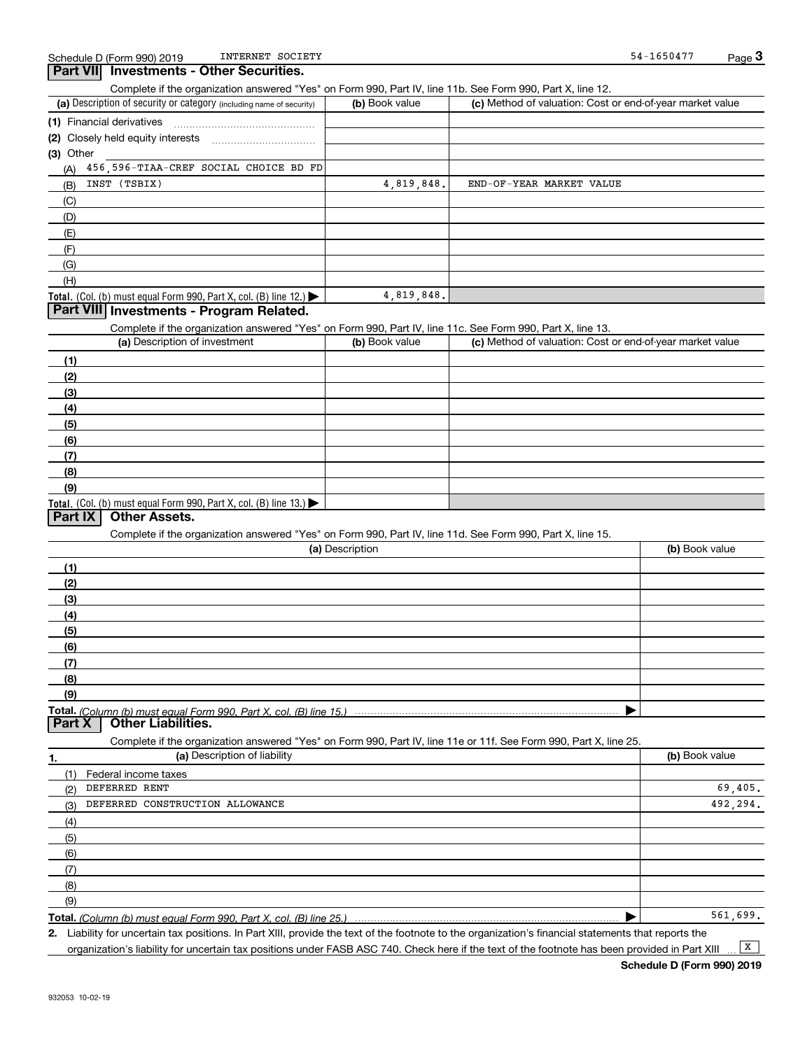Schedule D (Form 990) 2019 INTERNET SOCIETY 54-1650477

## Part VII Investments - Other Securities.

Complete if the organization answered "Yes" on Form 990, Part IV, line 11b. See Form 990, Part X, line 12.

| (a) Description of security or category (including name of security) | (b) Book value | (c) Method of valuation: Cost or end-of-year market value |
|---|---|---|
| (1) Financial derivatives | | |
| (2) Closely held equity interests | | |
| (3) Other | | |
| (A) 456,596-TIAA-CREF SOCIAL CHOICE BD FD | | |
| (B) INST (TSBIX) | 4,819,848. | END-OF-YEAR MARKET VALUE |
| (C) | | |
| (D) | | |
| (E) | | |
| (F) | | |
| (G) | | |
| (H) | | |
| **Total.** (Col. (b) must equal Form 990, Part X, col. (B) line 12.) ▶ | 4,819,848. | |

## Part VIII Investments - Program Related.

Complete if the organization answered "Yes" on Form 990, Part IV, line 11c. See Form 990, Part X, line 13.

| (a) Description of investment | (b) Book value | (c) Method of valuation: Cost or end-of-year market value |
|---|---|---|
| (1) | | |
| (2) | | |
| (3) | | |
| (4) | | |
| (5) | | |
| (6) | | |
| (7) | | |
| (8) | | |
| (9) | | |
| **Total.** (Col. (b) must equal Form 990, Part X, col. (B) line 13.) ▶ | | |

## Part IX Other Assets.

Complete if the organization answered "Yes" on Form 990, Part IV, line 11d. See Form 990, Part X, line 15.

| (a) Description | (b) Book value |
|---|---|
| (1) | |
| (2) | |
| (3) | |
| (4) | |
| (5) | |
| (6) | |
| (7) | |
| (8) | |
| (9) | |
| **Total.** *(Column (b) must equal Form 990, Part X, col. (B) line 15.)* ▶ | |

## Part X Other Liabilities.

Complete if the organization answered "Yes" on Form 990, Part IV, line 11e or 11f. See Form 990, Part X, line 25.

| 1. (a) Description of liability | (b) Book value |
|---|---|
| (1) Federal income taxes | |
| (2) DEFERRED RENT | 69,405. |
| (3) DEFERRED CONSTRUCTION ALLOWANCE | 492,294. |
| (4) | |
| (5) | |
| (6) | |
| (7) | |
| (8) | |
| (9) | |
| **Total.** *(Column (b) must equal Form 990, Part X, col. (B) line 25.)* ▶ | 561,699. |

2. Liability for uncertain tax positions. In Part XIII, provide the text of the footnote to the organization's financial statements that reports the organization's liability for uncertain tax positions under FASB ASC 740. Check here if the text of the footnote has been provided in Part XIII ... [X]

**Schedule D (Form 990) 2019**

932053 10-02-19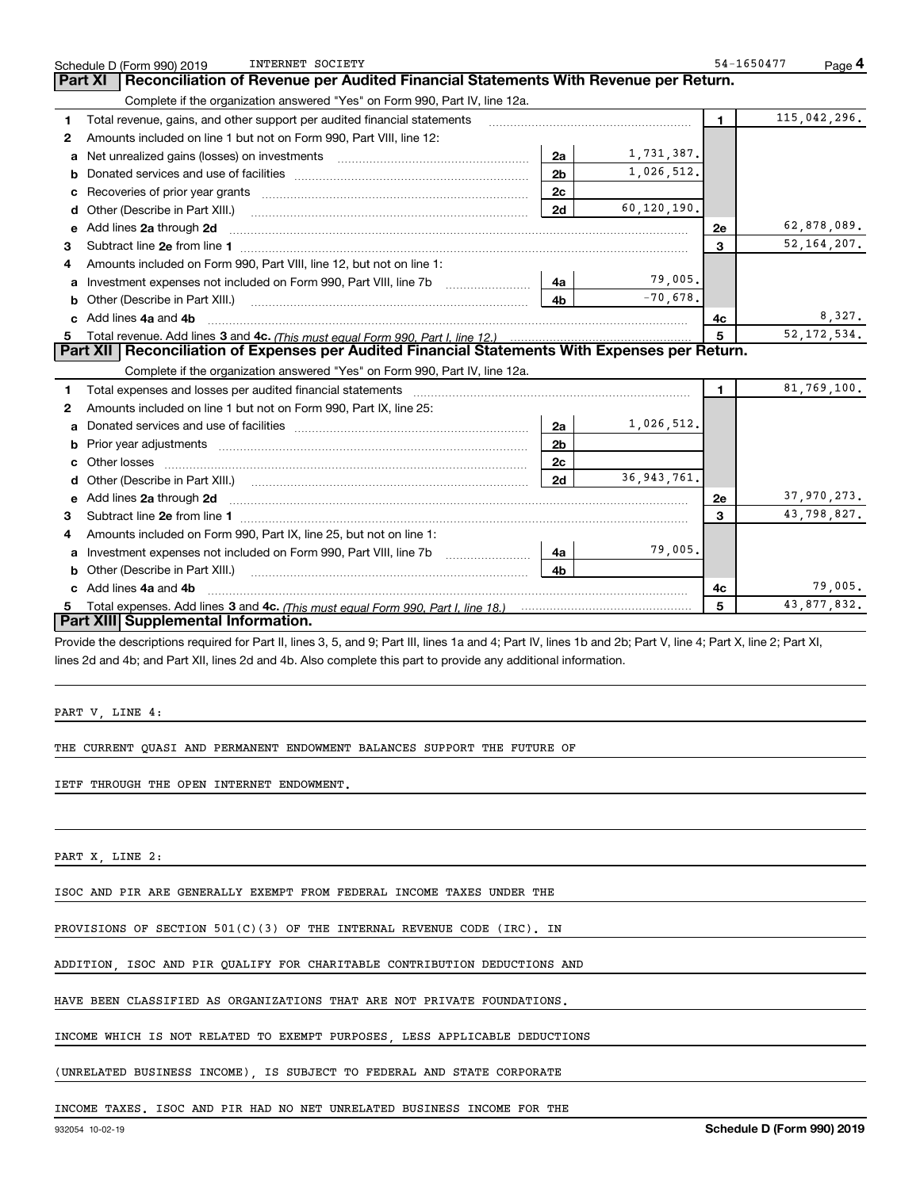Schedule D (Form 990) 2019 INTERNET SOCIETY 54-1650477

## Part XI Reconciliation of Revenue per Audited Financial Statements With Revenue per Return.

Complete if the organization answered "Yes" on Form 990, Part IV, line 12a.

| | | | | | |
|---|---|---|---|---|---|
| 1 | Total revenue, gains, and other support per audited financial statements | | | 1 | 115,042,296. |
| 2 | Amounts included on line 1 but not on Form 990, Part VIII, line 12: | | | | |
| a | Net unrealized gains (losses) on investments | 2a | 1,731,387. | | |
| b | Donated services and use of facilities | 2b | 1,026,512. | | |
| c | Recoveries of prior year grants | 2c | | | |
| d | Other (Describe in Part XIII.) | 2d | 60,120,190. | | |
| e | Add lines **2a** through **2d** | | | 2e | 62,878,089. |
| 3 | Subtract line **2e** from line **1** | | | 3 | 52,164,207. |
| 4 | Amounts included on Form 990, Part VIII, line 12, but not on line 1: | | | | |
| a | Investment expenses not included on Form 990, Part VIII, line 7b | 4a | 79,005. | | |
| b | Other (Describe in Part XIII.) | 4b | -70,678. | | |
| c | Add lines **4a** and **4b** | | | 4c | 8,327. |
| 5 | Total revenue. Add lines **3** and **4c.** *(This must equal Form 990, Part I, line 12.)* | | | 5 | 52,172,534. |

## Part XII Reconciliation of Expenses per Audited Financial Statements With Expenses per Return.

Complete if the organization answered "Yes" on Form 990, Part IV, line 12a.

| | | | | | |
|---|---|---|---|---|---|
| 1 | Total expenses and losses per audited financial statements | | | 1 | 81,769,100. |
| 2 | Amounts included on line 1 but not on Form 990, Part IX, line 25: | | | | |
| a | Donated services and use of facilities | 2a | 1,026,512. | | |
| b | Prior year adjustments | 2b | | | |
| c | Other losses | 2c | | | |
| d | Other (Describe in Part XIII.) | 2d | 36,943,761. | | |
| e | Add lines **2a** through **2d** | | | 2e | 37,970,273. |
| 3 | Subtract line **2e** from line **1** | | | 3 | 43,798,827. |
| 4 | Amounts included on Form 990, Part IX, line 25, but not on line 1: | | | | |
| a | Investment expenses not included on Form 990, Part VIII, line 7b | 4a | 79,005. | | |
| b | Other (Describe in Part XIII.) | 4b | | | |
| c | Add lines **4a** and **4b** | | | 4c | 79,005. |
| 5 | Total expenses. Add lines **3** and **4c.** *(This must equal Form 990, Part I, line 18.)* | | | 5 | 43,877,832. |

## Part XIII Supplemental Information.

Provide the descriptions required for Part II, lines 3, 5, and 9; Part III, lines 1a and 4; Part IV, lines 1b and 2b; Part V, line 4; Part X, line 2; Part XI, lines 2d and 4b; and Part XII, lines 2d and 4b. Also complete this part to provide any additional information.

PART V, LINE 4:

THE CURRENT QUASI AND PERMANENT ENDOWMENT BALANCES SUPPORT THE FUTURE OF IETF THROUGH THE OPEN INTERNET ENDOWMENT.

PART X, LINE 2:

ISOC AND PIR ARE GENERALLY EXEMPT FROM FEDERAL INCOME TAXES UNDER THE PROVISIONS OF SECTION 501(C)(3) OF THE INTERNAL REVENUE CODE (IRC). IN ADDITION, ISOC AND PIR QUALIFY FOR CHARITABLE CONTRIBUTION DEDUCTIONS AND HAVE BEEN CLASSIFIED AS ORGANIZATIONS THAT ARE NOT PRIVATE FOUNDATIONS. INCOME WHICH IS NOT RELATED TO EXEMPT PURPOSES, LESS APPLICABLE DEDUCTIONS (UNRELATED BUSINESS INCOME), IS SUBJECT TO FEDERAL AND STATE CORPORATE INCOME TAXES. ISOC AND PIR HAD NO NET UNRELATED BUSINESS INCOME FOR THE

932054 10-02-19 **Schedule D (Form 990) 2019**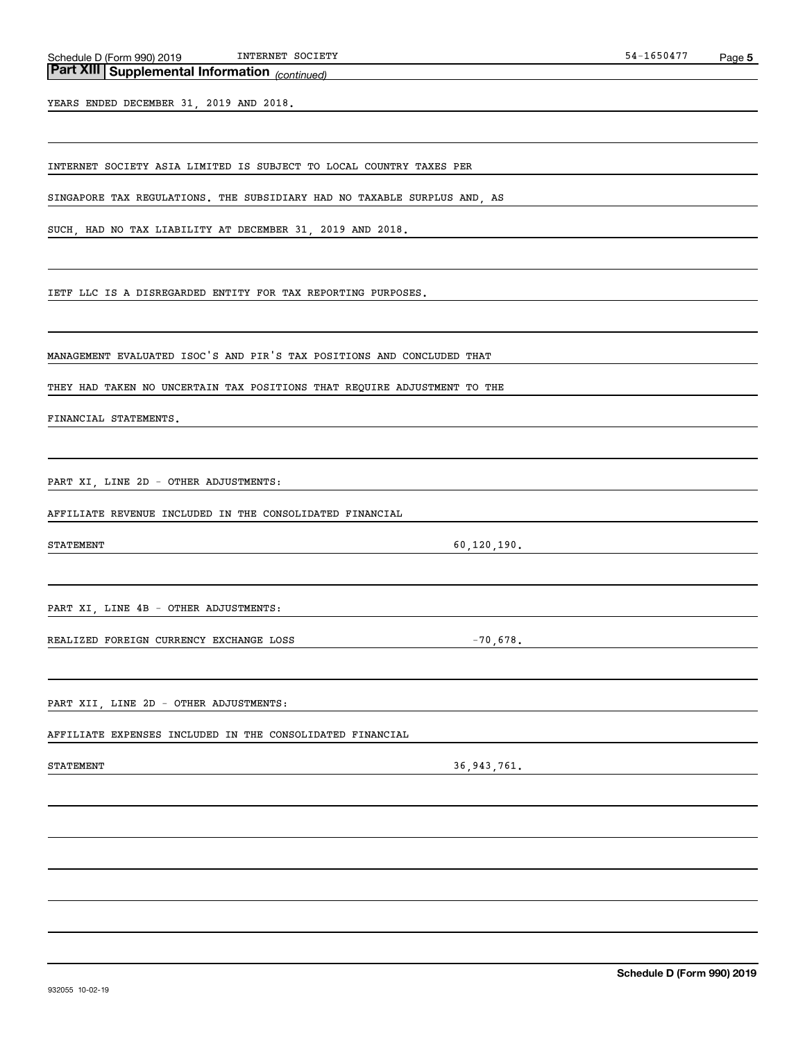## Part XIII | Supplemental Information *(continued)*

YEARS ENDED DECEMBER 31, 2019 AND 2018.

INTERNET SOCIETY ASIA LIMITED IS SUBJECT TO LOCAL COUNTRY TAXES PER SINGAPORE TAX REGULATIONS. THE SUBSIDIARY HAD NO TAXABLE SURPLUS AND, AS SUCH, HAD NO TAX LIABILITY AT DECEMBER 31, 2019 AND 2018.

IETF LLC IS A DISREGARDED ENTITY FOR TAX REPORTING PURPOSES.

MANAGEMENT EVALUATED ISOC'S AND PIR'S TAX POSITIONS AND CONCLUDED THAT THEY HAD TAKEN NO UNCERTAIN TAX POSITIONS THAT REQUIRE ADJUSTMENT TO THE FINANCIAL STATEMENTS.

PART XI, LINE 2D - OTHER ADJUSTMENTS:

AFFILIATE REVENUE INCLUDED IN THE CONSOLIDATED FINANCIAL STATEMENT 60,120,190.

PART XI, LINE 4B - OTHER ADJUSTMENTS:

REALIZED FOREIGN CURRENCY EXCHANGE LOSS -70,678.

PART XII, LINE 2D - OTHER ADJUSTMENTS:

AFFILIATE EXPENSES INCLUDED IN THE CONSOLIDATED FINANCIAL STATEMENT 36,943,761.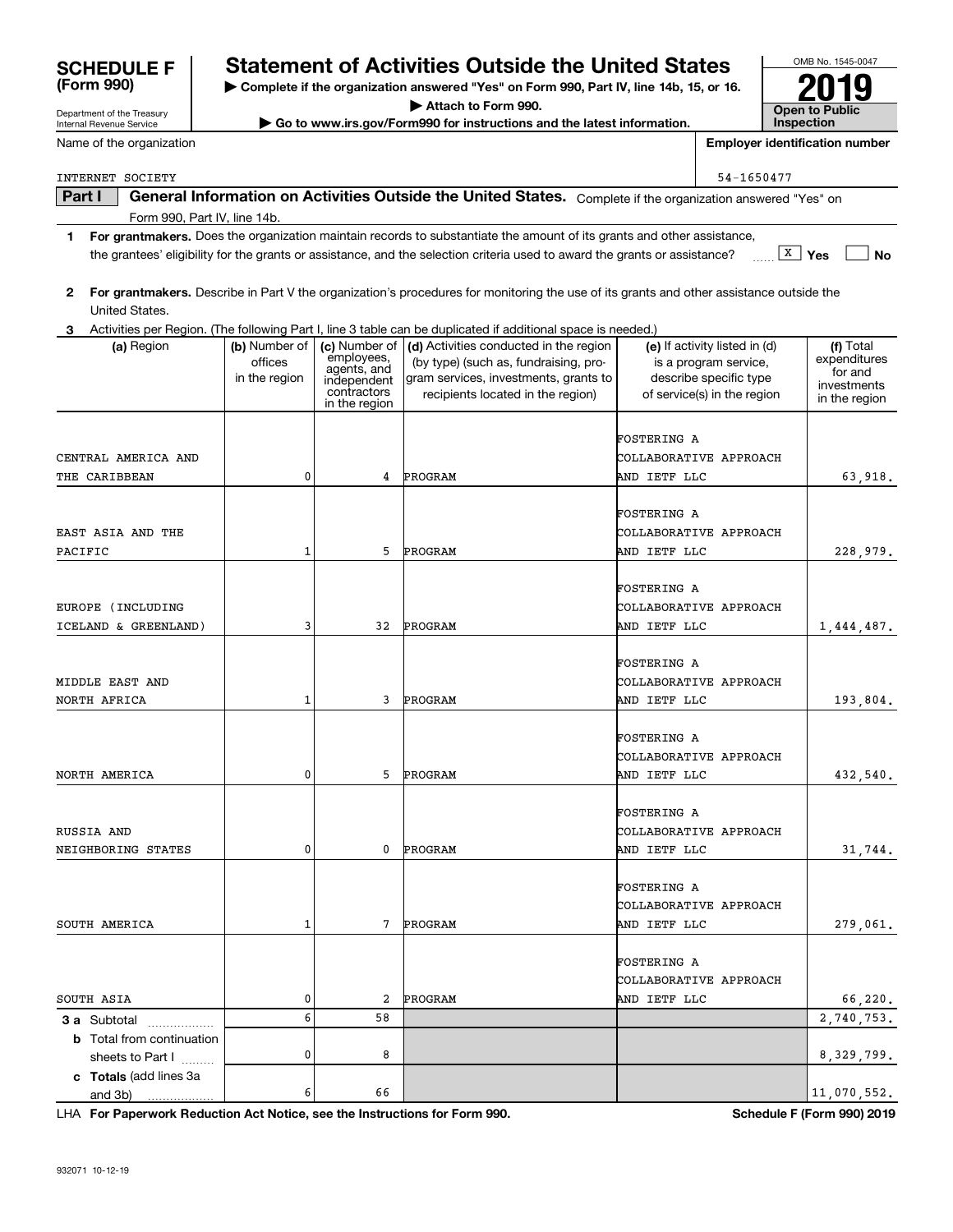# SCHEDULE F (Form 990)

Department of the Treasury
Internal Revenue Service

## Statement of Activities Outside the United States

▶ Complete if the organization answered "Yes" on Form 990, Part IV, line 14b, 15, or 16.

▶ Attach to Form 990.

▶ Go to www.irs.gov/Form990 for instructions and the latest information.

OMB No. 1545-0047

**2019**

**Open to Public Inspection**

Name of the organization: INTERNET SOCIETY

Employer identification number: 54-1650477

**Part I** **General Information on Activities Outside the United States.** Complete if the organization answered "Yes" on Form 990, Part IV, line 14b.

1 **For grantmakers.** Does the organization maintain records to substantiate the amount of its grants and other assistance, the grantees' eligibility for the grants or assistance, and the selection criteria used to award the grants or assistance? [X] Yes [ ] No

2 **For grantmakers.** Describe in Part V the organization's procedures for monitoring the use of its grants and other assistance outside the United States.

3 Activities per Region. (The following Part I, line 3 table can be duplicated if additional space is needed.)

| (a) Region | (b) Number of offices in the region | (c) Number of employees, agents, and independent contractors in the region | (d) Activities conducted in the region (by type) (such as, fundraising, program services, investments, grants to recipients located in the region) | (e) If activity listed in (d) is a program service, describe specific type of service(s) in the region | (f) Total expenditures for and investments in the region |
|---|---|---|---|---|---|
| CENTRAL AMERICA AND THE CARIBBEAN | 0 | 4 | PROGRAM | FOSTERING A COLLABORATIVE APPROACH AND IETF LLC | 63,918. |
| EAST ASIA AND THE PACIFIC | 1 | 5 | PROGRAM | FOSTERING A COLLABORATIVE APPROACH AND IETF LLC | 228,979. |
| EUROPE (INCLUDING ICELAND & GREENLAND) | 3 | 32 | PROGRAM | FOSTERING A COLLABORATIVE APPROACH AND IETF LLC | 1,444,487. |
| MIDDLE EAST AND NORTH AFRICA | 1 | 3 | PROGRAM | FOSTERING A COLLABORATIVE APPROACH AND IETF LLC | 193,804. |
| NORTH AMERICA | 0 | 5 | PROGRAM | FOSTERING A COLLABORATIVE APPROACH AND IETF LLC | 432,540. |
| RUSSIA AND NEIGHBORING STATES | 0 | 0 | PROGRAM | FOSTERING A COLLABORATIVE APPROACH AND IETF LLC | 31,744. |
| SOUTH AMERICA | 1 | 7 | PROGRAM | FOSTERING A COLLABORATIVE APPROACH AND IETF LLC | 279,061. |
| SOUTH ASIA | 0 | 2 | PROGRAM | FOSTERING A COLLABORATIVE APPROACH AND IETF LLC | 66,220. |
| **3 a** Subtotal | 6 | 58 | | | 2,740,753. |
| **b** Total from continuation sheets to Part I | 0 | 8 | | | 8,329,799. |
| **c Totals** (add lines 3a and 3b) | 6 | 66 | | | 11,070,552. |

LHA **For Paperwork Reduction Act Notice, see the Instructions for Form 990.** **Schedule F (Form 990) 2019**

932071 10-12-19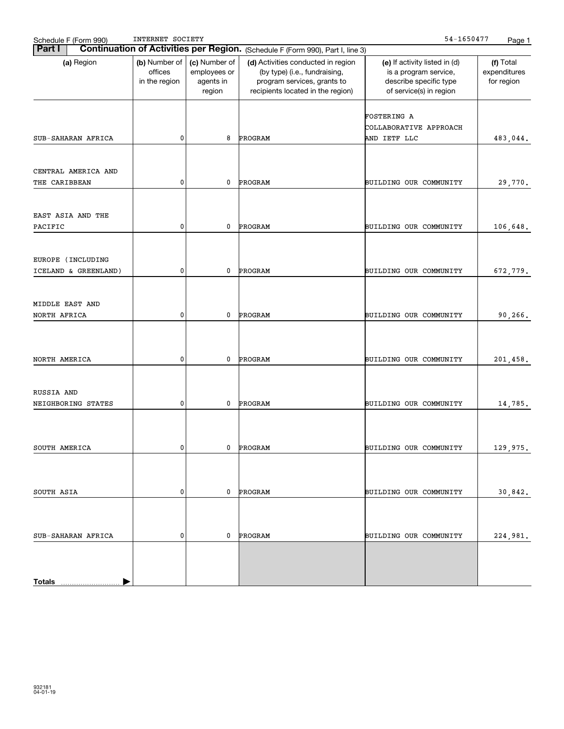Schedule F (Form 990) INTERNET SOCIETY 54-1650477

**Part I** **Continuation of Activities per Region.** (Schedule F (Form 990), Part I, line 3)

| (a) Region | (b) Number of offices in the region | (c) Number of employees or agents in region | (d) Activities conducted in region (by type) (i.e., fundraising, program services, grants to recipients located in the region) | (e) If activity listed in (d) is a program service, describe specific type of service(s) in region | (f) Total expenditures for region |
|---|---|---|---|---|---|
| SUB-SAHARAN AFRICA | 0 | 8 | PROGRAM | FOSTERING A COLLABORATIVE APPROACH AND IETF LLC | 483,044. |
| CENTRAL AMERICA AND THE CARIBBEAN | 0 | 0 | PROGRAM | BUILDING OUR COMMUNITY | 29,770. |
| EAST ASIA AND THE PACIFIC | 0 | 0 | PROGRAM | BUILDING OUR COMMUNITY | 106,648. |
| EUROPE (INCLUDING ICELAND & GREENLAND) | 0 | 0 | PROGRAM | BUILDING OUR COMMUNITY | 672,779. |
| MIDDLE EAST AND NORTH AFRICA | 0 | 0 | PROGRAM | BUILDING OUR COMMUNITY | 90,266. |
| NORTH AMERICA | 0 | 0 | PROGRAM | BUILDING OUR COMMUNITY | 201,458. |
| RUSSIA AND NEIGHBORING STATES | 0 | 0 | PROGRAM | BUILDING OUR COMMUNITY | 14,785. |
| SOUTH AMERICA | 0 | 0 | PROGRAM | BUILDING OUR COMMUNITY | 129,975. |
| SOUTH ASIA | 0 | 0 | PROGRAM | BUILDING OUR COMMUNITY | 30,842. |
| SUB-SAHARAN AFRICA | 0 | 0 | PROGRAM | BUILDING OUR COMMUNITY | 224,981. |
| **Totals** ▶ | | | | | |

932181
04-01-19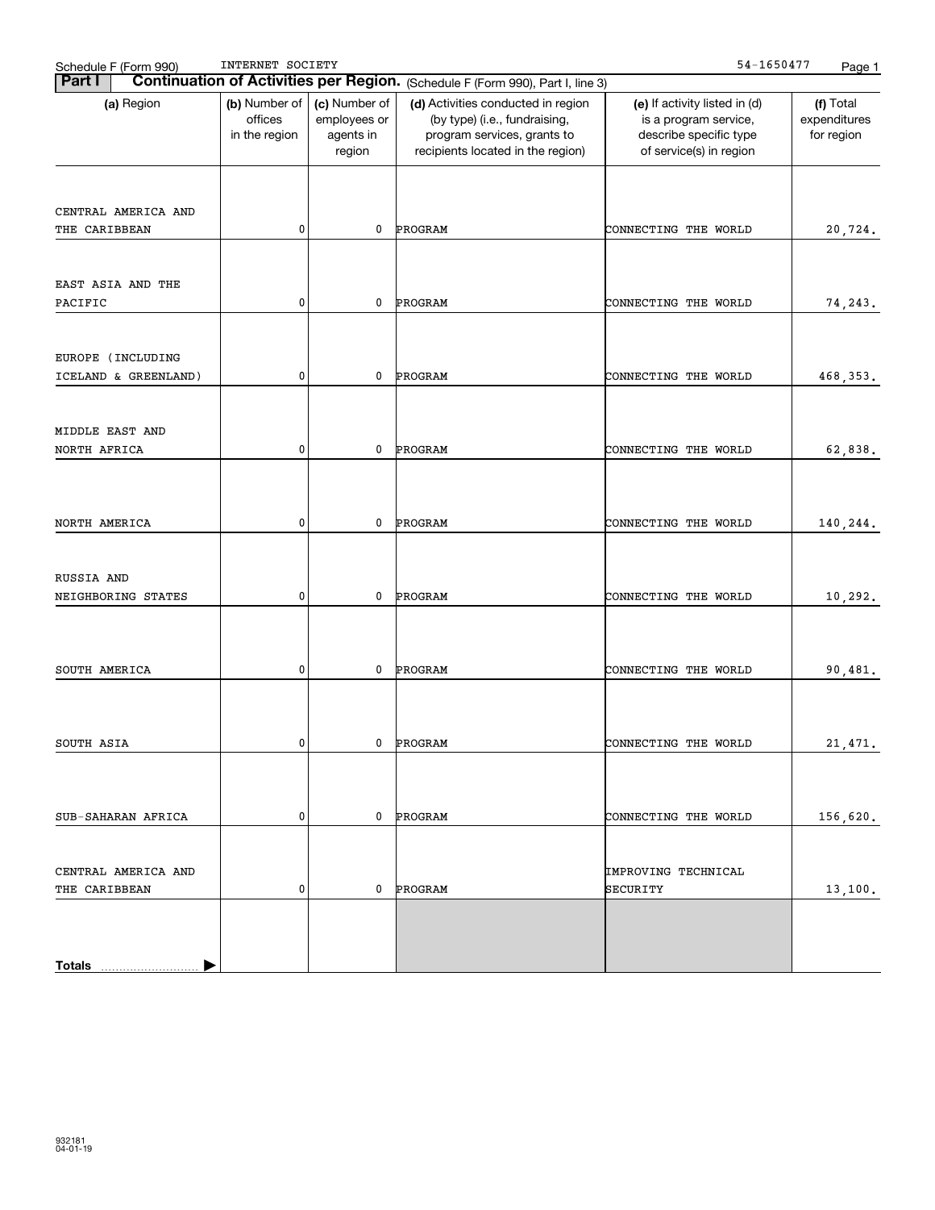Schedule F (Form 990) INTERNET SOCIETY 54-1650477

**Part I** **Continuation of Activities per Region.** (Schedule F (Form 990), Part I, line 3)

| (a) Region | (b) Number of offices in the region | (c) Number of employees or agents in region | (d) Activities conducted in region (by type) (i.e., fundraising, program services, grants to recipients located in the region) | (e) If activity listed in (d) is a program service, describe specific type of service(s) in region | (f) Total expenditures for region |
|---|---|---|---|---|---|
| CENTRAL AMERICA AND THE CARIBBEAN | 0 | 0 | PROGRAM | CONNECTING THE WORLD | 20,724. |
| EAST ASIA AND THE PACIFIC | 0 | 0 | PROGRAM | CONNECTING THE WORLD | 74,243. |
| EUROPE (INCLUDING ICELAND & GREENLAND) | 0 | 0 | PROGRAM | CONNECTING THE WORLD | 468,353. |
| MIDDLE EAST AND NORTH AFRICA | 0 | 0 | PROGRAM | CONNECTING THE WORLD | 62,838. |
| NORTH AMERICA | 0 | 0 | PROGRAM | CONNECTING THE WORLD | 140,244. |
| RUSSIA AND NEIGHBORING STATES | 0 | 0 | PROGRAM | CONNECTING THE WORLD | 10,292. |
| SOUTH AMERICA | 0 | 0 | PROGRAM | CONNECTING THE WORLD | 90,481. |
| SOUTH ASIA | 0 | 0 | PROGRAM | CONNECTING THE WORLD | 21,471. |
| SUB-SAHARAN AFRICA | 0 | 0 | PROGRAM | CONNECTING THE WORLD | 156,620. |
| CENTRAL AMERICA AND THE CARIBBEAN | 0 | 0 | PROGRAM | IMPROVING TECHNICAL SECURITY | 13,100. |
| **Totals** ▶ | | | | | |

932181
04-01-19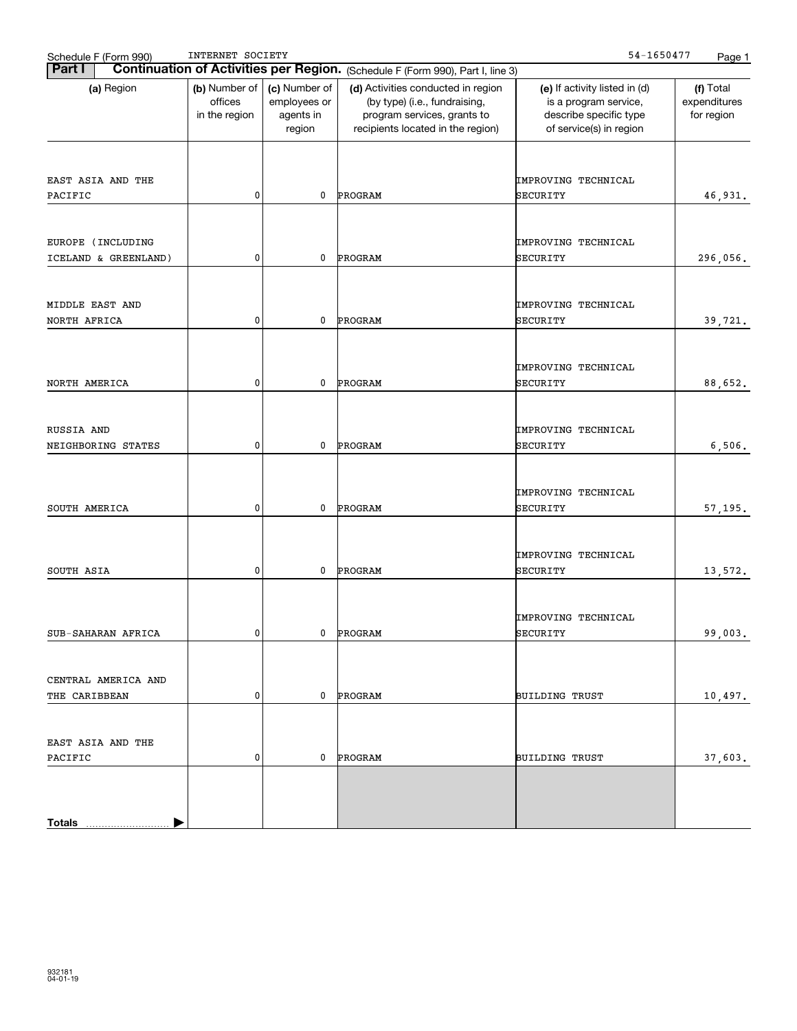Schedule F (Form 990) INTERNET SOCIETY 54-1650477

## Part I Continuation of Activities per Region. (Schedule F (Form 990), Part I, line 3)

| (a) Region | (b) Number of offices in the region | (c) Number of employees or agents in region | (d) Activities conducted in region (by type) (i.e., fundraising, program services, grants to recipients located in the region) | (e) If activity listed in (d) is a program service, describe specific type of service(s) in region | (f) Total expenditures for region |
|---|---|---|---|---|---|
| EAST ASIA AND THE PACIFIC | 0 | 0 | PROGRAM | IMPROVING TECHNICAL SECURITY | 46,931. |
| EUROPE (INCLUDING ICELAND & GREENLAND) | 0 | 0 | PROGRAM | IMPROVING TECHNICAL SECURITY | 296,056. |
| MIDDLE EAST AND NORTH AFRICA | 0 | 0 | PROGRAM | IMPROVING TECHNICAL SECURITY | 39,721. |
| NORTH AMERICA | 0 | 0 | PROGRAM | IMPROVING TECHNICAL SECURITY | 88,652. |
| RUSSIA AND NEIGHBORING STATES | 0 | 0 | PROGRAM | IMPROVING TECHNICAL SECURITY | 6,506. |
| SOUTH AMERICA | 0 | 0 | PROGRAM | IMPROVING TECHNICAL SECURITY | 57,195. |
| SOUTH ASIA | 0 | 0 | PROGRAM | IMPROVING TECHNICAL SECURITY | 13,572. |
| SUB-SAHARAN AFRICA | 0 | 0 | PROGRAM | IMPROVING TECHNICAL SECURITY | 99,003. |
| CENTRAL AMERICA AND THE CARIBBEAN | 0 | 0 | PROGRAM | BUILDING TRUST | 10,497. |
| EAST ASIA AND THE PACIFIC | 0 | 0 | PROGRAM | BUILDING TRUST | 37,603. |
| **Totals** | | | | | |

932181 04-01-19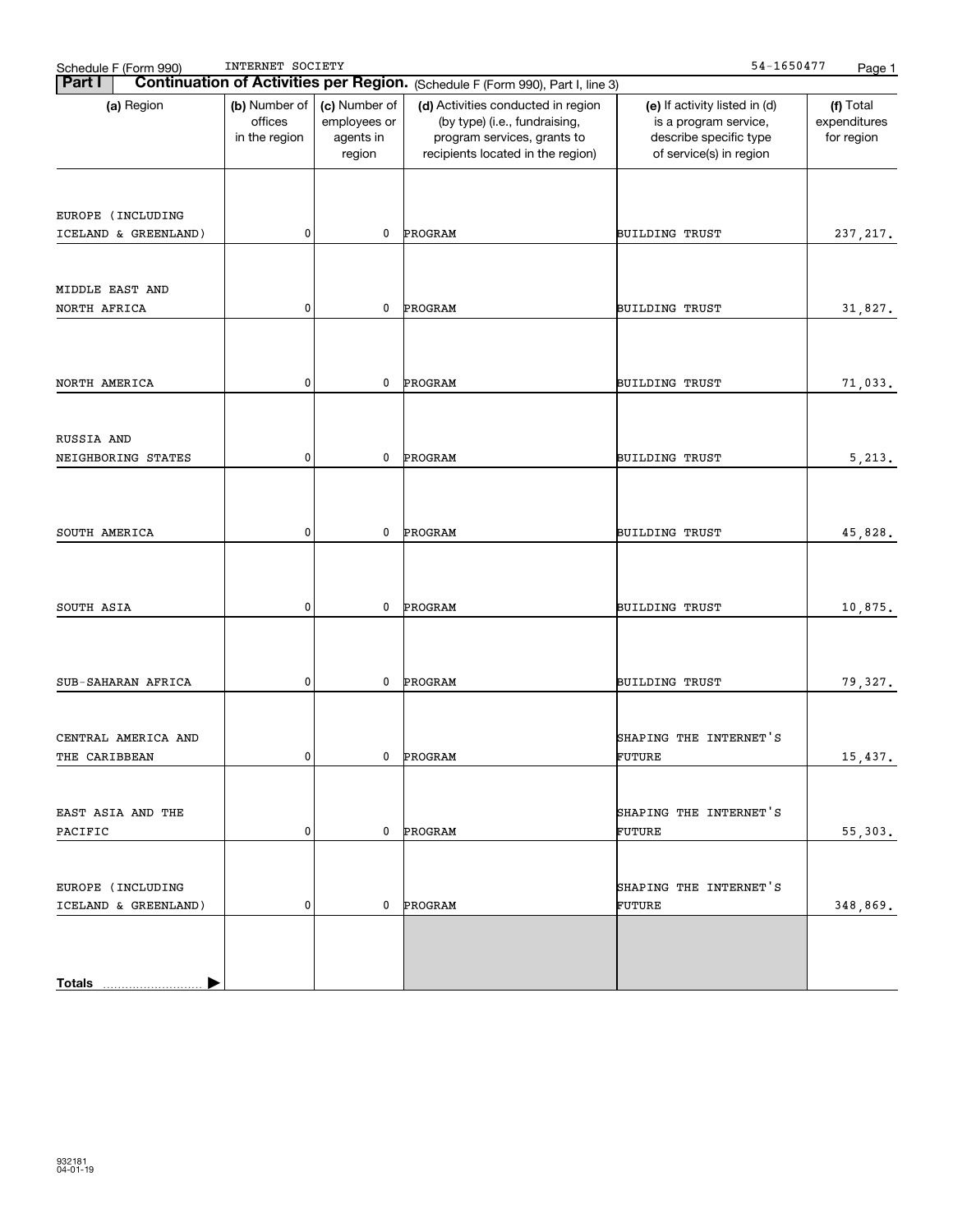Schedule F (Form 990) INTERNET SOCIETY 54-1650477

**Part I** **Continuation of Activities per Region.** (Schedule F (Form 990), Part I, line 3)

| (a) Region | (b) Number of offices in the region | (c) Number of employees or agents in region | (d) Activities conducted in region (by type) (i.e., fundraising, program services, grants to recipients located in the region) | (e) If activity listed in (d) is a program service, describe specific type of service(s) in region | (f) Total expenditures for region |
|---|---|---|---|---|---|
| EUROPE (INCLUDING ICELAND & GREENLAND) | 0 | 0 | PROGRAM | BUILDING TRUST | 237,217. |
| MIDDLE EAST AND NORTH AFRICA | 0 | 0 | PROGRAM | BUILDING TRUST | 31,827. |
| NORTH AMERICA | 0 | 0 | PROGRAM | BUILDING TRUST | 71,033. |
| RUSSIA AND NEIGHBORING STATES | 0 | 0 | PROGRAM | BUILDING TRUST | 5,213. |
| SOUTH AMERICA | 0 | 0 | PROGRAM | BUILDING TRUST | 45,828. |
| SOUTH ASIA | 0 | 0 | PROGRAM | BUILDING TRUST | 10,875. |
| SUB-SAHARAN AFRICA | 0 | 0 | PROGRAM | BUILDING TRUST | 79,327. |
| CENTRAL AMERICA AND THE CARIBBEAN | 0 | 0 | PROGRAM | SHAPING THE INTERNET'S FUTURE | 15,437. |
| EAST ASIA AND THE PACIFIC | 0 | 0 | PROGRAM | SHAPING THE INTERNET'S FUTURE | 55,303. |
| EUROPE (INCLUDING ICELAND & GREENLAND) | 0 | 0 | PROGRAM | SHAPING THE INTERNET'S FUTURE | 348,869. |
| **Totals** | | | | | |

932181 04-01-19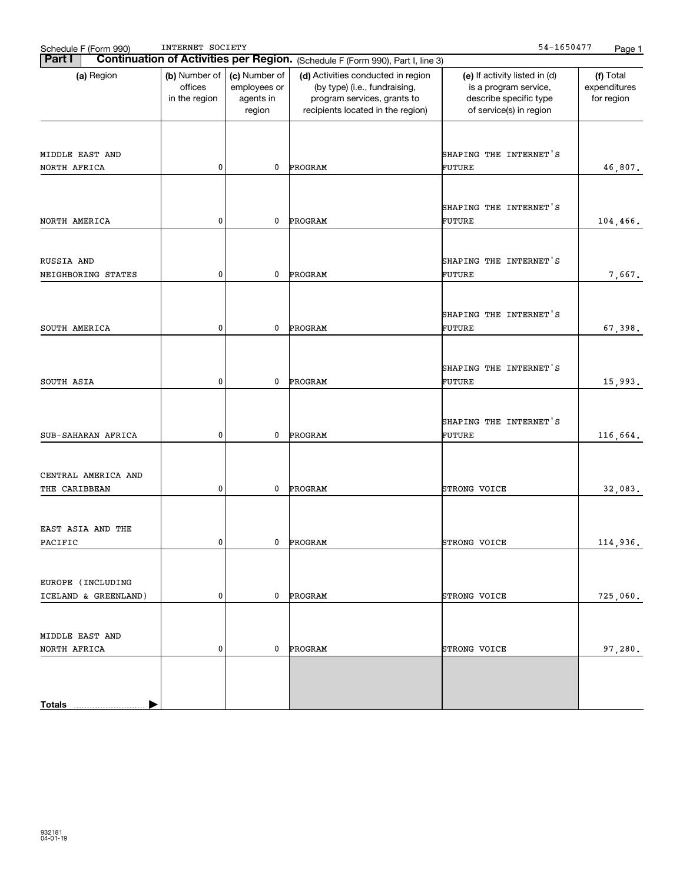Schedule F (Form 990) INTERNET SOCIETY 54-1650477

**Part I** **Continuation of Activities per Region.** (Schedule F (Form 990), Part I, line 3)

| (a) Region | (b) Number of offices in the region | (c) Number of employees or agents in region | (d) Activities conducted in region (by type) (i.e., fundraising, program services, grants to recipients located in the region) | (e) If activity listed in (d) is a program service, describe specific type of service(s) in region | (f) Total expenditures for region |
|---|---|---|---|---|---|
| MIDDLE EAST AND NORTH AFRICA | 0 | 0 | PROGRAM | SHAPING THE INTERNET'S FUTURE | 46,807. |
| NORTH AMERICA | 0 | 0 | PROGRAM | SHAPING THE INTERNET'S FUTURE | 104,466. |
| RUSSIA AND NEIGHBORING STATES | 0 | 0 | PROGRAM | SHAPING THE INTERNET'S FUTURE | 7,667. |
| SOUTH AMERICA | 0 | 0 | PROGRAM | SHAPING THE INTERNET'S FUTURE | 67,398. |
| SOUTH ASIA | 0 | 0 | PROGRAM | SHAPING THE INTERNET'S FUTURE | 15,993. |
| SUB-SAHARAN AFRICA | 0 | 0 | PROGRAM | SHAPING THE INTERNET'S FUTURE | 116,664. |
| CENTRAL AMERICA AND THE CARIBBEAN | 0 | 0 | PROGRAM | STRONG VOICE | 32,083. |
| EAST ASIA AND THE PACIFIC | 0 | 0 | PROGRAM | STRONG VOICE | 114,936. |
| EUROPE (INCLUDING ICELAND & GREENLAND) | 0 | 0 | PROGRAM | STRONG VOICE | 725,060. |
| MIDDLE EAST AND NORTH AFRICA | 0 | 0 | PROGRAM | STRONG VOICE | 97,280. |
| **Totals** | | | | | |

932181
04-01-19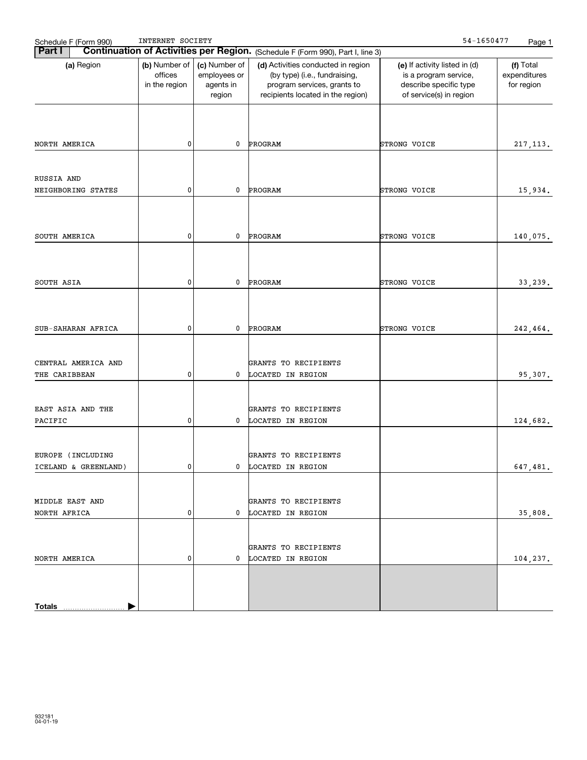Schedule F (Form 990) INTERNET SOCIETY 54-1650477

**Part I** **Continuation of Activities per Region.** (Schedule F (Form 990), Part I, line 3)

| (a) Region | (b) Number of offices in the region | (c) Number of employees or agents in region | (d) Activities conducted in region (by type) (i.e., fundraising, program services, grants to recipients located in the region) | (e) If activity listed in (d) is a program service, describe specific type of service(s) in region | (f) Total expenditures for region |
|---|---|---|---|---|---|
| NORTH AMERICA | 0 | 0 | PROGRAM | STRONG VOICE | 217,113. |
| RUSSIA AND NEIGHBORING STATES | 0 | 0 | PROGRAM | STRONG VOICE | 15,934. |
| SOUTH AMERICA | 0 | 0 | PROGRAM | STRONG VOICE | 140,075. |
| SOUTH ASIA | 0 | 0 | PROGRAM | STRONG VOICE | 33,239. |
| SUB-SAHARAN AFRICA | 0 | 0 | PROGRAM | STRONG VOICE | 242,464. |
| CENTRAL AMERICA AND THE CARIBBEAN | 0 | 0 | GRANTS TO RECIPIENTS LOCATED IN REGION | | 95,307. |
| EAST ASIA AND THE PACIFIC | 0 | 0 | GRANTS TO RECIPIENTS LOCATED IN REGION | | 124,682. |
| EUROPE (INCLUDING ICELAND & GREENLAND) | 0 | 0 | GRANTS TO RECIPIENTS LOCATED IN REGION | | 647,481. |
| MIDDLE EAST AND NORTH AFRICA | 0 | 0 | GRANTS TO RECIPIENTS LOCATED IN REGION | | 35,808. |
| NORTH AMERICA | 0 | 0 | GRANTS TO RECIPIENTS LOCATED IN REGION | | 104,237. |
| **Totals** | | | | | |

932181 04-01-19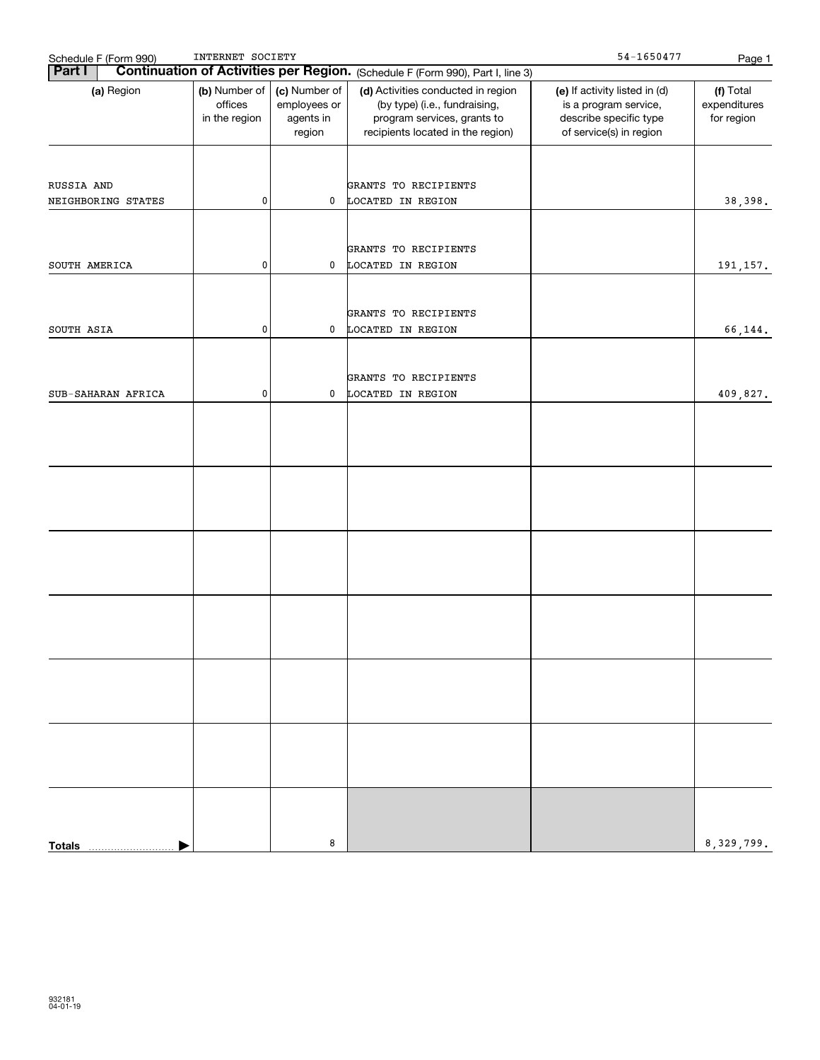Schedule F (Form 990) INTERNET SOCIETY 54-1650477

## Part I Continuation of Activities per Region. (Schedule F (Form 990), Part I, line 3)

| (a) Region | (b) Number of offices in the region | (c) Number of employees or agents in region | (d) Activities conducted in region (by type) (i.e., fundraising, program services, grants to recipients located in the region) | (e) If activity listed in (d) is a program service, describe specific type of service(s) in region | (f) Total expenditures for region |
|---|---|---|---|---|---|
| RUSSIA AND NEIGHBORING STATES | 0 | 0 | GRANTS TO RECIPIENTS LOCATED IN REGION | | 38,398. |
| SOUTH AMERICA | 0 | 0 | GRANTS TO RECIPIENTS LOCATED IN REGION | | 191,157. |
| SOUTH ASIA | 0 | 0 | GRANTS TO RECIPIENTS LOCATED IN REGION | | 66,144. |
| SUB-SAHARAN AFRICA | 0 | 0 | GRANTS TO RECIPIENTS LOCATED IN REGION | | 409,827. |
| | | | | | |
| | | | | | |
| | | | | | |
| | | | | | |
| | | | | | |
| | | | | | |
| **Totals** | | 8 | | | 8,329,799. |

932181 04-01-19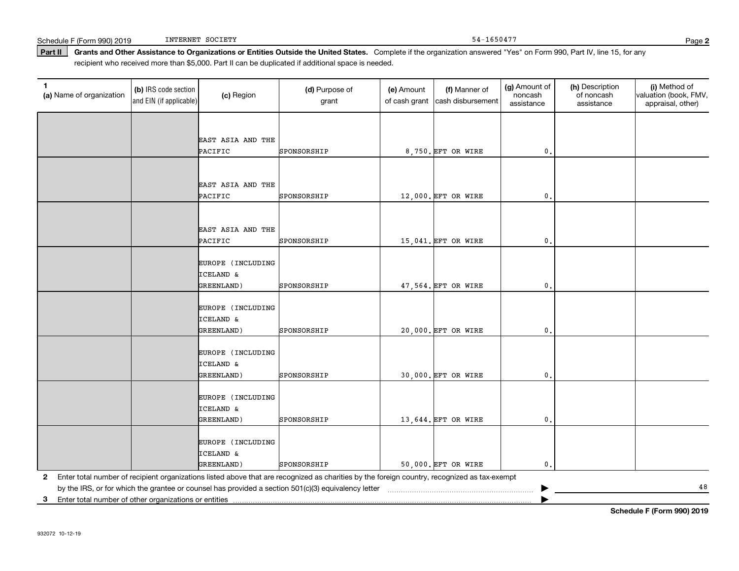Schedule F (Form 990) 2019 INTERNET SOCIETY 54-1650477

**Part II** **Grants and Other Assistance to Organizations or Entities Outside the United States.** Complete if the organization answered "Yes" on Form 990, Part IV, line 15, for any recipient who received more than $5,000. Part II can be duplicated if additional space is needed.

| 1 (a) Name of organization | (b) IRS code section and EIN (if applicable) | (c) Region | (d) Purpose of grant | (e) Amount of cash grant | (f) Manner of cash disbursement | (g) Amount of noncash assistance | (h) Description of noncash assistance | (i) Method of valuation (book, FMV, appraisal, other) |
|---|---|---|---|---|---|---|---|---|
| | | EAST ASIA AND THE PACIFIC | SPONSORSHIP | 8,750. | EFT OR WIRE | 0. | | |
| | | EAST ASIA AND THE PACIFIC | SPONSORSHIP | 12,000. | EFT OR WIRE | 0. | | |
| | | EAST ASIA AND THE PACIFIC | SPONSORSHIP | 15,041. | EFT OR WIRE | 0. | | |
| | | EUROPE (INCLUDING ICELAND & GREENLAND) | SPONSORSHIP | 47,564. | EFT OR WIRE | 0. | | |
| | | EUROPE (INCLUDING ICELAND & GREENLAND) | SPONSORSHIP | 20,000. | EFT OR WIRE | 0. | | |
| | | EUROPE (INCLUDING ICELAND & GREENLAND) | SPONSORSHIP | 30,000. | EFT OR WIRE | 0. | | |
| | | EUROPE (INCLUDING ICELAND & GREENLAND) | SPONSORSHIP | 13,644. | EFT OR WIRE | 0. | | |
| | | EUROPE (INCLUDING ICELAND & GREENLAND) | SPONSORSHIP | 50,000. | EFT OR WIRE | 0. | | |

**2** Enter total number of recipient organizations listed above that are recognized as charities by the foreign country, recognized as tax-exempt by the IRS, or for which the grantee or counsel has provided a section 501(c)(3) equivalency letter ▶ 48

**3** Enter total number of other organizations or entities ▶

**Schedule F (Form 990) 2019**

932072 10-12-19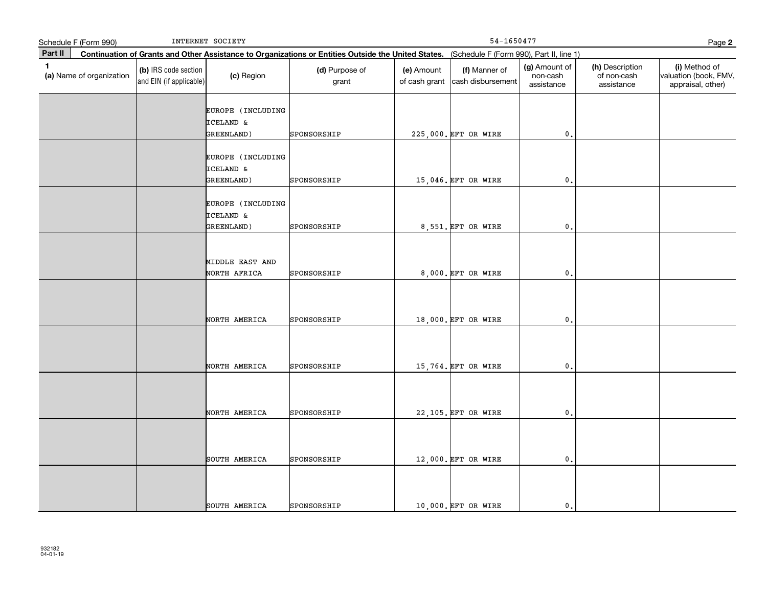Schedule F (Form 990) INTERNET SOCIETY 54-1650477

**Part II** **Continuation of Grants and Other Assistance to Organizations or Entities Outside the United States.** (Schedule F (Form 990), Part II, line 1)

| 1 (a) Name of organization | (b) IRS code section and EIN (if applicable) | (c) Region | (d) Purpose of grant | (e) Amount of cash grant | (f) Manner of cash disbursement | (g) Amount of non-cash assistance | (h) Description of non-cash assistance | (i) Method of valuation (book, FMV, appraisal, other) |
|---|---|---|---|---|---|---|---|---|
| | | EUROPE (INCLUDING ICELAND & GREENLAND) | SPONSORSHIP | 225,000. | EFT OR WIRE | 0. | | |
| | | EUROPE (INCLUDING ICELAND & GREENLAND) | SPONSORSHIP | 15,046. | EFT OR WIRE | 0. | | |
| | | EUROPE (INCLUDING ICELAND & GREENLAND) | SPONSORSHIP | 8,551. | EFT OR WIRE | 0. | | |
| | | MIDDLE EAST AND NORTH AFRICA | SPONSORSHIP | 8,000. | EFT OR WIRE | 0. | | |
| | | NORTH AMERICA | SPONSORSHIP | 18,000. | EFT OR WIRE | 0. | | |
| | | NORTH AMERICA | SPONSORSHIP | 15,764. | EFT OR WIRE | 0. | | |
| | | NORTH AMERICA | SPONSORSHIP | 22,105. | EFT OR WIRE | 0. | | |
| | | SOUTH AMERICA | SPONSORSHIP | 12,000. | EFT OR WIRE | 0. | | |
| | | SOUTH AMERICA | SPONSORSHIP | 10,000. | EFT OR WIRE | 0. | | |

932182
04-01-19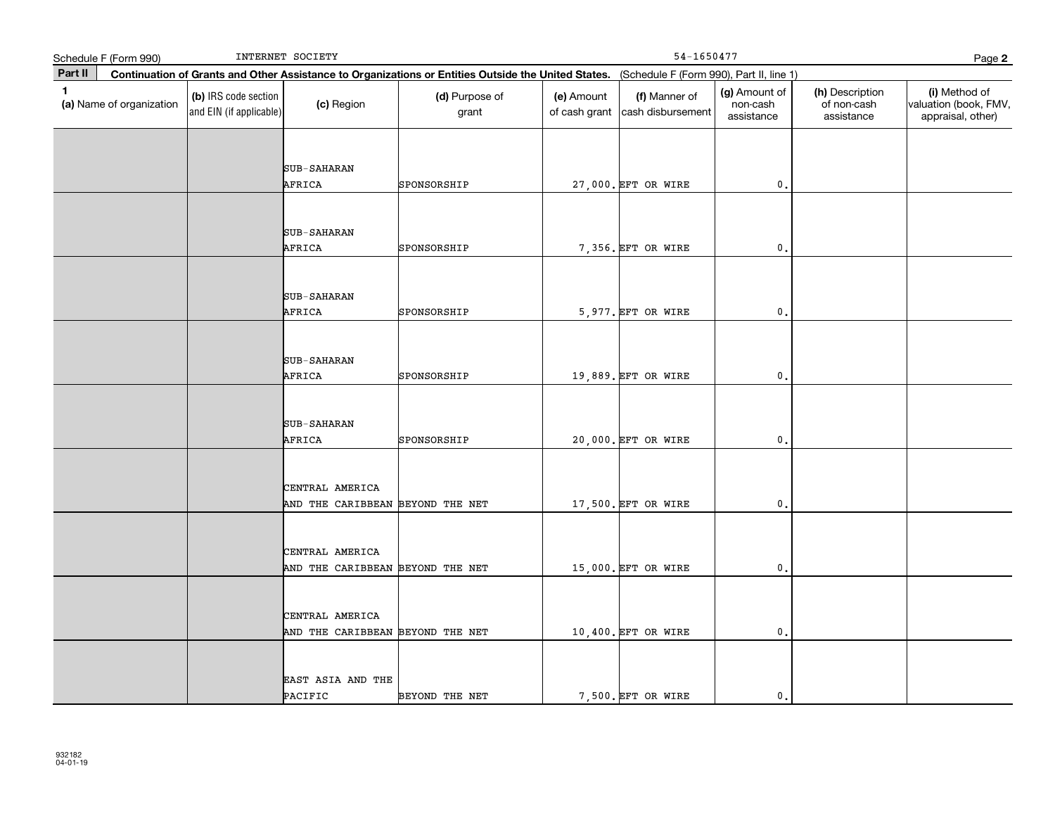Schedule F (Form 990) INTERNET SOCIETY 54-1650477

**Part II** **Continuation of Grants and Other Assistance to Organizations or Entities Outside the United States.** (Schedule F (Form 990), Part II, line 1)

| 1 (a) Name of organization | (b) IRS code section and EIN (if applicable) | (c) Region | (d) Purpose of grant | (e) Amount of cash grant | (f) Manner of cash disbursement | (g) Amount of non-cash assistance | (h) Description of non-cash assistance | (i) Method of valuation (book, FMV, appraisal, other) |
|---|---|---|---|---|---|---|---|---|
| | | SUB-SAHARAN AFRICA | SPONSORSHIP | 27,000. | EFT OR WIRE | 0. | | |
| | | SUB-SAHARAN AFRICA | SPONSORSHIP | 7,356. | EFT OR WIRE | 0. | | |
| | | SUB-SAHARAN AFRICA | SPONSORSHIP | 5,977. | EFT OR WIRE | 0. | | |
| | | SUB-SAHARAN AFRICA | SPONSORSHIP | 19,889. | EFT OR WIRE | 0. | | |
| | | SUB-SAHARAN AFRICA | SPONSORSHIP | 20,000. | EFT OR WIRE | 0. | | |
| | | CENTRAL AMERICA AND THE CARIBBEAN | BEYOND THE NET | 17,500. | EFT OR WIRE | 0. | | |
| | | CENTRAL AMERICA AND THE CARIBBEAN | BEYOND THE NET | 15,000. | EFT OR WIRE | 0. | | |
| | | CENTRAL AMERICA AND THE CARIBBEAN | BEYOND THE NET | 10,400. | EFT OR WIRE | 0. | | |
| | | EAST ASIA AND THE PACIFIC | BEYOND THE NET | 7,500. | EFT OR WIRE | 0. | | |

932182 04-01-19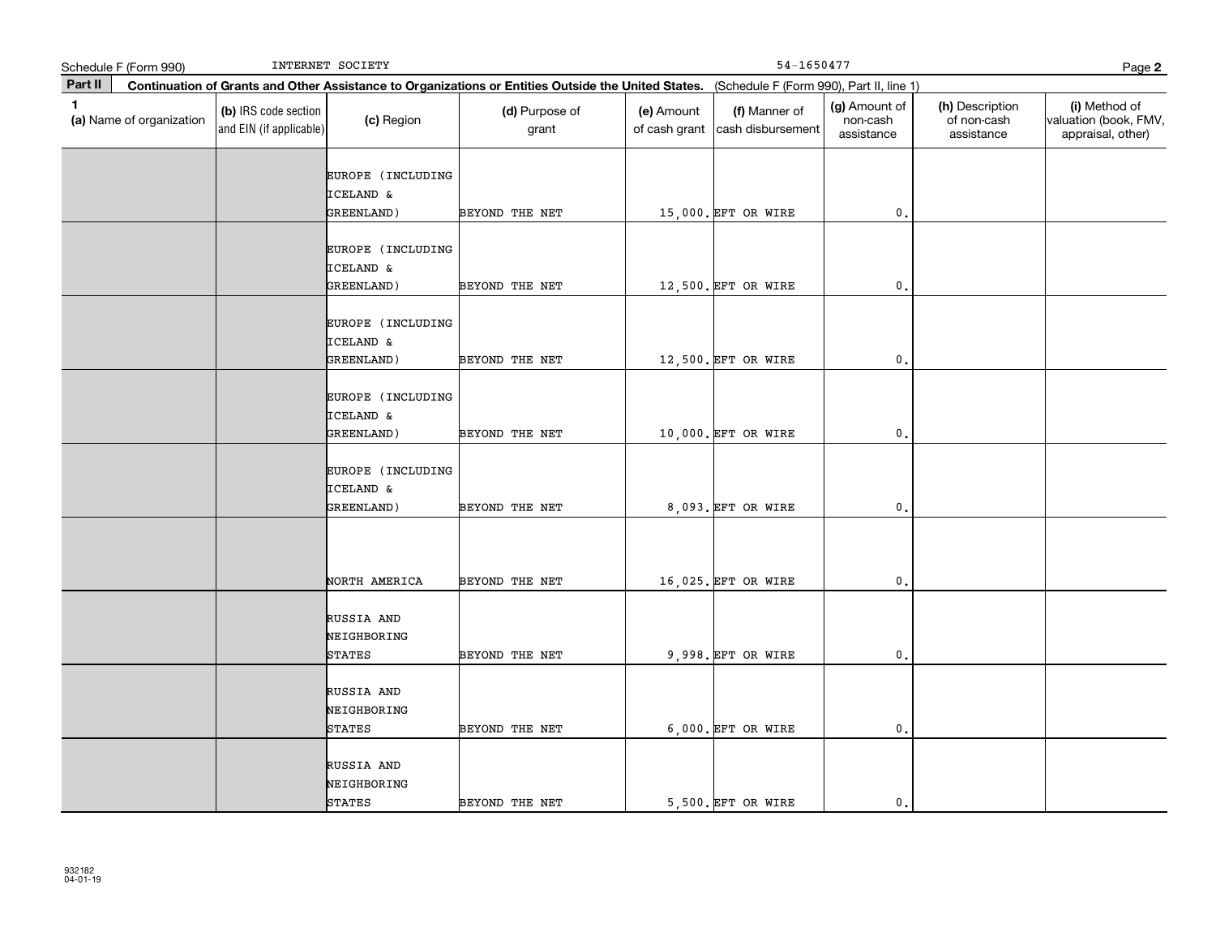Schedule F (Form 990) INTERNET SOCIETY 54-1650477

**Part II** **Continuation of Grants and Other Assistance to Organizations or Entities Outside the United States.** (Schedule F (Form 990), Part II, line 1)

| 1 (a) Name of organization | (b) IRS code section and EIN (if applicable) | (c) Region | (d) Purpose of grant | (e) Amount of cash grant | (f) Manner of cash disbursement | (g) Amount of non-cash assistance | (h) Description of non-cash assistance | (i) Method of valuation (book, FMV, appraisal, other) |
|---|---|---|---|---|---|---|---|---|
| | | EUROPE (INCLUDING ICELAND & GREENLAND) | BEYOND THE NET | 15,000. | EFT OR WIRE | 0. | | |
| | | EUROPE (INCLUDING ICELAND & GREENLAND) | BEYOND THE NET | 12,500. | EFT OR WIRE | 0. | | |
| | | EUROPE (INCLUDING ICELAND & GREENLAND) | BEYOND THE NET | 12,500. | EFT OR WIRE | 0. | | |
| | | EUROPE (INCLUDING ICELAND & GREENLAND) | BEYOND THE NET | 10,000. | EFT OR WIRE | 0. | | |
| | | EUROPE (INCLUDING ICELAND & GREENLAND) | BEYOND THE NET | 8,093. | EFT OR WIRE | 0. | | |
| | | NORTH AMERICA | BEYOND THE NET | 16,025. | EFT OR WIRE | 0. | | |
| | | RUSSIA AND NEIGHBORING STATES | BEYOND THE NET | 9,998. | EFT OR WIRE | 0. | | |
| | | RUSSIA AND NEIGHBORING STATES | BEYOND THE NET | 6,000. | EFT OR WIRE | 0. | | |
| | | RUSSIA AND NEIGHBORING STATES | BEYOND THE NET | 5,500. | EFT OR WIRE | 0. | | |

932182 04-01-19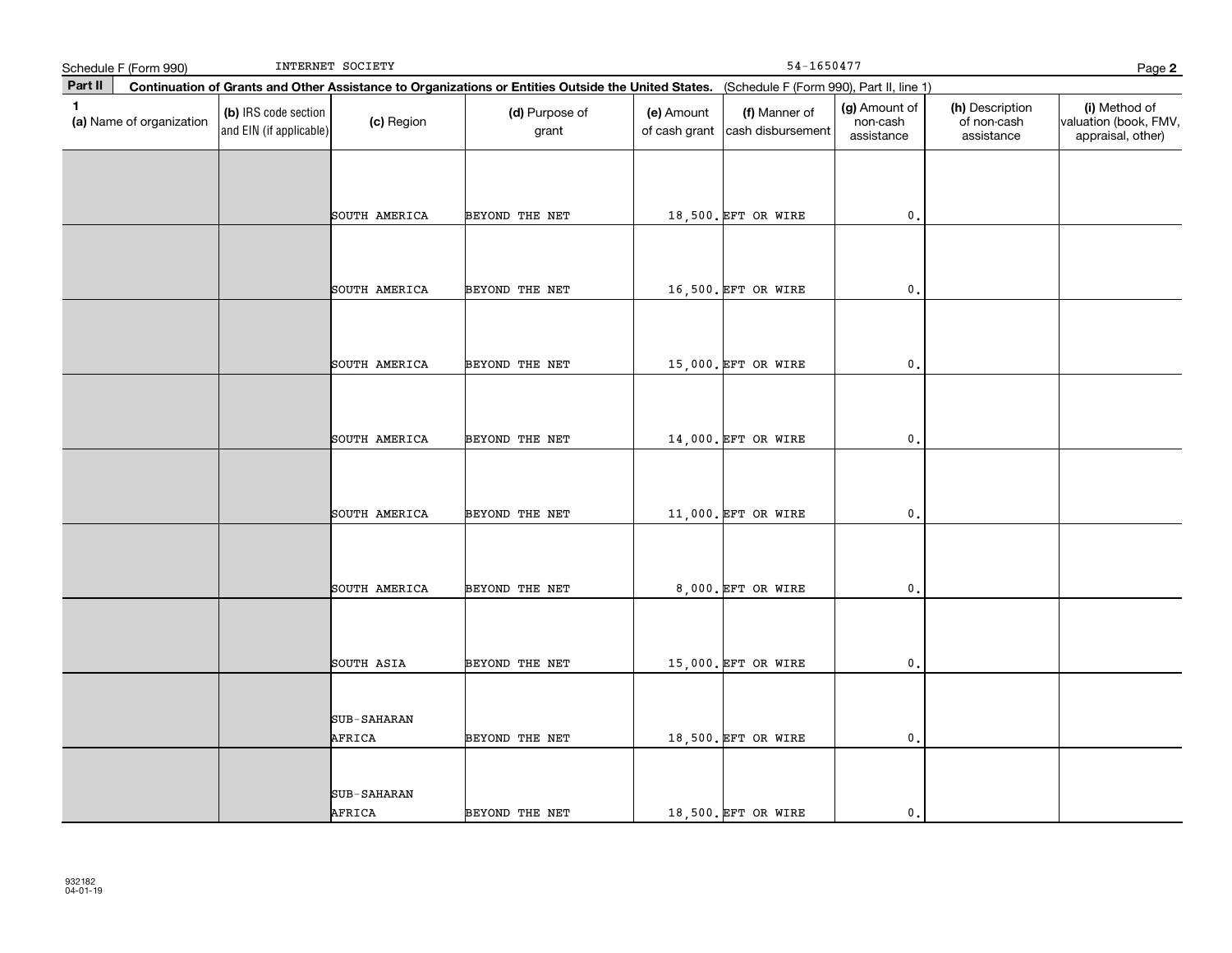Schedule F (Form 990) INTERNET SOCIETY 54-1650477

## Part II Continuation of Grants and Other Assistance to Organizations or Entities Outside the United States. (Schedule F (Form 990), Part II, line 1)

| 1 (a) Name of organization | (b) IRS code section and EIN (if applicable) | (c) Region | (d) Purpose of grant | (e) Amount of cash grant | (f) Manner of cash disbursement | (g) Amount of non-cash assistance | (h) Description of non-cash assistance | (i) Method of valuation (book, FMV, appraisal, other) |
|---|---|---|---|---|---|---|---|---|
| | | SOUTH AMERICA | BEYOND THE NET | 18,500. | EFT OR WIRE | 0. | | |
| | | SOUTH AMERICA | BEYOND THE NET | 16,500. | EFT OR WIRE | 0. | | |
| | | SOUTH AMERICA | BEYOND THE NET | 15,000. | EFT OR WIRE | 0. | | |
| | | SOUTH AMERICA | BEYOND THE NET | 14,000. | EFT OR WIRE | 0. | | |
| | | SOUTH AMERICA | BEYOND THE NET | 11,000. | EFT OR WIRE | 0. | | |
| | | SOUTH AMERICA | BEYOND THE NET | 8,000. | EFT OR WIRE | 0. | | |
| | | SOUTH ASIA | BEYOND THE NET | 15,000. | EFT OR WIRE | 0. | | |
| | | SUB-SAHARAN AFRICA | BEYOND THE NET | 18,500. | EFT OR WIRE | 0. | | |
| | | SUB-SAHARAN AFRICA | BEYOND THE NET | 18,500. | EFT OR WIRE | 0. | | |

932182 04-01-19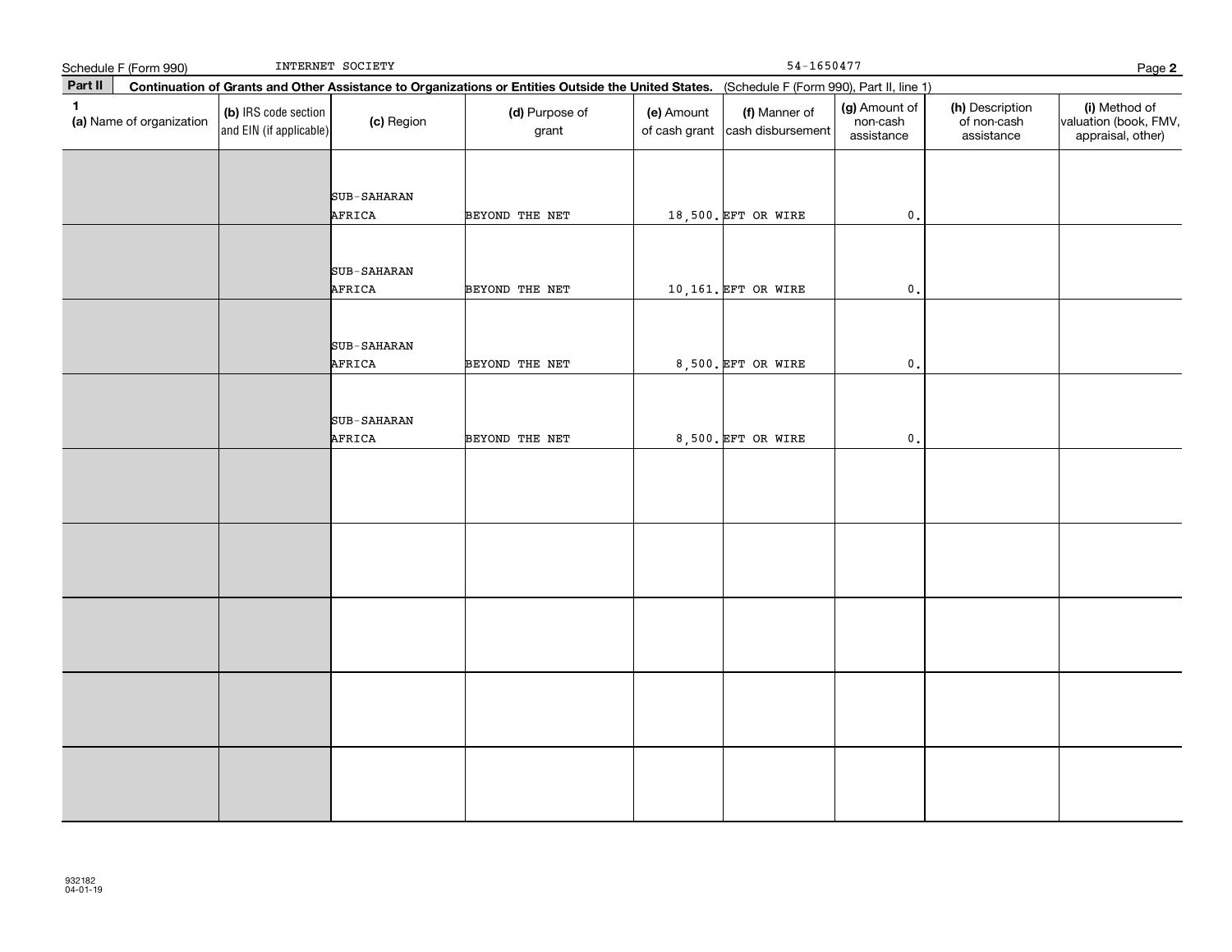Schedule F (Form 990) INTERNET SOCIETY 54-1650477

**Part II** **Continuation of Grants and Other Assistance to Organizations or Entities Outside the United States.** (Schedule F (Form 990), Part II, line 1)

| 1 (a) Name of organization | (b) IRS code section and EIN (if applicable) | (c) Region | (d) Purpose of grant | (e) Amount of cash grant | (f) Manner of cash disbursement | (g) Amount of non-cash assistance | (h) Description of non-cash assistance | (i) Method of valuation (book, FMV, appraisal, other) |
|---|---|---|---|---|---|---|---|---|
| | | SUB-SAHARAN AFRICA | BEYOND THE NET | 18,500. | EFT OR WIRE | 0. | | |
| | | SUB-SAHARAN AFRICA | BEYOND THE NET | 10,161. | EFT OR WIRE | 0. | | |
| | | SUB-SAHARAN AFRICA | BEYOND THE NET | 8,500. | EFT OR WIRE | 0. | | |
| | | SUB-SAHARAN AFRICA | BEYOND THE NET | 8,500. | EFT OR WIRE | 0. | | |
| | | | | | | | | |
| | | | | | | | | |
| | | | | | | | | |
| | | | | | | | | |
| | | | | | | | | |

932182
04-01-19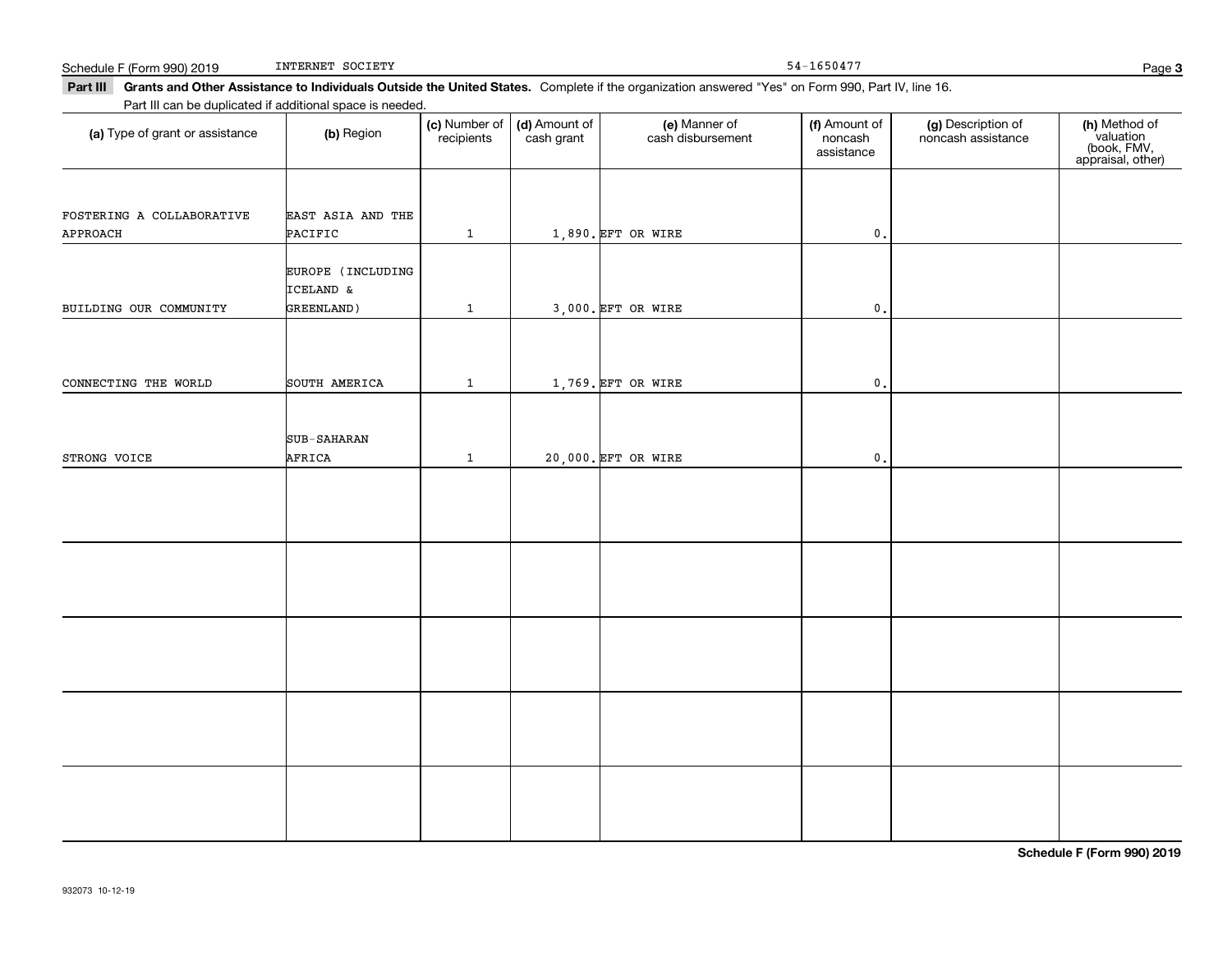Schedule F (Form 990) 2019 INTERNET SOCIETY 54-1650477

**Part III Grants and Other Assistance to Individuals Outside the United States.** Complete if the organization answered "Yes" on Form 990, Part IV, line 16.

Part III can be duplicated if additional space is needed.

| (a) Type of grant or assistance | (b) Region | (c) Number of recipients | (d) Amount of cash grant | (e) Manner of cash disbursement | (f) Amount of noncash assistance | (g) Description of noncash assistance | (h) Method of valuation (book, FMV, appraisal, other) |
|---|---|---|---|---|---|---|---|
| FOSTERING A COLLABORATIVE APPROACH | EAST ASIA AND THE PACIFIC | 1 | 1,890. | EFT OR WIRE | 0. | | |
| BUILDING OUR COMMUNITY | EUROPE (INCLUDING ICELAND & GREENLAND) | 1 | 3,000. | EFT OR WIRE | 0. | | |
| CONNECTING THE WORLD | SOUTH AMERICA | 1 | 1,769. | EFT OR WIRE | 0. | | |
| STRONG VOICE | SUB-SAHARAN AFRICA | 1 | 20,000. | EFT OR WIRE | 0. | | |
| | | | | | | | |
| | | | | | | | |
| | | | | | | | |
| | | | | | | | |
| | | | | | | | |

**Schedule F (Form 990) 2019**

932073 10-12-19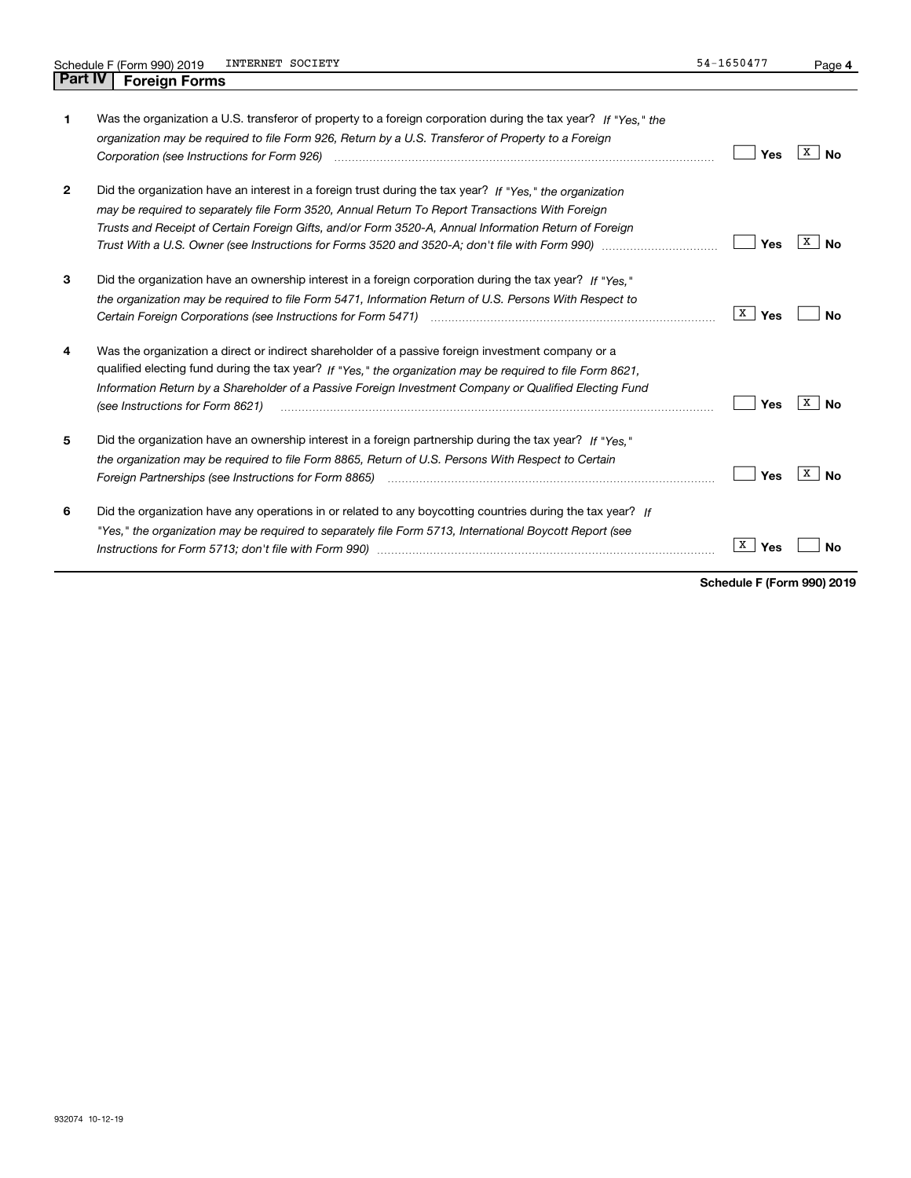Schedule F (Form 990) 2019 INTERNET SOCIETY 54-1650477

## Part IV Foreign Forms

| | | Yes | No |
|---|---|---|---|
| 1 | Was the organization a U.S. transferor of property to a foreign corporation during the tax year? *If "Yes," the organization may be required to file Form 926, Return by a U.S. Transferor of Property to a Foreign Corporation (see Instructions for Form 926)* | | X |
| 2 | Did the organization have an interest in a foreign trust during the tax year? *If "Yes," the organization may be required to separately file Form 3520, Annual Return To Report Transactions With Foreign Trusts and Receipt of Certain Foreign Gifts, and/or Form 3520-A, Annual Information Return of Foreign Trust With a U.S. Owner (see Instructions for Forms 3520 and 3520-A; don't file with Form 990)* | | X |
| 3 | Did the organization have an ownership interest in a foreign corporation during the tax year? *If "Yes," the organization may be required to file Form 5471, Information Return of U.S. Persons With Respect to Certain Foreign Corporations (see Instructions for Form 5471)* | X | |
| 4 | Was the organization a direct or indirect shareholder of a passive foreign investment company or a qualified electing fund during the tax year? *If "Yes," the organization may be required to file Form 8621, Information Return by a Shareholder of a Passive Foreign Investment Company or Qualified Electing Fund (see Instructions for Form 8621)* | | X |
| 5 | Did the organization have an ownership interest in a foreign partnership during the tax year? *If "Yes," the organization may be required to file Form 8865, Return of U.S. Persons With Respect to Certain Foreign Partnerships (see Instructions for Form 8865)* | | X |
| 6 | Did the organization have any operations in or related to any boycotting countries during the tax year? *If "Yes," the organization may be required to separately file Form 5713, International Boycott Report (see Instructions for Form 5713; don't file with Form 990)* | X | |

**Schedule F (Form 990) 2019**

932074 10-12-19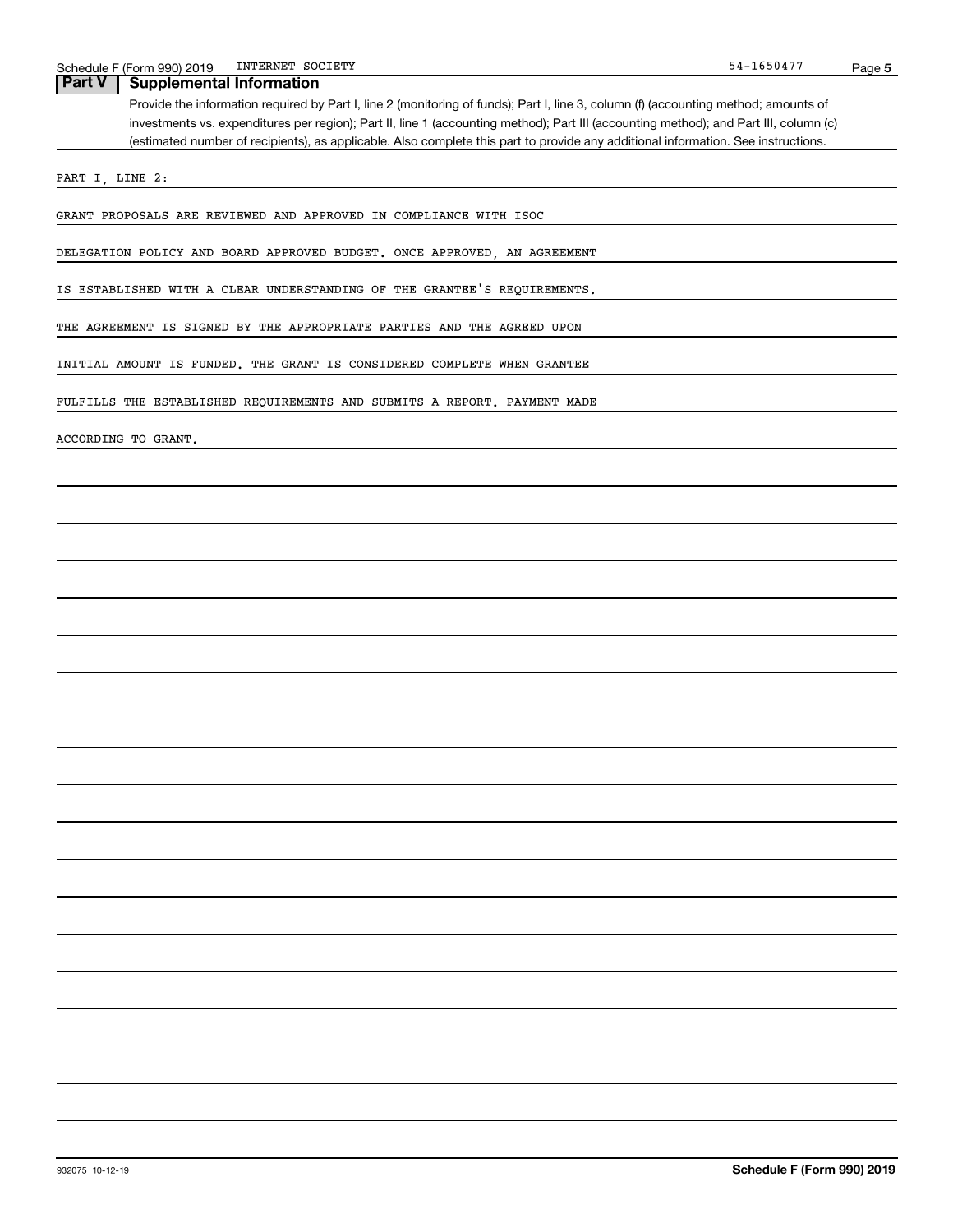## Part V Supplemental Information

Provide the information required by Part I, line 2 (monitoring of funds); Part I, line 3, column (f) (accounting method; amounts of investments vs. expenditures per region); Part II, line 1 (accounting method); Part III (accounting method); and Part III, column (c) (estimated number of recipients), as applicable. Also complete this part to provide any additional information. See instructions.

PART I, LINE 2:

GRANT PROPOSALS ARE REVIEWED AND APPROVED IN COMPLIANCE WITH ISOC DELEGATION POLICY AND BOARD APPROVED BUDGET. ONCE APPROVED, AN AGREEMENT IS ESTABLISHED WITH A CLEAR UNDERSTANDING OF THE GRANTEE'S REQUIREMENTS. THE AGREEMENT IS SIGNED BY THE APPROPRIATE PARTIES AND THE AGREED UPON INITIAL AMOUNT IS FUNDED. THE GRANT IS CONSIDERED COMPLETE WHEN GRANTEE FULFILLS THE ESTABLISHED REQUIREMENTS AND SUBMITS A REPORT. PAYMENT MADE ACCORDING TO GRANT.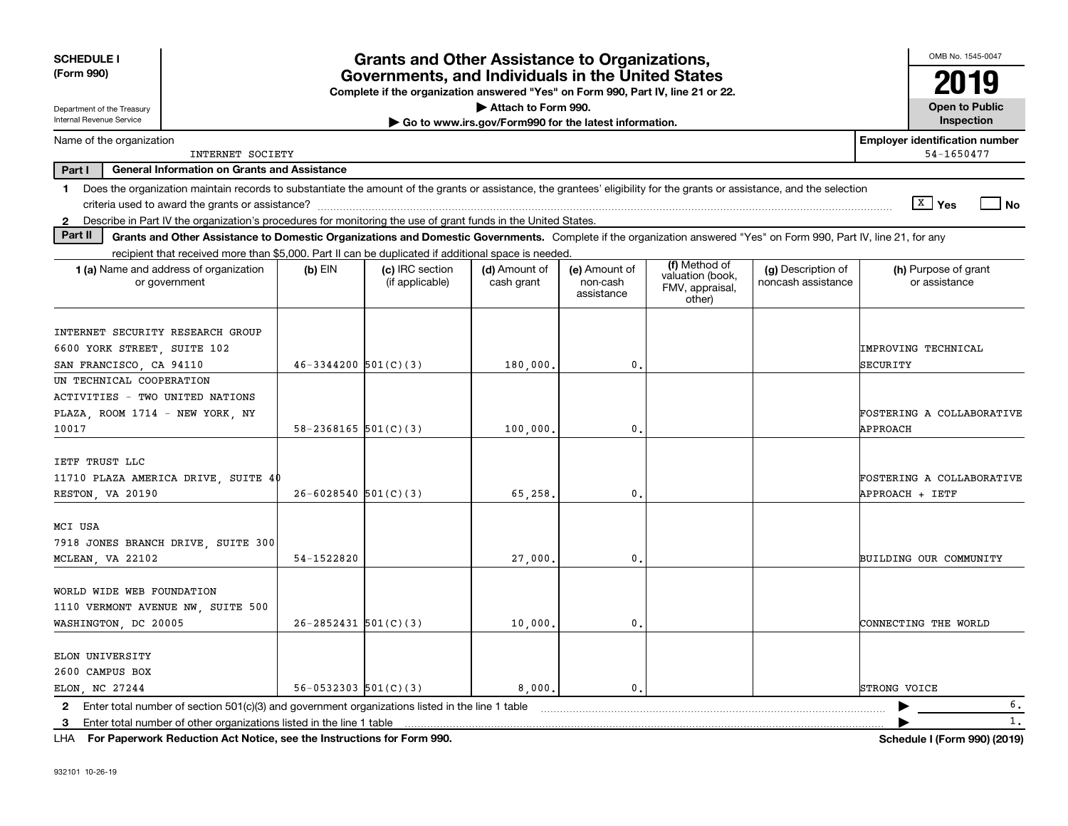**SCHEDULE I**
**(Form 990)**

Department of the Treasury
Internal Revenue Service

# Grants and Other Assistance to Organizations, Governments, and Individuals in the United States

**Complete if the organization answered "Yes" on Form 990, Part IV, line 21 or 22.**
**▶ Attach to Form 990.**
**▶ Go to www.irs.gov/Form990 for the latest information.**

OMB No. 1545-0047
**2019**
**Open to Public Inspection**

Name of the organization: INTERNET SOCIETY
**Employer identification number:** 54-1650477

**Part I — General Information on Grants and Assistance**

1 Does the organization maintain records to substantiate the amount of the grants or assistance, the grantees' eligibility for the grants or assistance, and the selection criteria used to award the grants or assistance? [X] Yes [ ] No

2 Describe in Part IV the organization's procedures for monitoring the use of grant funds in the United States.

**Part II — Grants and Other Assistance to Domestic Organizations and Domestic Governments.** Complete if the organization answered "Yes" on Form 990, Part IV, line 21, for any recipient that received more than $5,000. Part II can be duplicated if additional space is needed.

| 1 (a) Name and address of organization or government | (b) EIN | (c) IRC section (if applicable) | (d) Amount of cash grant | (e) Amount of non-cash assistance | (f) Method of valuation (book, FMV, appraisal, other) | (g) Description of noncash assistance | (h) Purpose of grant or assistance |
|---|---|---|---|---|---|---|---|
| INTERNET SECURITY RESEARCH GROUP 6600 YORK STREET, SUITE 102 SAN FRANCISCO, CA 94110 | 46-3344200 | 501(C)(3) | 180,000. | 0. | | | IMPROVING TECHNICAL SECURITY |
| UN TECHNICAL COOPERATION ACTIVITIES - TWO UNITED NATIONS PLAZA, ROOM 1714 - NEW YORK, NY 10017 | 58-2368165 | 501(C)(3) | 100,000. | 0. | | | FOSTERING A COLLABORATIVE APPROACH |
| IETF TRUST LLC 11710 PLAZA AMERICA DRIVE, SUITE 40 RESTON, VA 20190 | 26-6028540 | 501(C)(3) | 65,258. | 0. | | | FOSTERING A COLLABORATIVE APPROACH + IETF |
| MCI USA 7918 JONES BRANCH DRIVE, SUITE 300 MCLEAN, VA 22102 | 54-1522820 | | 27,000. | 0. | | | BUILDING OUR COMMUNITY |
| WORLD WIDE WEB FOUNDATION 1110 VERMONT AVENUE NW, SUITE 500 WASHINGTON, DC 20005 | 26-2852431 | 501(C)(3) | 10,000. | 0. | | | CONNECTING THE WORLD |
| ELON UNIVERSITY 2600 CAMPUS BOX ELON, NC 27244 | 56-0532303 | 501(C)(3) | 8,000. | 0. | | | STRONG VOICE |

2 Enter total number of section 501(c)(3) and government organizations listed in the line 1 table ▶ 6.

3 Enter total number of other organizations listed in the line 1 table ▶ 1.

LHA **For Paperwork Reduction Act Notice, see the Instructions for Form 990.** **Schedule I (Form 990) (2019)**

932101 10-26-19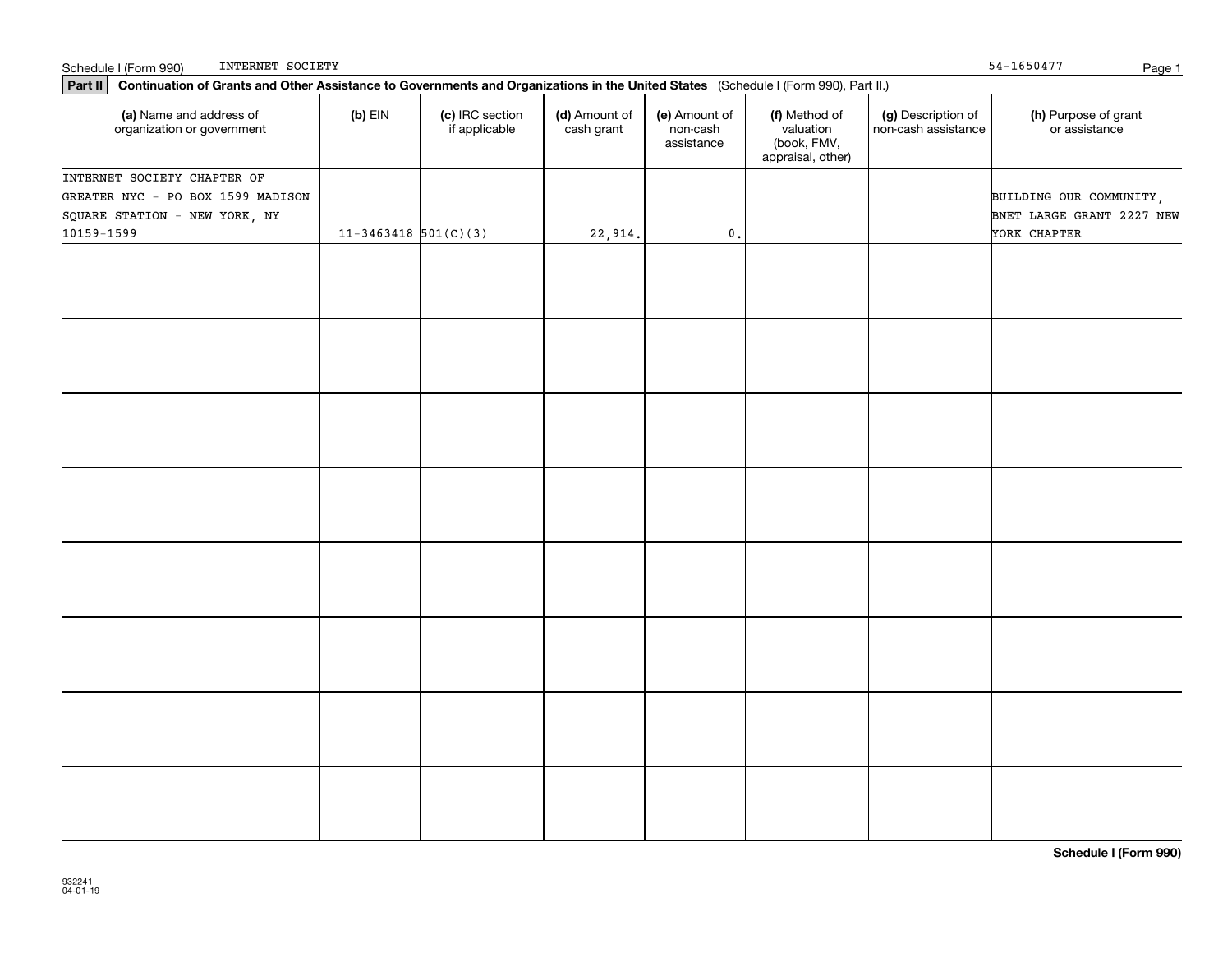Schedule I (Form 990) INTERNET SOCIETY 54-1650477

**Part II** **Continuation of Grants and Other Assistance to Governments and Organizations in the United States** (Schedule I (Form 990), Part II.)

| (a) Name and address of organization or government | (b) EIN | (c) IRC section if applicable | (d) Amount of cash grant | (e) Amount of non-cash assistance | (f) Method of valuation (book, FMV, appraisal, other) | (g) Description of non-cash assistance | (h) Purpose of grant or assistance |
|---|---|---|---|---|---|---|---|
| INTERNET SOCIETY CHAPTER OF GREATER NYC - PO BOX 1599 MADISON SQUARE STATION - NEW YORK, NY 10159-1599 | 11-3463418 | 501(C)(3) | 22,914. | 0. | | | BUILDING OUR COMMUNITY, BNET LARGE GRANT 2227 NEW YORK CHAPTER |
| | | | | | | | |
| | | | | | | | |
| | | | | | | | |
| | | | | | | | |
| | | | | | | | |
| | | | | | | | |
| | | | | | | | |
| | | | | | | | |

**Schedule I (Form 990)**

932241
04-01-19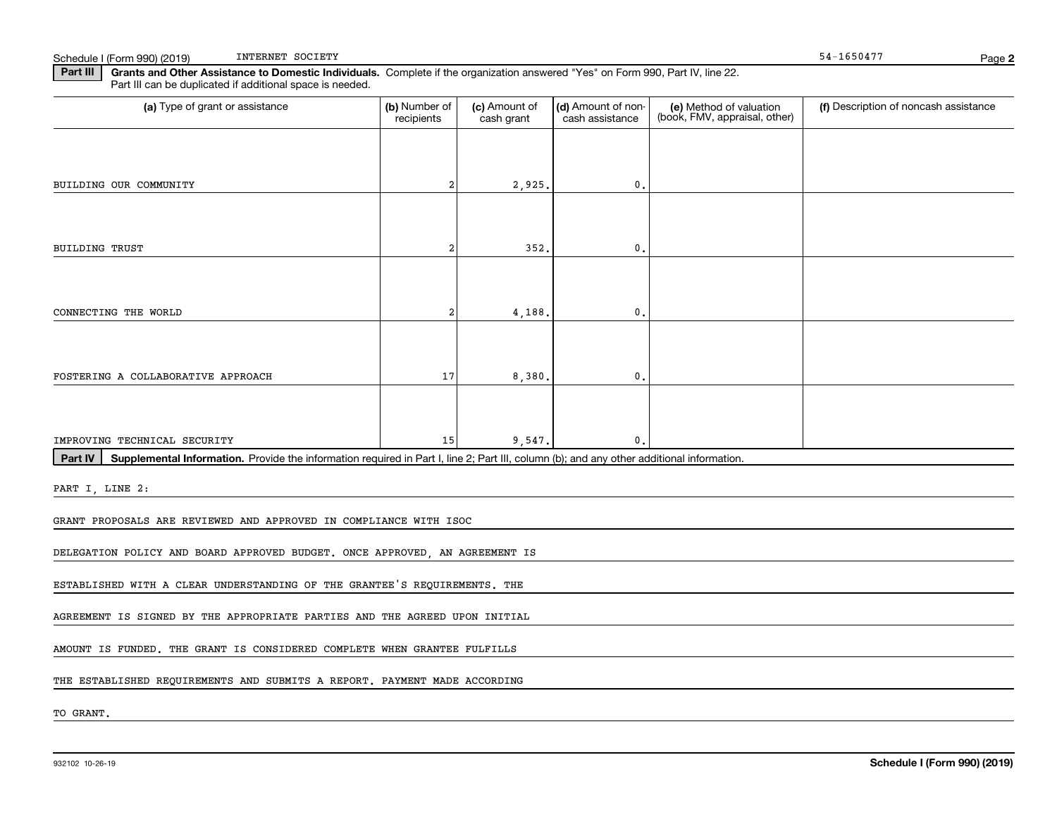Schedule I (Form 990) (2019) INTERNET SOCIETY 54-1650477

**Part III** **Grants and Other Assistance to Domestic Individuals.** Complete if the organization answered "Yes" on Form 990, Part IV, line 22. Part III can be duplicated if additional space is needed.

| (a) Type of grant or assistance | (b) Number of recipients | (c) Amount of cash grant | (d) Amount of non-cash assistance | (e) Method of valuation (book, FMV, appraisal, other) | (f) Description of noncash assistance |
|---|---|---|---|---|---|
| BUILDING OUR COMMUNITY | 2 | 2,925. | 0. | | |
| BUILDING TRUST | 2 | 352. | 0. | | |
| CONNECTING THE WORLD | 2 | 4,188. | 0. | | |
| FOSTERING A COLLABORATIVE APPROACH | 17 | 8,380. | 0. | | |
| IMPROVING TECHNICAL SECURITY | 15 | 9,547. | 0. | | |

**Part IV** **Supplemental Information.** Provide the information required in Part I, line 2; Part III, column (b); and any other additional information.

PART I, LINE 2:

GRANT PROPOSALS ARE REVIEWED AND APPROVED IN COMPLIANCE WITH ISOC DELEGATION POLICY AND BOARD APPROVED BUDGET. ONCE APPROVED, AN AGREEMENT IS ESTABLISHED WITH A CLEAR UNDERSTANDING OF THE GRANTEE'S REQUIREMENTS. THE AGREEMENT IS SIGNED BY THE APPROPRIATE PARTIES AND THE AGREED UPON INITIAL AMOUNT IS FUNDED. THE GRANT IS CONSIDERED COMPLETE WHEN GRANTEE FULFILLS THE ESTABLISHED REQUIREMENTS AND SUBMITS A REPORT. PAYMENT MADE ACCORDING TO GRANT.

932102 10-26-19 **Schedule I (Form 990) (2019)**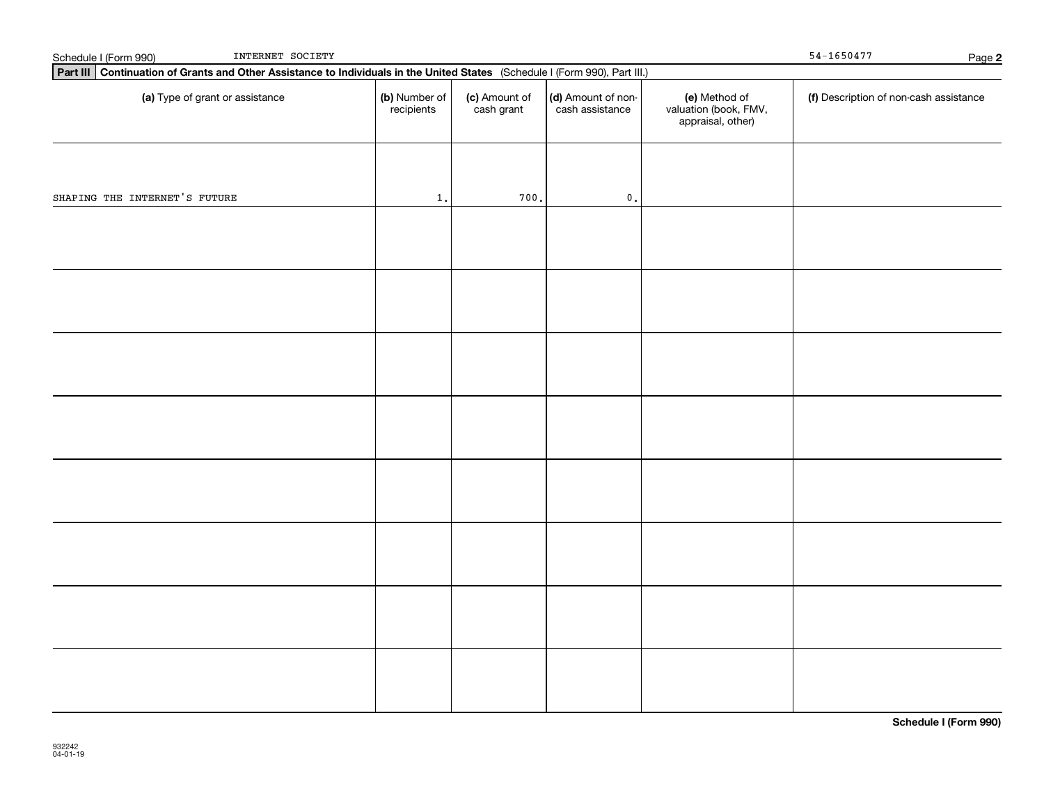Schedule I (Form 990) INTERNET SOCIETY 54-1650477

**Part III** **Continuation of Grants and Other Assistance to Individuals in the United States** (Schedule I (Form 990), Part III.)

| (a) Type of grant or assistance | (b) Number of recipients | (c) Amount of cash grant | (d) Amount of non-cash assistance | (e) Method of valuation (book, FMV, appraisal, other) | (f) Description of non-cash assistance |
|---|---|---|---|---|---|
| SHAPING THE INTERNET'S FUTURE | 1. | 700. | 0. | | |
| | | | | | |
| | | | | | |
| | | | | | |
| | | | | | |
| | | | | | |
| | | | | | |
| | | | | | |
| | | | | | |

**Schedule I (Form 990)**

932242
04-01-19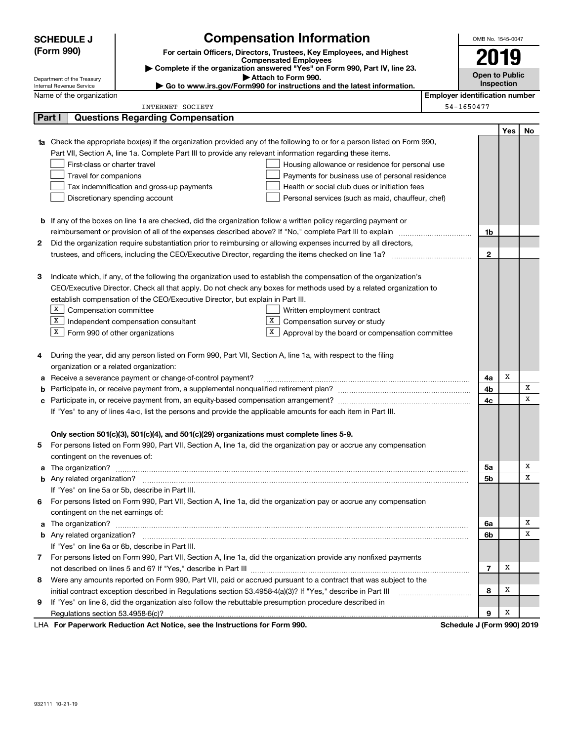# SCHEDULE J (Form 990)

## Compensation Information

**For certain Officers, Directors, Trustees, Key Employees, and Highest Compensated Employees**

▶ Complete if the organization answered "Yes" on Form 990, Part IV, line 23.

▶ Attach to Form 990.

▶ Go to www.irs.gov/Form990 for instructions and the latest information.

Department of the Treasury
Internal Revenue Service

OMB No. 1545-0047

**2019**

**Open to Public Inspection**

| Name of the organization | Employer identification number |
|---|---|
| INTERNET SOCIETY | 54-1650477 |

## Part I | Questions Regarding Compensation

| | | | Yes | No |
|---|---|---|---|---|
| **1a** | Check the appropriate box(es) if the organization provided any of the following to or for a person listed on Form 990, Part VII, Section A, line 1a. Complete Part III to provide any relevant information regarding these items.<br>☐ First-class or charter travel ☐ Housing allowance or residence for personal use<br>☐ Travel for companions ☐ Payments for business use of personal residence<br>☐ Tax indemnification and gross-up payments ☐ Health or social club dues or initiation fees<br>☐ Discretionary spending account ☐ Personal services (such as maid, chauffeur, chef) | | | |
| **b** | If any of the boxes on line 1a are checked, did the organization follow a written policy regarding payment or reimbursement or provision of all of the expenses described above? If "No," complete Part III to explain | 1b | | |
| **2** | Did the organization require substantiation prior to reimbursing or allowing expenses incurred by all directors, trustees, and officers, including the CEO/Executive Director, regarding the items checked on line 1a? | 2 | | |
| **3** | Indicate which, if any, of the following the organization used to establish the compensation of the organization's CEO/Executive Director. Check all that apply. Do not check any boxes for methods used by a related organization to establish compensation of the CEO/Executive Director, but explain in Part III.<br>☒ Compensation committee ☐ Written employment contract<br>☒ Independent compensation consultant ☒ Compensation survey or study<br>☒ Form 990 of other organizations ☒ Approval by the board or compensation committee | | | |
| **4** | During the year, did any person listed on Form 990, Part VII, Section A, line 1a, with respect to the filing organization or a related organization: | | | |
| **a** | Receive a severance payment or change-of-control payment? | 4a | X | |
| **b** | Participate in, or receive payment from, a supplemental nonqualified retirement plan? | 4b | | X |
| **c** | Participate in, or receive payment from, an equity-based compensation arrangement? | 4c | | X |
| | If "Yes" to any of lines 4a-c, list the persons and provide the applicable amounts for each item in Part III. | | | |
| | **Only section 501(c)(3), 501(c)(4), and 501(c)(29) organizations must complete lines 5-9.** | | | |
| **5** | For persons listed on Form 990, Part VII, Section A, line 1a, did the organization pay or accrue any compensation contingent on the revenues of: | | | |
| **a** | The organization? | 5a | | X |
| **b** | Any related organization? | 5b | | X |
| | If "Yes" on line 5a or 5b, describe in Part III. | | | |
| **6** | For persons listed on Form 990, Part VII, Section A, line 1a, did the organization pay or accrue any compensation contingent on the net earnings of: | | | |
| **a** | The organization? | 6a | | X |
| **b** | Any related organization? | 6b | | X |
| | If "Yes" on line 6a or 6b, describe in Part III. | | | |
| **7** | For persons listed on Form 990, Part VII, Section A, line 1a, did the organization provide any nonfixed payments not described on lines 5 and 6? If "Yes," describe in Part III | 7 | X | |
| **8** | Were any amounts reported on Form 990, Part VII, paid or accrued pursuant to a contract that was subject to the initial contract exception described in Regulations section 53.4958-4(a)(3)? If "Yes," describe in Part III | 8 | X | |
| **9** | If "Yes" on line 8, did the organization also follow the rebuttable presumption procedure described in Regulations section 53.4958-6(c)? | 9 | X | |

LHA **For Paperwork Reduction Act Notice, see the Instructions for Form 990.** **Schedule J (Form 990) 2019**

932111 10-21-19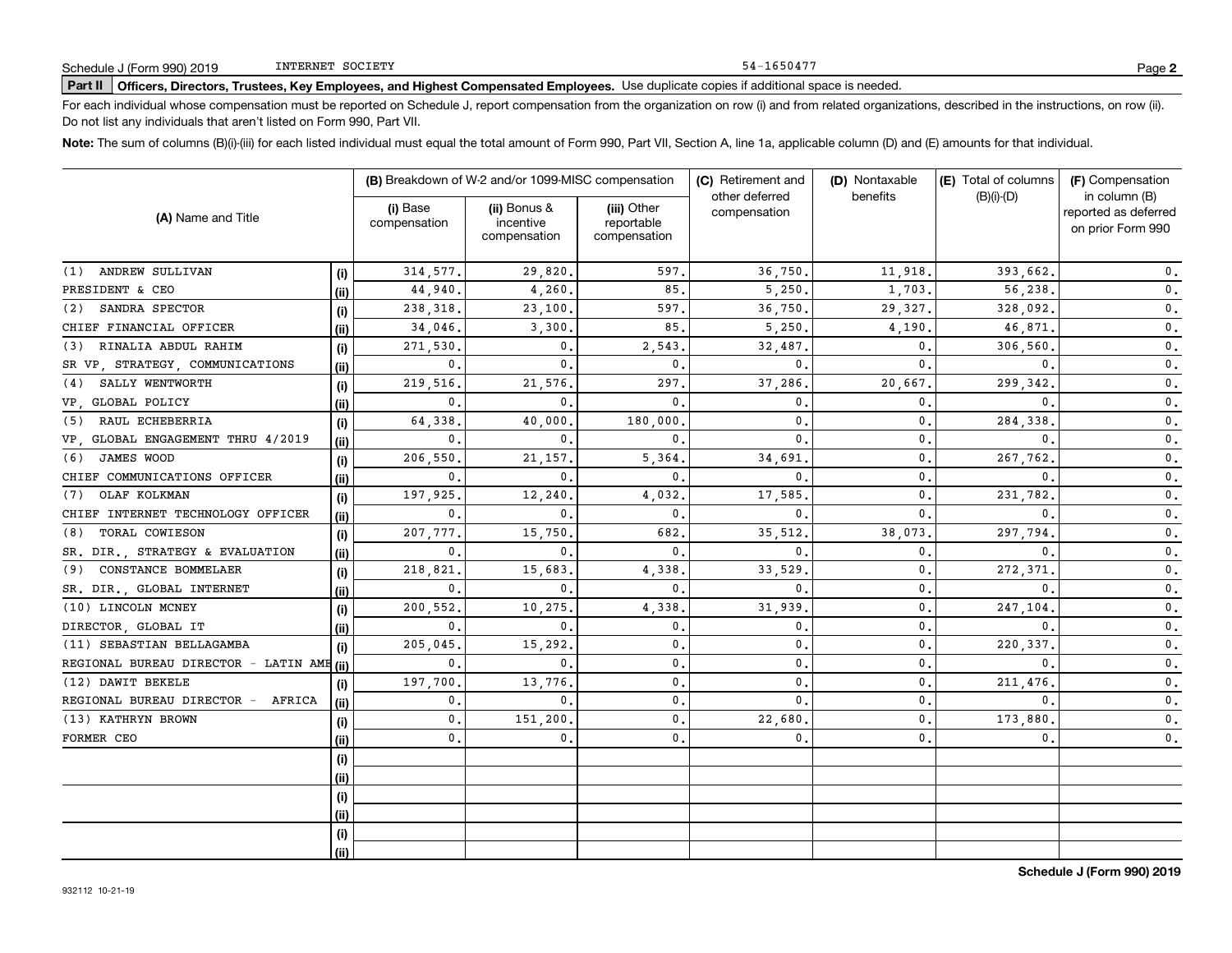Schedule J (Form 990) 2019 INTERNET SOCIETY 54-1650477

**Part II** **Officers, Directors, Trustees, Key Employees, and Highest Compensated Employees.** Use duplicate copies if additional space is needed.

For each individual whose compensation must be reported on Schedule J, report compensation from the organization on row (i) and from related organizations, described in the instructions, on row (ii). Do not list any individuals that aren't listed on Form 990, Part VII.

**Note:** The sum of columns (B)(i)-(iii) for each listed individual must equal the total amount of Form 990, Part VII, Section A, line 1a, applicable column (D) and (E) amounts for that individual.

| (A) Name and Title | | (B) Breakdown of W-2 and/or 1099-MISC compensation | | | (C) Retirement and other deferred compensation | (D) Nontaxable benefits | (E) Total of columns (B)(i)-(D) | (F) Compensation in column (B) reported as deferred on prior Form 990 |
|---|---|---|---|---|---|---|---|---|
| | | (i) Base compensation | (ii) Bonus & incentive compensation | (iii) Other reportable compensation | | | | |
| (1) ANDREW SULLIVAN | (i) | 314,577. | 29,820. | 597. | 36,750. | 11,918. | 393,662. | 0. |
| PRESIDENT & CEO | (ii) | 44,940. | 4,260. | 85. | 5,250. | 1,703. | 56,238. | 0. |
| (2) SANDRA SPECTOR | (i) | 238,318. | 23,100. | 597. | 36,750. | 29,327. | 328,092. | 0. |
| CHIEF FINANCIAL OFFICER | (ii) | 34,046. | 3,300. | 85. | 5,250. | 4,190. | 46,871. | 0. |
| (3) RINALIA ABDUL RAHIM | (i) | 271,530. | 0. | 2,543. | 32,487. | 0. | 306,560. | 0. |
| SR VP, STRATEGY, COMMUNICATIONS | (ii) | 0. | 0. | 0. | 0. | 0. | 0. | 0. |
| (4) SALLY WENTWORTH | (i) | 219,516. | 21,576. | 297. | 37,286. | 20,667. | 299,342. | 0. |
| VP, GLOBAL POLICY | (ii) | 0. | 0. | 0. | 0. | 0. | 0. | 0. |
| (5) RAUL ECHEBERRIA | (i) | 64,338. | 40,000. | 180,000. | 0. | 0. | 284,338. | 0. |
| VP, GLOBAL ENGAGEMENT THRU 4/2019 | (ii) | 0. | 0. | 0. | 0. | 0. | 0. | 0. |
| (6) JAMES WOOD | (i) | 206,550. | 21,157. | 5,364. | 34,691. | 0. | 267,762. | 0. |
| CHIEF COMMUNICATIONS OFFICER | (ii) | 0. | 0. | 0. | 0. | 0. | 0. | 0. |
| (7) OLAF KOLKMAN | (i) | 197,925. | 12,240. | 4,032. | 17,585. | 0. | 231,782. | 0. |
| CHIEF INTERNET TECHNOLOGY OFFICER | (ii) | 0. | 0. | 0. | 0. | 0. | 0. | 0. |
| (8) TORAL COWIESON | (i) | 207,777. | 15,750. | 682. | 35,512. | 38,073. | 297,794. | 0. |
| SR. DIR., STRATEGY & EVALUATION | (ii) | 0. | 0. | 0. | 0. | 0. | 0. | 0. |
| (9) CONSTANCE BOMMELAER | (i) | 218,821. | 15,683. | 4,338. | 33,529. | 0. | 272,371. | 0. |
| SR. DIR., GLOBAL INTERNET | (ii) | 0. | 0. | 0. | 0. | 0. | 0. | 0. |
| (10) LINCOLN MCNEY | (i) | 200,552. | 10,275. | 4,338. | 31,939. | 0. | 247,104. | 0. |
| DIRECTOR, GLOBAL IT | (ii) | 0. | 0. | 0. | 0. | 0. | 0. | 0. |
| (11) SEBASTIAN BELLAGAMBA | (i) | 205,045. | 15,292. | 0. | 0. | 0. | 220,337. | 0. |
| REGIONAL BUREAU DIRECTOR - LATIN AME | (ii) | 0. | 0. | 0. | 0. | 0. | 0. | 0. |
| (12) DAWIT BEKELE | (i) | 197,700. | 13,776. | 0. | 0. | 0. | 211,476. | 0. |
| REGIONAL BUREAU DIRECTOR - AFRICA | (ii) | 0. | 0. | 0. | 0. | 0. | 0. | 0. |
| (13) KATHRYN BROWN | (i) | 0. | 151,200. | 0. | 22,680. | 0. | 173,880. | 0. |
| FORMER CEO | (ii) | 0. | 0. | 0. | 0. | 0. | 0. | 0. |
| | (i) | | | | | | | |
| | (ii) | | | | | | | |
| | (i) | | | | | | | |
| | (ii) | | | | | | | |
| | (i) | | | | | | | |
| | (ii) | | | | | | | |

**Schedule J (Form 990) 2019**

932112 10-21-19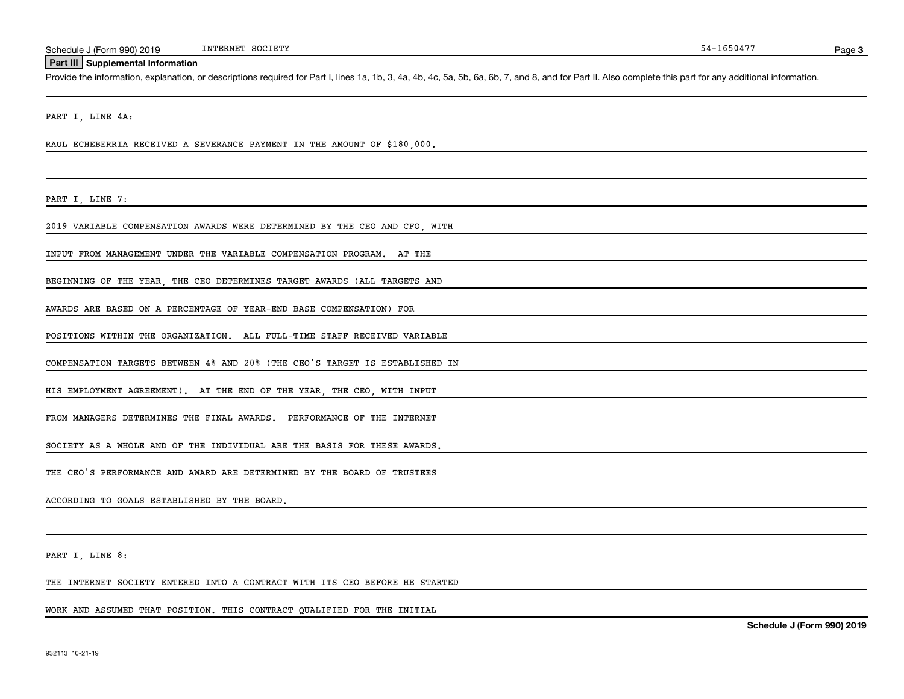## Part III Supplemental Information

Provide the information, explanation, or descriptions required for Part I, lines 1a, 1b, 3, 4a, 4b, 4c, 5a, 5b, 6a, 6b, 7, and 8, and for Part II. Also complete this part for any additional information.

PART I, LINE 4A:

RAUL ECHEBERRIA RECEIVED A SEVERANCE PAYMENT IN THE AMOUNT OF $180,000.

PART I, LINE 7:

2019 VARIABLE COMPENSATION AWARDS WERE DETERMINED BY THE CEO AND CFO, WITH INPUT FROM MANAGEMENT UNDER THE VARIABLE COMPENSATION PROGRAM. AT THE BEGINNING OF THE YEAR, THE CEO DETERMINES TARGET AWARDS (ALL TARGETS AND AWARDS ARE BASED ON A PERCENTAGE OF YEAR-END BASE COMPENSATION) FOR POSITIONS WITHIN THE ORGANIZATION. ALL FULL-TIME STAFF RECEIVED VARIABLE COMPENSATION TARGETS BETWEEN 4% AND 20% (THE CEO'S TARGET IS ESTABLISHED IN HIS EMPLOYMENT AGREEMENT). AT THE END OF THE YEAR, THE CEO, WITH INPUT FROM MANAGERS DETERMINES THE FINAL AWARDS. PERFORMANCE OF THE INTERNET SOCIETY AS A WHOLE AND OF THE INDIVIDUAL ARE THE BASIS FOR THESE AWARDS. THE CEO'S PERFORMANCE AND AWARD ARE DETERMINED BY THE BOARD OF TRUSTEES ACCORDING TO GOALS ESTABLISHED BY THE BOARD.

PART I, LINE 8:

THE INTERNET SOCIETY ENTERED INTO A CONTRACT WITH ITS CEO BEFORE HE STARTED WORK AND ASSUMED THAT POSITION. THIS CONTRACT QUALIFIED FOR THE INITIAL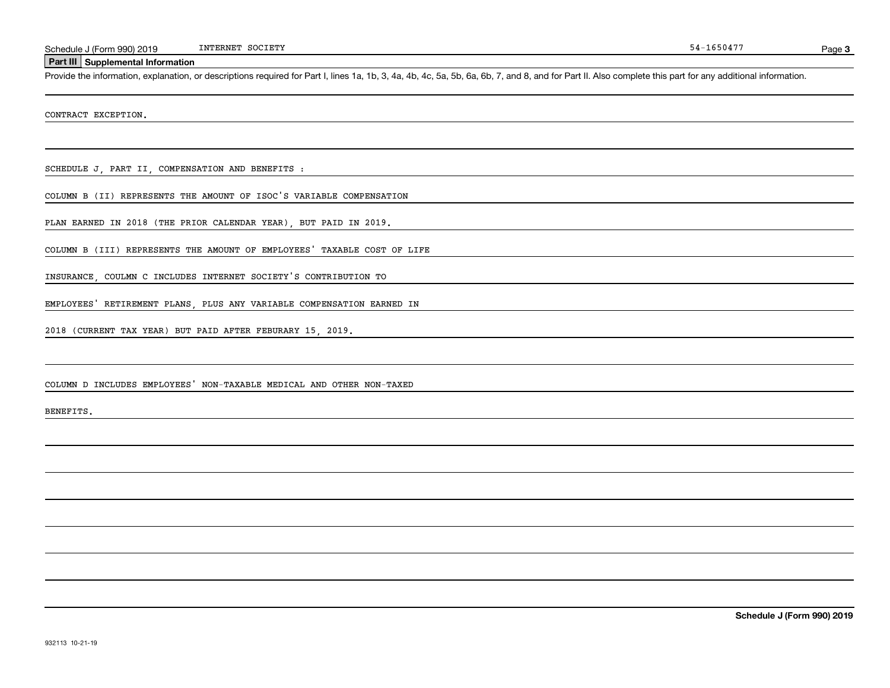## Part III Supplemental Information

Provide the information, explanation, or descriptions required for Part I, lines 1a, 1b, 3, 4a, 4b, 4c, 5a, 5b, 6a, 6b, 7, and 8, and for Part II. Also complete this part for any additional information.

CONTRACT EXCEPTION.

SCHEDULE J, PART II, COMPENSATION AND BENEFITS :

COLUMN B (II) REPRESENTS THE AMOUNT OF ISOC'S VARIABLE COMPENSATION

PLAN EARNED IN 2018 (THE PRIOR CALENDAR YEAR), BUT PAID IN 2019.

COLUMN B (III) REPRESENTS THE AMOUNT OF EMPLOYEES' TAXABLE COST OF LIFE

INSURANCE, COULMN C INCLUDES INTERNET SOCIETY'S CONTRIBUTION TO

EMPLOYEES' RETIREMENT PLANS, PLUS ANY VARIABLE COMPENSATION EARNED IN

2018 (CURRENT TAX YEAR) BUT PAID AFTER FEBURARY 15, 2019.

COLUMN D INCLUDES EMPLOYEES' NON-TAXABLE MEDICAL AND OTHER NON-TAXED

BENEFITS.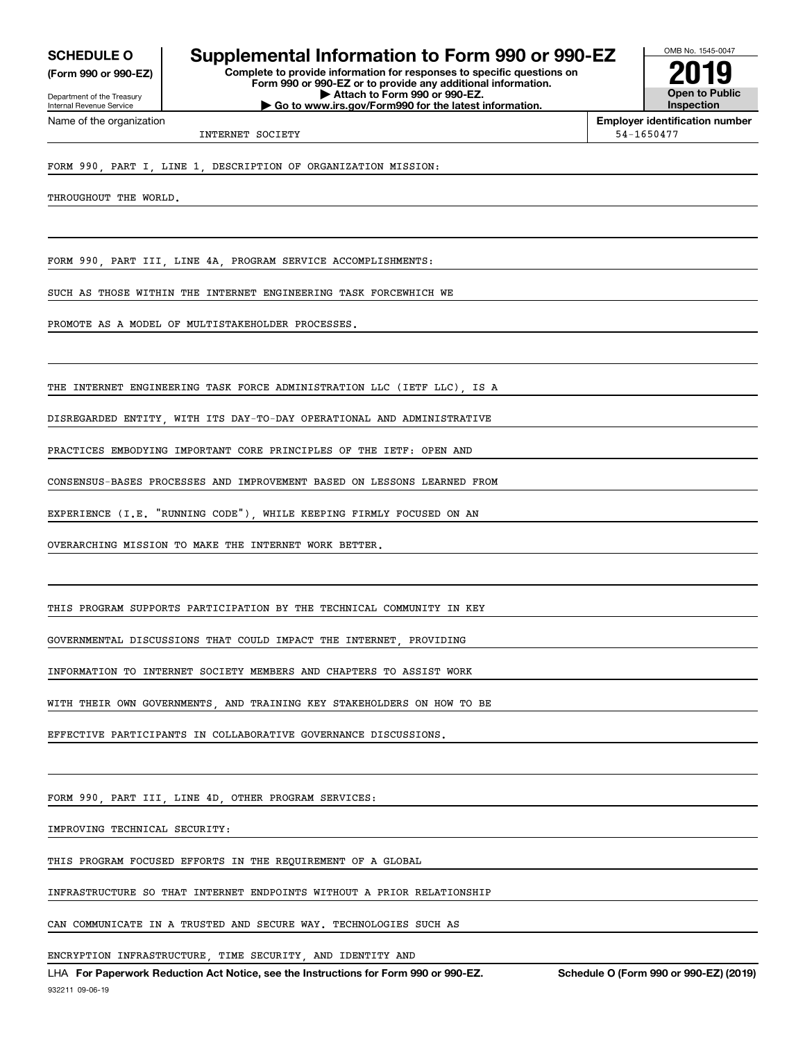**SCHEDULE O**
**(Form 990 or 990-EZ)**

Department of the Treasury
Internal Revenue Service

# Supplemental Information to Form 990 or 990-EZ

**Complete to provide information for responses to specific questions on Form 990 or 990-EZ or to provide any additional information.**
**▶ Attach to Form 990 or 990-EZ.**
**▶ Go to www.irs.gov/Form990 for the latest information.**

OMB No. 1545-0047
**2019**
**Open to Public Inspection**

| Name of the organization | Employer identification number |
|---|---|
| INTERNET SOCIETY | 54-1650477 |

FORM 990, PART I, LINE 1, DESCRIPTION OF ORGANIZATION MISSION:

THROUGHOUT THE WORLD.

FORM 990, PART III, LINE 4A, PROGRAM SERVICE ACCOMPLISHMENTS:

SUCH AS THOSE WITHIN THE INTERNET ENGINEERING TASK FORCEWHICH WE PROMOTE AS A MODEL OF MULTISTAKEHOLDER PROCESSES.

THE INTERNET ENGINEERING TASK FORCE ADMINISTRATION LLC (IETF LLC), IS A DISREGARDED ENTITY, WITH ITS DAY-TO-DAY OPERATIONAL AND ADMINISTRATIVE PRACTICES EMBODYING IMPORTANT CORE PRINCIPLES OF THE IETF: OPEN AND CONSENSUS-BASES PROCESSES AND IMPROVEMENT BASED ON LESSONS LEARNED FROM EXPERIENCE (I.E. "RUNNING CODE"), WHILE KEEPING FIRMLY FOCUSED ON AN OVERARCHING MISSION TO MAKE THE INTERNET WORK BETTER.

THIS PROGRAM SUPPORTS PARTICIPATION BY THE TECHNICAL COMMUNITY IN KEY GOVERNMENTAL DISCUSSIONS THAT COULD IMPACT THE INTERNET, PROVIDING INFORMATION TO INTERNET SOCIETY MEMBERS AND CHAPTERS TO ASSIST WORK WITH THEIR OWN GOVERNMENTS, AND TRAINING KEY STAKEHOLDERS ON HOW TO BE EFFECTIVE PARTICIPANTS IN COLLABORATIVE GOVERNANCE DISCUSSIONS.

FORM 990, PART III, LINE 4D, OTHER PROGRAM SERVICES:

IMPROVING TECHNICAL SECURITY:

THIS PROGRAM FOCUSED EFFORTS IN THE REQUIREMENT OF A GLOBAL INFRASTRUCTURE SO THAT INTERNET ENDPOINTS WITHOUT A PRIOR RELATIONSHIP CAN COMMUNICATE IN A TRUSTED AND SECURE WAY. TECHNOLOGIES SUCH AS ENCRYPTION INFRASTRUCTURE, TIME SECURITY, AND IDENTITY AND

LHA **For Paperwork Reduction Act Notice, see the Instructions for Form 990 or 990-EZ.** **Schedule O (Form 990 or 990-EZ) (2019)**
932211 09-06-19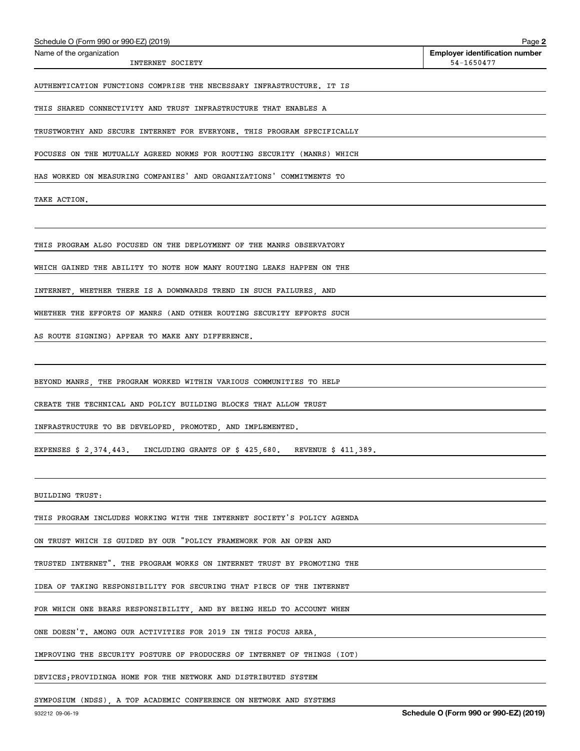Name of the organization: INTERNET SOCIETY

Employer identification number: 54-1650477

AUTHENTICATION FUNCTIONS COMPRISE THE NECESSARY INFRASTRUCTURE. IT IS THIS SHARED CONNECTIVITY AND TRUST INFRASTRUCTURE THAT ENABLES A TRUSTWORTHY AND SECURE INTERNET FOR EVERYONE. THIS PROGRAM SPECIFICALLY FOCUSES ON THE MUTUALLY AGREED NORMS FOR ROUTING SECURITY (MANRS) WHICH HAS WORKED ON MEASURING COMPANIES' AND ORGANIZATIONS' COMMITMENTS TO TAKE ACTION.

THIS PROGRAM ALSO FOCUSED ON THE DEPLOYMENT OF THE MANRS OBSERVATORY WHICH GAINED THE ABILITY TO NOTE HOW MANY ROUTING LEAKS HAPPEN ON THE INTERNET, WHETHER THERE IS A DOWNWARDS TREND IN SUCH FAILURES, AND WHETHER THE EFFORTS OF MANRS (AND OTHER ROUTING SECURITY EFFORTS SUCH AS ROUTE SIGNING) APPEAR TO MAKE ANY DIFFERENCE.

BEYOND MANRS, THE PROGRAM WORKED WITHIN VARIOUS COMMUNITIES TO HELP CREATE THE TECHNICAL AND POLICY BUILDING BLOCKS THAT ALLOW TRUST INFRASTRUCTURE TO BE DEVELOPED, PROMOTED, AND IMPLEMENTED.

EXPENSES $ 2,374,443. INCLUDING GRANTS OF $ 425,680. REVENUE $ 411,389.

BUILDING TRUST:

THIS PROGRAM INCLUDES WORKING WITH THE INTERNET SOCIETY'S POLICY AGENDA ON TRUST WHICH IS GUIDED BY OUR "POLICY FRAMEWORK FOR AN OPEN AND TRUSTED INTERNET". THE PROGRAM WORKS ON INTERNET TRUST BY PROMOTING THE IDEA OF TAKING RESPONSIBILITY FOR SECURING THAT PIECE OF THE INTERNET FOR WHICH ONE BEARS RESPONSIBILITY, AND BY BEING HELD TO ACCOUNT WHEN ONE DOESN'T. AMONG OUR ACTIVITIES FOR 2019 IN THIS FOCUS AREA, IMPROVING THE SECURITY POSTURE OF PRODUCERS OF INTERNET OF THINGS (IOT) DEVICES;PROVIDINGA HOME FOR THE NETWORK AND DISTRIBUTED SYSTEM SYMPOSIUM (NDSS), A TOP ACADEMIC CONFERENCE ON NETWORK AND SYSTEMS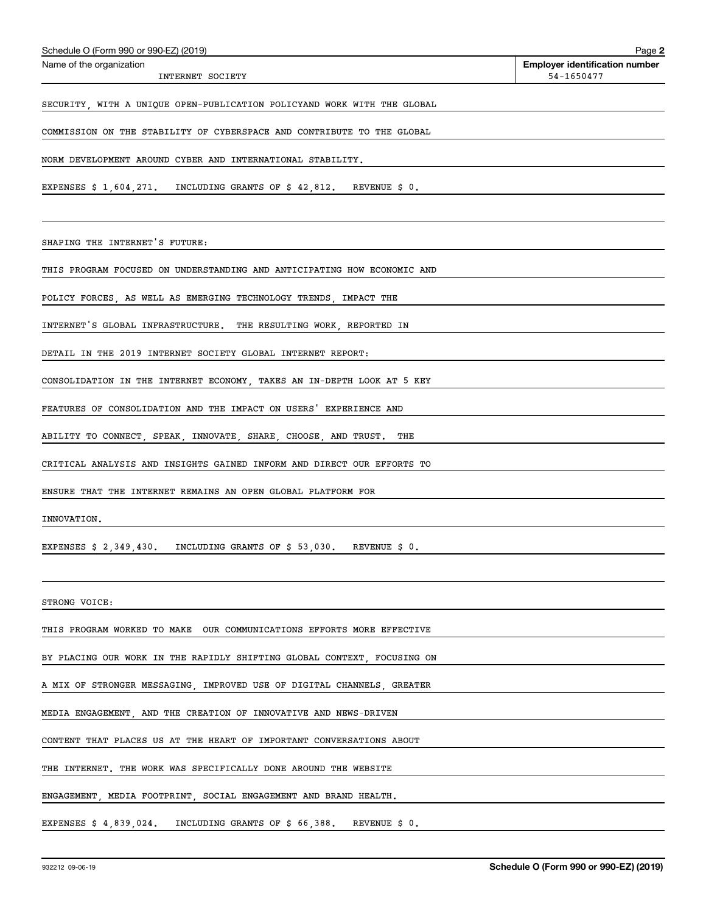Schedule O (Form 990 or 990-EZ) (2019)

Name of the organization: INTERNET SOCIETY

Employer identification number: 54-1650477

SECURITY, WITH A UNIQUE OPEN-PUBLICATION POLICYAND WORK WITH THE GLOBAL COMMISSION ON THE STABILITY OF CYBERSPACE AND CONTRIBUTE TO THE GLOBAL NORM DEVELOPMENT AROUND CYBER AND INTERNATIONAL STABILITY.

EXPENSES $ 1,604,271. INCLUDING GRANTS OF $ 42,812. REVENUE $ 0.

SHAPING THE INTERNET'S FUTURE:

THIS PROGRAM FOCUSED ON UNDERSTANDING AND ANTICIPATING HOW ECONOMIC AND POLICY FORCES, AS WELL AS EMERGING TECHNOLOGY TRENDS, IMPACT THE INTERNET'S GLOBAL INFRASTRUCTURE. THE RESULTING WORK, REPORTED IN DETAIL IN THE 2019 INTERNET SOCIETY GLOBAL INTERNET REPORT: CONSOLIDATION IN THE INTERNET ECONOMY, TAKES AN IN-DEPTH LOOK AT 5 KEY FEATURES OF CONSOLIDATION AND THE IMPACT ON USERS' EXPERIENCE AND ABILITY TO CONNECT, SPEAK, INNOVATE, SHARE, CHOOSE, AND TRUST. THE CRITICAL ANALYSIS AND INSIGHTS GAINED INFORM AND DIRECT OUR EFFORTS TO ENSURE THAT THE INTERNET REMAINS AN OPEN GLOBAL PLATFORM FOR INNOVATION.

EXPENSES $ 2,349,430. INCLUDING GRANTS OF $ 53,030. REVENUE $ 0.

STRONG VOICE:

THIS PROGRAM WORKED TO MAKE OUR COMMUNICATIONS EFFORTS MORE EFFECTIVE BY PLACING OUR WORK IN THE RAPIDLY SHIFTING GLOBAL CONTEXT, FOCUSING ON A MIX OF STRONGER MESSAGING, IMPROVED USE OF DIGITAL CHANNELS, GREATER MEDIA ENGAGEMENT, AND THE CREATION OF INNOVATIVE AND NEWS-DRIVEN CONTENT THAT PLACES US AT THE HEART OF IMPORTANT CONVERSATIONS ABOUT THE INTERNET. THE WORK WAS SPECIFICALLY DONE AROUND THE WEBSITE ENGAGEMENT, MEDIA FOOTPRINT, SOCIAL ENGAGEMENT AND BRAND HEALTH.

EXPENSES $ 4,839,024. INCLUDING GRANTS OF $ 66,388. REVENUE $ 0.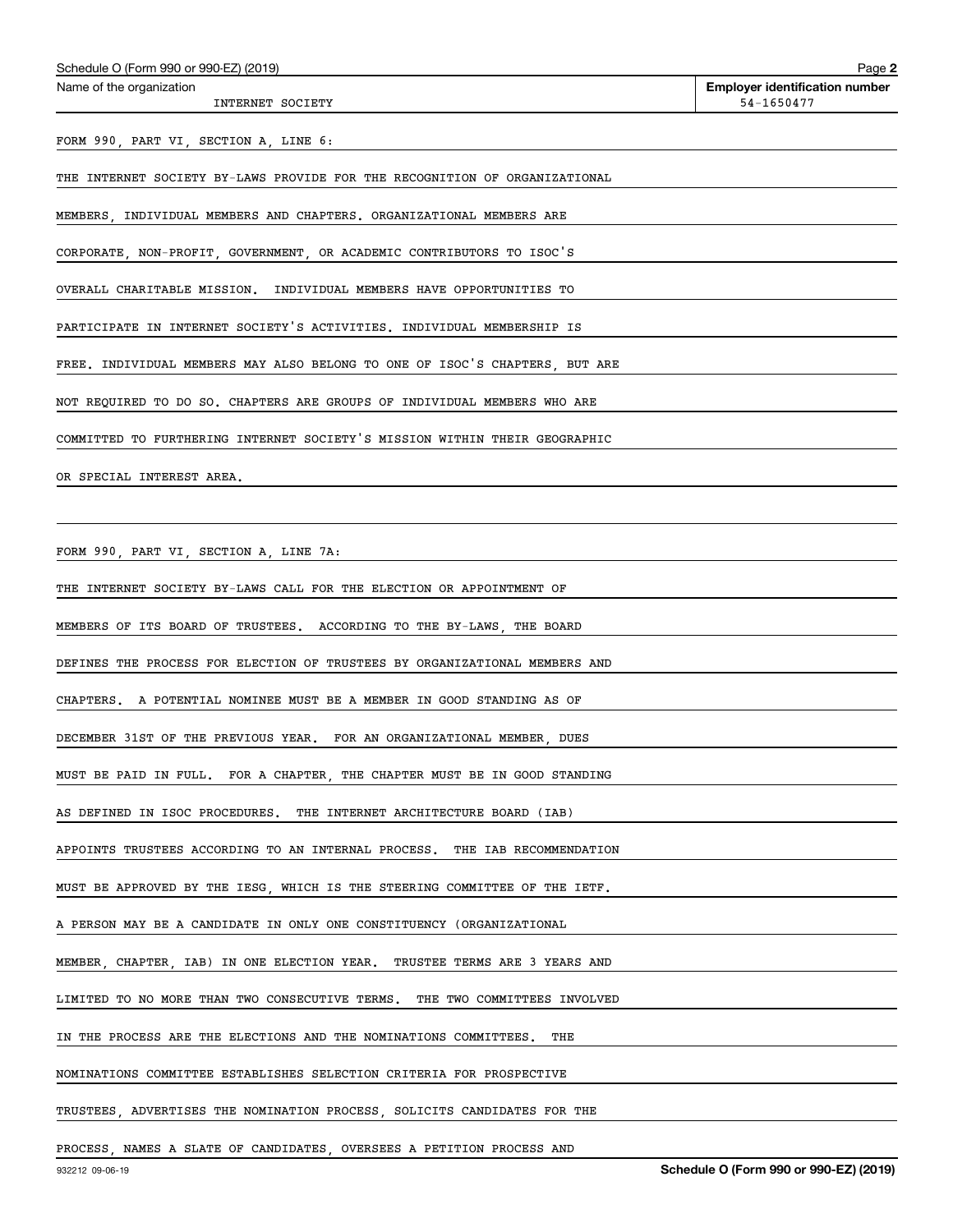Schedule O (Form 990 or 990-EZ) (2019)

Name of the organization: INTERNET SOCIETY

Employer identification number: 54-1650477

FORM 990, PART VI, SECTION A, LINE 6:

THE INTERNET SOCIETY BY-LAWS PROVIDE FOR THE RECOGNITION OF ORGANIZATIONAL MEMBERS, INDIVIDUAL MEMBERS AND CHAPTERS. ORGANIZATIONAL MEMBERS ARE CORPORATE, NON-PROFIT, GOVERNMENT, OR ACADEMIC CONTRIBUTORS TO ISOC'S OVERALL CHARITABLE MISSION. INDIVIDUAL MEMBERS HAVE OPPORTUNITIES TO PARTICIPATE IN INTERNET SOCIETY'S ACTIVITIES. INDIVIDUAL MEMBERSHIP IS FREE. INDIVIDUAL MEMBERS MAY ALSO BELONG TO ONE OF ISOC'S CHAPTERS, BUT ARE NOT REQUIRED TO DO SO. CHAPTERS ARE GROUPS OF INDIVIDUAL MEMBERS WHO ARE COMMITTED TO FURTHERING INTERNET SOCIETY'S MISSION WITHIN THEIR GEOGRAPHIC OR SPECIAL INTEREST AREA.

FORM 990, PART VI, SECTION A, LINE 7A:

THE INTERNET SOCIETY BY-LAWS CALL FOR THE ELECTION OR APPOINTMENT OF MEMBERS OF ITS BOARD OF TRUSTEES. ACCORDING TO THE BY-LAWS, THE BOARD DEFINES THE PROCESS FOR ELECTION OF TRUSTEES BY ORGANIZATIONAL MEMBERS AND CHAPTERS. A POTENTIAL NOMINEE MUST BE A MEMBER IN GOOD STANDING AS OF DECEMBER 31ST OF THE PREVIOUS YEAR. FOR AN ORGANIZATIONAL MEMBER, DUES MUST BE PAID IN FULL. FOR A CHAPTER, THE CHAPTER MUST BE IN GOOD STANDING AS DEFINED IN ISOC PROCEDURES. THE INTERNET ARCHITECTURE BOARD (IAB) APPOINTS TRUSTEES ACCORDING TO AN INTERNAL PROCESS. THE IAB RECOMMENDATION MUST BE APPROVED BY THE IESG, WHICH IS THE STEERING COMMITTEE OF THE IETF. A PERSON MAY BE A CANDIDATE IN ONLY ONE CONSTITUENCY (ORGANIZATIONAL MEMBER, CHAPTER, IAB) IN ONE ELECTION YEAR. TRUSTEE TERMS ARE 3 YEARS AND LIMITED TO NO MORE THAN TWO CONSECUTIVE TERMS. THE TWO COMMITTEES INVOLVED IN THE PROCESS ARE THE ELECTIONS AND THE NOMINATIONS COMMITTEES. THE NOMINATIONS COMMITTEE ESTABLISHES SELECTION CRITERIA FOR PROSPECTIVE TRUSTEES, ADVERTISES THE NOMINATION PROCESS, SOLICITS CANDIDATES FOR THE PROCESS, NAMES A SLATE OF CANDIDATES, OVERSEES A PETITION PROCESS AND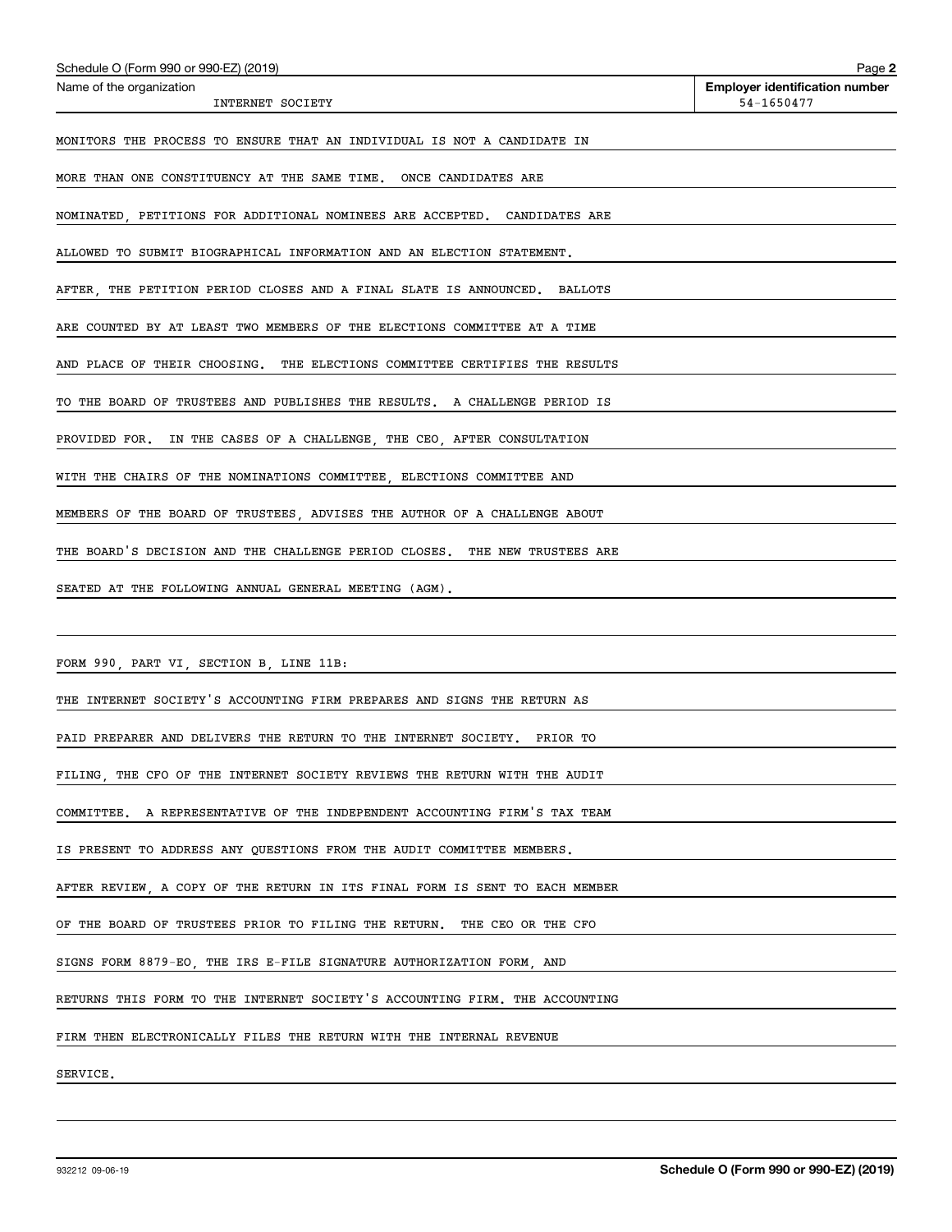MONITORS THE PROCESS TO ENSURE THAT AN INDIVIDUAL IS NOT A CANDIDATE IN MORE THAN ONE CONSTITUENCY AT THE SAME TIME. ONCE CANDIDATES ARE NOMINATED, PETITIONS FOR ADDITIONAL NOMINEES ARE ACCEPTED. CANDIDATES ARE ALLOWED TO SUBMIT BIOGRAPHICAL INFORMATION AND AN ELECTION STATEMENT. AFTER, THE PETITION PERIOD CLOSES AND A FINAL SLATE IS ANNOUNCED. BALLOTS ARE COUNTED BY AT LEAST TWO MEMBERS OF THE ELECTIONS COMMITTEE AT A TIME AND PLACE OF THEIR CHOOSING. THE ELECTIONS COMMITTEE CERTIFIES THE RESULTS TO THE BOARD OF TRUSTEES AND PUBLISHES THE RESULTS. A CHALLENGE PERIOD IS PROVIDED FOR. IN THE CASES OF A CHALLENGE, THE CEO, AFTER CONSULTATION WITH THE CHAIRS OF THE NOMINATIONS COMMITTEE, ELECTIONS COMMITTEE AND MEMBERS OF THE BOARD OF TRUSTEES, ADVISES THE AUTHOR OF A CHALLENGE ABOUT THE BOARD'S DECISION AND THE CHALLENGE PERIOD CLOSES. THE NEW TRUSTEES ARE SEATED AT THE FOLLOWING ANNUAL GENERAL MEETING (AGM).

FORM 990, PART VI, SECTION B, LINE 11B:

THE INTERNET SOCIETY'S ACCOUNTING FIRM PREPARES AND SIGNS THE RETURN AS PAID PREPARER AND DELIVERS THE RETURN TO THE INTERNET SOCIETY. PRIOR TO FILING, THE CFO OF THE INTERNET SOCIETY REVIEWS THE RETURN WITH THE AUDIT COMMITTEE. A REPRESENTATIVE OF THE INDEPENDENT ACCOUNTING FIRM'S TAX TEAM IS PRESENT TO ADDRESS ANY QUESTIONS FROM THE AUDIT COMMITTEE MEMBERS. AFTER REVIEW, A COPY OF THE RETURN IN ITS FINAL FORM IS SENT TO EACH MEMBER OF THE BOARD OF TRUSTEES PRIOR TO FILING THE RETURN. THE CEO OR THE CFO SIGNS FORM 8879-EO, THE IRS E-FILE SIGNATURE AUTHORIZATION FORM, AND RETURNS THIS FORM TO THE INTERNET SOCIETY'S ACCOUNTING FIRM. THE ACCOUNTING FIRM THEN ELECTRONICALLY FILES THE RETURN WITH THE INTERNAL REVENUE SERVICE.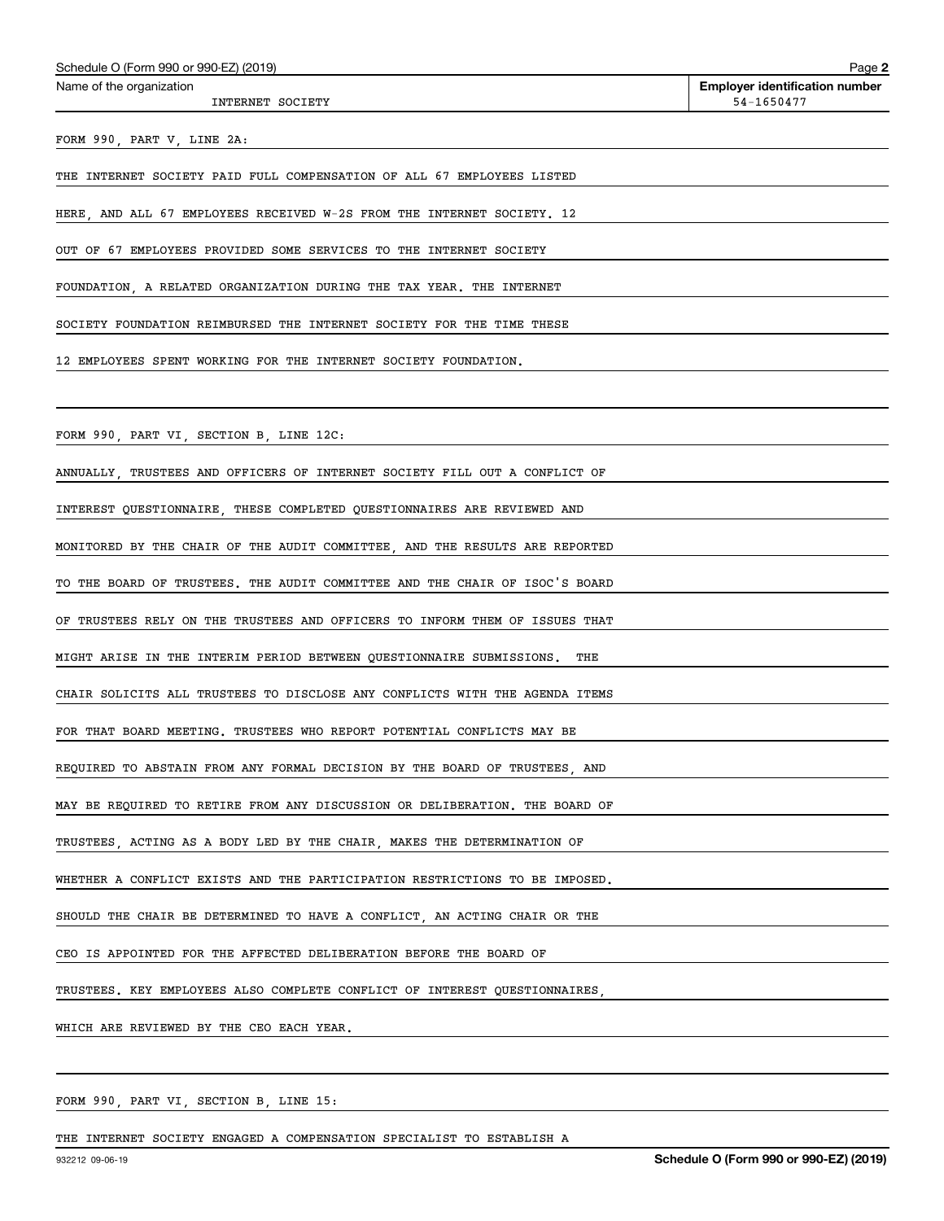Name of the organization: INTERNET SOCIETY

Employer identification number: 54-1650477

FORM 990, PART V, LINE 2A:

THE INTERNET SOCIETY PAID FULL COMPENSATION OF ALL 67 EMPLOYEES LISTED HERE, AND ALL 67 EMPLOYEES RECEIVED W-2S FROM THE INTERNET SOCIETY. 12 OUT OF 67 EMPLOYEES PROVIDED SOME SERVICES TO THE INTERNET SOCIETY FOUNDATION, A RELATED ORGANIZATION DURING THE TAX YEAR. THE INTERNET SOCIETY FOUNDATION REIMBURSED THE INTERNET SOCIETY FOR THE TIME THESE 12 EMPLOYEES SPENT WORKING FOR THE INTERNET SOCIETY FOUNDATION.

FORM 990, PART VI, SECTION B, LINE 12C:

ANNUALLY, TRUSTEES AND OFFICERS OF INTERNET SOCIETY FILL OUT A CONFLICT OF INTEREST QUESTIONNAIRE, THESE COMPLETED QUESTIONNAIRES ARE REVIEWED AND MONITORED BY THE CHAIR OF THE AUDIT COMMITTEE, AND THE RESULTS ARE REPORTED TO THE BOARD OF TRUSTEES. THE AUDIT COMMITTEE AND THE CHAIR OF ISOC'S BOARD OF TRUSTEES RELY ON THE TRUSTEES AND OFFICERS TO INFORM THEM OF ISSUES THAT MIGHT ARISE IN THE INTERIM PERIOD BETWEEN QUESTIONNAIRE SUBMISSIONS. THE CHAIR SOLICITS ALL TRUSTEES TO DISCLOSE ANY CONFLICTS WITH THE AGENDA ITEMS FOR THAT BOARD MEETING. TRUSTEES WHO REPORT POTENTIAL CONFLICTS MAY BE REQUIRED TO ABSTAIN FROM ANY FORMAL DECISION BY THE BOARD OF TRUSTEES, AND MAY BE REQUIRED TO RETIRE FROM ANY DISCUSSION OR DELIBERATION. THE BOARD OF TRUSTEES, ACTING AS A BODY LED BY THE CHAIR, MAKES THE DETERMINATION OF WHETHER A CONFLICT EXISTS AND THE PARTICIPATION RESTRICTIONS TO BE IMPOSED. SHOULD THE CHAIR BE DETERMINED TO HAVE A CONFLICT, AN ACTING CHAIR OR THE CEO IS APPOINTED FOR THE AFFECTED DELIBERATION BEFORE THE BOARD OF TRUSTEES. KEY EMPLOYEES ALSO COMPLETE CONFLICT OF INTEREST QUESTIONNAIRES, WHICH ARE REVIEWED BY THE CEO EACH YEAR.

FORM 990, PART VI, SECTION B, LINE 15:

THE INTERNET SOCIETY ENGAGED A COMPENSATION SPECIALIST TO ESTABLISH A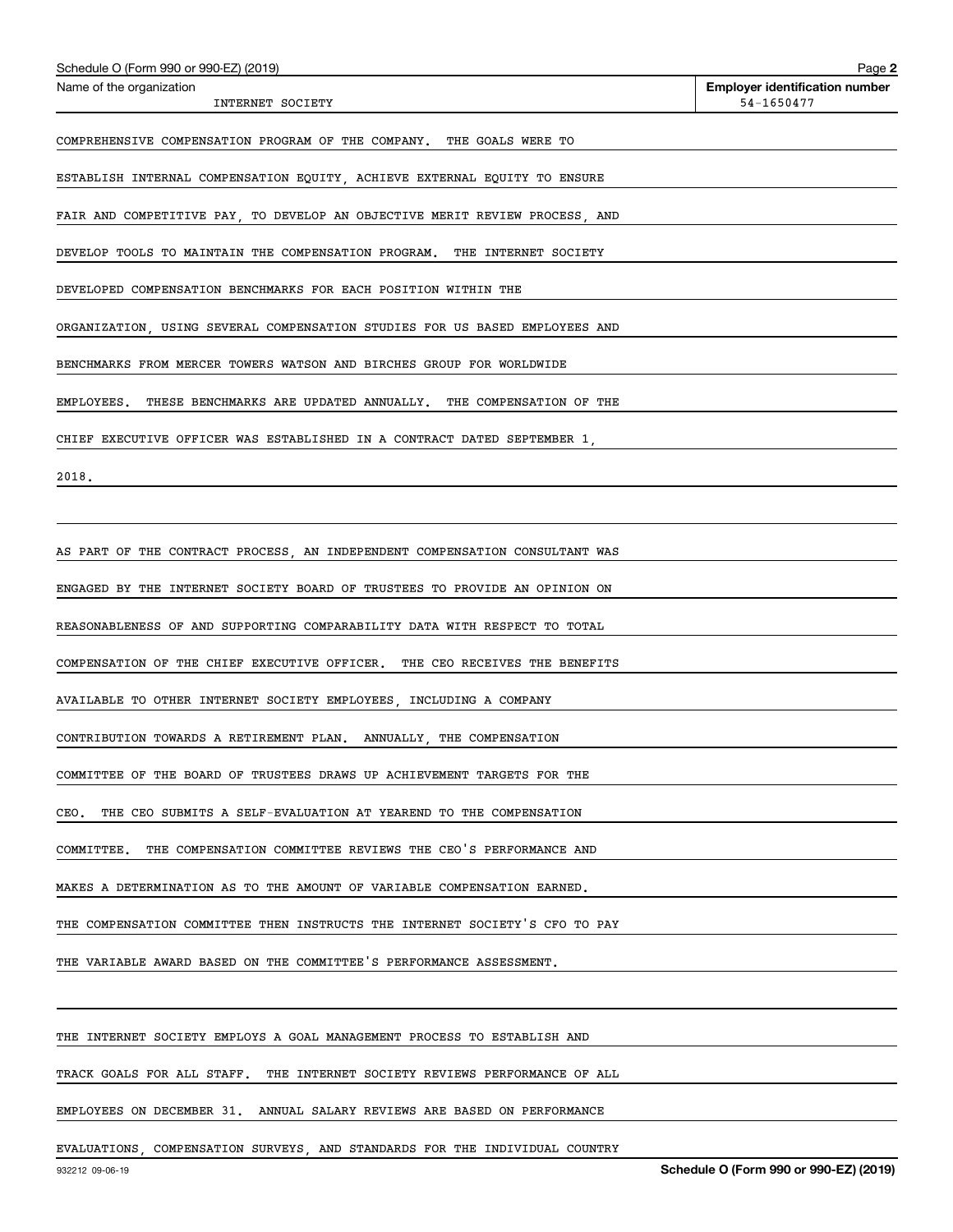Name of the organization: INTERNET SOCIETY

Employer identification number: 54-1650477

COMPREHENSIVE COMPENSATION PROGRAM OF THE COMPANY. THE GOALS WERE TO ESTABLISH INTERNAL COMPENSATION EQUITY, ACHIEVE EXTERNAL EQUITY TO ENSURE FAIR AND COMPETITIVE PAY, TO DEVELOP AN OBJECTIVE MERIT REVIEW PROCESS, AND DEVELOP TOOLS TO MAINTAIN THE COMPENSATION PROGRAM. THE INTERNET SOCIETY DEVELOPED COMPENSATION BENCHMARKS FOR EACH POSITION WITHIN THE ORGANIZATION, USING SEVERAL COMPENSATION STUDIES FOR US BASED EMPLOYEES AND BENCHMARKS FROM MERCER TOWERS WATSON AND BIRCHES GROUP FOR WORLDWIDE EMPLOYEES. THESE BENCHMARKS ARE UPDATED ANNUALLY. THE COMPENSATION OF THE CHIEF EXECUTIVE OFFICER WAS ESTABLISHED IN A CONTRACT DATED SEPTEMBER 1, 2018.

AS PART OF THE CONTRACT PROCESS, AN INDEPENDENT COMPENSATION CONSULTANT WAS ENGAGED BY THE INTERNET SOCIETY BOARD OF TRUSTEES TO PROVIDE AN OPINION ON REASONABLENESS OF AND SUPPORTING COMPARABILITY DATA WITH RESPECT TO TOTAL COMPENSATION OF THE CHIEF EXECUTIVE OFFICER. THE CEO RECEIVES THE BENEFITS AVAILABLE TO OTHER INTERNET SOCIETY EMPLOYEES, INCLUDING A COMPANY CONTRIBUTION TOWARDS A RETIREMENT PLAN. ANNUALLY, THE COMPENSATION COMMITTEE OF THE BOARD OF TRUSTEES DRAWS UP ACHIEVEMENT TARGETS FOR THE CEO. THE CEO SUBMITS A SELF-EVALUATION AT YEAREND TO THE COMPENSATION COMMITTEE. THE COMPENSATION COMMITTEE REVIEWS THE CEO'S PERFORMANCE AND MAKES A DETERMINATION AS TO THE AMOUNT OF VARIABLE COMPENSATION EARNED. THE COMPENSATION COMMITTEE THEN INSTRUCTS THE INTERNET SOCIETY'S CFO TO PAY THE VARIABLE AWARD BASED ON THE COMMITTEE'S PERFORMANCE ASSESSMENT.

THE INTERNET SOCIETY EMPLOYS A GOAL MANAGEMENT PROCESS TO ESTABLISH AND TRACK GOALS FOR ALL STAFF. THE INTERNET SOCIETY REVIEWS PERFORMANCE OF ALL EMPLOYEES ON DECEMBER 31. ANNUAL SALARY REVIEWS ARE BASED ON PERFORMANCE EVALUATIONS, COMPENSATION SURVEYS, AND STANDARDS FOR THE INDIVIDUAL COUNTRY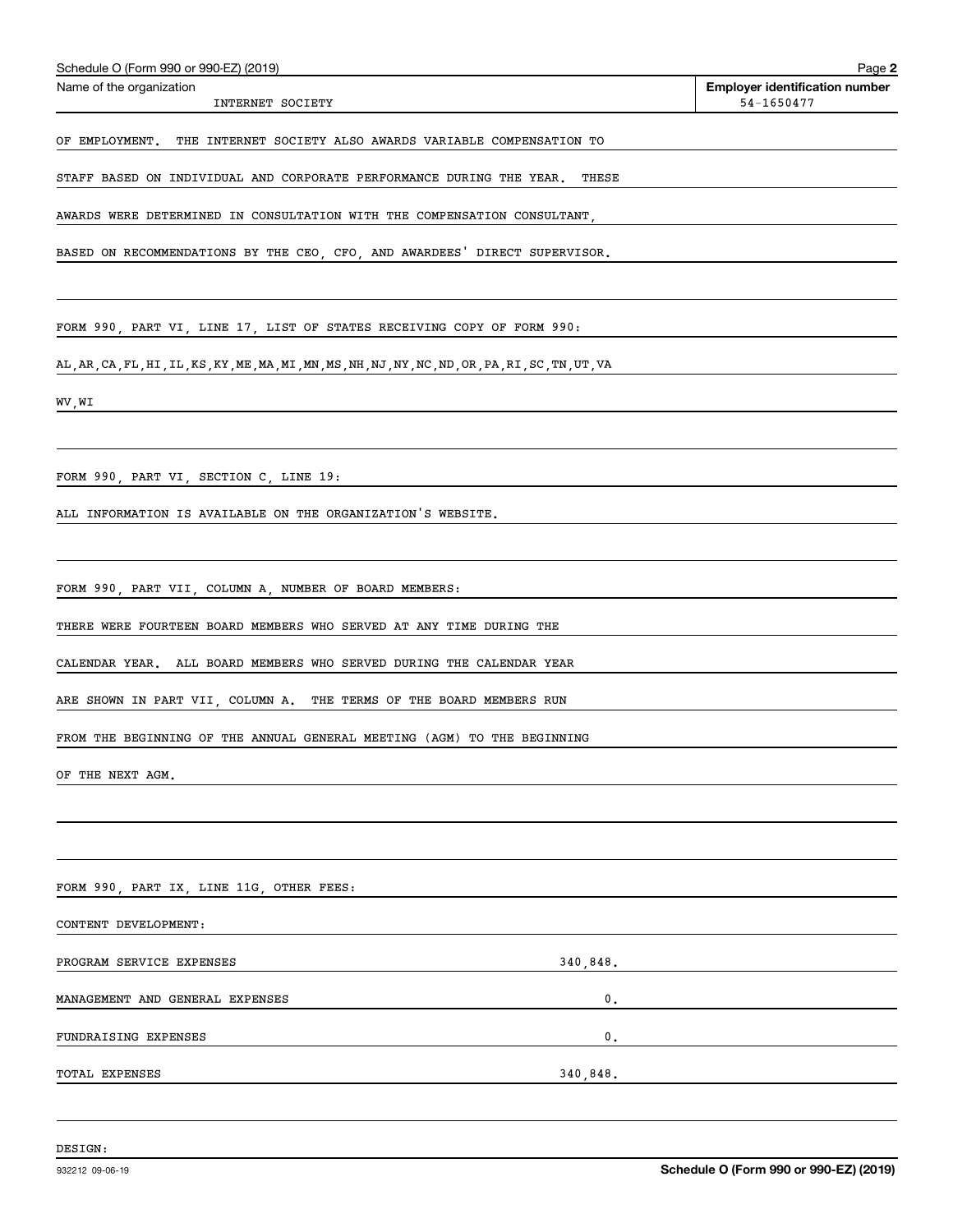Name of the organization: INTERNET SOCIETY

Employer identification number: 54-1650477

OF EMPLOYMENT. THE INTERNET SOCIETY ALSO AWARDS VARIABLE COMPENSATION TO STAFF BASED ON INDIVIDUAL AND CORPORATE PERFORMANCE DURING THE YEAR. THESE AWARDS WERE DETERMINED IN CONSULTATION WITH THE COMPENSATION CONSULTANT, BASED ON RECOMMENDATIONS BY THE CEO, CFO, AND AWARDEES' DIRECT SUPERVISOR.

FORM 990, PART VI, LINE 17, LIST OF STATES RECEIVING COPY OF FORM 990:

AL,AR,CA,FL,HI,IL,KS,KY,ME,MA,MI,MN,MS,NH,NJ,NY,NC,ND,OR,PA,RI,SC,TN,UT,VA WV,WI

FORM 990, PART VI, SECTION C, LINE 19:

ALL INFORMATION IS AVAILABLE ON THE ORGANIZATION'S WEBSITE.

FORM 990, PART VII, COLUMN A, NUMBER OF BOARD MEMBERS:

THERE WERE FOURTEEN BOARD MEMBERS WHO SERVED AT ANY TIME DURING THE CALENDAR YEAR. ALL BOARD MEMBERS WHO SERVED DURING THE CALENDAR YEAR ARE SHOWN IN PART VII, COLUMN A. THE TERMS OF THE BOARD MEMBERS RUN FROM THE BEGINNING OF THE ANNUAL GENERAL MEETING (AGM) TO THE BEGINNING OF THE NEXT AGM.

FORM 990, PART IX, LINE 11G, OTHER FEES:

CONTENT DEVELOPMENT:

| | |
|---|---|
| PROGRAM SERVICE EXPENSES | 340,848. |
| MANAGEMENT AND GENERAL EXPENSES | 0. |
| FUNDRAISING EXPENSES | 0. |
| TOTAL EXPENSES | 340,848. |

DESIGN: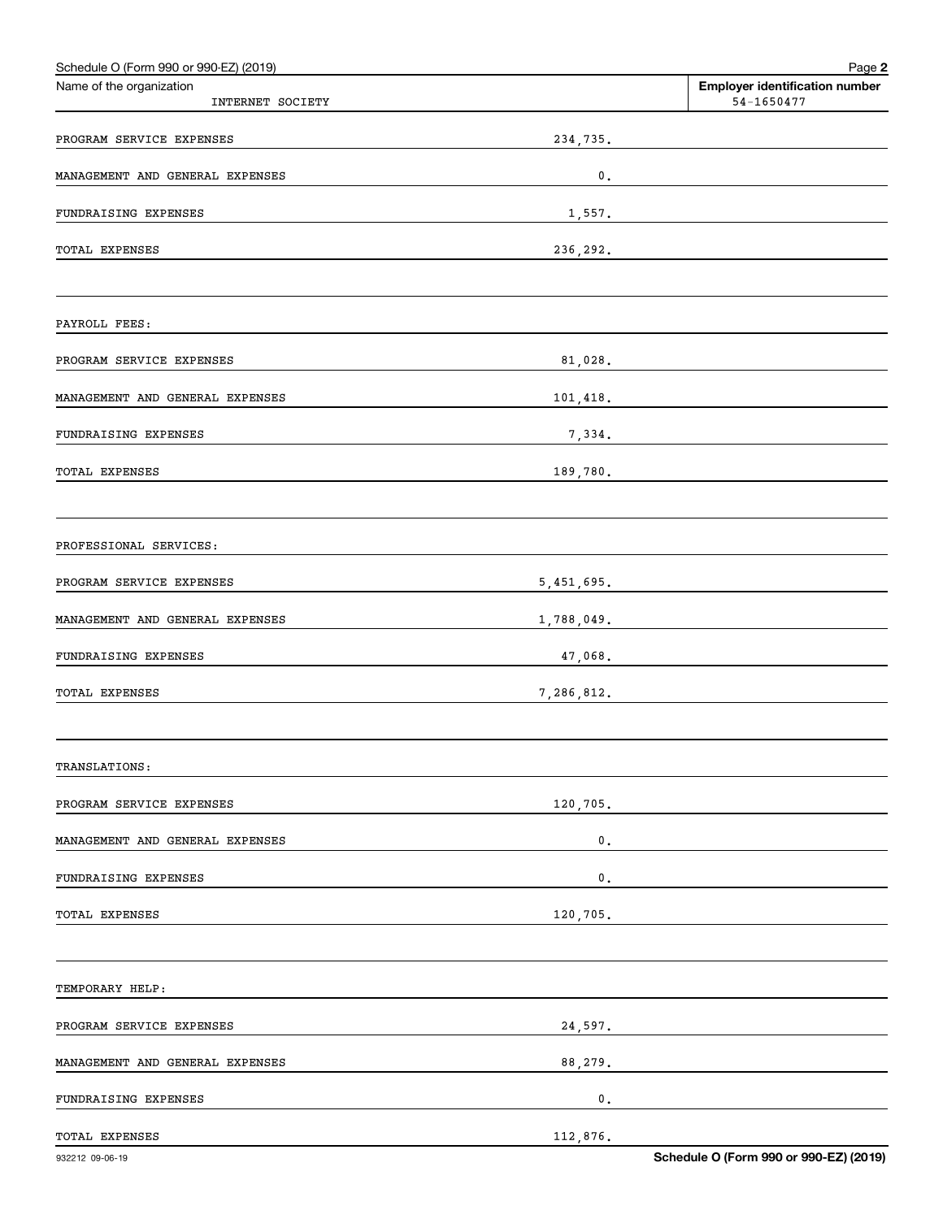Schedule O (Form 990 or 990-EZ) (2019)

Name of the organization: INTERNET SOCIETY

**Employer identification number** 54-1650477

| | |
|---|---|
| PROGRAM SERVICE EXPENSES | 234,735. |
| MANAGEMENT AND GENERAL EXPENSES | 0. |
| FUNDRAISING EXPENSES | 1,557. |
| TOTAL EXPENSES | 236,292. |
| | |
| PAYROLL FEES: | |
| PROGRAM SERVICE EXPENSES | 81,028. |
| MANAGEMENT AND GENERAL EXPENSES | 101,418. |
| FUNDRAISING EXPENSES | 7,334. |
| TOTAL EXPENSES | 189,780. |
| | |
| PROFESSIONAL SERVICES: | |
| PROGRAM SERVICE EXPENSES | 5,451,695. |
| MANAGEMENT AND GENERAL EXPENSES | 1,788,049. |
| FUNDRAISING EXPENSES | 47,068. |
| TOTAL EXPENSES | 7,286,812. |
| | |
| TRANSLATIONS: | |
| PROGRAM SERVICE EXPENSES | 120,705. |
| MANAGEMENT AND GENERAL EXPENSES | 0. |
| FUNDRAISING EXPENSES | 0. |
| TOTAL EXPENSES | 120,705. |
| | |
| TEMPORARY HELP: | |
| PROGRAM SERVICE EXPENSES | 24,597. |
| MANAGEMENT AND GENERAL EXPENSES | 88,279. |
| FUNDRAISING EXPENSES | 0. |
| TOTAL EXPENSES | 112,876. |

932212 09-06-19

**Schedule O (Form 990 or 990-EZ) (2019)**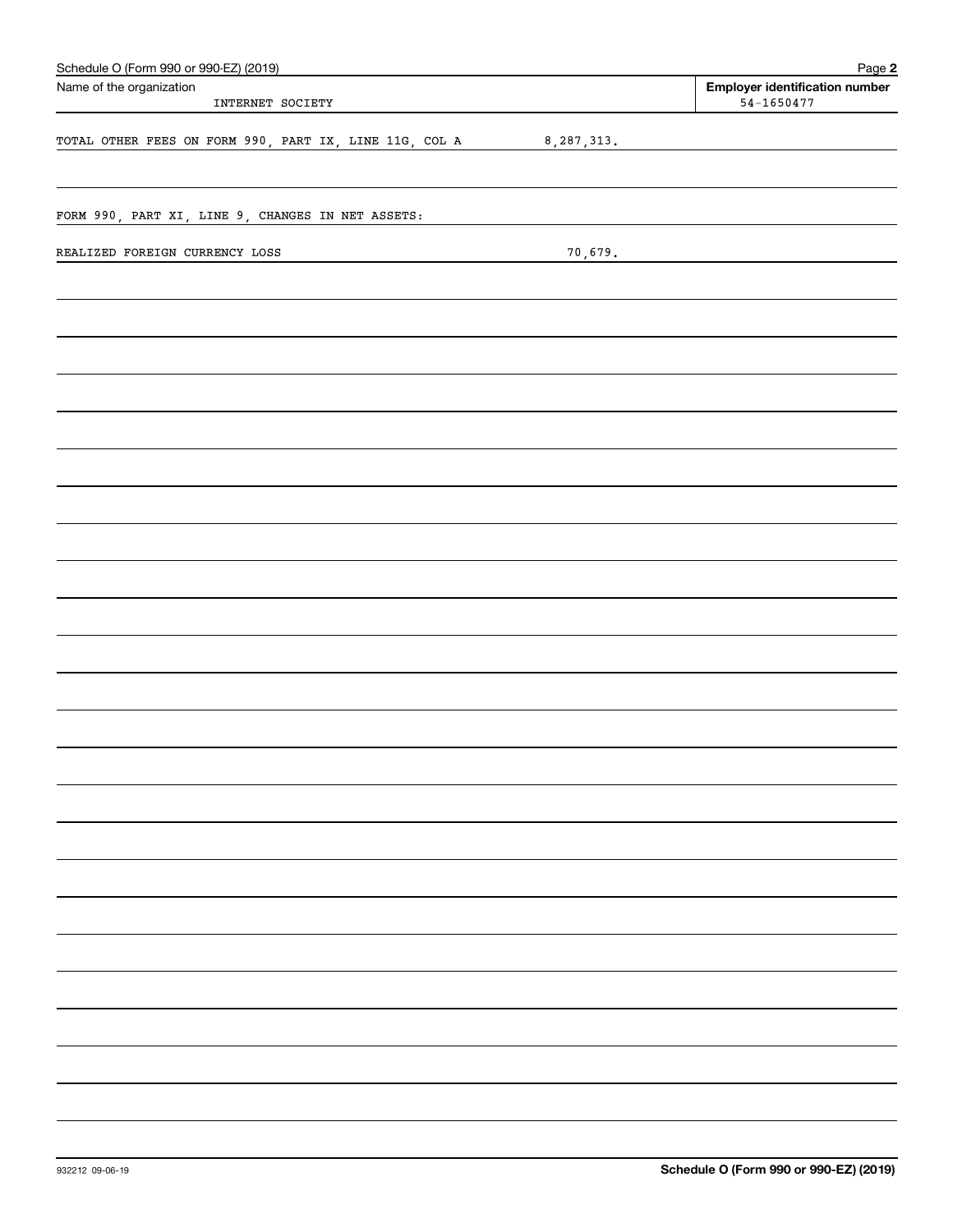Schedule O (Form 990 or 990-EZ) (2019)

Name of the organization: INTERNET SOCIETY

Employer identification number: 54-1650477

TOTAL OTHER FEES ON FORM 990, PART IX, LINE 11G, COL A 8,287,313.

FORM 990, PART XI, LINE 9, CHANGES IN NET ASSETS:

REALIZED FOREIGN CURRENCY LOSS 70,679.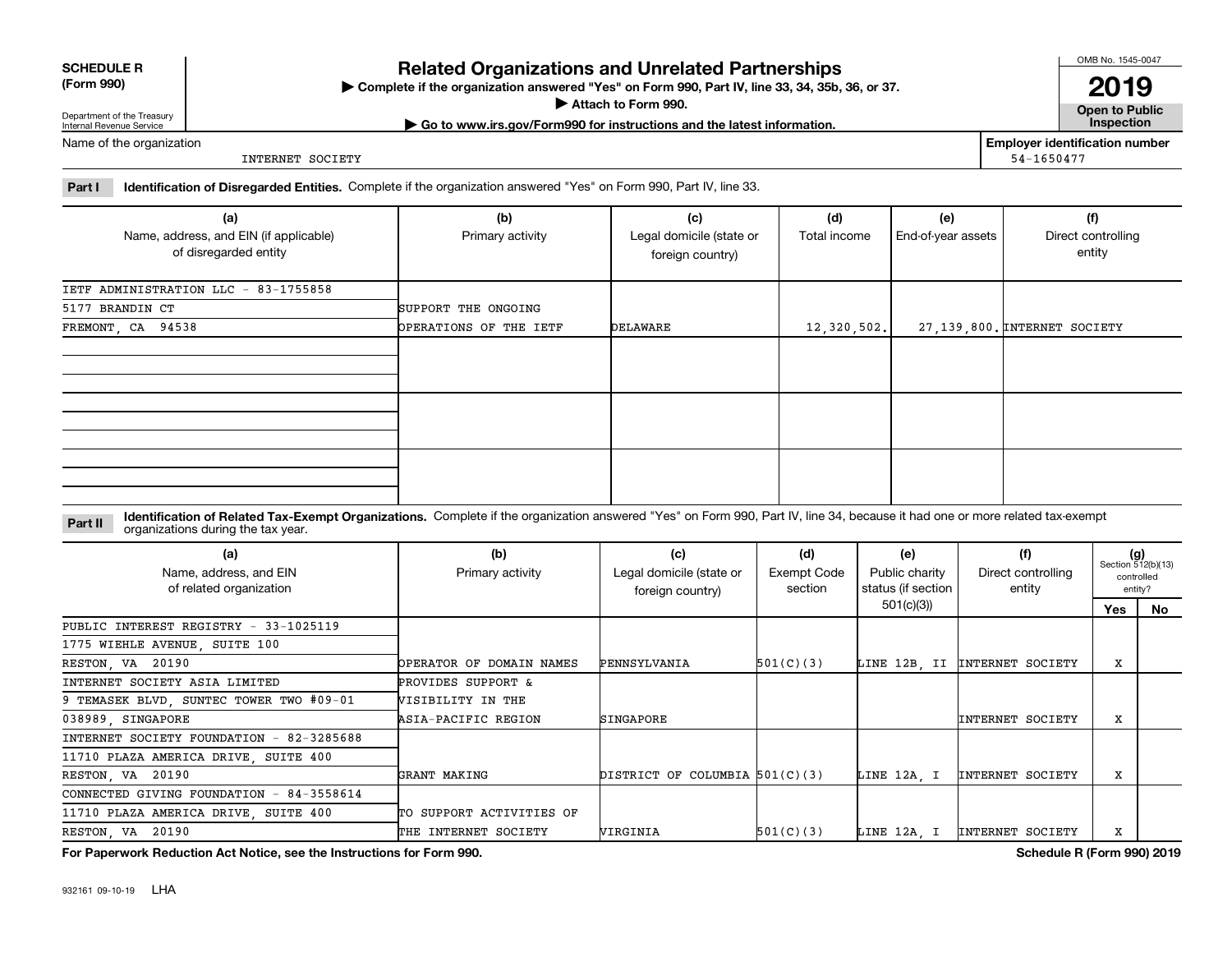**SCHEDULE R (Form 990)**

Department of the Treasury
Internal Revenue Service

# Related Organizations and Unrelated Partnerships

▶ Complete if the organization answered "Yes" on Form 990, Part IV, line 33, 34, 35b, 36, or 37.
▶ Attach to Form 990.
▶ Go to www.irs.gov/Form990 for instructions and the latest information.

OMB No. 1545-0047
**2019**
**Open to Public Inspection**

Name of the organization: INTERNET SOCIETY

Employer identification number: 54-1650477

**Part I** **Identification of Disregarded Entities.** Complete if the organization answered "Yes" on Form 990, Part IV, line 33.

| (a) Name, address, and EIN (if applicable) of disregarded entity | (b) Primary activity | (c) Legal domicile (state or foreign country) | (d) Total income | (e) End-of-year assets | (f) Direct controlling entity |
|---|---|---|---|---|---|
| IETF ADMINISTRATION LLC - 83-1755858<br>5177 BRANDIN CT<br>FREMONT, CA 94538 | SUPPORT THE ONGOING OPERATIONS OF THE IETF | DELAWARE | 12,320,502. | 27,139,800. | INTERNET SOCIETY |
| | | | | | |
| | | | | | |
| | | | | | |

**Part II** **Identification of Related Tax-Exempt Organizations.** Complete if the organization answered "Yes" on Form 990, Part IV, line 34, because it had one or more related tax-exempt organizations during the tax year.

| (a) Name, address, and EIN of related organization | (b) Primary activity | (c) Legal domicile (state or foreign country) | (d) Exempt Code section | (e) Public charity status (if section 501(c)(3)) | (f) Direct controlling entity | (g) Section 512(b)(13) controlled entity? Yes | No |
|---|---|---|---|---|---|---|---|
| PUBLIC INTEREST REGISTRY - 33-1025119<br>1775 WIEHLE AVENUE, SUITE 100<br>RESTON, VA 20190 | OPERATOR OF DOMAIN NAMES | PENNSYLVANIA | 501(C)(3) | LINE 12B, II | INTERNET SOCIETY | X | |
| INTERNET SOCIETY ASIA LIMITED<br>9 TEMASEK BLVD, SUNTEC TOWER TWO #09-01<br>038989, SINGAPORE | PROVIDES SUPPORT & VISIBILITY IN THE ASIA-PACIFIC REGION | SINGAPORE | | | INTERNET SOCIETY | X | |
| INTERNET SOCIETY FOUNDATION - 82-3285688<br>11710 PLAZA AMERICA DRIVE, SUITE 400<br>RESTON, VA 20190 | GRANT MAKING | DISTRICT OF COLUMBIA | 501(C)(3) | LINE 12A, I | INTERNET SOCIETY | X | |
| CONNECTED GIVING FOUNDATION - 84-3558614<br>11710 PLAZA AMERICA DRIVE, SUITE 400<br>RESTON, VA 20190 | TO SUPPORT ACTIVITIES OF THE INTERNET SOCIETY | VIRGINIA | 501(C)(3) | LINE 12A, I | INTERNET SOCIETY | X | |

**For Paperwork Reduction Act Notice, see the Instructions for Form 990.** **Schedule R (Form 990) 2019**

932161 09-10-19 LHA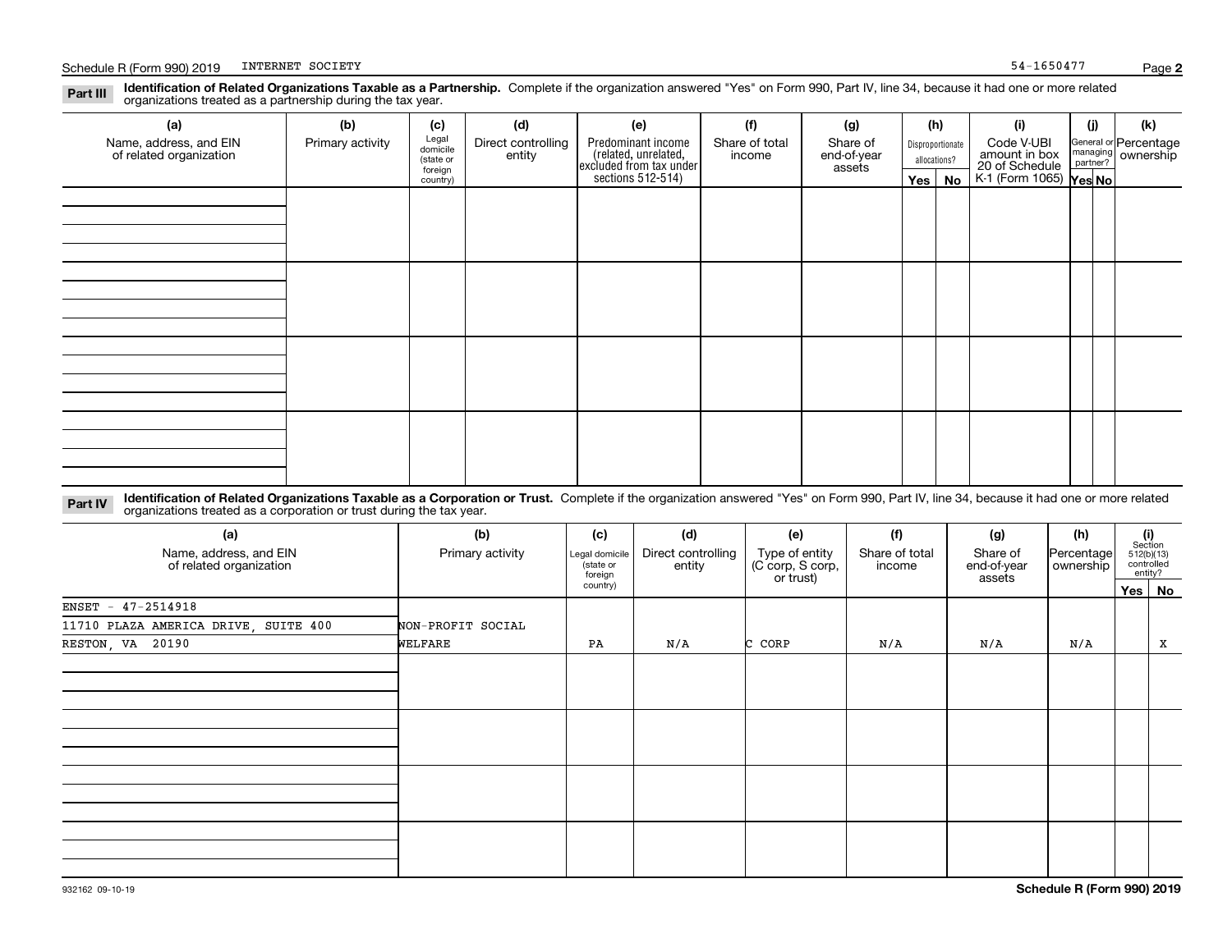**Part III** **Identification of Related Organizations Taxable as a Partnership.** Complete if the organization answered "Yes" on Form 990, Part IV, line 34, because it had one or more related organizations treated as a partnership during the tax year.

| (a) Name, address, and EIN of related organization | (b) Primary activity | (c) Legal domicile (state or foreign country) | (d) Direct controlling entity | (e) Predominant income (related, unrelated, excluded from tax under sections 512-514) | (f) Share of total income | (g) Share of end-of-year assets | (h) Disproportionate allocations? Yes | (h) No | (i) Code V-UBI amount in box 20 of Schedule K-1 (Form 1065) | (j) General or managing partner? Yes | (j) No | (k) Percentage ownership |
|---|---|---|---|---|---|---|---|---|---|---|---|---|
| | | | | | | | | | | | | |
| | | | | | | | | | | | | |
| | | | | | | | | | | | | |
| | | | | | | | | | | | | |

**Part IV** **Identification of Related Organizations Taxable as a Corporation or Trust.** Complete if the organization answered "Yes" on Form 990, Part IV, line 34, because it had one or more related organizations treated as a corporation or trust during the tax year.

| (a) Name, address, and EIN of related organization | (b) Primary activity | (c) Legal domicile (state or foreign country) | (d) Direct controlling entity | (e) Type of entity (C corp, S corp, or trust) | (f) Share of total income | (g) Share of end-of-year assets | (h) Percentage ownership | (i) Section 512(b)(13) controlled entity? Yes | (i) No |
|---|---|---|---|---|---|---|---|---|---|
| ENSET - 47-2514918<br>11710 PLAZA AMERICA DRIVE, SUITE 400<br>RESTON, VA 20190 | NON-PROFIT SOCIAL WELFARE | PA | N/A | C CORP | N/A | N/A | N/A | | X |
| | | | | | | | | | |
| | | | | | | | | | |
| | | | | | | | | | |
| | | | | | | | | | |

932162 09-10-19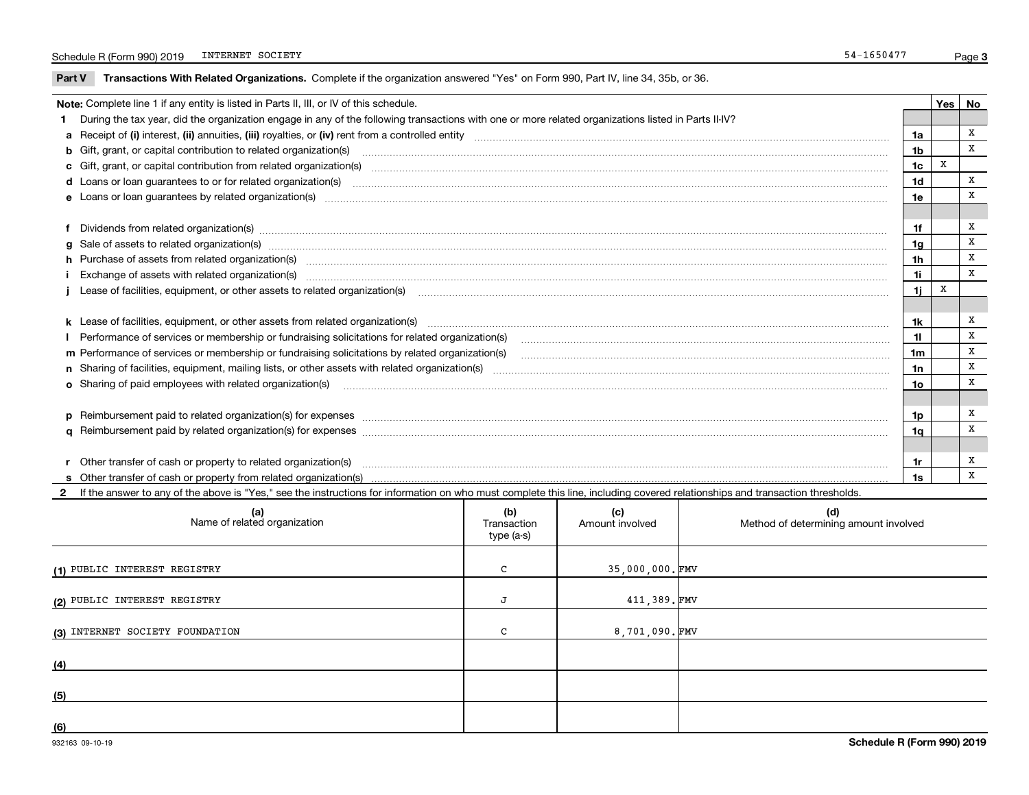Schedule R (Form 990) 2019 INTERNET SOCIETY 54-1650477

## Part V Transactions With Related Organizations.

Complete if the organization answered "Yes" on Form 990, Part IV, line 34, 35b, or 36.

**Note:** Complete line 1 if any entity is listed in Parts II, III, or IV of this schedule.

| | | Line | Yes | No |
|---|---|---|---|---|
| **1** | During the tax year, did the organization engage in any of the following transactions with one or more related organizations listed in Parts II-IV? | | | |
| **a** | Receipt of **(i)** interest, **(ii)** annuities, **(iii)** royalties, or **(iv)** rent from a controlled entity | 1a | | X |
| **b** | Gift, grant, or capital contribution to related organization(s) | 1b | | X |
| **c** | Gift, grant, or capital contribution from related organization(s) | 1c | X | |
| **d** | Loans or loan guarantees to or for related organization(s) | 1d | | X |
| **e** | Loans or loan guarantees by related organization(s) | 1e | | X |
| **f** | Dividends from related organization(s) | 1f | | X |
| **g** | Sale of assets to related organization(s) | 1g | | X |
| **h** | Purchase of assets from related organization(s) | 1h | | X |
| **i** | Exchange of assets with related organization(s) | 1i | | X |
| **j** | Lease of facilities, equipment, or other assets to related organization(s) | 1j | X | |
| **k** | Lease of facilities, equipment, or other assets from related organization(s) | 1k | | X |
| **l** | Performance of services or membership or fundraising solicitations for related organization(s) | 1l | | X |
| **m** | Performance of services or membership or fundraising solicitations by related organization(s) | 1m | | X |
| **n** | Sharing of facilities, equipment, mailing lists, or other assets with related organization(s) | 1n | | X |
| **o** | Sharing of paid employees with related organization(s) | 1o | | X |
| **p** | Reimbursement paid to related organization(s) for expenses | 1p | | X |
| **q** | Reimbursement paid by related organization(s) for expenses | 1q | | X |
| **r** | Other transfer of cash or property to related organization(s) | 1r | | X |
| **s** | Other transfer of cash or property from related organization(s) | 1s | | X |

**2** If the answer to any of the above is "Yes," see the instructions for information on who must complete this line, including covered relationships and transaction thresholds.

| | (a) Name of related organization | (b) Transaction type (a-s) | (c) Amount involved | (d) Method of determining amount involved |
|---|---|---|---|---|
| (1) | PUBLIC INTEREST REGISTRY | C | 35,000,000. | FMV |
| (2) | PUBLIC INTEREST REGISTRY | J | 411,389. | FMV |
| (3) | INTERNET SOCIETY FOUNDATION | C | 8,701,090. | FMV |
| (4) | | | | |
| (5) | | | | |
| (6) | | | | |

932163 09-10-19 **Schedule R (Form 990) 2019**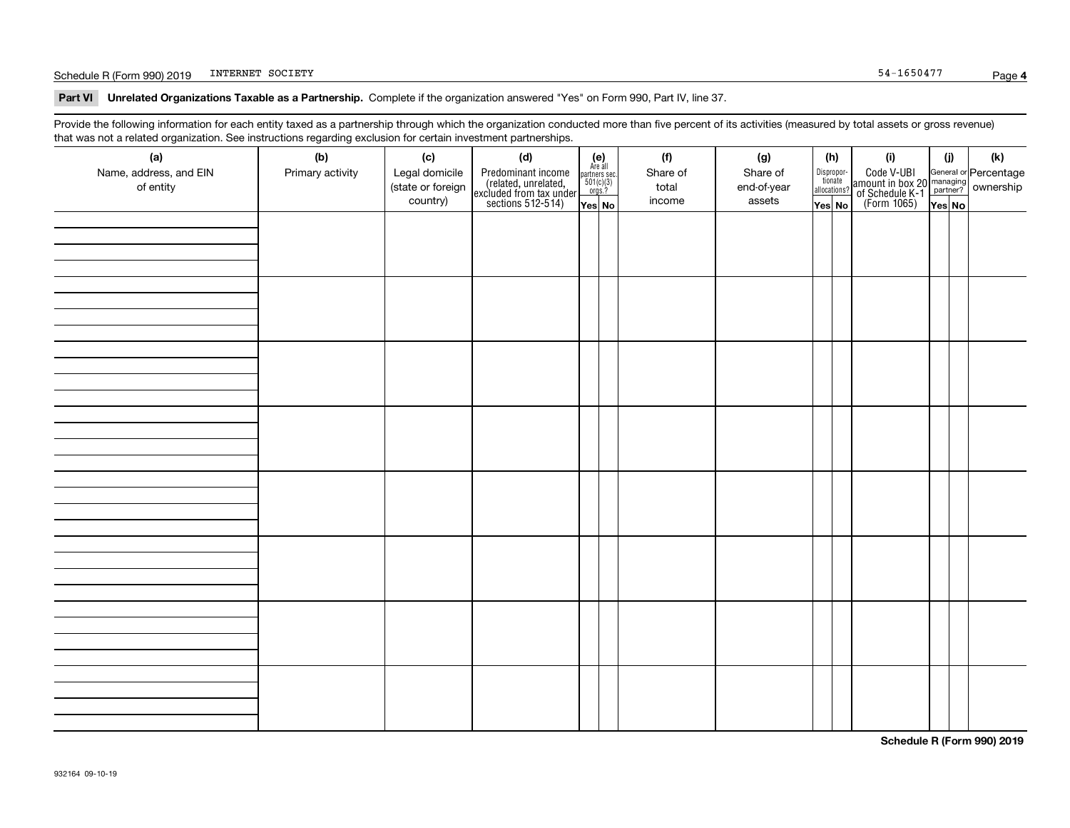Schedule R (Form 990) 2019 INTERNET SOCIETY 54-1650477

## Part VI Unrelated Organizations Taxable as a Partnership. Complete if the organization answered "Yes" on Form 990, Part IV, line 37.

Provide the following information for each entity taxed as a partnership through which the organization conducted more than five percent of its activities (measured by total assets or gross revenue) that was not a related organization. See instructions regarding exclusion for certain investment partnerships.

| (a) Name, address, and EIN of entity | (b) Primary activity | (c) Legal domicile (state or foreign country) | (d) Predominant income (related, unrelated, excluded from tax under sections 512-514) | (e) Are all partners sec. 501(c)(3) orgs.? | | (f) Share of total income | (g) Share of end-of-year assets | (h) Disproportionate allocations? | | (i) Code V-UBI amount in box 20 of Schedule K-1 (Form 1065) | (j) General or managing partner? | | (k) Percentage ownership |
|---|---|---|---|---|---|---|---|---|---|---|---|---|---|
| | | | | Yes | No | | | Yes | No | | Yes | No | |
| | | | | | | | | | | | | | |
| | | | | | | | | | | | | | |
| | | | | | | | | | | | | | |
| | | | | | | | | | | | | | |
| | | | | | | | | | | | | | |
| | | | | | | | | | | | | | |
| | | | | | | | | | | | | | |
| | | | | | | | | | | | | | |

Schedule R (Form 990) 2019

932164 09-10-19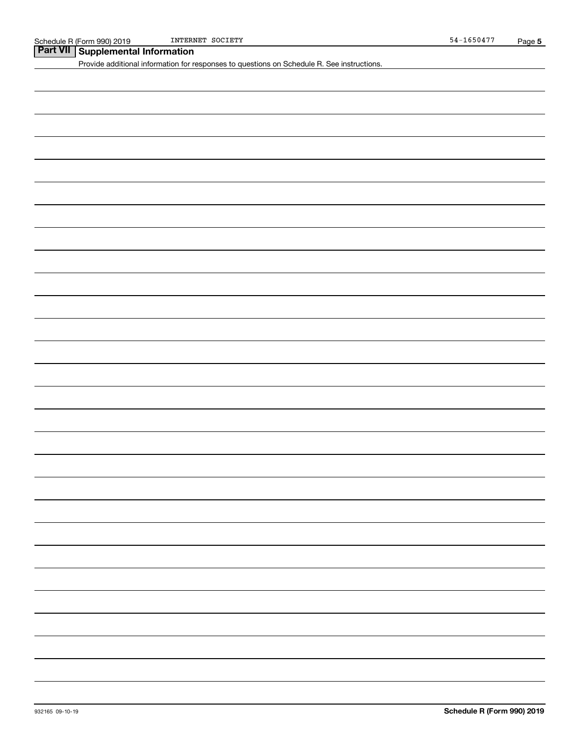## Part VII Supplemental Information

Provide additional information for responses to questions on Schedule R. See instructions.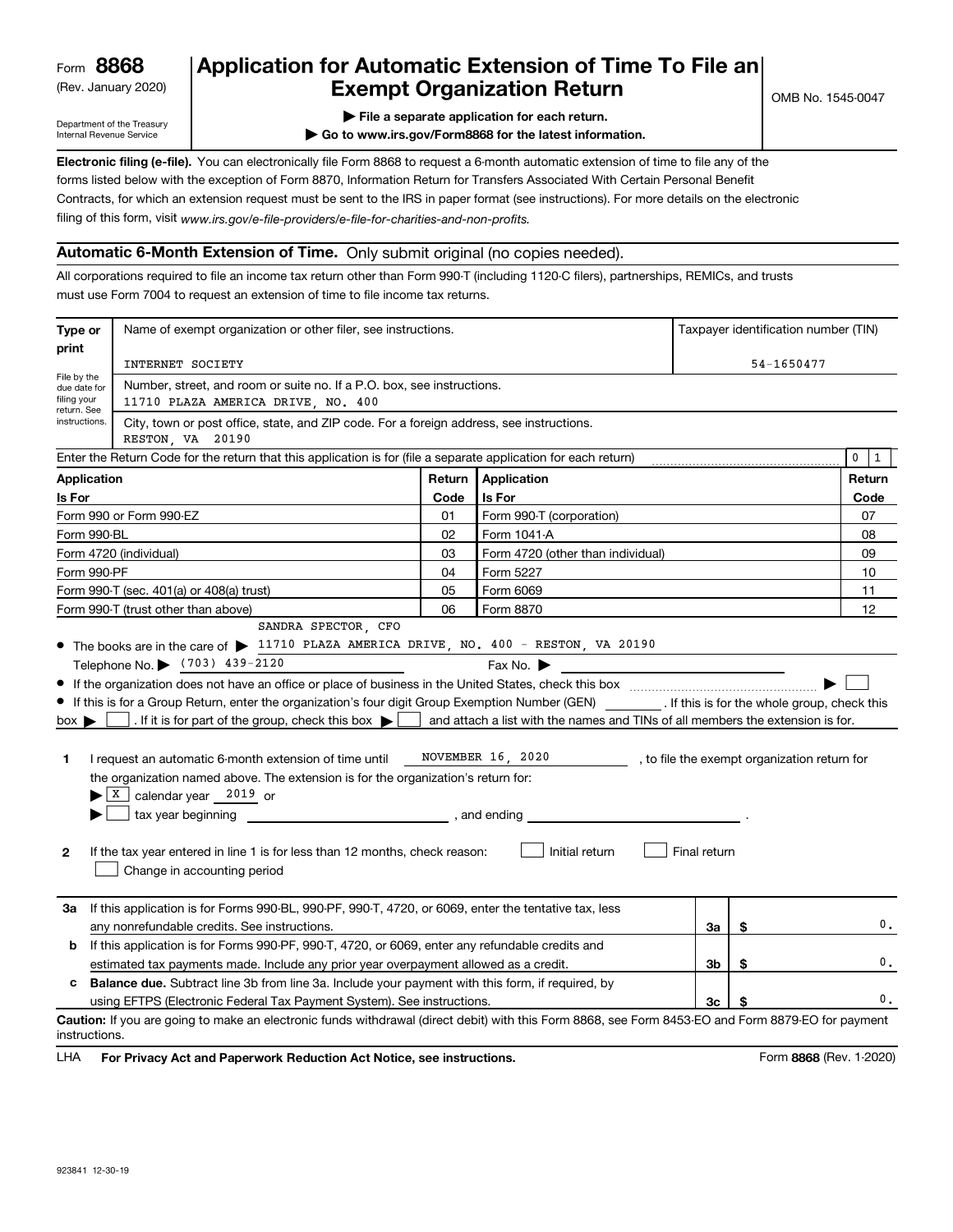Form **8868**
(Rev. January 2020)

Department of the Treasury
Internal Revenue Service

# Application for Automatic Extension of Time To File an Exempt Organization Return

OMB No. 1545-0047

▶ **File a separate application for each return.**

▶ **Go to www.irs.gov/Form8868 for the latest information.**

**Electronic filing (e-file).** You can electronically file Form 8868 to request a 6-month automatic extension of time to file any of the forms listed below with the exception of Form 8870, Information Return for Transfers Associated With Certain Personal Benefit Contracts, for which an extension request must be sent to the IRS in paper format (see instructions). For more details on the electronic filing of this form, visit *www.irs.gov/e-file-providers/e-file-for-charities-and-non-profits.*

## Automatic 6-Month Extension of Time. Only submit original (no copies needed).

All corporations required to file an income tax return other than Form 990-T (including 1120-C filers), partnerships, REMICs, and trusts must use Form 7004 to request an extension of time to file income tax returns.

| | | |
|---|---|---|
| **Type or print** | Name of exempt organization or other filer, see instructions. INTERNET SOCIETY | Taxpayer identification number (TIN) 54-1650477 |
| File by the due date for filing your return. See instructions. | Number, street, and room or suite no. If a P.O. box, see instructions. 11710 PLAZA AMERICA DRIVE, NO. 400 | |
| | City, town or post office, state, and ZIP code. For a foreign address, see instructions. RESTON, VA 20190 | |

Enter the Return Code for the return that this application is for (file a separate application for each return) ........ 0 1

| Application Is For | Return Code | Application Is For | Return Code |
|---|---|---|---|
| Form 990 or Form 990-EZ | 01 | Form 990-T (corporation) | 07 |
| Form 990-BL | 02 | Form 1041-A | 08 |
| Form 4720 (individual) | 03 | Form 4720 (other than individual) | 09 |
| Form 990-PF | 04 | Form 5227 | 10 |
| Form 990-T (sec. 401(a) or 408(a) trust) | 05 | Form 6069 | 11 |
| Form 990-T (trust other than above) | 06 | Form 8870 | 12 |

- The books are in the care of ▶ SANDRA SPECTOR, CFO 11710 PLAZA AMERICA DRIVE, NO. 400 - RESTON, VA 20190
  Telephone No. ▶ (703) 439-2120 Fax No. ▶
- If the organization does not have an office or place of business in the United States, check this box ........ ▶ ☐
- If this is for a Group Return, enter the organization's four digit Group Exemption Number (GEN) ______ . If this is for the whole group, check this box ▶ ☐ . If it is for part of the group, check this box ▶ ☐ and attach a list with the names and TINs of all members the extension is for.

**1** I request an automatic 6-month extension of time until NOVEMBER 16, 2020 , to file the exempt organization return for the organization named above. The extension is for the organization's return for:
▶ ☒ calendar year 2019 or
▶ ☐ tax year beginning ______________ , and ending ______________ .

**2** If the tax year entered in line 1 is for less than 12 months, check reason: ☐ Initial return ☐ Final return
☐ Change in accounting period

| | | | |
|---|---|---|---|
| **3a** | If this application is for Forms 990-BL, 990-PF, 990-T, 4720, or 6069, enter the tentative tax, less any nonrefundable credits. See instructions. | **3a** | $ 0. |
| **b** | If this application is for Forms 990-PF, 990-T, 4720, or 6069, enter any refundable credits and estimated tax payments made. Include any prior year overpayment allowed as a credit. | **3b** | $ 0. |
| **c** | **Balance due.** Subtract line 3b from line 3a. Include your payment with this form, if required, by using EFTPS (Electronic Federal Tax Payment System). See instructions. | **3c** | $ 0. |

**Caution:** If you are going to make an electronic funds withdrawal (direct debit) with this Form 8868, see Form 8453-EO and Form 8879-EO for payment instructions.

LHA **For Privacy Act and Paperwork Reduction Act Notice, see instructions.** Form **8868** (Rev. 1-2020)

923841 12-30-19